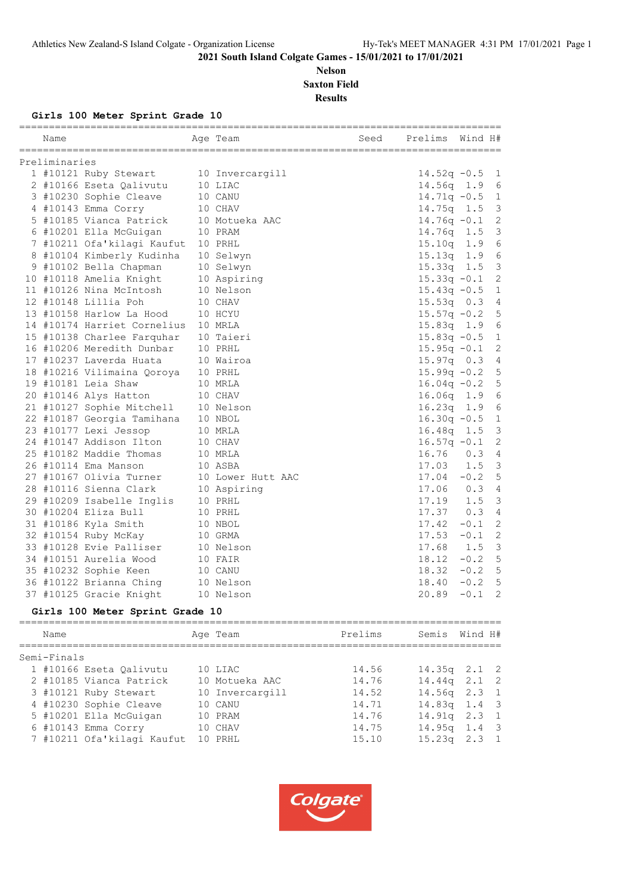Athletics New Zealand-S Island Colgate - Organization License

# 2021 South Island Colgate Games - 15/01/2021 to 17/01/2021

**Nelson**

**Saxton Field**

**Results**

## Girls 100 Meter Sprint Grade 10

Preliminaries

| Place | Name | Age | Team | Seed | Prelims | Wind | H# |
|---|---|---|---|---|---|---|---|
| 1 | #10121 Ruby Stewart | 10 | Invercargill | | 14.52q | -0.5 | 1 |
| 2 | #10166 Eseta Qalivutu | 10 | LIAC | | 14.56q | 1.9 | 6 |
| 3 | #10230 Sophie Cleave | 10 | CANU | | 14.71q | -0.5 | 1 |
| 4 | #10143 Emma Corry | 10 | CHAV | | 14.75q | 1.5 | 3 |
| 5 | #10185 Vianca Patrick | 10 | Motueka AAC | | 14.76q | -0.1 | 2 |
| 6 | #10201 Ella McGuigan | 10 | PRAM | | 14.76q | 1.5 | 3 |
| 7 | #10211 Ofa'kilagi Kaufut | 10 | PRHL | | 15.10q | 1.9 | 6 |
| 8 | #10104 Kimberly Kudinha | 10 | Selwyn | | 15.13q | 1.9 | 6 |
| 9 | #10102 Bella Chapman | 10 | Selwyn | | 15.33q | 1.5 | 3 |
| 10 | #10118 Amelia Knight | 10 | Aspiring | | 15.33q | -0.1 | 2 |
| 11 | #10126 Nina McIntosh | 10 | Nelson | | 15.43q | -0.5 | 1 |
| 12 | #10148 Lillia Poh | 10 | CHAV | | 15.53q | 0.3 | 4 |
| 13 | #10158 Harlow La Hood | 10 | HCYU | | 15.57q | -0.2 | 5 |
| 14 | #10174 Harriet Cornelius | 10 | MRLA | | 15.83q | 1.9 | 6 |
| 15 | #10138 Charlee Farquhar | 10 | Taieri | | 15.83q | -0.5 | 1 |
| 16 | #10206 Meredith Dunbar | 10 | PRHL | | 15.95q | -0.1 | 2 |
| 17 | #10237 Laverda Huata | 10 | Wairoa | | 15.97q | 0.3 | 4 |
| 18 | #10216 Vilimaina Qoroya | 10 | PRHL | | 15.99q | -0.2 | 5 |
| 19 | #10181 Leia Shaw | 10 | MRLA | | 16.04q | -0.2 | 5 |
| 20 | #10146 Alys Hatton | 10 | CHAV | | 16.06q | 1.9 | 6 |
| 21 | #10127 Sophie Mitchell | 10 | Nelson | | 16.23q | 1.9 | 6 |
| 22 | #10187 Georgia Tamihana | 10 | NBOL | | 16.30q | -0.5 | 1 |
| 23 | #10177 Lexi Jessop | 10 | MRLA | | 16.48q | 1.5 | 3 |
| 24 | #10147 Addison Ilton | 10 | CHAV | | 16.57q | -0.1 | 2 |
| 25 | #10182 Maddie Thomas | 10 | MRLA | | 16.76 | 0.3 | 4 |
| 26 | #10114 Ema Manson | 10 | ASBA | | 17.03 | 1.5 | 3 |
| 27 | #10167 Olivia Turner | 10 | Lower Hutt AAC | | 17.04 | -0.2 | 5 |
| 28 | #10116 Sienna Clark | 10 | Aspiring | | 17.06 | 0.3 | 4 |
| 29 | #10209 Isabelle Inglis | 10 | PRHL | | 17.19 | 1.5 | 3 |
| 30 | #10204 Eliza Bull | 10 | PRHL | | 17.37 | 0.3 | 4 |
| 31 | #10186 Kyla Smith | 10 | NBOL | | 17.42 | -0.1 | 2 |
| 32 | #10154 Ruby McKay | 10 | GRMA | | 17.53 | -0.1 | 2 |
| 33 | #10128 Evie Palliser | 10 | Nelson | | 17.68 | 1.5 | 3 |
| 34 | #10151 Aurelia Wood | 10 | FAIR | | 18.12 | -0.2 | 5 |
| 35 | #10232 Sophie Keen | 10 | CANU | | 18.32 | -0.2 | 5 |
| 36 | #10122 Brianna Ching | 10 | Nelson | | 18.40 | -0.2 | 5 |
| 37 | #10125 Gracie Knight | 10 | Nelson | | 20.89 | -0.1 | 2 |

## Girls 100 Meter Sprint Grade 10

Semi-Finals

| Place | Name | Age | Team | Prelims | Semis | Wind | H# |
|---|---|---|---|---|---|---|---|
| 1 | #10166 Eseta Qalivutu | 10 | LIAC | 14.56 | 14.35q | 2.1 | 2 |
| 2 | #10185 Vianca Patrick | 10 | Motueka AAC | 14.76 | 14.44q | 2.1 | 2 |
| 3 | #10121 Ruby Stewart | 10 | Invercargill | 14.52 | 14.56q | 2.3 | 1 |
| 4 | #10230 Sophie Cleave | 10 | CANU | 14.71 | 14.83q | 1.4 | 3 |
| 5 | #10201 Ella McGuigan | 10 | PRAM | 14.76 | 14.91q | 2.3 | 1 |
| 6 | #10143 Emma Corry | 10 | CHAV | 14.75 | 14.95q | 1.4 | 3 |
| 7 | #10211 Ofa'kilagi Kaufut | 10 | PRHL | 15.10 | 15.23q | 2.3 | 1 |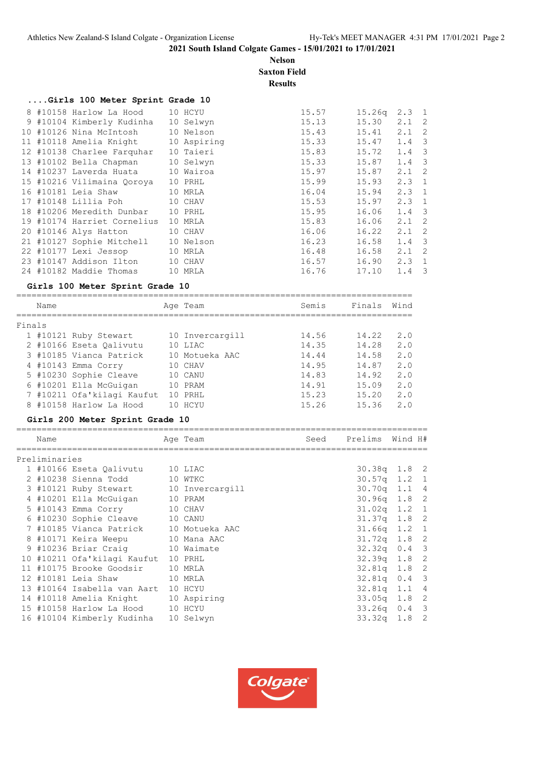**2021 South Island Colgate Games - 15/01/2021 to 17/01/2021**

**Nelson**

**Saxton Field**

**Results**

### ....Girls 100 Meter Sprint Grade 10

| Place | Name | Age | Team | Seed | Prelims | Wind | H# |
|---|---|---|---|---|---|---|---|
| 8 | #10158 Harlow La Hood | 10 | HCYU | 15.57 | 15.26q | 2.3 | 1 |
| 9 | #10104 Kimberly Kudinha | 10 | Selwyn | 15.13 | 15.30 | 2.1 | 2 |
| 10 | #10126 Nina McIntosh | 10 | Nelson | 15.43 | 15.41 | 2.1 | 2 |
| 11 | #10118 Amelia Knight | 10 | Aspiring | 15.33 | 15.47 | 1.4 | 3 |
| 12 | #10138 Charlee Farquhar | 10 | Taieri | 15.83 | 15.72 | 1.4 | 3 |
| 13 | #10102 Bella Chapman | 10 | Selwyn | 15.33 | 15.87 | 1.4 | 3 |
| 14 | #10237 Laverda Huata | 10 | Wairoa | 15.97 | 15.87 | 2.1 | 2 |
| 15 | #10216 Vilimaina Qoroya | 10 | PRHL | 15.99 | 15.93 | 2.3 | 1 |
| 16 | #10181 Leia Shaw | 10 | MRLA | 16.04 | 15.94 | 2.3 | 1 |
| 17 | #10148 Lillia Poh | 10 | CHAV | 15.53 | 15.97 | 2.3 | 1 |
| 18 | #10206 Meredith Dunbar | 10 | PRHL | 15.95 | 16.06 | 1.4 | 3 |
| 19 | #10174 Harriet Cornelius | 10 | MRLA | 15.83 | 16.06 | 2.1 | 2 |
| 20 | #10146 Alys Hatton | 10 | CHAV | 16.06 | 16.22 | 2.1 | 2 |
| 21 | #10127 Sophie Mitchell | 10 | Nelson | 16.23 | 16.58 | 1.4 | 3 |
| 22 | #10177 Lexi Jessop | 10 | MRLA | 16.48 | 16.58 | 2.1 | 2 |
| 23 | #10147 Addison Ilton | 10 | CHAV | 16.57 | 16.90 | 2.3 | 1 |
| 24 | #10182 Maddie Thomas | 10 | MRLA | 16.76 | 17.10 | 1.4 | 3 |

### Girls 100 Meter Sprint Grade 10

Finals

| Place | Name | Age | Team | Semis | Finals | Wind |
|---|---|---|---|---|---|---|
| 1 | #10121 Ruby Stewart | 10 | Invercargill | 14.56 | 14.22 | 2.0 |
| 2 | #10166 Eseta Qalivutu | 10 | LIAC | 14.35 | 14.28 | 2.0 |
| 3 | #10185 Vianca Patrick | 10 | Motueka AAC | 14.44 | 14.58 | 2.0 |
| 4 | #10143 Emma Corry | 10 | CHAV | 14.95 | 14.87 | 2.0 |
| 5 | #10230 Sophie Cleave | 10 | CANU | 14.83 | 14.92 | 2.0 |
| 6 | #10201 Ella McGuigan | 10 | PRAM | 14.91 | 15.09 | 2.0 |
| 7 | #10211 Ofa'kilagi Kaufut | 10 | PRHL | 15.23 | 15.20 | 2.0 |
| 8 | #10158 Harlow La Hood | 10 | HCYU | 15.26 | 15.36 | 2.0 |

### Girls 200 Meter Sprint Grade 10

Preliminaries

| Place | Name | Age | Team | Seed | Prelims | Wind | H# |
|---|---|---|---|---|---|---|---|
| 1 | #10166 Eseta Qalivutu | 10 | LIAC | | 30.38q | 1.8 | 2 |
| 2 | #10238 Sienna Todd | 10 | WTKC | | 30.57q | 1.2 | 1 |
| 3 | #10121 Ruby Stewart | 10 | Invercargill | | 30.70q | 1.1 | 4 |
| 4 | #10201 Ella McGuigan | 10 | PRAM | | 30.96q | 1.8 | 2 |
| 5 | #10143 Emma Corry | 10 | CHAV | | 31.02q | 1.2 | 1 |
| 6 | #10230 Sophie Cleave | 10 | CANU | | 31.37q | 1.8 | 2 |
| 7 | #10185 Vianca Patrick | 10 | Motueka AAC | | 31.66q | 1.2 | 1 |
| 8 | #10171 Keira Weepu | 10 | Mana AAC | | 31.72q | 1.8 | 2 |
| 9 | #10236 Briar Craig | 10 | Waimate | | 32.32q | 0.4 | 3 |
| 10 | #10211 Ofa'kilagi Kaufut | 10 | PRHL | | 32.39q | 1.8 | 2 |
| 11 | #10175 Brooke Goodsir | 10 | MRLA | | 32.81q | 1.8 | 2 |
| 12 | #10181 Leia Shaw | 10 | MRLA | | 32.81q | 0.4 | 3 |
| 13 | #10164 Isabella van Aart | 10 | HCYU | | 32.81q | 1.1 | 4 |
| 14 | #10118 Amelia Knight | 10 | Aspiring | | 33.05q | 1.8 | 2 |
| 15 | #10158 Harlow La Hood | 10 | HCYU | | 33.26q | 0.4 | 3 |
| 16 | #10104 Kimberly Kudinha | 10 | Selwyn | | 33.32q | 1.8 | 2 |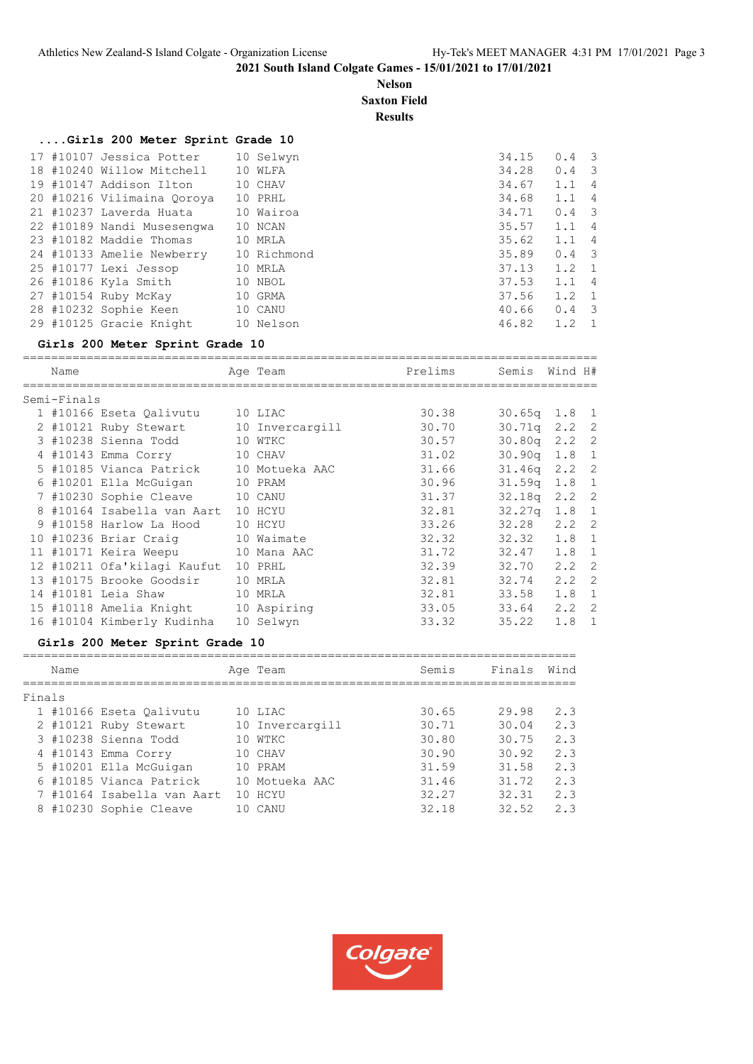## 2021 South Island Colgate Games - 15/01/2021 to 17/01/2021

**Nelson**

**Saxton Field**

**Results**

### ....Girls 200 Meter Sprint Grade 10

| Place | Name | Age | Team | Time | Wind | H# |
|---|---|---|---|---|---|---|
| 17 | #10107 Jessica Potter | 10 | Selwyn | 34.15 | 0.4 | 3 |
| 18 | #10240 Willow Mitchell | 10 | WLFA | 34.28 | 0.4 | 3 |
| 19 | #10147 Addison Ilton | 10 | CHAV | 34.67 | 1.1 | 4 |
| 20 | #10216 Vilimaina Qoroya | 10 | PRHL | 34.68 | 1.1 | 4 |
| 21 | #10237 Laverda Huata | 10 | Wairoa | 34.71 | 0.4 | 3 |
| 22 | #10189 Nandi Musesengwa | 10 | NCAN | 35.57 | 1.1 | 4 |
| 23 | #10182 Maddie Thomas | 10 | MRLA | 35.62 | 1.1 | 4 |
| 24 | #10133 Amelie Newberry | 10 | Richmond | 35.89 | 0.4 | 3 |
| 25 | #10177 Lexi Jessop | 10 | MRLA | 37.13 | 1.2 | 1 |
| 26 | #10186 Kyla Smith | 10 | NBOL | 37.53 | 1.1 | 4 |
| 27 | #10154 Ruby McKay | 10 | GRMA | 37.56 | 1.2 | 1 |
| 28 | #10232 Sophie Keen | 10 | CANU | 40.66 | 0.4 | 3 |
| 29 | #10125 Gracie Knight | 10 | Nelson | 46.82 | 1.2 | 1 |

### Girls 200 Meter Sprint Grade 10

**Semi-Finals**

| Place | Name | Age | Team | Prelims | Semis | Wind | H# |
|---|---|---|---|---|---|---|---|
| 1 | #10166 Eseta Qalivutu | 10 | LIAC | 30.38 | 30.65q | 1.8 | 1 |
| 2 | #10121 Ruby Stewart | 10 | Invercargill | 30.70 | 30.71q | 2.2 | 2 |
| 3 | #10238 Sienna Todd | 10 | WTKC | 30.57 | 30.80q | 2.2 | 2 |
| 4 | #10143 Emma Corry | 10 | CHAV | 31.02 | 30.90q | 1.8 | 1 |
| 5 | #10185 Vianca Patrick | 10 | Motueka AAC | 31.66 | 31.46q | 2.2 | 2 |
| 6 | #10201 Ella McGuigan | 10 | PRAM | 30.96 | 31.59q | 1.8 | 1 |
| 7 | #10230 Sophie Cleave | 10 | CANU | 31.37 | 32.18q | 2.2 | 2 |
| 8 | #10164 Isabella van Aart | 10 | HCYU | 32.81 | 32.27q | 1.8 | 1 |
| 9 | #10158 Harlow La Hood | 10 | HCYU | 33.26 | 32.28 | 2.2 | 2 |
| 10 | #10236 Briar Craig | 10 | Waimate | 32.32 | 32.32 | 1.8 | 1 |
| 11 | #10171 Keira Weepu | 10 | Mana AAC | 31.72 | 32.47 | 1.8 | 1 |
| 12 | #10211 Ofa'kilagi Kaufut | 10 | PRHL | 32.39 | 32.70 | 2.2 | 2 |
| 13 | #10175 Brooke Goodsir | 10 | MRLA | 32.81 | 32.74 | 2.2 | 2 |
| 14 | #10181 Leia Shaw | 10 | MRLA | 32.81 | 33.58 | 1.8 | 1 |
| 15 | #10118 Amelia Knight | 10 | Aspiring | 33.05 | 33.64 | 2.2 | 2 |
| 16 | #10104 Kimberly Kudinha | 10 | Selwyn | 33.32 | 35.22 | 1.8 | 1 |

### Girls 200 Meter Sprint Grade 10

**Finals**

| Place | Name | Age | Team | Semis | Finals | Wind |
|---|---|---|---|---|---|---|
| 1 | #10166 Eseta Qalivutu | 10 | LIAC | 30.65 | 29.98 | 2.3 |
| 2 | #10121 Ruby Stewart | 10 | Invercargill | 30.71 | 30.04 | 2.3 |
| 3 | #10238 Sienna Todd | 10 | WTKC | 30.80 | 30.75 | 2.3 |
| 4 | #10143 Emma Corry | 10 | CHAV | 30.90 | 30.92 | 2.3 |
| 5 | #10201 Ella McGuigan | 10 | PRAM | 31.59 | 31.58 | 2.3 |
| 6 | #10185 Vianca Patrick | 10 | Motueka AAC | 31.46 | 31.72 | 2.3 |
| 7 | #10164 Isabella van Aart | 10 | HCYU | 32.27 | 32.31 | 2.3 |
| 8 | #10230 Sophie Cleave | 10 | CANU | 32.18 | 32.52 | 2.3 |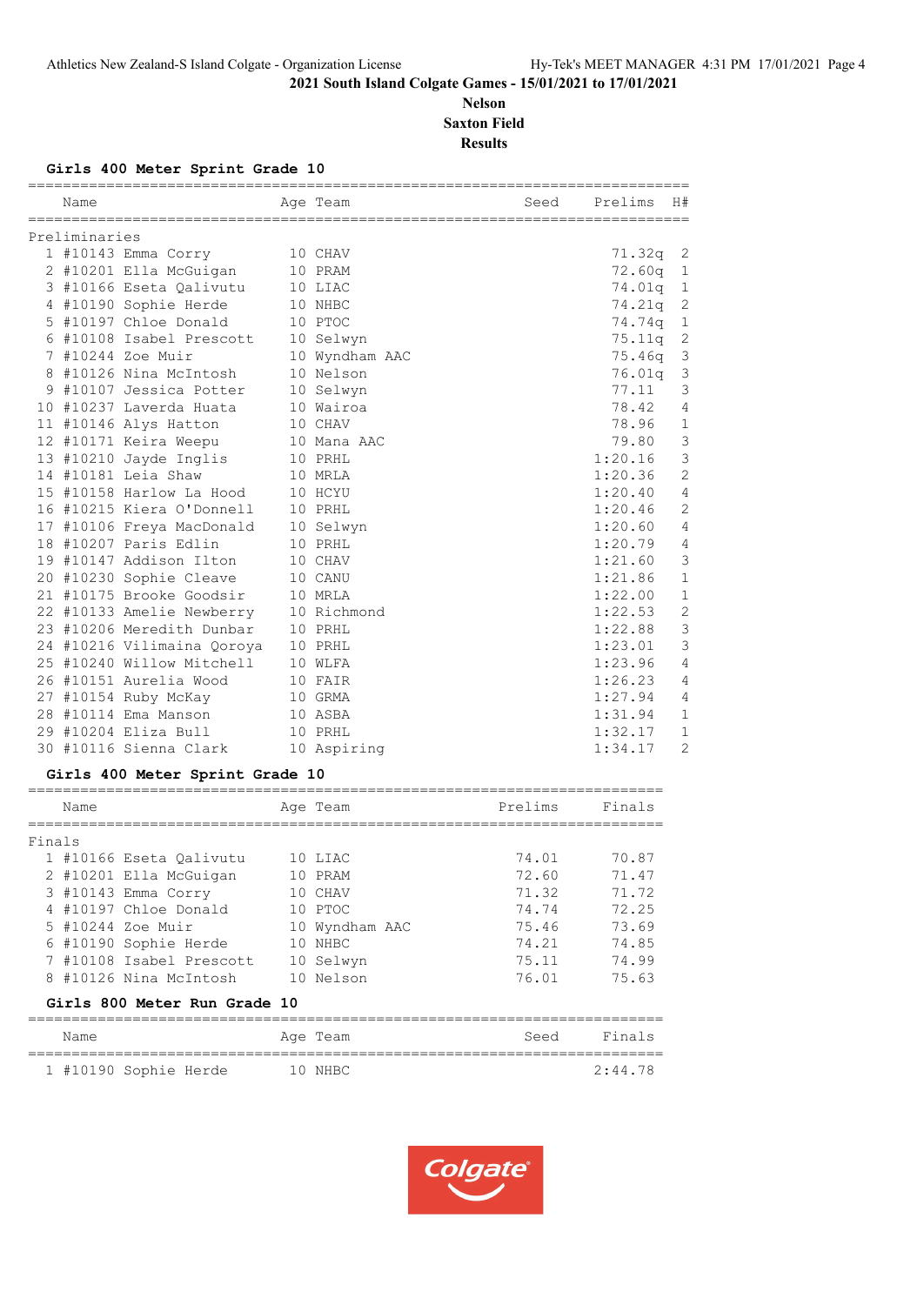## 2021 South Island Colgate Games - 15/01/2021 to 17/01/2021

**Nelson**

**Saxton Field**

**Results**

### Girls 400 Meter Sprint Grade 10

Preliminaries

| | Name | Age | Team | Seed | Prelims | H# |
|---|---|---|---|---|---|---|
| 1 | #10143 Emma Corry | 10 | CHAV | | 71.32q | 2 |
| 2 | #10201 Ella McGuigan | 10 | PRAM | | 72.60q | 1 |
| 3 | #10166 Eseta Qalivutu | 10 | LIAC | | 74.01q | 1 |
| 4 | #10190 Sophie Herde | 10 | NHBC | | 74.21q | 2 |
| 5 | #10197 Chloe Donald | 10 | PTOC | | 74.74q | 1 |
| 6 | #10108 Isabel Prescott | 10 | Selwyn | | 75.11q | 2 |
| 7 | #10244 Zoe Muir | 10 | Wyndham AAC | | 75.46q | 3 |
| 8 | #10126 Nina McIntosh | 10 | Nelson | | 76.01q | 3 |
| 9 | #10107 Jessica Potter | 10 | Selwyn | | 77.11 | 3 |
| 10 | #10237 Laverda Huata | 10 | Wairoa | | 78.42 | 4 |
| 11 | #10146 Alys Hatton | 10 | CHAV | | 78.96 | 1 |
| 12 | #10171 Keira Weepu | 10 | Mana AAC | | 79.80 | 3 |
| 13 | #10210 Jayde Inglis | 10 | PRHL | | 1:20.16 | 3 |
| 14 | #10181 Leia Shaw | 10 | MRLA | | 1:20.36 | 2 |
| 15 | #10158 Harlow La Hood | 10 | HCYU | | 1:20.40 | 4 |
| 16 | #10215 Kiera O'Donnell | 10 | PRHL | | 1:20.46 | 2 |
| 17 | #10106 Freya MacDonald | 10 | Selwyn | | 1:20.60 | 4 |
| 18 | #10207 Paris Edlin | 10 | PRHL | | 1:20.79 | 4 |
| 19 | #10147 Addison Ilton | 10 | CHAV | | 1:21.60 | 3 |
| 20 | #10230 Sophie Cleave | 10 | CANU | | 1:21.86 | 1 |
| 21 | #10175 Brooke Goodsir | 10 | MRLA | | 1:22.00 | 1 |
| 22 | #10133 Amelie Newberry | 10 | Richmond | | 1:22.53 | 2 |
| 23 | #10206 Meredith Dunbar | 10 | PRHL | | 1:22.88 | 3 |
| 24 | #10216 Vilimaina Qoroya | 10 | PRHL | | 1:23.01 | 3 |
| 25 | #10240 Willow Mitchell | 10 | WLFA | | 1:23.96 | 4 |
| 26 | #10151 Aurelia Wood | 10 | FAIR | | 1:26.23 | 4 |
| 27 | #10154 Ruby McKay | 10 | GRMA | | 1:27.94 | 4 |
| 28 | #10114 Ema Manson | 10 | ASBA | | 1:31.94 | 1 |
| 29 | #10204 Eliza Bull | 10 | PRHL | | 1:32.17 | 1 |
| 30 | #10116 Sienna Clark | 10 | Aspiring | | 1:34.17 | 2 |

### Girls 400 Meter Sprint Grade 10

Finals

| | Name | Age | Team | Prelims | Finals |
|---|---|---|---|---|---|
| 1 | #10166 Eseta Qalivutu | 10 | LIAC | 74.01 | 70.87 |
| 2 | #10201 Ella McGuigan | 10 | PRAM | 72.60 | 71.47 |
| 3 | #10143 Emma Corry | 10 | CHAV | 71.32 | 71.72 |
| 4 | #10197 Chloe Donald | 10 | PTOC | 74.74 | 72.25 |
| 5 | #10244 Zoe Muir | 10 | Wyndham AAC | 75.46 | 73.69 |
| 6 | #10190 Sophie Herde | 10 | NHBC | 74.21 | 74.85 |
| 7 | #10108 Isabel Prescott | 10 | Selwyn | 75.11 | 74.99 |
| 8 | #10126 Nina McIntosh | 10 | Nelson | 76.01 | 75.63 |

### Girls 800 Meter Run Grade 10

| | Name | Age | Team | Seed | Finals |
|---|---|---|---|---|---|
| 1 | #10190 Sophie Herde | 10 | NHBC | | 2:44.78 |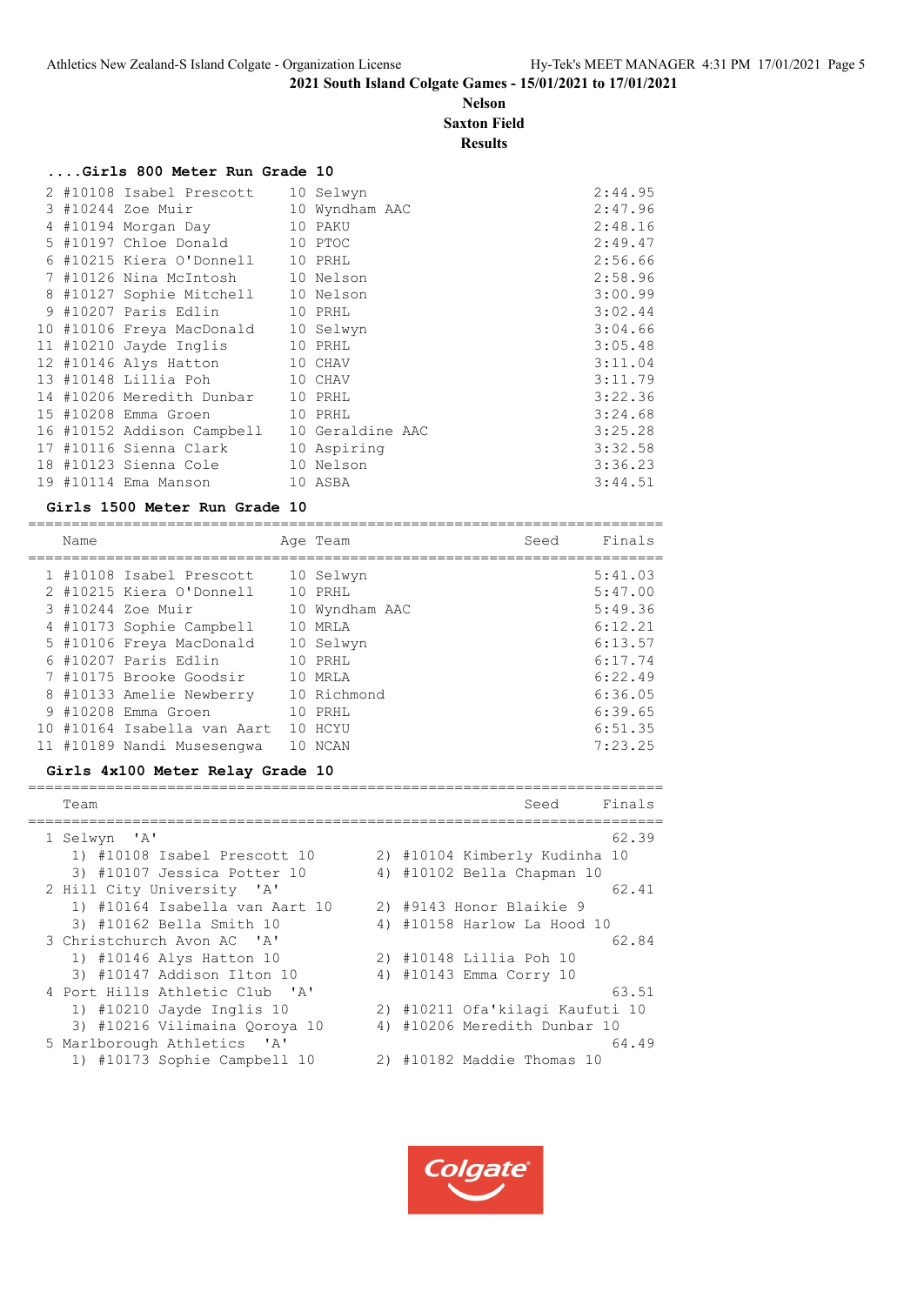2021 South Island Colgate Games - 15/01/2021 to 17/01/2021

**Nelson**
**Saxton Field**
**Results**

### ....Girls 800 Meter Run Grade 10

| Place | Name | Age | Team | Seed | Finals |
|---|---|---|---|---|---|
| 2 | #10108 Isabel Prescott | 10 | Selwyn | | 2:44.95 |
| 3 | #10244 Zoe Muir | 10 | Wyndham AAC | | 2:47.96 |
| 4 | #10194 Morgan Day | 10 | PAKU | | 2:48.16 |
| 5 | #10197 Chloe Donald | 10 | PTOC | | 2:49.47 |
| 6 | #10215 Kiera O'Donnell | 10 | PRHL | | 2:56.66 |
| 7 | #10126 Nina McIntosh | 10 | Nelson | | 2:58.96 |
| 8 | #10127 Sophie Mitchell | 10 | Nelson | | 3:00.99 |
| 9 | #10207 Paris Edlin | 10 | PRHL | | 3:02.44 |
| 10 | #10106 Freya MacDonald | 10 | Selwyn | | 3:04.66 |
| 11 | #10210 Jayde Inglis | 10 | PRHL | | 3:05.48 |
| 12 | #10146 Alys Hatton | 10 | CHAV | | 3:11.04 |
| 13 | #10148 Lillia Poh | 10 | CHAV | | 3:11.79 |
| 14 | #10206 Meredith Dunbar | 10 | PRHL | | 3:22.36 |
| 15 | #10208 Emma Groen | 10 | PRHL | | 3:24.68 |
| 16 | #10152 Addison Campbell | 10 | Geraldine AAC | | 3:25.28 |
| 17 | #10116 Sienna Clark | 10 | Aspiring | | 3:32.58 |
| 18 | #10123 Sienna Cole | 10 | Nelson | | 3:36.23 |
| 19 | #10114 Ema Manson | 10 | ASBA | | 3:44.51 |

### Girls 1500 Meter Run Grade 10

| Place | Name | Age | Team | Seed | Finals |
|---|---|---|---|---|---|
| 1 | #10108 Isabel Prescott | 10 | Selwyn | | 5:41.03 |
| 2 | #10215 Kiera O'Donnell | 10 | PRHL | | 5:47.00 |
| 3 | #10244 Zoe Muir | 10 | Wyndham AAC | | 5:49.36 |
| 4 | #10173 Sophie Campbell | 10 | MRLA | | 6:12.21 |
| 5 | #10106 Freya MacDonald | 10 | Selwyn | | 6:13.57 |
| 6 | #10207 Paris Edlin | 10 | PRHL | | 6:17.74 |
| 7 | #10175 Brooke Goodsir | 10 | MRLA | | 6:22.49 |
| 8 | #10133 Amelie Newberry | 10 | Richmond | | 6:36.05 |
| 9 | #10208 Emma Groen | 10 | PRHL | | 6:39.65 |
| 10 | #10164 Isabella van Aart | 10 | HCYU | | 6:51.35 |
| 11 | #10189 Nandi Musesengwa | 10 | NCAN | | 7:23.25 |

### Girls 4x100 Meter Relay Grade 10

| Place | Team | Seed | Finals |
|---|---|---|---|
| 1 | Selwyn 'A' | | 62.39 |
| | 1) #10108 Isabel Prescott 10; 2) #10104 Kimberly Kudinha 10; 3) #10107 Jessica Potter 10; 4) #10102 Bella Chapman 10 | | |
| 2 | Hill City University 'A' | | 62.41 |
| | 1) #10164 Isabella van Aart 10; 2) #9143 Honor Blaikie 9; 3) #10162 Bella Smith 10; 4) #10158 Harlow La Hood 10 | | |
| 3 | Christchurch Avon AC 'A' | | 62.84 |
| | 1) #10146 Alys Hatton 10; 2) #10148 Lillia Poh 10; 3) #10147 Addison Ilton 10; 4) #10143 Emma Corry 10 | | |
| 4 | Port Hills Athletic Club 'A' | | 63.51 |
| | 1) #10210 Jayde Inglis 10; 2) #10211 Ofa'kilagi Kaufuti 10; 3) #10216 Vilimaina Qoroya 10; 4) #10206 Meredith Dunbar 10 | | |
| 5 | Marlborough Athletics 'A' | | 64.49 |
| | 1) #10173 Sophie Campbell 10; 2) #10182 Maddie Thomas 10 | | |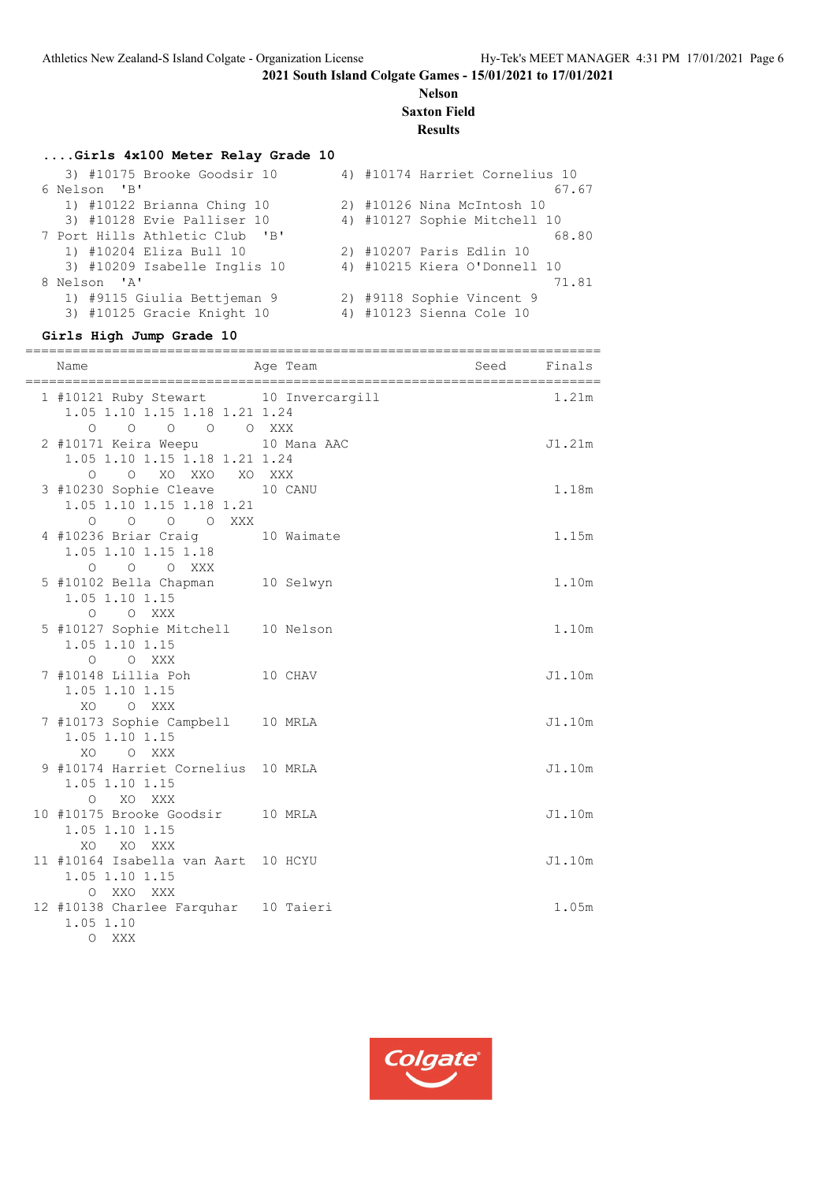2021 South Island Colgate Games - 15/01/2021 to 17/01/2021

Nelson

Saxton Field

Results

### ....Girls 4x100 Meter Relay Grade 10

```
   3) #10175 Brooke Goodsir 10          4) #10174 Harriet Cornelius 10
 6 Nelson  'B'                                                     67.67
   1) #10122 Brianna Ching 10           2) #10126 Nina McIntosh 10
   3) #10128 Evie Palliser 10           4) #10127 Sophie Mitchell 10
 7 Port Hills Athletic Club  'B'                                   68.80
   1) #10204 Eliza Bull 10              2) #10207 Paris Edlin 10
   3) #10209 Isabelle Inglis 10         4) #10215 Kiera O'Donnell 10
 8 Nelson  'A'                                                     71.81
   1) #9115 Giulia Bettjeman 9          2) #9118 Sophie Vincent 9
   3) #10125 Gracie Knight 10           4) #10123 Sienna Cole 10
```

### Girls High Jump Grade 10

```
=======================================================================
    Name                     Age Team                  Seed    Finals
=======================================================================
 1 #10121 Ruby Stewart      10 Invercargill                    1.21m
    1.05 1.10 1.15 1.18 1.21 1.24
      O    O    O    O    O  XXX
 2 #10171 Keira Weepu       10 Mana AAC                      J1.21m
    1.05 1.10 1.15 1.18 1.21 1.24
      O    O   XO  XXO   XO  XXX
 3 #10230 Sophie Cleave     10 CANU                            1.18m
    1.05 1.10 1.15 1.18 1.21
      O    O    O    O  XXX
 4 #10236 Briar Craig       10 Waimate                         1.15m
    1.05 1.10 1.15 1.18
      O    O    O  XXX
 5 #10102 Bella Chapman     10 Selwyn                          1.10m
    1.05 1.10 1.15
      O    O  XXX
 5 #10127 Sophie Mitchell   10 Nelson                          1.10m
    1.05 1.10 1.15
      O    O  XXX
 7 #10148 Lillia Poh        10 CHAV                          J1.10m
    1.05 1.10 1.15
     XO    O  XXX
 7 #10173 Sophie Campbell   10 MRLA                          J1.10m
    1.05 1.10 1.15
     XO    O  XXX
 9 #10174 Harriet Cornelius 10 MRLA                          J1.10m
    1.05 1.10 1.15
      O   XO  XXX
10 #10175 Brooke Goodsir    10 MRLA                          J1.10m
    1.05 1.10 1.15
     XO   XO  XXX
11 #10164 Isabella van Aart 10 HCYU                          J1.10m
    1.05 1.10 1.15
      O  XXO  XXX
12 #10138 Charlee Farquhar  10 Taieri                          1.05m
    1.05 1.10
      O  XXX
```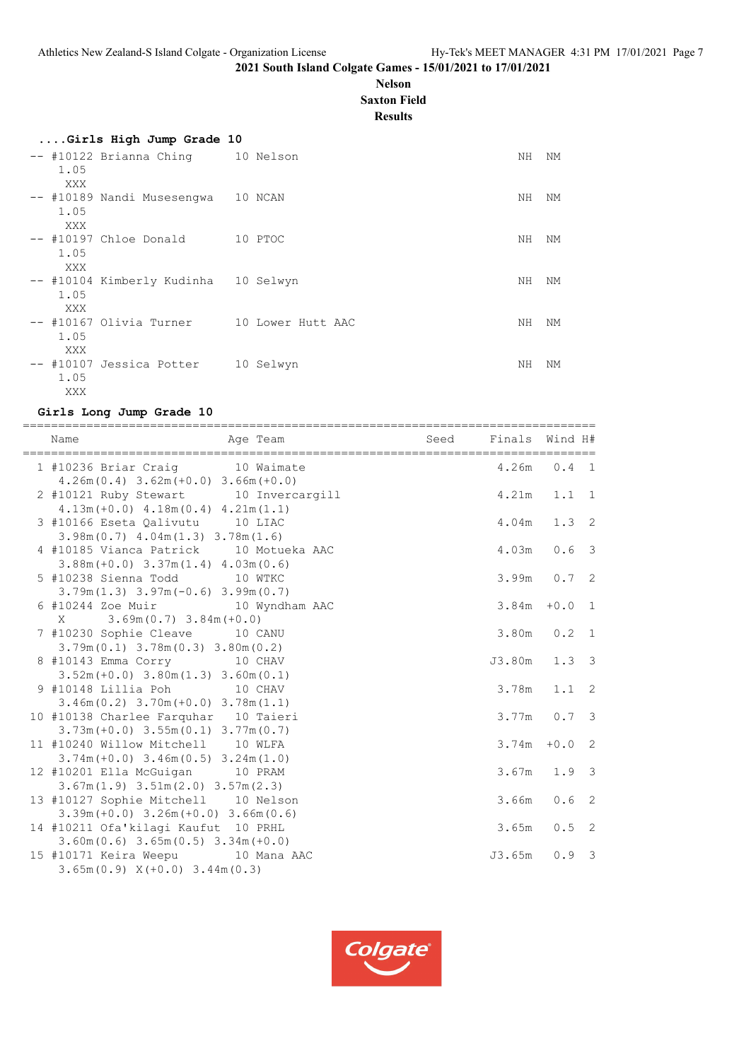**2021 South Island Colgate Games - 15/01/2021 to 17/01/2021**

**Nelson**
**Saxton Field**
**Results**

### ....Girls High Jump Grade 10

```
-- #10122 Brianna Ching       10 Nelson                                 NH  NM
     1.05
     XXX
-- #10189 Nandi Musesengwa    10 NCAN                                   NH  NM
     1.05
     XXX
-- #10197 Chloe Donald        10 PTOC                                   NH  NM
     1.05
     XXX
-- #10104 Kimberly Kudinha    10 Selwyn                                 NH  NM
     1.05
     XXX
-- #10167 Olivia Turner       10 Lower Hutt AAC                         NH  NM
     1.05
     XXX
-- #10107 Jessica Potter      10 Selwyn                                 NH  NM
     1.05
     XXX
```

### Girls Long Jump Grade 10

```
=================================================================================
    Name                    Age Team                Seed    Finals  Wind H#
=================================================================================
  1 #10236 Briar Craig        10 Waimate                       4.26m   0.4  1
     4.26m(0.4) 3.62m(+0.0) 3.66m(+0.0)
  2 #10121 Ruby Stewart       10 Invercargill                  4.21m   1.1  1
     4.13m(+0.0) 4.18m(0.4) 4.21m(1.1)
  3 #10166 Eseta Qalivutu     10 LIAC                          4.04m   1.3  2
     3.98m(0.7) 4.04m(1.3) 3.78m(1.6)
  4 #10185 Vianca Patrick     10 Motueka AAC                   4.03m   0.6  3
     3.88m(+0.0) 3.37m(1.4) 4.03m(0.6)
  5 #10238 Sienna Todd        10 WTKC                          3.99m   0.7  2
     3.79m(1.3) 3.97m(-0.6) 3.99m(0.7)
  6 #10244 Zoe Muir           10 Wyndham AAC                   3.84m  +0.0  1
     X     3.69m(0.7) 3.84m(+0.0)
  7 #10230 Sophie Cleave      10 CANU                          3.80m   0.2  1
     3.79m(0.1) 3.78m(0.3) 3.80m(0.2)
  8 #10143 Emma Corry         10 CHAV                         J3.80m   1.3  3
     3.52m(+0.0) 3.80m(1.3) 3.60m(0.1)
  9 #10148 Lillia Poh         10 CHAV                          3.78m   1.1  2
     3.46m(0.2) 3.70m(+0.0) 3.78m(1.1)
 10 #10138 Charlee Farquhar   10 Taieri                        3.77m   0.7  3
     3.73m(+0.0) 3.55m(0.1) 3.77m(0.7)
 11 #10240 Willow Mitchell    10 WLFA                          3.74m  +0.0  2
     3.74m(+0.0) 3.46m(0.5) 3.24m(1.0)
 12 #10201 Ella McGuigan      10 PRAM                          3.67m   1.9  3
     3.67m(1.9) 3.51m(2.0) 3.57m(2.3)
 13 #10127 Sophie Mitchell    10 Nelson                        3.66m   0.6  2
     3.39m(+0.0) 3.26m(+0.0) 3.66m(0.6)
 14 #10211 Ofa'kilagi Kaufut  10 PRHL                          3.65m   0.5  2
     3.60m(0.6) 3.65m(0.5) 3.34m(+0.0)
 15 #10171 Keira Weepu        10 Mana AAC                     J3.65m   0.9  3
     3.65m(0.9) X(+0.0) 3.44m(0.3)
```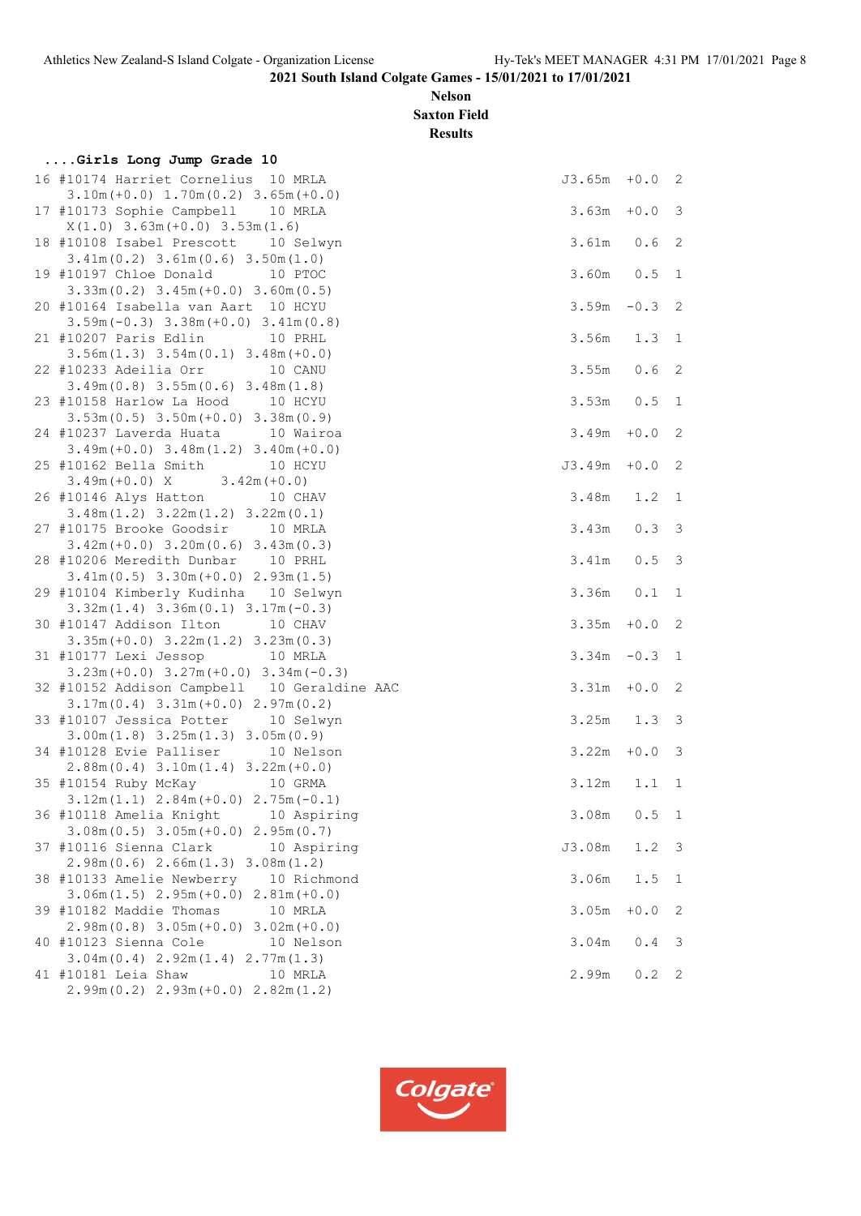2021 South Island Colgate Games - 15/01/2021 to 17/01/2021

Nelson

Saxton Field

Results

### ....Girls Long Jump Grade 10

```
16 #10174 Harriet Cornelius  10 MRLA                                 J3.65m  +0.0  2
    3.10m(+0.0) 1.70m(0.2) 3.65m(+0.0)
17 #10173 Sophie Campbell     10 MRLA                                 3.63m  +0.0  3
    X(1.0) 3.63m(+0.0) 3.53m(1.6)
18 #10108 Isabel Prescott     10 Selwyn                               3.61m   0.6  2
    3.41m(0.2) 3.61m(0.6) 3.50m(1.0)
19 #10197 Chloe Donald        10 PTOC                                 3.60m   0.5  1
    3.33m(0.2) 3.45m(+0.0) 3.60m(0.5)
20 #10164 Isabella van Aart  10 HCYU                                  3.59m  -0.3  2
    3.59m(-0.3) 3.38m(+0.0) 3.41m(0.8)
21 #10207 Paris Edlin         10 PRHL                                 3.56m   1.3  1
    3.56m(1.3) 3.54m(0.1) 3.48m(+0.0)
22 #10233 Adeilia Orr         10 CANU                                 3.55m   0.6  2
    3.49m(0.8) 3.55m(0.6) 3.48m(1.8)
23 #10158 Harlow La Hood      10 HCYU                                 3.53m   0.5  1
    3.53m(0.5) 3.50m(+0.0) 3.38m(0.9)
24 #10237 Laverda Huata       10 Wairoa                               3.49m  +0.0  2
    3.49m(+0.0) 3.48m(1.2) 3.40m(+0.0)
25 #10162 Bella Smith         10 HCYU                                J3.49m  +0.0  2
    3.49m(+0.0) X      3.42m(+0.0)
26 #10146 Alys Hatton         10 CHAV                                 3.48m   1.2  1
    3.48m(1.2) 3.22m(1.2) 3.22m(0.1)
27 #10175 Brooke Goodsir      10 MRLA                                 3.43m   0.3  3
    3.42m(+0.0) 3.20m(0.6) 3.43m(0.3)
28 #10206 Meredith Dunbar     10 PRHL                                 3.41m   0.5  3
    3.41m(0.5) 3.30m(+0.0) 2.93m(1.5)
29 #10104 Kimberly Kudinha    10 Selwyn                               3.36m   0.1  1
    3.32m(1.4) 3.36m(0.1) 3.17m(-0.3)
30 #10147 Addison Ilton       10 CHAV                                 3.35m  +0.0  2
    3.35m(+0.0) 3.22m(1.2) 3.23m(0.3)
31 #10177 Lexi Jessop         10 MRLA                                 3.34m  -0.3  1
    3.23m(+0.0) 3.27m(+0.0) 3.34m(-0.3)
32 #10152 Addison Campbell    10 Geraldine AAC                        3.31m  +0.0  2
    3.17m(0.4) 3.31m(+0.0) 2.97m(0.2)
33 #10107 Jessica Potter      10 Selwyn                               3.25m   1.3  3
    3.00m(1.8) 3.25m(1.3) 3.05m(0.9)
34 #10128 Evie Palliser       10 Nelson                               3.22m  +0.0  3
    2.88m(0.4) 3.10m(1.4) 3.22m(+0.0)
35 #10154 Ruby McKay          10 GRMA                                 3.12m   1.1  1
    3.12m(1.1) 2.84m(+0.0) 2.75m(-0.1)
36 #10118 Amelia Knight       10 Aspiring                             3.08m   0.5  1
    3.08m(0.5) 3.05m(+0.0) 2.95m(0.7)
37 #10116 Sienna Clark        10 Aspiring                            J3.08m   1.2  3
    2.98m(0.6) 2.66m(1.3) 3.08m(1.2)
38 #10133 Amelie Newberry     10 Richmond                             3.06m   1.5  1
    3.06m(1.5) 2.95m(+0.0) 2.81m(+0.0)
39 #10182 Maddie Thomas       10 MRLA                                 3.05m  +0.0  2
    2.98m(0.8) 3.05m(+0.0) 3.02m(+0.0)
40 #10123 Sienna Cole         10 Nelson                               3.04m   0.4  3
    3.04m(0.4) 2.92m(1.4) 2.77m(1.3)
41 #10181 Leia Shaw           10 MRLA                                 2.99m   0.2  2
    2.99m(0.2) 2.93m(+0.0) 2.82m(1.2)
```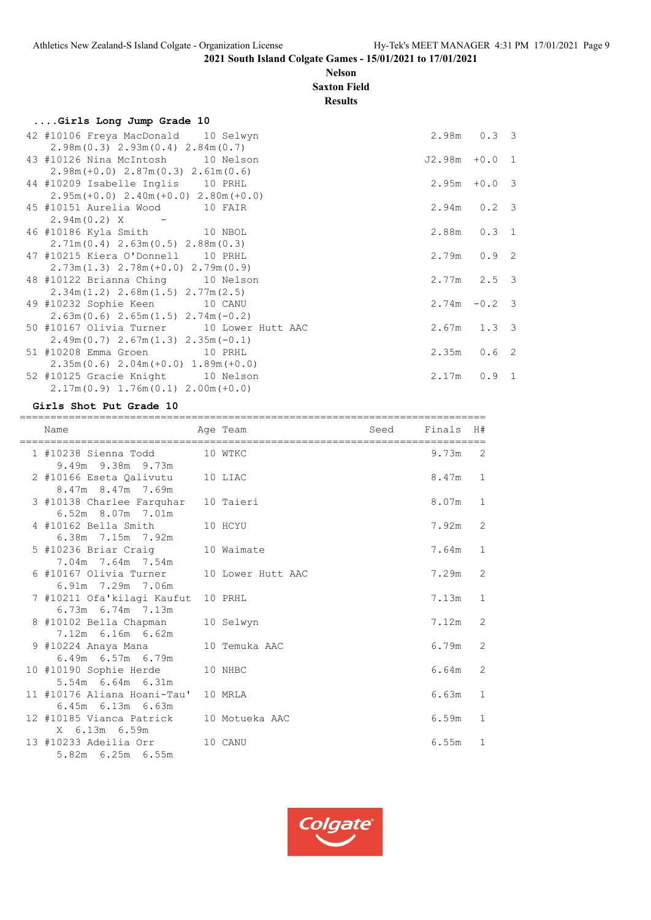**2021 South Island Colgate Games - 15/01/2021 to 17/01/2021**

**Nelson**

**Saxton Field**

**Results**

### ....Girls Long Jump Grade 10

```
 42 #10106 Freya MacDonald    10 Selwyn                             2.98m   0.3  3
     2.98m(0.3) 2.93m(0.4) 2.84m(0.7)
 43 #10126 Nina McIntosh      10 Nelson                           J2.98m  +0.0  1
     2.98m(+0.0) 2.87m(0.3) 2.61m(0.6)
 44 #10209 Isabelle Inglis    10 PRHL                               2.95m  +0.0  3
     2.95m(+0.0) 2.40m(+0.0) 2.80m(+0.0)
 45 #10151 Aurelia Wood       10 FAIR                               2.94m   0.2  3
     2.94m(0.2) X      -
 46 #10186 Kyla Smith         10 NBOL                               2.88m   0.3  1
     2.71m(0.4) 2.63m(0.5) 2.88m(0.3)
 47 #10215 Kiera O'Donnell    10 PRHL                               2.79m   0.9  2
     2.73m(1.3) 2.78m(+0.0) 2.79m(0.9)
 48 #10122 Brianna Ching      10 Nelson                             2.77m   2.5  3
     2.34m(1.2) 2.68m(1.5) 2.77m(2.5)
 49 #10232 Sophie Keen        10 CANU                               2.74m  -0.2  3
     2.63m(0.6) 2.65m(1.5) 2.74m(-0.2)
 50 #10167 Olivia Turner      10 Lower Hutt AAC                     2.67m   1.3  3
     2.49m(0.7) 2.67m(1.3) 2.35m(-0.1)
 51 #10208 Emma Groen         10 PRHL                               2.35m   0.6  2
     2.35m(0.6) 2.04m(+0.0) 1.89m(+0.0)
 52 #10125 Gracie Knight      10 Nelson                             2.17m   0.9  1
     2.17m(0.9) 1.76m(0.1) 2.00m(+0.0)
```

### Girls Shot Put Grade 10

```
========================================================================
    Name                    Age Team                  Seed    Finals  H#
========================================================================
  1 #10238 Sienna Todd        10 WTKC                             9.73m   2
      9.49m  9.38m  9.73m
  2 #10166 Eseta Qalivutu     10 LIAC                             8.47m   1
      8.47m  8.47m  7.69m
  3 #10138 Charlee Farquhar   10 Taieri                           8.07m   1
      6.52m  8.07m  7.01m
  4 #10162 Bella Smith        10 HCYU                             7.92m   2
      6.38m  7.15m  7.92m
  5 #10236 Briar Craig        10 Waimate                          7.64m   1
      7.04m  7.64m  7.54m
  6 #10167 Olivia Turner      10 Lower Hutt AAC                   7.29m   2
      6.91m  7.29m  7.06m
  7 #10211 Ofa'kilagi Kaufut  10 PRHL                             7.13m   1
      6.73m  6.74m  7.13m
  8 #10102 Bella Chapman      10 Selwyn                           7.12m   2
      7.12m  6.16m  6.62m
  9 #10224 Anaya Mana         10 Temuka AAC                       6.79m   2
      6.49m  6.57m  6.79m
 10 #10190 Sophie Herde       10 NHBC                             6.64m   2
      5.54m  6.64m  6.31m
 11 #10176 Aliana Hoani-Tau'  10 MRLA                             6.63m   1
      6.45m  6.13m  6.63m
 12 #10185 Vianca Patrick     10 Motueka AAC                      6.59m   1
      X  6.13m  6.59m
 13 #10233 Adeilia Orr        10 CANU                             6.55m   1
      5.82m  6.25m  6.55m
```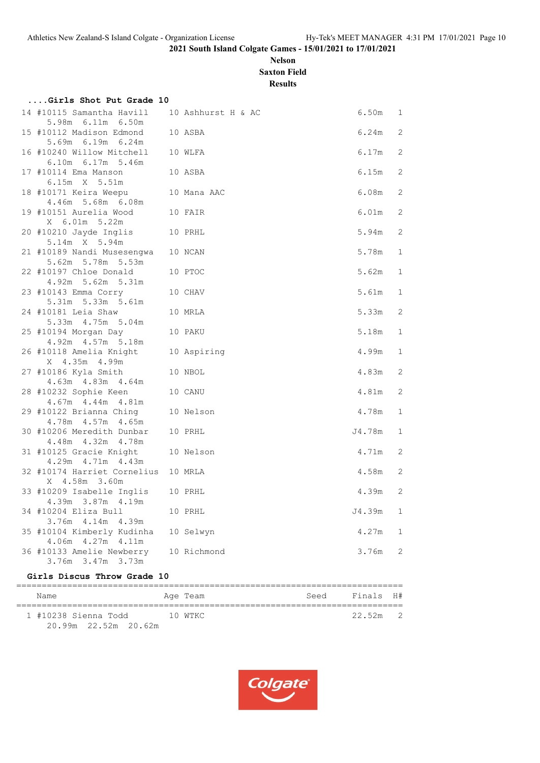2021 South Island Colgate Games - 15/01/2021 to 17/01/2021

Nelson

Saxton Field

Results

### ....Girls Shot Put Grade 10

| Place | Name | Age | Team | Finals | H# |
|---|---|---|---|---|---|
| 14 | #10115 Samantha Havill | 10 | Ashhurst H & AC | 6.50m | 1 |
| | 5.98m 6.11m 6.50m | | | | |
| 15 | #10112 Madison Edmond | 10 | ASBA | 6.24m | 2 |
| | 5.69m 6.19m 6.24m | | | | |
| 16 | #10240 Willow Mitchell | 10 | WLFA | 6.17m | 2 |
| | 6.10m 6.17m 5.46m | | | | |
| 17 | #10114 Ema Manson | 10 | ASBA | 6.15m | 2 |
| | 6.15m X 5.51m | | | | |
| 18 | #10171 Keira Weepu | 10 | Mana AAC | 6.08m | 2 |
| | 4.46m 5.68m 6.08m | | | | |
| 19 | #10151 Aurelia Wood | 10 | FAIR | 6.01m | 2 |
| | X 6.01m 5.22m | | | | |
| 20 | #10210 Jayde Inglis | 10 | PRHL | 5.94m | 2 |
| | 5.14m X 5.94m | | | | |
| 21 | #10189 Nandi Musesengwa | 10 | NCAN | 5.78m | 1 |
| | 5.62m 5.78m 5.53m | | | | |
| 22 | #10197 Chloe Donald | 10 | PTOC | 5.62m | 1 |
| | 4.92m 5.62m 5.31m | | | | |
| 23 | #10143 Emma Corry | 10 | CHAV | 5.61m | 1 |
| | 5.31m 5.33m 5.61m | | | | |
| 24 | #10181 Leia Shaw | 10 | MRLA | 5.33m | 2 |
| | 5.33m 4.75m 5.04m | | | | |
| 25 | #10194 Morgan Day | 10 | PAKU | 5.18m | 1 |
| | 4.92m 4.57m 5.18m | | | | |
| 26 | #10118 Amelia Knight | 10 | Aspiring | 4.99m | 1 |
| | X 4.35m 4.99m | | | | |
| 27 | #10186 Kyla Smith | 10 | NBOL | 4.83m | 2 |
| | 4.63m 4.83m 4.64m | | | | |
| 28 | #10232 Sophie Keen | 10 | CANU | 4.81m | 2 |
| | 4.67m 4.44m 4.81m | | | | |
| 29 | #10122 Brianna Ching | 10 | Nelson | 4.78m | 1 |
| | 4.78m 4.57m 4.65m | | | | |
| 30 | #10206 Meredith Dunbar | 10 | PRHL | J4.78m | 1 |
| | 4.48m 4.32m 4.78m | | | | |
| 31 | #10125 Gracie Knight | 10 | Nelson | 4.71m | 2 |
| | 4.29m 4.71m 4.43m | | | | |
| 32 | #10174 Harriet Cornelius | 10 | MRLA | 4.58m | 2 |
| | X 4.58m 3.60m | | | | |
| 33 | #10209 Isabelle Inglis | 10 | PRHL | 4.39m | 2 |
| | 4.39m 3.87m 4.19m | | | | |
| 34 | #10204 Eliza Bull | 10 | PRHL | J4.39m | 1 |
| | 3.76m 4.14m 4.39m | | | | |
| 35 | #10104 Kimberly Kudinha | 10 | Selwyn | 4.27m | 1 |
| | 4.06m 4.27m 4.11m | | | | |
| 36 | #10133 Amelie Newberry | 10 | Richmond | 3.76m | 2 |
| | 3.76m 3.47m 3.73m | | | | |

### Girls Discus Throw Grade 10

| | Name | Age | Team | Seed | Finals | H# |
|---|---|---|---|---|---|---|
| 1 | #10238 Sienna Todd | 10 | WTKC | | 22.52m | 2 |
| | 20.99m 22.52m 20.62m | | | | | |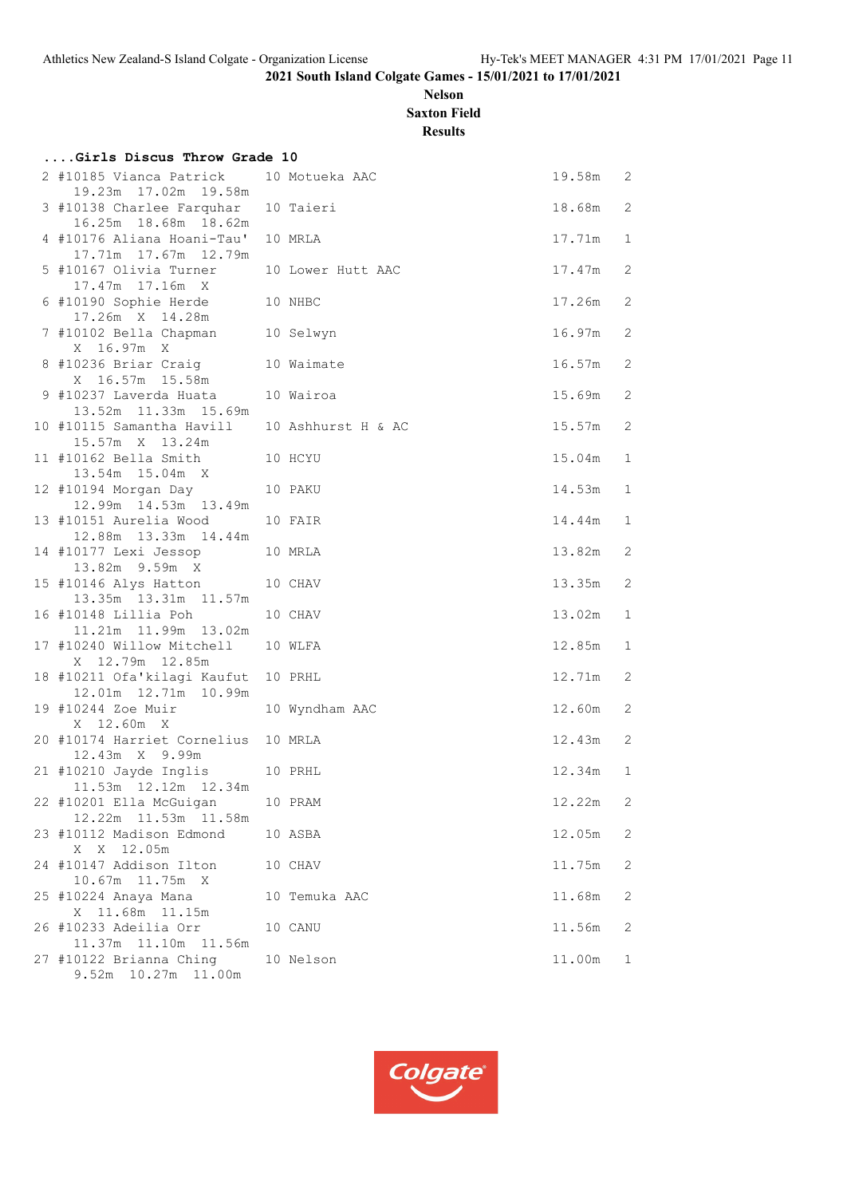2021 South Island Colgate Games - 15/01/2021 to 17/01/2021

**Nelson**

**Saxton Field**

**Results**

### ....Girls Discus Throw Grade 10

```
 2 #10185 Vianca Patrick      10 Motueka AAC                         19.58m   2
     19.23m  17.02m  19.58m
 3 #10138 Charlee Farquhar    10 Taieri                              18.68m   2
     16.25m  18.68m  18.62m
 4 #10176 Aliana Hoani-Tau'   10 MRLA                                17.71m   1
     17.71m  17.67m  12.79m
 5 #10167 Olivia Turner       10 Lower Hutt AAC                      17.47m   2
     17.47m  17.16m  X
 6 #10190 Sophie Herde        10 NHBC                                17.26m   2
     17.26m  X  14.28m
 7 #10102 Bella Chapman       10 Selwyn                              16.97m   2
     X  16.97m  X
 8 #10236 Briar Craig         10 Waimate                             16.57m   2
     X  16.57m  15.58m
 9 #10237 Laverda Huata       10 Wairoa                              15.69m   2
     13.52m  11.33m  15.69m
10 #10115 Samantha Havill     10 Ashhurst H & AC                     15.57m   2
     15.57m  X  13.24m
11 #10162 Bella Smith         10 HCYU                                15.04m   1
     13.54m  15.04m  X
12 #10194 Morgan Day          10 PAKU                                14.53m   1
     12.99m  14.53m  13.49m
13 #10151 Aurelia Wood        10 FAIR                                14.44m   1
     12.88m  13.33m  14.44m
14 #10177 Lexi Jessop         10 MRLA                                13.82m   2
     13.82m  9.59m  X
15 #10146 Alys Hatton         10 CHAV                                13.35m   2
     13.35m  13.31m  11.57m
16 #10148 Lillia Poh          10 CHAV                                13.02m   1
     11.21m  11.99m  13.02m
17 #10240 Willow Mitchell     10 WLFA                                12.85m   1
     X  12.79m  12.85m
18 #10211 Ofa'kilagi Kaufut   10 PRHL                                12.71m   2
     12.01m  12.71m  10.99m
19 #10244 Zoe Muir            10 Wyndham AAC                         12.60m   2
     X  12.60m  X
20 #10174 Harriet Cornelius   10 MRLA                                12.43m   2
     12.43m  X  9.99m
21 #10210 Jayde Inglis        10 PRHL                                12.34m   1
     11.53m  12.12m  12.34m
22 #10201 Ella McGuigan       10 PRAM                                12.22m   2
     12.22m  11.53m  11.58m
23 #10112 Madison Edmond      10 ASBA                                12.05m   2
     X  X  12.05m
24 #10147 Addison Ilton       10 CHAV                                11.75m   2
     10.67m  11.75m  X
25 #10224 Anaya Mana          10 Temuka AAC                          11.68m   2
     X  11.68m  11.15m
26 #10233 Adeilia Orr         10 CANU                                11.56m   2
     11.37m  11.10m  11.56m
27 #10122 Brianna Ching       10 Nelson                              11.00m   1
     9.52m  10.27m  11.00m
```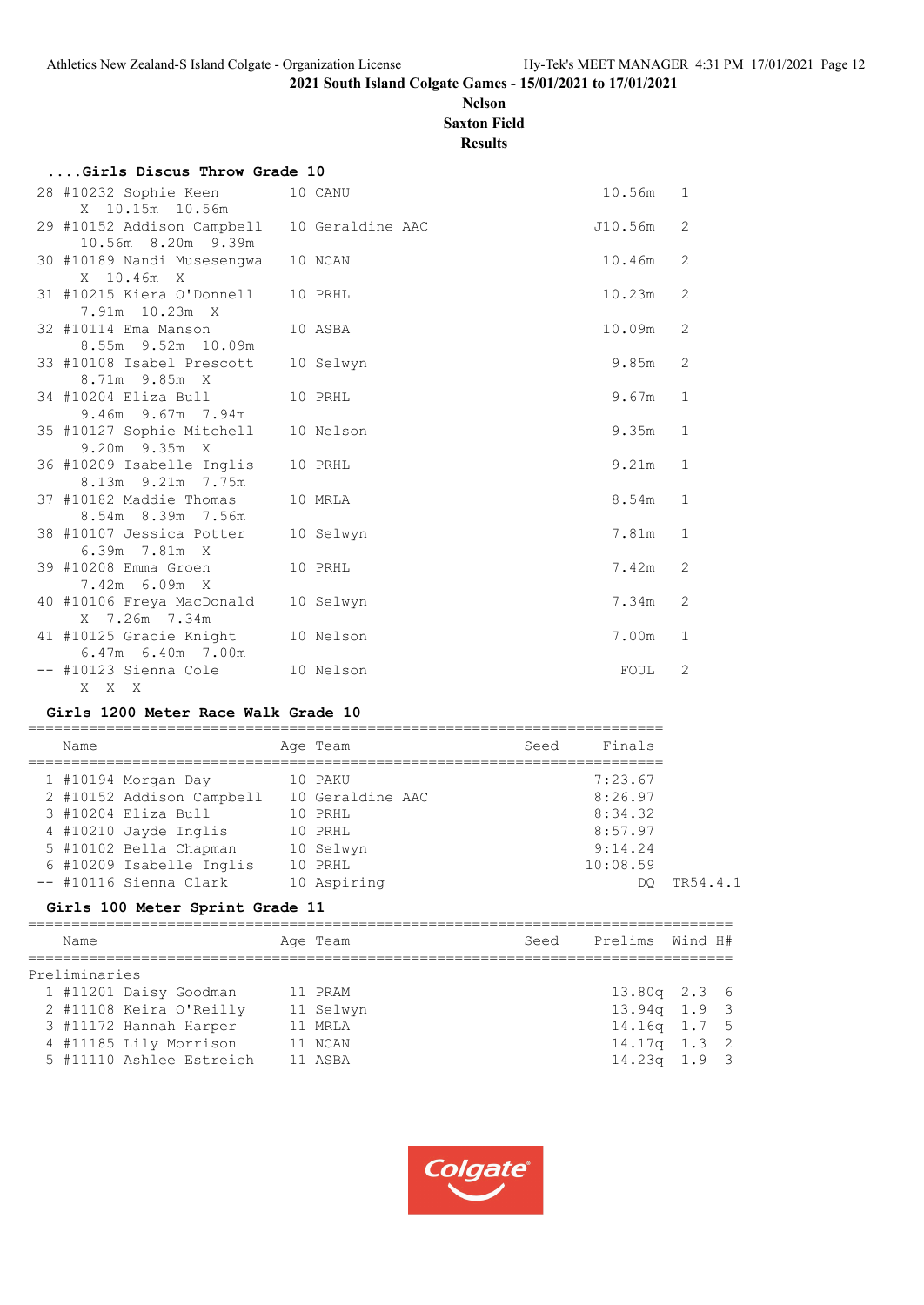2021 South Island Colgate Games - 15/01/2021 to 17/01/2021

**Nelson**

**Saxton Field**

**Results**

### ....Girls Discus Throw Grade 10

| Place | Name | Age | Team | Finals | Flight |
|---|---|---|---|---|---|
| 28 | #10232 Sophie Keen | 10 | CANU | 10.56m | 1 |
| | X 10.15m 10.56m | | | | |
| 29 | #10152 Addison Campbell | 10 | Geraldine AAC | J10.56m | 2 |
| | 10.56m 8.20m 9.39m | | | | |
| 30 | #10189 Nandi Musesengwa | 10 | NCAN | 10.46m | 2 |
| | X 10.46m X | | | | |
| 31 | #10215 Kiera O'Donnell | 10 | PRHL | 10.23m | 2 |
| | 7.91m 10.23m X | | | | |
| 32 | #10114 Ema Manson | 10 | ASBA | 10.09m | 2 |
| | 8.55m 9.52m 10.09m | | | | |
| 33 | #10108 Isabel Prescott | 10 | Selwyn | 9.85m | 2 |
| | 8.71m 9.85m X | | | | |
| 34 | #10204 Eliza Bull | 10 | PRHL | 9.67m | 1 |
| | 9.46m 9.67m 7.94m | | | | |
| 35 | #10127 Sophie Mitchell | 10 | Nelson | 9.35m | 1 |
| | 9.20m 9.35m X | | | | |
| 36 | #10209 Isabelle Inglis | 10 | PRHL | 9.21m | 1 |
| | 8.13m 9.21m 7.75m | | | | |
| 37 | #10182 Maddie Thomas | 10 | MRLA | 8.54m | 1 |
| | 8.54m 8.39m 7.56m | | | | |
| 38 | #10107 Jessica Potter | 10 | Selwyn | 7.81m | 1 |
| | 6.39m 7.81m X | | | | |
| 39 | #10208 Emma Groen | 10 | PRHL | 7.42m | 2 |
| | 7.42m 6.09m X | | | | |
| 40 | #10106 Freya MacDonald | 10 | Selwyn | 7.34m | 2 |
| | X 7.26m 7.34m | | | | |
| 41 | #10125 Gracie Knight | 10 | Nelson | 7.00m | 1 |
| | 6.47m 6.40m 7.00m | | | | |
| -- | #10123 Sienna Cole | 10 | Nelson | FOUL | 2 |
| | X X X | | | | |

### Girls 1200 Meter Race Walk Grade 10

| Place | Name | Age | Team | Seed | Finals | |
|---|---|---|---|---|---|---|
| 1 | #10194 Morgan Day | 10 | PAKU | | 7:23.67 | |
| 2 | #10152 Addison Campbell | 10 | Geraldine AAC | | 8:26.97 | |
| 3 | #10204 Eliza Bull | 10 | PRHL | | 8:34.32 | |
| 4 | #10210 Jayde Inglis | 10 | PRHL | | 8:57.97 | |
| 5 | #10102 Bella Chapman | 10 | Selwyn | | 9:14.24 | |
| 6 | #10209 Isabelle Inglis | 10 | PRHL | | 10:08.59 | |
| -- | #10116 Sienna Clark | 10 | Aspiring | | DQ | TR54.4.1 |

### Girls 100 Meter Sprint Grade 11

| Place | Name | Age | Team | Seed | Prelims | Wind | H# |
|---|---|---|---|---|---|---|---|
| **Preliminaries** | | | | | | | |
| 1 | #11201 Daisy Goodman | 11 | PRAM | | 13.80q | 2.3 | 6 |
| 2 | #11108 Keira O'Reilly | 11 | Selwyn | | 13.94q | 1.9 | 3 |
| 3 | #11172 Hannah Harper | 11 | MRLA | | 14.16q | 1.7 | 5 |
| 4 | #11185 Lily Morrison | 11 | NCAN | | 14.17q | 1.3 | 2 |
| 5 | #11110 Ashlee Estreich | 11 | ASBA | | 14.23q | 1.9 | 3 |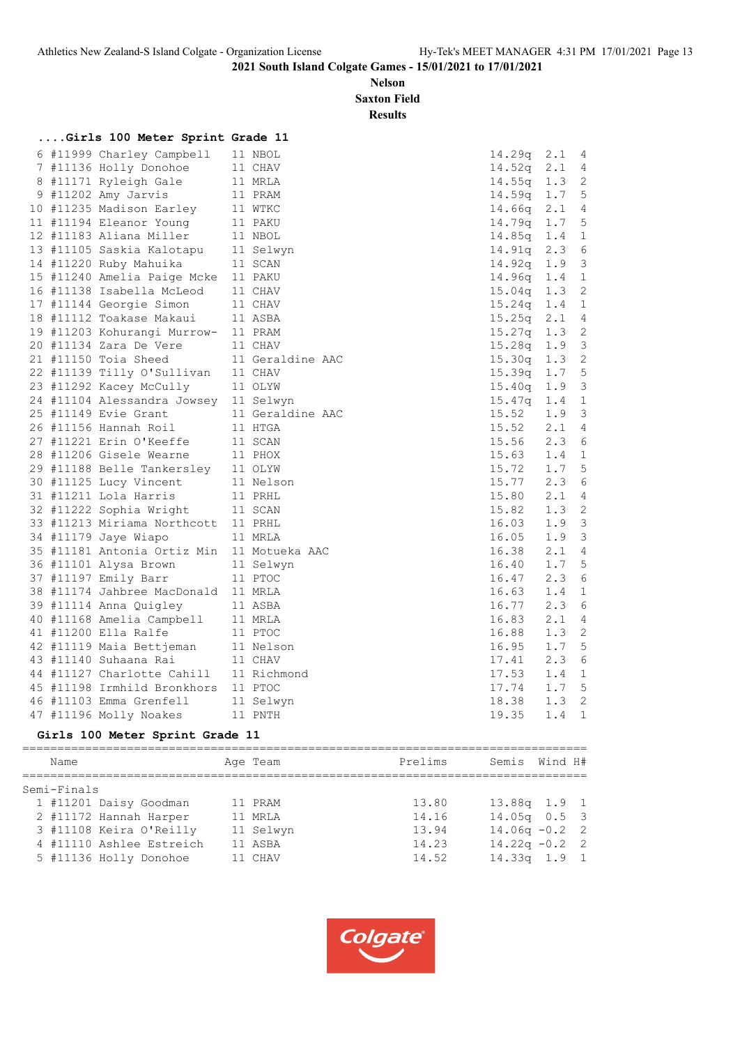**2021 South Island Colgate Games - 15/01/2021 to 17/01/2021**

**Nelson**

**Saxton Field**

**Results**

### ....Girls 100 Meter Sprint Grade 11

| Place | Comp# | Name | Age | Team | Time | Wind | H# |
|---|---|---|---|---|---|---|---|
| 6 | #11999 | Charley Campbell | 11 | NBOL | 14.29q | 2.1 | 4 |
| 7 | #11136 | Holly Donohoe | 11 | CHAV | 14.52q | 2.1 | 4 |
| 8 | #11171 | Ryleigh Gale | 11 | MRLA | 14.55q | 1.3 | 2 |
| 9 | #11202 | Amy Jarvis | 11 | PRAM | 14.59q | 1.7 | 5 |
| 10 | #11235 | Madison Earley | 11 | WTKC | 14.66q | 2.1 | 4 |
| 11 | #11194 | Eleanor Young | 11 | PAKU | 14.79q | 1.7 | 5 |
| 12 | #11183 | Aliana Miller | 11 | NBOL | 14.85q | 1.4 | 1 |
| 13 | #11105 | Saskia Kalotapu | 11 | Selwyn | 14.91q | 2.3 | 6 |
| 14 | #11220 | Ruby Mahuika | 11 | SCAN | 14.92q | 1.9 | 3 |
| 15 | #11240 | Amelia Paige Mcke | 11 | PAKU | 14.96q | 1.4 | 1 |
| 16 | #11138 | Isabella McLeod | 11 | CHAV | 15.04q | 1.3 | 2 |
| 17 | #11144 | Georgie Simon | 11 | CHAV | 15.24q | 1.4 | 1 |
| 18 | #11112 | Toakase Makaui | 11 | ASBA | 15.25q | 2.1 | 4 |
| 19 | #11203 | Kohurangi Murrow- | 11 | PRAM | 15.27q | 1.3 | 2 |
| 20 | #11134 | Zara De Vere | 11 | CHAV | 15.28q | 1.9 | 3 |
| 21 | #11150 | Toia Sheed | 11 | Geraldine AAC | 15.30q | 1.3 | 2 |
| 22 | #11139 | Tilly O'Sullivan | 11 | CHAV | 15.39q | 1.7 | 5 |
| 23 | #11292 | Kacey McCully | 11 | OLYW | 15.40q | 1.9 | 3 |
| 24 | #11104 | Alessandra Jowsey | 11 | Selwyn | 15.47q | 1.4 | 1 |
| 25 | #11149 | Evie Grant | 11 | Geraldine AAC | 15.52 | 1.9 | 3 |
| 26 | #11156 | Hannah Roil | 11 | HTGA | 15.52 | 2.1 | 4 |
| 27 | #11221 | Erin O'Keeffe | 11 | SCAN | 15.56 | 2.3 | 6 |
| 28 | #11206 | Gisele Wearne | 11 | PHOX | 15.63 | 1.4 | 1 |
| 29 | #11188 | Belle Tankersley | 11 | OLYW | 15.72 | 1.7 | 5 |
| 30 | #11125 | Lucy Vincent | 11 | Nelson | 15.77 | 2.3 | 6 |
| 31 | #11211 | Lola Harris | 11 | PRHL | 15.80 | 2.1 | 4 |
| 32 | #11222 | Sophia Wright | 11 | SCAN | 15.82 | 1.3 | 2 |
| 33 | #11213 | Miriama Northcott | 11 | PRHL | 16.03 | 1.9 | 3 |
| 34 | #11179 | Jaye Wiapo | 11 | MRLA | 16.05 | 1.9 | 3 |
| 35 | #11181 | Antonia Ortiz Min | 11 | Motueka AAC | 16.38 | 2.1 | 4 |
| 36 | #11101 | Alysa Brown | 11 | Selwyn | 16.40 | 1.7 | 5 |
| 37 | #11197 | Emily Barr | 11 | PTOC | 16.47 | 2.3 | 6 |
| 38 | #11174 | Jahbree MacDonald | 11 | MRLA | 16.63 | 1.4 | 1 |
| 39 | #11114 | Anna Quigley | 11 | ASBA | 16.77 | 2.3 | 6 |
| 40 | #11168 | Amelia Campbell | 11 | MRLA | 16.83 | 2.1 | 4 |
| 41 | #11200 | Ella Ralfe | 11 | PTOC | 16.88 | 1.3 | 2 |
| 42 | #11119 | Maia Bettjeman | 11 | Nelson | 16.95 | 1.7 | 5 |
| 43 | #11140 | Suhaana Rai | 11 | CHAV | 17.41 | 2.3 | 6 |
| 44 | #11127 | Charlotte Cahill | 11 | Richmond | 17.53 | 1.4 | 1 |
| 45 | #11198 | Irmhild Bronkhors | 11 | PTOC | 17.74 | 1.7 | 5 |
| 46 | #11103 | Emma Grenfell | 11 | Selwyn | 18.38 | 1.3 | 2 |
| 47 | #11196 | Molly Noakes | 11 | PNTH | 19.35 | 1.4 | 1 |

### Girls 100 Meter Sprint Grade 11

Semi-Finals

| Place | Comp# | Name | Age | Team | Prelims | Semis | Wind | H# |
|---|---|---|---|---|---|---|---|---|
| 1 | #11201 | Daisy Goodman | 11 | PRAM | 13.80 | 13.88q | 1.9 | 1 |
| 2 | #11172 | Hannah Harper | 11 | MRLA | 14.16 | 14.05q | 0.5 | 3 |
| 3 | #11108 | Keira O'Reilly | 11 | Selwyn | 13.94 | 14.06q | -0.2 | 2 |
| 4 | #11110 | Ashlee Estreich | 11 | ASBA | 14.23 | 14.22q | -0.2 | 2 |
| 5 | #11136 | Holly Donohoe | 11 | CHAV | 14.52 | 14.33q | 1.9 | 1 |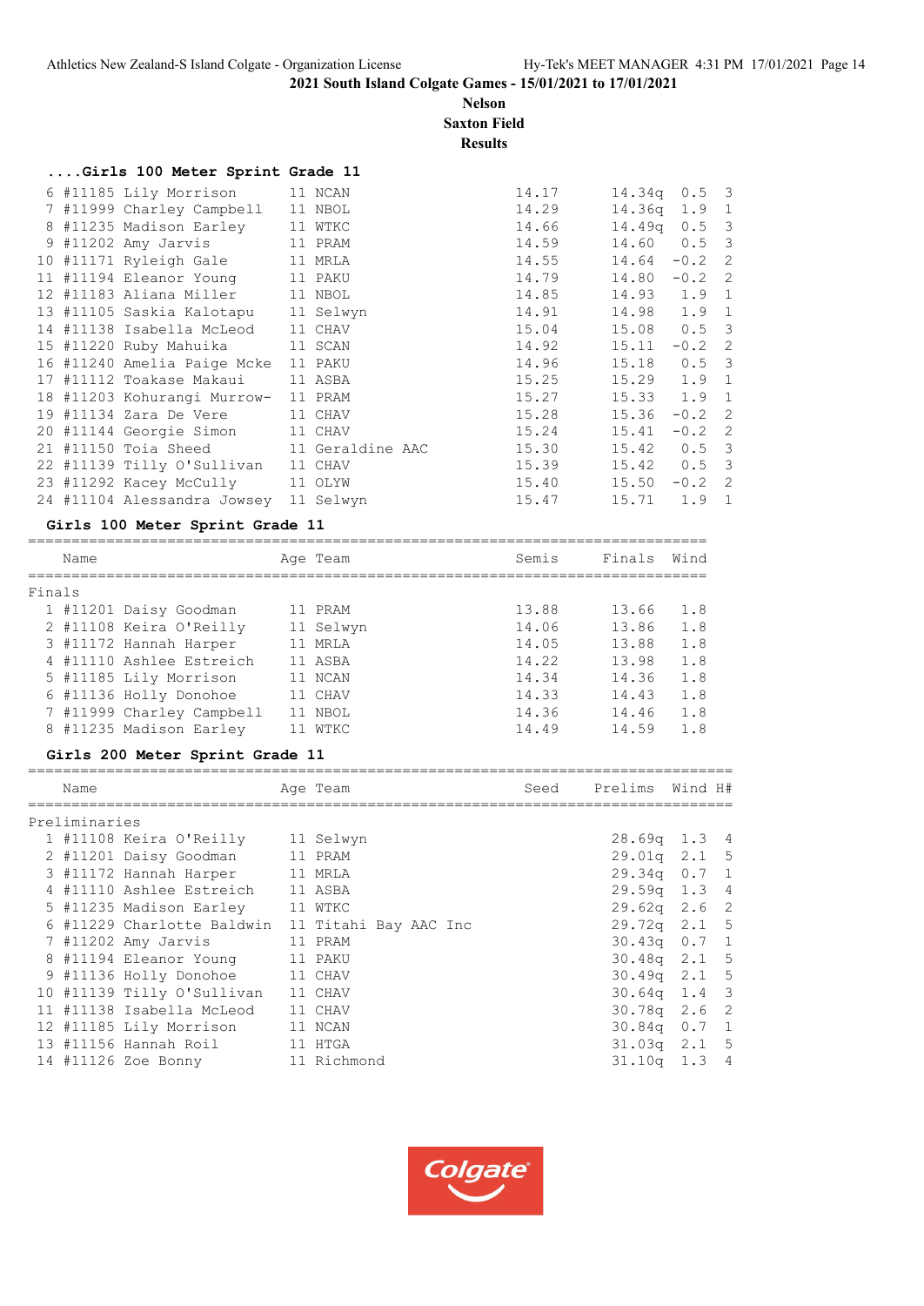**2021 South Island Colgate Games - 15/01/2021 to 17/01/2021**

**Nelson**

**Saxton Field**

**Results**

### ....Girls 100 Meter Sprint Grade 11

| | Name | Age | Team | Seed | Prelims | Wind | H# |
|---|---|---|---|---|---|---|---|
| 6 | #11185 Lily Morrison | 11 | NCAN | 14.17 | 14.34q | 0.5 | 3 |
| 7 | #11999 Charley Campbell | 11 | NBOL | 14.29 | 14.36q | 1.9 | 1 |
| 8 | #11235 Madison Earley | 11 | WTKC | 14.66 | 14.49q | 0.5 | 3 |
| 9 | #11202 Amy Jarvis | 11 | PRAM | 14.59 | 14.60 | 0.5 | 3 |
| 10 | #11171 Ryleigh Gale | 11 | MRLA | 14.55 | 14.64 | -0.2 | 2 |
| 11 | #11194 Eleanor Young | 11 | PAKU | 14.79 | 14.80 | -0.2 | 2 |
| 12 | #11183 Aliana Miller | 11 | NBOL | 14.85 | 14.93 | 1.9 | 1 |
| 13 | #11105 Saskia Kalotapu | 11 | Selwyn | 14.91 | 14.98 | 1.9 | 1 |
| 14 | #11138 Isabella McLeod | 11 | CHAV | 15.04 | 15.08 | 0.5 | 3 |
| 15 | #11220 Ruby Mahuika | 11 | SCAN | 14.92 | 15.11 | -0.2 | 2 |
| 16 | #11240 Amelia Paige Mcke | 11 | PAKU | 14.96 | 15.18 | 0.5 | 3 |
| 17 | #11112 Toakase Makaui | 11 | ASBA | 15.25 | 15.29 | 1.9 | 1 |
| 18 | #11203 Kohurangi Murrow- | 11 | PRAM | 15.27 | 15.33 | 1.9 | 1 |
| 19 | #11134 Zara De Vere | 11 | CHAV | 15.28 | 15.36 | -0.2 | 2 |
| 20 | #11144 Georgie Simon | 11 | CHAV | 15.24 | 15.41 | -0.2 | 2 |
| 21 | #11150 Toia Sheed | 11 | Geraldine AAC | 15.30 | 15.42 | 0.5 | 3 |
| 22 | #11139 Tilly O'Sullivan | 11 | CHAV | 15.39 | 15.42 | 0.5 | 3 |
| 23 | #11292 Kacey McCully | 11 | OLYW | 15.40 | 15.50 | -0.2 | 2 |
| 24 | #11104 Alessandra Jowsey | 11 | Selwyn | 15.47 | 15.71 | 1.9 | 1 |

### Girls 100 Meter Sprint Grade 11

**Finals**

| | Name | Age | Team | Semis | Finals | Wind |
|---|---|---|---|---|---|---|
| 1 | #11201 Daisy Goodman | 11 | PRAM | 13.88 | 13.66 | 1.8 |
| 2 | #11108 Keira O'Reilly | 11 | Selwyn | 14.06 | 13.86 | 1.8 |
| 3 | #11172 Hannah Harper | 11 | MRLA | 14.05 | 13.88 | 1.8 |
| 4 | #11110 Ashlee Estreich | 11 | ASBA | 14.22 | 13.98 | 1.8 |
| 5 | #11185 Lily Morrison | 11 | NCAN | 14.34 | 14.36 | 1.8 |
| 6 | #11136 Holly Donohoe | 11 | CHAV | 14.33 | 14.43 | 1.8 |
| 7 | #11999 Charley Campbell | 11 | NBOL | 14.36 | 14.46 | 1.8 |
| 8 | #11235 Madison Earley | 11 | WTKC | 14.49 | 14.59 | 1.8 |

### Girls 200 Meter Sprint Grade 11

**Preliminaries**

| | Name | Age | Team | Seed | Prelims | Wind | H# |
|---|---|---|---|---|---|---|---|
| 1 | #11108 Keira O'Reilly | 11 | Selwyn | | 28.69q | 1.3 | 4 |
| 2 | #11201 Daisy Goodman | 11 | PRAM | | 29.01q | 2.1 | 5 |
| 3 | #11172 Hannah Harper | 11 | MRLA | | 29.34q | 0.7 | 1 |
| 4 | #11110 Ashlee Estreich | 11 | ASBA | | 29.59q | 1.3 | 4 |
| 5 | #11235 Madison Earley | 11 | WTKC | | 29.62q | 2.6 | 2 |
| 6 | #11229 Charlotte Baldwin | 11 | Titahi Bay AAC Inc | | 29.72q | 2.1 | 5 |
| 7 | #11202 Amy Jarvis | 11 | PRAM | | 30.43q | 0.7 | 1 |
| 8 | #11194 Eleanor Young | 11 | PAKU | | 30.48q | 2.1 | 5 |
| 9 | #11136 Holly Donohoe | 11 | CHAV | | 30.49q | 2.1 | 5 |
| 10 | #11139 Tilly O'Sullivan | 11 | CHAV | | 30.64q | 1.4 | 3 |
| 11 | #11138 Isabella McLeod | 11 | CHAV | | 30.78q | 2.6 | 2 |
| 12 | #11185 Lily Morrison | 11 | NCAN | | 30.84q | 0.7 | 1 |
| 13 | #11156 Hannah Roil | 11 | HTGA | | 31.03q | 2.1 | 5 |
| 14 | #11126 Zoe Bonny | 11 | Richmond | | 31.10q | 1.3 | 4 |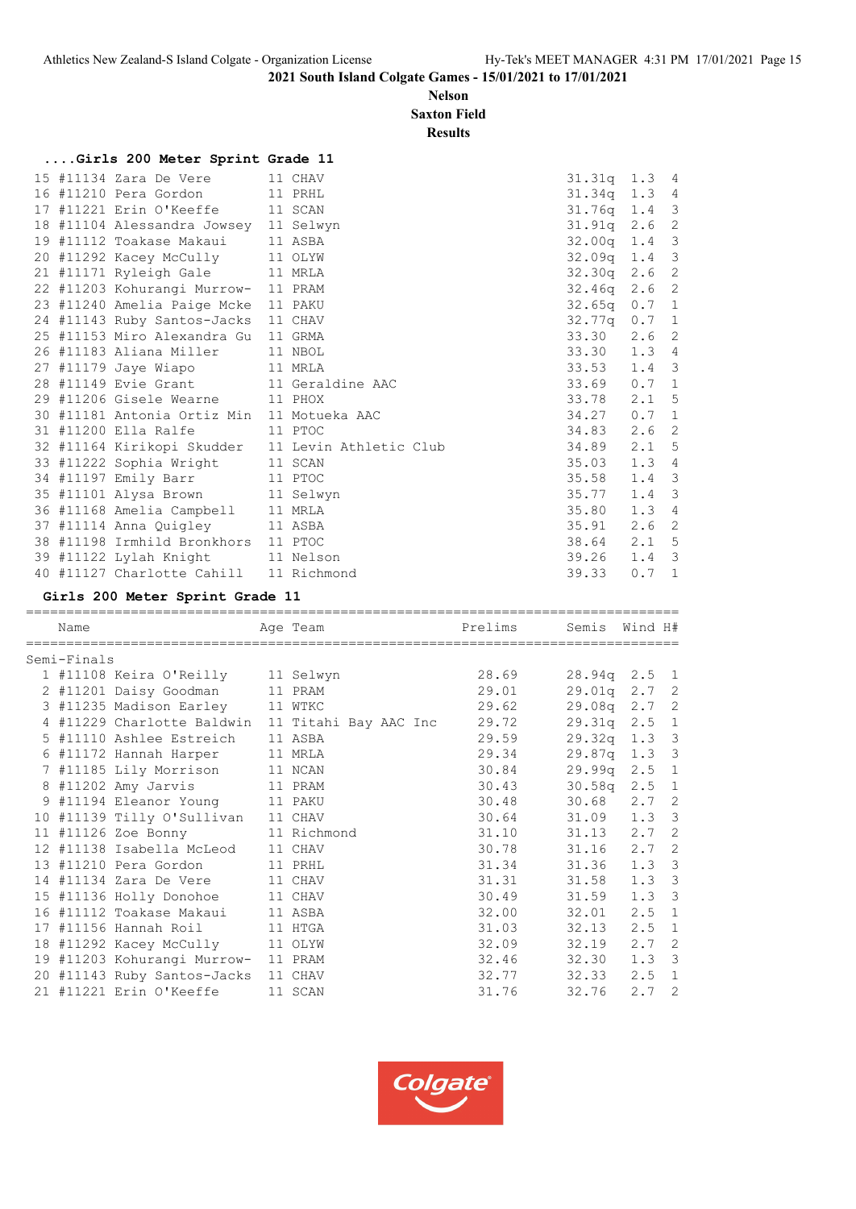2021 South Island Colgate Games - 15/01/2021 to 17/01/2021

**Nelson**
**Saxton Field**
**Results**

### ....Girls 200 Meter Sprint Grade 11

| Place | Name | Age | Team | Time | Wind | H# |
|---|---|---|---|---|---|---|
| 15 | #11134 Zara De Vere | 11 | CHAV | 31.31q | 1.3 | 4 |
| 16 | #11210 Pera Gordon | 11 | PRHL | 31.34q | 1.3 | 4 |
| 17 | #11221 Erin O'Keeffe | 11 | SCAN | 31.76q | 1.4 | 3 |
| 18 | #11104 Alessandra Jowsey | 11 | Selwyn | 31.91q | 2.6 | 2 |
| 19 | #11112 Toakase Makaui | 11 | ASBA | 32.00q | 1.4 | 3 |
| 20 | #11292 Kacey McCully | 11 | OLYW | 32.09q | 1.4 | 3 |
| 21 | #11171 Ryleigh Gale | 11 | MRLA | 32.30q | 2.6 | 2 |
| 22 | #11203 Kohurangi Murrow- | 11 | PRAM | 32.46q | 2.6 | 2 |
| 23 | #11240 Amelia Paige Mcke | 11 | PAKU | 32.65q | 0.7 | 1 |
| 24 | #11143 Ruby Santos-Jacks | 11 | CHAV | 32.77q | 0.7 | 1 |
| 25 | #11153 Miro Alexandra Gu | 11 | GRMA | 33.30 | 2.6 | 2 |
| 26 | #11183 Aliana Miller | 11 | NBOL | 33.30 | 1.3 | 4 |
| 27 | #11179 Jaye Wiapo | 11 | MRLA | 33.53 | 1.4 | 3 |
| 28 | #11149 Evie Grant | 11 | Geraldine AAC | 33.69 | 0.7 | 1 |
| 29 | #11206 Gisele Wearne | 11 | PHOX | 33.78 | 2.1 | 5 |
| 30 | #11181 Antonia Ortiz Min | 11 | Motueka AAC | 34.27 | 0.7 | 1 |
| 31 | #11200 Ella Ralfe | 11 | PTOC | 34.83 | 2.6 | 2 |
| 32 | #11164 Kirikopi Skudder | 11 | Levin Athletic Club | 34.89 | 2.1 | 5 |
| 33 | #11222 Sophia Wright | 11 | SCAN | 35.03 | 1.3 | 4 |
| 34 | #11197 Emily Barr | 11 | PTOC | 35.58 | 1.4 | 3 |
| 35 | #11101 Alysa Brown | 11 | Selwyn | 35.77 | 1.4 | 3 |
| 36 | #11168 Amelia Campbell | 11 | MRLA | 35.80 | 1.3 | 4 |
| 37 | #11114 Anna Quigley | 11 | ASBA | 35.91 | 2.6 | 2 |
| 38 | #11198 Irmhild Bronkhors | 11 | PTOC | 38.64 | 2.1 | 5 |
| 39 | #11122 Lylah Knight | 11 | Nelson | 39.26 | 1.4 | 3 |
| 40 | #11127 Charlotte Cahill | 11 | Richmond | 39.33 | 0.7 | 1 |

### Girls 200 Meter Sprint Grade 11

Semi-Finals

| Place | Name | Age | Team | Prelims | Semis | Wind | H# |
|---|---|---|---|---|---|---|---|
| 1 | #11108 Keira O'Reilly | 11 | Selwyn | 28.69 | 28.94q | 2.5 | 1 |
| 2 | #11201 Daisy Goodman | 11 | PRAM | 29.01 | 29.01q | 2.7 | 2 |
| 3 | #11235 Madison Earley | 11 | WTKC | 29.62 | 29.08q | 2.7 | 2 |
| 4 | #11229 Charlotte Baldwin | 11 | Titahi Bay AAC Inc | 29.72 | 29.31q | 2.5 | 1 |
| 5 | #11110 Ashlee Estreich | 11 | ASBA | 29.59 | 29.32q | 1.3 | 3 |
| 6 | #11172 Hannah Harper | 11 | MRLA | 29.34 | 29.87q | 1.3 | 3 |
| 7 | #11185 Lily Morrison | 11 | NCAN | 30.84 | 29.99q | 2.5 | 1 |
| 8 | #11202 Amy Jarvis | 11 | PRAM | 30.43 | 30.58q | 2.5 | 1 |
| 9 | #11194 Eleanor Young | 11 | PAKU | 30.48 | 30.68 | 2.7 | 2 |
| 10 | #11139 Tilly O'Sullivan | 11 | CHAV | 30.64 | 31.09 | 1.3 | 3 |
| 11 | #11126 Zoe Bonny | 11 | Richmond | 31.10 | 31.13 | 2.7 | 2 |
| 12 | #11138 Isabella McLeod | 11 | CHAV | 30.78 | 31.16 | 2.7 | 2 |
| 13 | #11210 Pera Gordon | 11 | PRHL | 31.34 | 31.36 | 1.3 | 3 |
| 14 | #11134 Zara De Vere | 11 | CHAV | 31.31 | 31.58 | 1.3 | 3 |
| 15 | #11136 Holly Donohoe | 11 | CHAV | 30.49 | 31.59 | 1.3 | 3 |
| 16 | #11112 Toakase Makaui | 11 | ASBA | 32.00 | 32.01 | 2.5 | 1 |
| 17 | #11156 Hannah Roil | 11 | HTGA | 31.03 | 32.13 | 2.5 | 1 |
| 18 | #11292 Kacey McCully | 11 | OLYW | 32.09 | 32.19 | 2.7 | 2 |
| 19 | #11203 Kohurangi Murrow- | 11 | PRAM | 32.46 | 32.30 | 1.3 | 3 |
| 20 | #11143 Ruby Santos-Jacks | 11 | CHAV | 32.77 | 32.33 | 2.5 | 1 |
| 21 | #11221 Erin O'Keeffe | 11 | SCAN | 31.76 | 32.76 | 2.7 | 2 |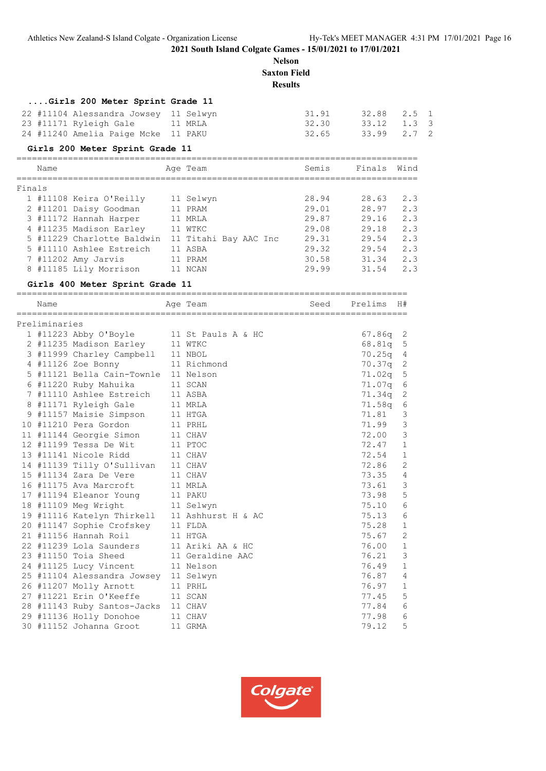2021 South Island Colgate Games - 15/01/2021 to 17/01/2021

**Nelson**

**Saxton Field**

**Results**

### ....Girls 200 Meter Sprint Grade 11

| | | Name | Age | Team | Semis | Finals | Wind | H# |
|---|---|---|---|---|---|---|---|---|
| 22 | #11104 | Alessandra Jowsey | 11 | Selwyn | 31.91 | 32.88 | 2.5 | 1 |
| 23 | #11171 | Ryleigh Gale | 11 | MRLA | 32.30 | 33.12 | 1.3 | 3 |
| 24 | #11240 | Amelia Paige Mcke | 11 | PAKU | 32.65 | 33.99 | 2.7 | 2 |

### Girls 200 Meter Sprint Grade 11

Finals

| | | Name | Age | Team | Semis | Finals | Wind |
|---|---|---|---|---|---|---|---|
| 1 | #11108 | Keira O'Reilly | 11 | Selwyn | 28.94 | 28.63 | 2.3 |
| 2 | #11201 | Daisy Goodman | 11 | PRAM | 29.01 | 28.97 | 2.3 |
| 3 | #11172 | Hannah Harper | 11 | MRLA | 29.87 | 29.16 | 2.3 |
| 4 | #11235 | Madison Earley | 11 | WTKC | 29.08 | 29.18 | 2.3 |
| 5 | #11229 | Charlotte Baldwin | 11 | Titahi Bay AAC Inc | 29.31 | 29.54 | 2.3 |
| 5 | #11110 | Ashlee Estreich | 11 | ASBA | 29.32 | 29.54 | 2.3 |
| 7 | #11202 | Amy Jarvis | 11 | PRAM | 30.58 | 31.34 | 2.3 |
| 8 | #11185 | Lily Morrison | 11 | NCAN | 29.99 | 31.54 | 2.3 |

### Girls 400 Meter Sprint Grade 11

Preliminaries

| | | Name | Age | Team | Seed | Prelims | H# |
|---|---|---|---|---|---|---|---|
| 1 | #11223 | Abby O'Boyle | 11 | St Pauls A & HC | | 67.86q | 2 |
| 2 | #11235 | Madison Earley | 11 | WTKC | | 68.81q | 5 |
| 3 | #11999 | Charley Campbell | 11 | NBOL | | 70.25q | 4 |
| 4 | #11126 | Zoe Bonny | 11 | Richmond | | 70.37q | 2 |
| 5 | #11121 | Bella Cain-Towne | 11 | Nelson | | 71.02q | 5 |
| 6 | #11220 | Ruby Mahuika | 11 | SCAN | | 71.07q | 6 |
| 7 | #11110 | Ashlee Estreich | 11 | ASBA | | 71.34q | 2 |
| 8 | #11171 | Ryleigh Gale | 11 | MRLA | | 71.58q | 6 |
| 9 | #11157 | Maisie Simpson | 11 | HTGA | | 71.81 | 3 |
| 10 | #11210 | Pera Gordon | 11 | PRHL | | 71.99 | 3 |
| 11 | #11144 | Georgie Simon | 11 | CHAV | | 72.00 | 3 |
| 12 | #11199 | Tessa De Wit | 11 | PTOC | | 72.47 | 1 |
| 13 | #11141 | Nicole Ridd | 11 | CHAV | | 72.54 | 1 |
| 14 | #11139 | Tilly O'Sullivan | 11 | CHAV | | 72.86 | 2 |
| 15 | #11134 | Zara De Vere | 11 | CHAV | | 73.35 | 4 |
| 16 | #11175 | Ava Marcroft | 11 | MRLA | | 73.61 | 3 |
| 17 | #11194 | Eleanor Young | 11 | PAKU | | 73.98 | 5 |
| 18 | #11109 | Meg Wright | 11 | Selwyn | | 75.10 | 6 |
| 19 | #11116 | Katelyn Thirkell | 11 | Ashhurst H & AC | | 75.13 | 6 |
| 20 | #11147 | Sophie Crofskey | 11 | FLDA | | 75.28 | 1 |
| 21 | #11156 | Hannah Roil | 11 | HTGA | | 75.67 | 2 |
| 22 | #11239 | Lola Saunders | 11 | Ariki AA & HC | | 76.00 | 1 |
| 23 | #11150 | Toia Sheed | 11 | Geraldine AAC | | 76.21 | 3 |
| 24 | #11125 | Lucy Vincent | 11 | Nelson | | 76.49 | 1 |
| 25 | #11104 | Alessandra Jowsey | 11 | Selwyn | | 76.87 | 4 |
| 26 | #11207 | Molly Arnott | 11 | PRHL | | 76.97 | 1 |
| 27 | #11221 | Erin O'Keeffe | 11 | SCAN | | 77.45 | 5 |
| 28 | #11143 | Ruby Santos-Jacks | 11 | CHAV | | 77.84 | 6 |
| 29 | #11136 | Holly Donohoe | 11 | CHAV | | 77.98 | 6 |
| 30 | #11152 | Johanna Groot | 11 | GRMA | | 79.12 | 5 |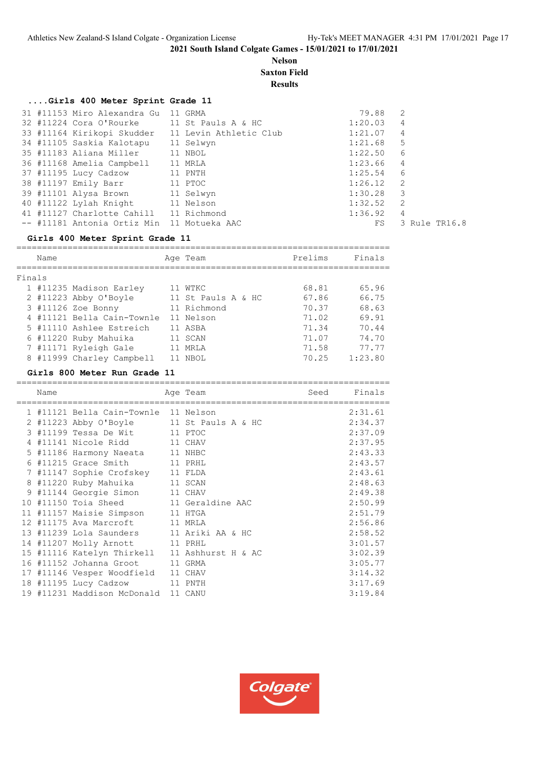2021 South Island Colgate Games - 15/01/2021 to 17/01/2021

**Nelson**
**Saxton Field**
**Results**

### ....Girls 400 Meter Sprint Grade 11

| Place | Comp# | Name | Age | Team | Finals | H# | Note |
|---|---|---|---|---|---|---|---|
| 31 | #11153 | Miro Alexandra Gu | 11 | GRMA | 79.88 | 2 | |
| 32 | #11224 | Cora O'Rourke | 11 | St Pauls A & HC | 1:20.03 | 4 | |
| 33 | #11164 | Kirikopi Skudder | 11 | Levin Athletic Club | 1:21.07 | 4 | |
| 34 | #11105 | Saskia Kalotapu | 11 | Selwyn | 1:21.68 | 5 | |
| 35 | #11183 | Aliana Miller | 11 | NBOL | 1:22.50 | 6 | |
| 36 | #11168 | Amelia Campbell | 11 | MRLA | 1:23.66 | 4 | |
| 37 | #11195 | Lucy Cadzow | 11 | PNTH | 1:25.54 | 6 | |
| 38 | #11197 | Emily Barr | 11 | PTOC | 1:26.12 | 2 | |
| 39 | #11101 | Alysa Brown | 11 | Selwyn | 1:30.28 | 3 | |
| 40 | #11122 | Lylah Knight | 11 | Nelson | 1:32.52 | 2 | |
| 41 | #11127 | Charlotte Cahill | 11 | Richmond | 1:36.92 | 4 | |
| -- | #11181 | Antonia Ortiz Min | 11 | Motueka AAC | FS | 3 | Rule TR16.8 |

### Girls 400 Meter Sprint Grade 11

Finals

| Place | Comp# | Name | Age | Team | Prelims | Finals |
|---|---|---|---|---|---|---|
| 1 | #11235 | Madison Earley | 11 | WTKC | 68.81 | 65.96 |
| 2 | #11223 | Abby O'Boyle | 11 | St Pauls A & HC | 67.86 | 66.75 |
| 3 | #11126 | Zoe Bonny | 11 | Richmond | 70.37 | 68.63 |
| 4 | #11121 | Bella Cain-Towne | 11 | Nelson | 71.02 | 69.91 |
| 5 | #11110 | Ashlee Estreich | 11 | ASBA | 71.34 | 70.44 |
| 6 | #11220 | Ruby Mahuika | 11 | SCAN | 71.07 | 74.70 |
| 7 | #11171 | Ryleigh Gale | 11 | MRLA | 71.58 | 77.77 |
| 8 | #11999 | Charley Campbell | 11 | NBOL | 70.25 | 1:23.80 |

### Girls 800 Meter Run Grade 11

| Place | Comp# | Name | Age | Team | Seed | Finals |
|---|---|---|---|---|---|---|
| 1 | #11121 | Bella Cain-Towne | 11 | Nelson | | 2:31.61 |
| 2 | #11223 | Abby O'Boyle | 11 | St Pauls A & HC | | 2:34.37 |
| 3 | #11199 | Tessa De Wit | 11 | PTOC | | 2:37.09 |
| 4 | #11141 | Nicole Ridd | 11 | CHAV | | 2:37.95 |
| 5 | #11186 | Harmony Naeata | 11 | NHBC | | 2:43.33 |
| 6 | #11215 | Grace Smith | 11 | PRHL | | 2:43.57 |
| 7 | #11147 | Sophie Crofskey | 11 | FLDA | | 2:43.61 |
| 8 | #11220 | Ruby Mahuika | 11 | SCAN | | 2:48.63 |
| 9 | #11144 | Georgie Simon | 11 | CHAV | | 2:49.38 |
| 10 | #11150 | Toia Sheed | 11 | Geraldine AAC | | 2:50.99 |
| 11 | #11157 | Maisie Simpson | 11 | HTGA | | 2:51.79 |
| 12 | #11175 | Ava Marcroft | 11 | MRLA | | 2:56.86 |
| 13 | #11239 | Lola Saunders | 11 | Ariki AA & HC | | 2:58.52 |
| 14 | #11207 | Molly Arnott | 11 | PRHL | | 3:01.57 |
| 15 | #11116 | Katelyn Thirkell | 11 | Ashhurst H & AC | | 3:02.39 |
| 16 | #11152 | Johanna Groot | 11 | GRMA | | 3:05.77 |
| 17 | #11146 | Vesper Woodfield | 11 | CHAV | | 3:14.32 |
| 18 | #11195 | Lucy Cadzow | 11 | PNTH | | 3:17.69 |
| 19 | #11231 | Maddison McDonald | 11 | CANU | | 3:19.84 |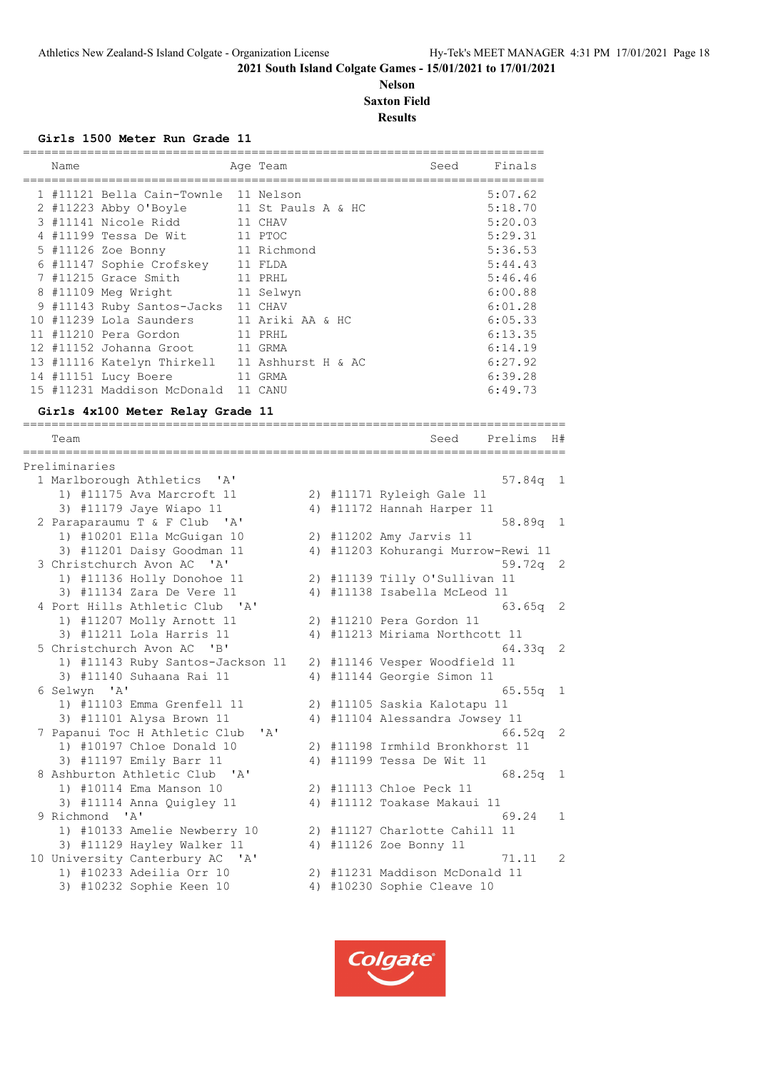## 2021 South Island Colgate Games - 15/01/2021 to 17/01/2021

**Nelson**
**Saxton Field**
**Results**

### Girls 1500 Meter Run Grade 11

| | Name | Age | Team | Seed | Finals |
|---|---|---|---|---|---|
| 1 | #11121 Bella Cain-Towne | 11 | Nelson | | 5:07.62 |
| 2 | #11223 Abby O'Boyle | 11 | St Pauls A & HC | | 5:18.70 |
| 3 | #11141 Nicole Ridd | 11 | CHAV | | 5:20.03 |
| 4 | #11199 Tessa De Wit | 11 | PTOC | | 5:29.31 |
| 5 | #11126 Zoe Bonny | 11 | Richmond | | 5:36.53 |
| 6 | #11147 Sophie Crofskey | 11 | FLDA | | 5:44.43 |
| 7 | #11215 Grace Smith | 11 | PRHL | | 5:46.46 |
| 8 | #11109 Meg Wright | 11 | Selwyn | | 6:00.88 |
| 9 | #11143 Ruby Santos-Jacks | 11 | CHAV | | 6:01.28 |
| 10 | #11239 Lola Saunders | 11 | Ariki AA & HC | | 6:05.33 |
| 11 | #11210 Pera Gordon | 11 | PRHL | | 6:13.35 |
| 12 | #11152 Johanna Groot | 11 | GRMA | | 6:14.19 |
| 13 | #11116 Katelyn Thirkell | 11 | Ashhurst H & AC | | 6:27.92 |
| 14 | #11151 Lucy Boere | 11 | GRMA | | 6:39.28 |
| 15 | #11231 Maddison McDonald | 11 | CANU | | 6:49.73 |

### Girls 4x100 Meter Relay Grade 11

| | Team | Seed | Prelims | H# |
|---|---|---|---|---|
| **Preliminaries** | | | | |
| 1 | Marlborough Athletics 'A' | | 57.84q | 1 |
| | 1) #11175 Ava Marcroft 11; 2) #11171 Ryleigh Gale 11; 3) #11179 Jaye Wiapo 11; 4) #11172 Hannah Harper 11 | | | |
| 2 | Paraparaumu T & F Club 'A' | | 58.89q | 1 |
| | 1) #10201 Ella McGuigan 10; 2) #11202 Amy Jarvis 11; 3) #11201 Daisy Goodman 11; 4) #11203 Kohurangi Murrow-Rewi 11 | | | |
| 3 | Christchurch Avon AC 'A' | | 59.72q | 2 |
| | 1) #11136 Holly Donohoe 11; 2) #11139 Tilly O'Sullivan 11; 3) #11134 Zara De Vere 11; 4) #11138 Isabella McLeod 11 | | | |
| 4 | Port Hills Athletic Club 'A' | | 63.65q | 2 |
| | 1) #11207 Molly Arnott 11; 2) #11210 Pera Gordon 11; 3) #11211 Lola Harris 11; 4) #11213 Miriama Northcott 11 | | | |
| 5 | Christchurch Avon AC 'B' | | 64.33q | 2 |
| | 1) #11143 Ruby Santos-Jackson 11; 2) #11146 Vesper Woodfield 11; 3) #11140 Suhaana Rai 11; 4) #11144 Georgie Simon 11 | | | |
| 6 | Selwyn 'A' | | 65.55q | 1 |
| | 1) #11103 Emma Grenfell 11; 2) #11105 Saskia Kalotapu 11; 3) #11101 Alysa Brown 11; 4) #11104 Alessandra Jowsey 11 | | | |
| 7 | Papanui Toc H Athletic Club 'A' | | 66.52q | 2 |
| | 1) #10197 Chloe Donald 10; 2) #11198 Irmhild Bronkhorst 11; 3) #11197 Emily Barr 11; 4) #11199 Tessa De Wit 11 | | | |
| 8 | Ashburton Athletic Club 'A' | | 68.25q | 1 |
| | 1) #10114 Ema Manson 10; 2) #11113 Chloe Peck 11; 3) #11114 Anna Quigley 11; 4) #11112 Toakase Makaui 11 | | | |
| 9 | Richmond 'A' | | 69.24 | 1 |
| | 1) #10133 Amelie Newberry 10; 2) #11127 Charlotte Cahill 11; 3) #11129 Hayley Walker 11; 4) #11126 Zoe Bonny 11 | | | |
| 10 | University Canterbury AC 'A' | | 71.11 | 2 |
| | 1) #10233 Adeilia Orr 10; 2) #11231 Maddison McDonald 11; 3) #10232 Sophie Keen 10; 4) #10230 Sophie Cleave 10 | | | |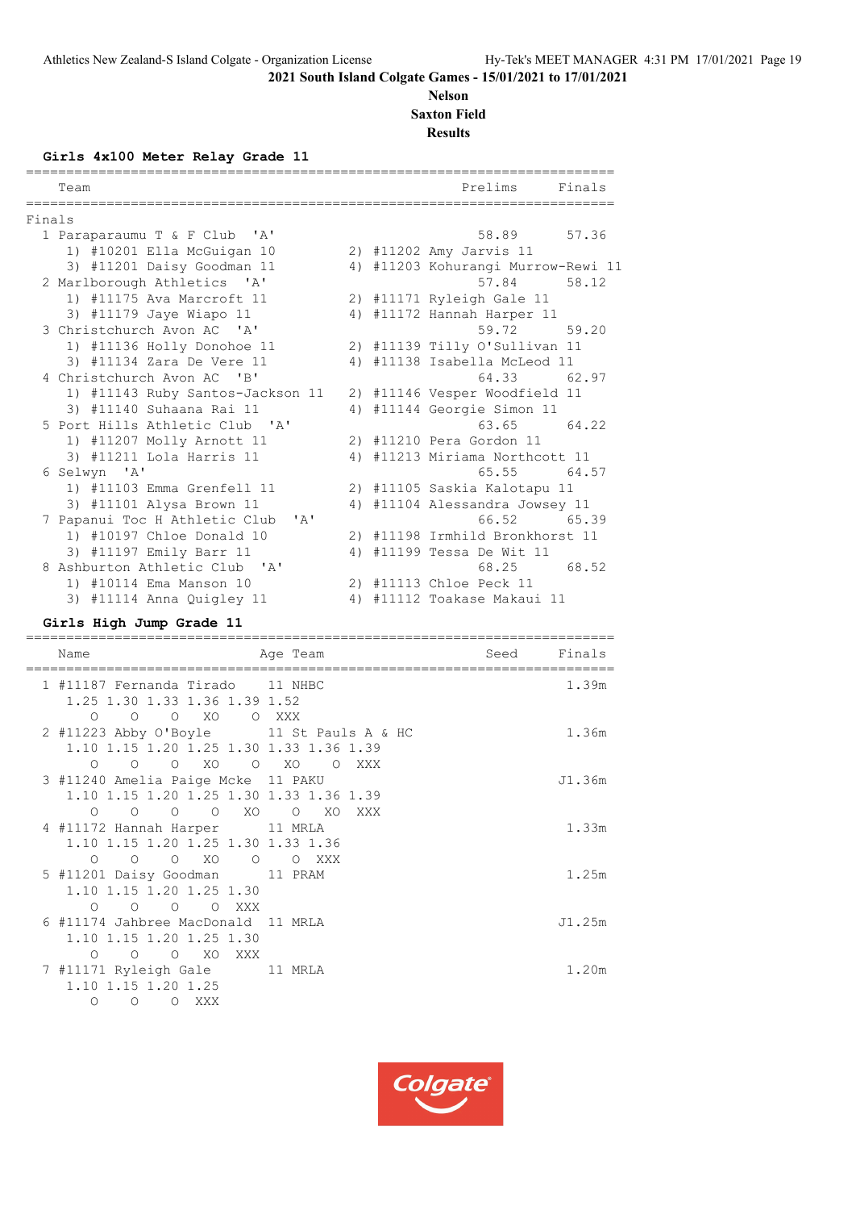2021 South Island Colgate Games - 15/01/2021 to 17/01/2021

**Nelson**

**Saxton Field**

**Results**

### Girls 4x100 Meter Relay Grade 11

```
=========================================================================
    Team                                            Prelims     Finals
=========================================================================
Finals
  1 Paraparaumu T & F Club  'A'                       58.89      57.36
     1) #10201 Ella McGuigan 10         2) #11202 Amy Jarvis 11
     3) #11201 Daisy Goodman 11         4) #11203 Kohurangi Murrow-Rewi 11
  2 Marlborough Athletics  'A'                        57.84      58.12
     1) #11175 Ava Marcroft 11          2) #11171 Ryleigh Gale 11
     3) #11179 Jaye Wiapo 11            4) #11172 Hannah Harper 11
  3 Christchurch Avon AC  'A'                         59.72      59.20
     1) #11136 Holly Donohoe 11         2) #11139 Tilly O'Sullivan 11
     3) #11134 Zara De Vere 11          4) #11138 Isabella McLeod 11
  4 Christchurch Avon AC  'B'                         64.33      62.97
     1) #11143 Ruby Santos-Jackson 11   2) #11146 Vesper Woodfield 11
     3) #11140 Suhaana Rai 11           4) #11144 Georgie Simon 11
  5 Port Hills Athletic Club  'A'                     63.65      64.22
     1) #11207 Molly Arnott 11          2) #11210 Pera Gordon 11
     3) #11211 Lola Harris 11           4) #11213 Miriama Northcott 11
  6 Selwyn  'A'                                       65.55      64.57
     1) #11103 Emma Grenfell 11         2) #11105 Saskia Kalotapu 11
     3) #11101 Alysa Brown 11           4) #11104 Alessandra Jowsey 11
  7 Papanui Toc H Athletic Club  'A'                  66.52      65.39
     1) #10197 Chloe Donald 10          2) #11198 Irmhild Bronkhorst 11
     3) #11197 Emily Barr 11            4) #11199 Tessa De Wit 11
  8 Ashburton Athletic Club  'A'                      68.25      68.52
     1) #10114 Ema Manson 10            2) #11113 Chloe Peck 11
     3) #11114 Anna Quigley 11          4) #11112 Toakase Makaui 11
```

### Girls High Jump Grade 11

```
=========================================================================
    Name                    Age Team                    Seed    Finals
=========================================================================
  1 #11187 Fernanda Tirado    11 NHBC                              1.39m
     1.25 1.30 1.33 1.36 1.39 1.52
        O    O    O   XO    O  XXX
  2 #11223 Abby O'Boyle       11 St Pauls A & HC                   1.36m
     1.10 1.15 1.20 1.25 1.30 1.33 1.36 1.39
        O    O    O   XO    O   XO    O  XXX
  3 #11240 Amelia Paige Mcke  11 PAKU                             J1.36m
     1.10 1.15 1.20 1.25 1.30 1.33 1.36 1.39
        O    O    O    O   XO    O   XO  XXX
  4 #11172 Hannah Harper      11 MRLA                              1.33m
     1.10 1.15 1.20 1.25 1.30 1.33 1.36
        O    O    O   XO    O    O  XXX
  5 #11201 Daisy Goodman      11 PRAM                              1.25m
     1.10 1.15 1.20 1.25 1.30
        O    O    O    O  XXX
  6 #11174 Jahbree MacDonald  11 MRLA                             J1.25m
     1.10 1.15 1.20 1.25 1.30
        O    O    O   XO  XXX
  7 #11171 Ryleigh Gale       11 MRLA                              1.20m
     1.10 1.15 1.20 1.25
        O    O    O  XXX
```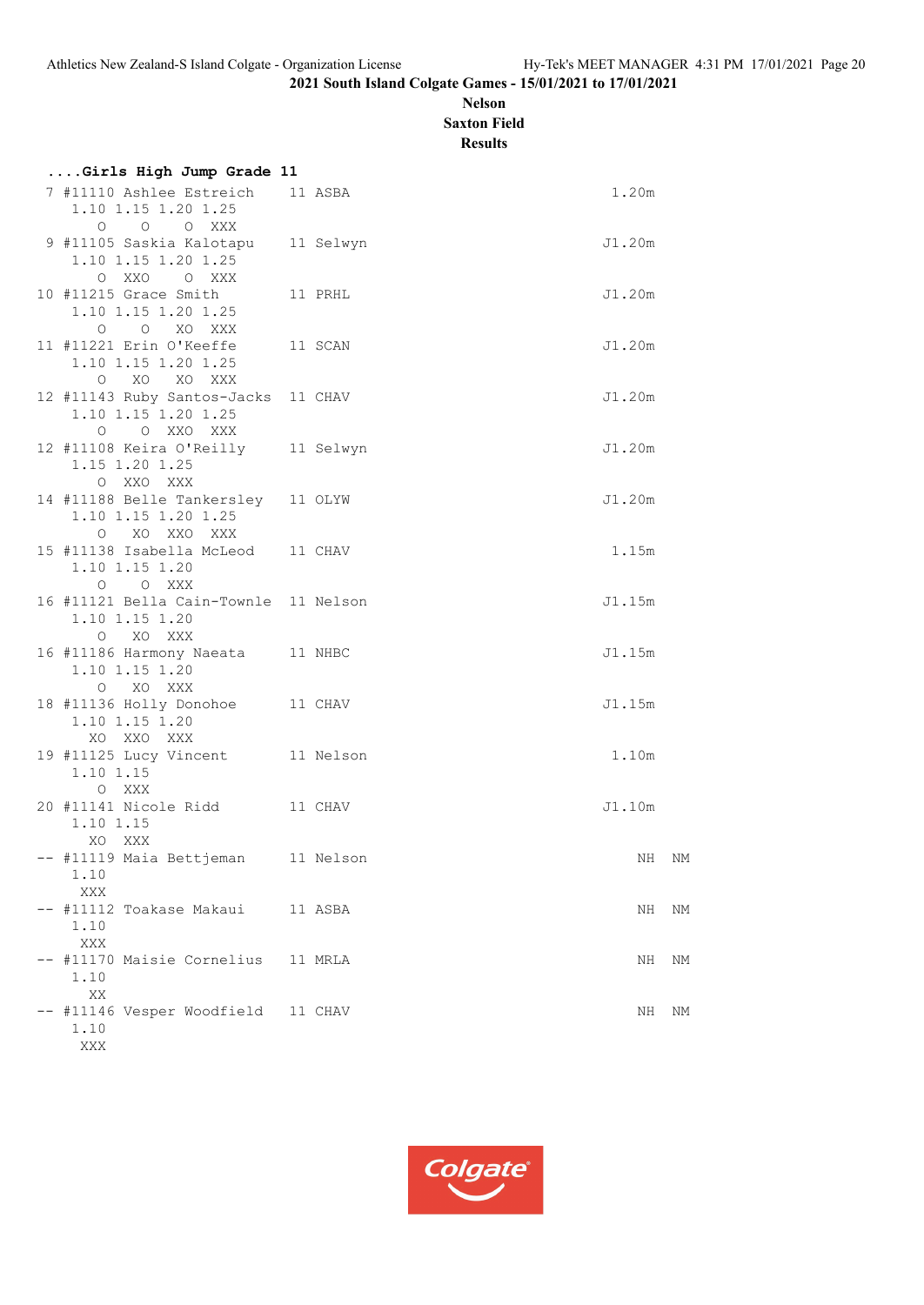2021 South Island Colgate Games - 15/01/2021 to 17/01/2021

**Nelson**

**Saxton Field**

**Results**

```
....Girls High Jump Grade 11
 7 #11110 Ashlee Estreich     11 ASBA                               1.20m
     1.10 1.15 1.20 1.25
       O    O    O  XXX
 9 #11105 Saskia Kalotapu     11 Selwyn                            J1.20m
     1.10 1.15 1.20 1.25
       O  XXO    O  XXX
10 #11215 Grace Smith         11 PRHL                              J1.20m
     1.10 1.15 1.20 1.25
       O    O   XO  XXX
11 #11221 Erin O'Keeffe       11 SCAN                              J1.20m
     1.10 1.15 1.20 1.25
       O   XO   XO  XXX
12 #11143 Ruby Santos-Jacks   11 CHAV                              J1.20m
     1.10 1.15 1.20 1.25
       O    O  XXO  XXX
12 #11108 Keira O'Reilly      11 Selwyn                            J1.20m
     1.15 1.20 1.25
       O  XXO  XXX
14 #11188 Belle Tankersley    11 OLYW                              J1.20m
     1.10 1.15 1.20 1.25
       O   XO  XXO  XXX
15 #11138 Isabella McLeod     11 CHAV                               1.15m
     1.10 1.15 1.20
       O    O  XXX
16 #11121 Bella Cain-Townle   11 Nelson                            J1.15m
     1.10 1.15 1.20
       O   XO  XXX
16 #11186 Harmony Naeata      11 NHBC                              J1.15m
     1.10 1.15 1.20
       O   XO  XXX
18 #11136 Holly Donohoe       11 CHAV                              J1.15m
     1.10 1.15 1.20
      XO  XXO  XXX
19 #11125 Lucy Vincent        11 Nelson                             1.10m
     1.10 1.15
       O  XXX
20 #11141 Nicole Ridd         11 CHAV                              J1.10m
     1.10 1.15
      XO  XXX
-- #11119 Maia Bettjeman      11 Nelson                               NH  NM
     1.10
     XXX
-- #11112 Toakase Makaui      11 ASBA                                 NH  NM
     1.10
     XXX
-- #11170 Maisie Cornelius    11 MRLA                                 NH  NM
     1.10
      XX
-- #11146 Vesper Woodfield    11 CHAV                                 NH  NM
     1.10
     XXX
```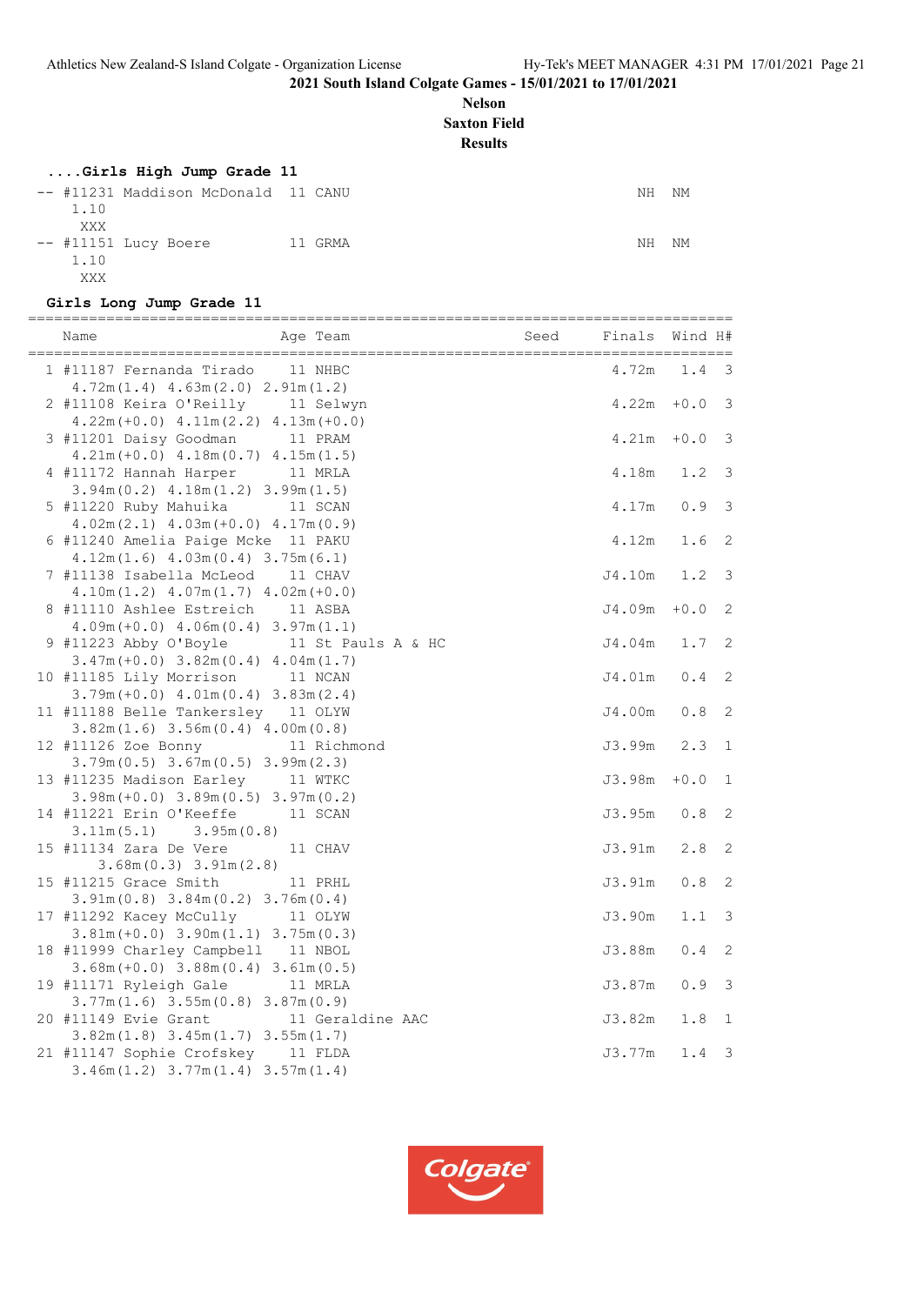2021 South Island Colgate Games - 15/01/2021 to 17/01/2021

**Nelson**
**Saxton Field**
**Results**

### ....Girls High Jump Grade 11

```
-- #11231 Maddison McDonald  11 CANU                                    NH  NM
    1.10
     XXX
-- #11151 Lucy Boere         11 GRMA                                    NH  NM
    1.10
     XXX
```

### Girls Long Jump Grade 11

```
=================================================================================
    Name                      Age Team                 Seed    Finals  Wind H#
=================================================================================
  1 #11187 Fernanda Tirado     11 NHBC                          4.72m   1.4  3
      4.72m(1.4) 4.63m(2.0) 2.91m(1.2)
  2 #11108 Keira O'Reilly      11 Selwyn                        4.22m  +0.0  3
      4.22m(+0.0) 4.11m(2.2) 4.13m(+0.0)
  3 #11201 Daisy Goodman       11 PRAM                          4.21m  +0.0  3
      4.21m(+0.0) 4.18m(0.7) 4.15m(1.5)
  4 #11172 Hannah Harper       11 MRLA                          4.18m   1.2  3
      3.94m(0.2) 4.18m(1.2) 3.99m(1.5)
  5 #11220 Ruby Mahuika        11 SCAN                          4.17m   0.9  3
      4.02m(2.1) 4.03m(+0.0) 4.17m(0.9)
  6 #11240 Amelia Paige Mcke  11 PAKU                           4.12m   1.6  2
      4.12m(1.6) 4.03m(0.4) 3.75m(6.1)
  7 #11138 Isabella McLeod     11 CHAV                         J4.10m   1.2  3
      4.10m(1.2) 4.07m(1.7) 4.02m(+0.0)
  8 #11110 Ashlee Estreich     11 ASBA                         J4.09m  +0.0  2
      4.09m(+0.0) 4.06m(0.4) 3.97m(1.1)
  9 #11223 Abby O'Boyle        11 St Pauls A & HC              J4.04m   1.7  2
      3.47m(+0.0) 3.82m(0.4) 4.04m(1.7)
 10 #11185 Lily Morrison       11 NCAN                         J4.01m   0.4  2
      3.79m(+0.0) 4.01m(0.4) 3.83m(2.4)
 11 #11188 Belle Tankersley    11 OLYW                         J4.00m   0.8  2
      3.82m(1.6) 3.56m(0.4) 4.00m(0.8)
 12 #11126 Zoe Bonny           11 Richmond                     J3.99m   2.3  1
      3.79m(0.5) 3.67m(0.5) 3.99m(2.3)
 13 #11235 Madison Earley      11 WTKC                         J3.98m  +0.0  1
      3.98m(+0.0) 3.89m(0.5) 3.97m(0.2)
 14 #11221 Erin O'Keeffe       11 SCAN                         J3.95m   0.8  2
      3.11m(5.1)      3.95m(0.8)
 15 #11134 Zara De Vere        11 CHAV                         J3.91m   2.8  2
          3.68m(0.3) 3.91m(2.8)
 15 #11215 Grace Smith         11 PRHL                         J3.91m   0.8  2
      3.91m(0.8) 3.84m(0.2) 3.76m(0.4)
 17 #11292 Kacey McCully       11 OLYW                         J3.90m   1.1  3
      3.81m(+0.0) 3.90m(1.1) 3.75m(0.3)
 18 #11999 Charley Campbell    11 NBOL                         J3.88m   0.4  2
      3.68m(+0.0) 3.88m(0.4) 3.61m(0.5)
 19 #11171 Ryleigh Gale        11 MRLA                         J3.87m   0.9  3
      3.77m(1.6) 3.55m(0.8) 3.87m(0.9)
 20 #11149 Evie Grant          11 Geraldine AAC                J3.82m   1.8  1
      3.82m(1.8) 3.45m(1.7) 3.55m(1.7)
 21 #11147 Sophie Crofskey     11 FLDA                         J3.77m   1.4  3
      3.46m(1.2) 3.77m(1.4) 3.57m(1.4)
```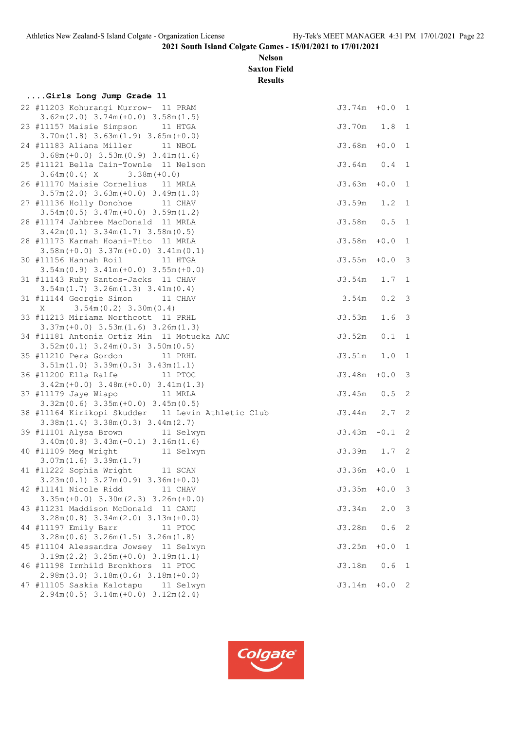**2021 South Island Colgate Games - 15/01/2021 to 17/01/2021**

**Nelson**

**Saxton Field**

**Results**

```
....Girls Long Jump Grade 11
 22 #11203 Kohurangi Murrow-  11 PRAM                          J3.74m  +0.0  1
     3.62m(2.0) 3.74m(+0.0) 3.58m(1.5)
 23 #11157 Maisie Simpson     11 HTGA                          J3.70m   1.8  1
     3.70m(1.8) 3.63m(1.9) 3.65m(+0.0)
 24 #11183 Aliana Miller      11 NBOL                          J3.68m  +0.0  1
     3.68m(+0.0) 3.53m(0.9) 3.41m(1.6)
 25 #11121 Bella Cain-Townle  11 Nelson                        J3.64m   0.4  1
     3.64m(0.4) X      3.38m(+0.0)
 26 #11170 Maisie Cornelius   11 MRLA                          J3.63m  +0.0  1
     3.57m(2.0) 3.63m(+0.0) 3.49m(1.0)
 27 #11136 Holly Donohoe      11 CHAV                          J3.59m   1.2  1
     3.54m(0.5) 3.47m(+0.0) 3.59m(1.2)
 28 #11174 Jahbree MacDonald  11 MRLA                          J3.58m   0.5  1
     3.42m(0.1) 3.34m(1.7) 3.58m(0.5)
 28 #11173 Karmah Hoani-Tito  11 MRLA                          J3.58m  +0.0  1
     3.58m(+0.0) 3.37m(+0.0) 3.41m(0.1)
 30 #11156 Hannah Roil        11 HTGA                          J3.55m  +0.0  3
     3.54m(0.9) 3.41m(+0.0) 3.55m(+0.0)
 31 #11143 Ruby Santos-Jacks  11 CHAV                          J3.54m   1.7  1
     3.54m(1.7) 3.26m(1.3) 3.41m(0.4)
 31 #11144 Georgie Simon      11 CHAV                           3.54m   0.2  3
     X      3.54m(0.2) 3.30m(0.4)
 33 #11213 Miriama Northcott  11 PRHL                          J3.53m   1.6  3
     3.37m(+0.0) 3.53m(1.6) 3.26m(1.3)
 34 #11181 Antonia Ortiz Min  11 Motueka AAC                   J3.52m   0.1  1
     3.52m(0.1) 3.24m(0.3) 3.50m(0.5)
 35 #11210 Pera Gordon        11 PRHL                          J3.51m   1.0  1
     3.51m(1.0) 3.39m(0.3) 3.43m(1.1)
 36 #11200 Ella Ralfe         11 PTOC                          J3.48m  +0.0  3
     3.42m(+0.0) 3.48m(+0.0) 3.41m(1.3)
 37 #11179 Jaye Wiapo         11 MRLA                          J3.45m   0.5  2
     3.32m(0.6) 3.35m(+0.0) 3.45m(0.5)
 38 #11164 Kirikopi Skudder   11 Levin Athletic Club           J3.44m   2.7  2
     3.38m(1.4) 3.38m(0.3) 3.44m(2.7)
 39 #11101 Alysa Brown        11 Selwyn                        J3.43m  -0.1  2
     3.40m(0.8) 3.43m(-0.1) 3.16m(1.6)
 40 #11109 Meg Wright         11 Selwyn                        J3.39m   1.7  2
     3.07m(1.6) 3.39m(1.7)
 41 #11222 Sophia Wright      11 SCAN                          J3.36m  +0.0  1
     3.23m(0.1) 3.27m(0.9) 3.36m(+0.0)
 42 #11141 Nicole Ridd        11 CHAV                          J3.35m  +0.0  3
     3.35m(+0.0) 3.30m(2.3) 3.26m(+0.0)
 43 #11231 Maddison McDonald  11 CANU                          J3.34m   2.0  3
     3.28m(0.8) 3.34m(2.0) 3.13m(+0.0)
 44 #11197 Emily Barr         11 PTOC                          J3.28m   0.6  2
     3.28m(0.6) 3.26m(1.5) 3.26m(1.8)
 45 #11104 Alessandra Jowsey  11 Selwyn                        J3.25m  +0.0  1
     3.19m(2.2) 3.25m(+0.0) 3.19m(1.1)
 46 #11198 Irmhild Bronkhors  11 PTOC                          J3.18m   0.6  1
     2.98m(3.0) 3.18m(0.6) 3.18m(+0.0)
 47 #11105 Saskia Kalotapu    11 Selwyn                        J3.14m  +0.0  2
     2.94m(0.5) 3.14m(+0.0) 3.12m(2.4)
```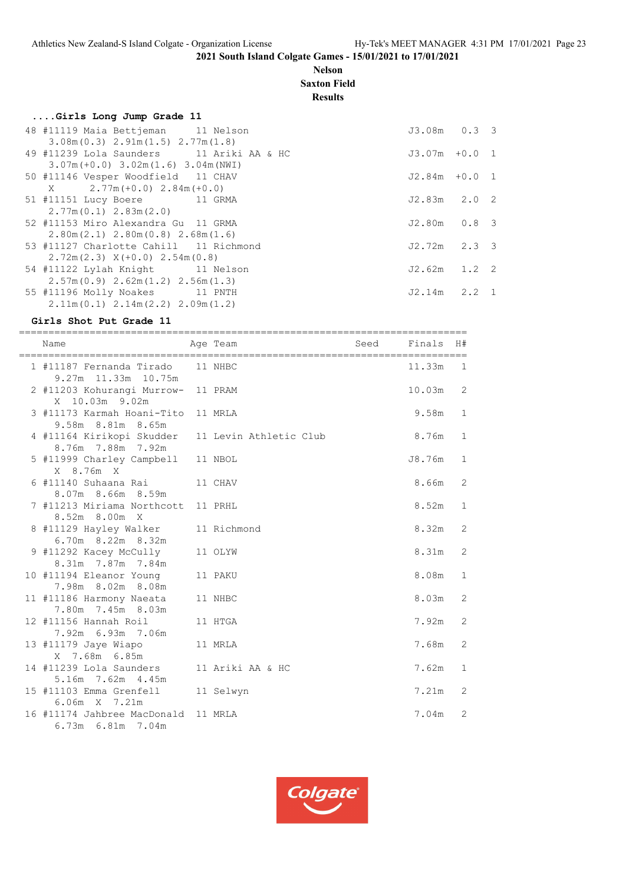2021 South Island Colgate Games - 15/01/2021 to 17/01/2021

**Nelson**
**Saxton Field**
**Results**

### ....Girls Long Jump Grade 11

```
 48 #11119 Maia Bettjeman      11 Nelson                               J3.08m   0.3  3
    3.08m(0.3) 2.91m(1.5) 2.77m(1.8)
 49 #11239 Lola Saunders       11 Ariki AA & HC                        J3.07m  +0.0  1
    3.07m(+0.0) 3.02m(1.6) 3.04m(NWI)
 50 #11146 Vesper Woodfield    11 CHAV                                 J2.84m  +0.0  1
    X      2.77m(+0.0) 2.84m(+0.0)
 51 #11151 Lucy Boere          11 GRMA                                 J2.83m   2.0  2
    2.77m(0.1) 2.83m(2.0)
 52 #11153 Miro Alexandra Gu   11 GRMA                                 J2.80m   0.8  3
    2.80m(2.1) 2.80m(0.8) 2.68m(1.6)
 53 #11127 Charlotte Cahill    11 Richmond                             J2.72m   2.3  3
    2.72m(2.3) X(+0.0) 2.54m(0.8)
 54 #11122 Lylah Knight        11 Nelson                               J2.62m   1.2  2
    2.57m(0.9) 2.62m(1.2) 2.56m(1.3)
 55 #11196 Molly Noakes        11 PNTH                                 J2.14m   2.2  1
    2.11m(0.1) 2.14m(2.2) 2.09m(1.2)
```

### Girls Shot Put Grade 11

| | Name | Age | Team | Seed | Finals | H# |
|---|---|---|---|---|---|---|
| 1 | #11187 Fernanda Tirado | 11 | NHBC | | 11.33m | 1 |
| | 9.27m 11.33m 10.75m | | | | | |
| 2 | #11203 Kohurangi Murrow- | 11 | PRAM | | 10.03m | 2 |
| | X 10.03m 9.02m | | | | | |
| 3 | #11173 Karmah Hoani-Tito | 11 | MRLA | | 9.58m | 1 |
| | 9.58m 8.81m 8.65m | | | | | |
| 4 | #11164 Kirikopi Skudder | 11 | Levin Athletic Club | | 8.76m | 1 |
| | 8.76m 7.88m 7.92m | | | | | |
| 5 | #11999 Charley Campbell | 11 | NBOL | | J8.76m | 1 |
| | X 8.76m X | | | | | |
| 6 | #11140 Suhaana Rai | 11 | CHAV | | 8.66m | 2 |
| | 8.07m 8.66m 8.59m | | | | | |
| 7 | #11213 Miriama Northcott | 11 | PRHL | | 8.52m | 1 |
| | 8.52m 8.00m X | | | | | |
| 8 | #11129 Hayley Walker | 11 | Richmond | | 8.32m | 2 |
| | 6.70m 8.22m 8.32m | | | | | |
| 9 | #11292 Kacey McCully | 11 | OLYW | | 8.31m | 2 |
| | 8.31m 7.87m 7.84m | | | | | |
| 10 | #11194 Eleanor Young | 11 | PAKU | | 8.08m | 1 |
| | 7.98m 8.02m 8.08m | | | | | |
| 11 | #11186 Harmony Naeata | 11 | NHBC | | 8.03m | 2 |
| | 7.80m 7.45m 8.03m | | | | | |
| 12 | #11156 Hannah Roil | 11 | HTGA | | 7.92m | 2 |
| | 7.92m 6.93m 7.06m | | | | | |
| 13 | #11179 Jaye Wiapo | 11 | MRLA | | 7.68m | 2 |
| | X 7.68m 6.85m | | | | | |
| 14 | #11239 Lola Saunders | 11 | Ariki AA & HC | | 7.62m | 1 |
| | 5.16m 7.62m 4.45m | | | | | |
| 15 | #11103 Emma Grenfell | 11 | Selwyn | | 7.21m | 2 |
| | 6.06m X 7.21m | | | | | |
| 16 | #11174 Jahbree MacDonald | 11 | MRLA | | 7.04m | 2 |
| | 6.73m 6.81m 7.04m | | | | | |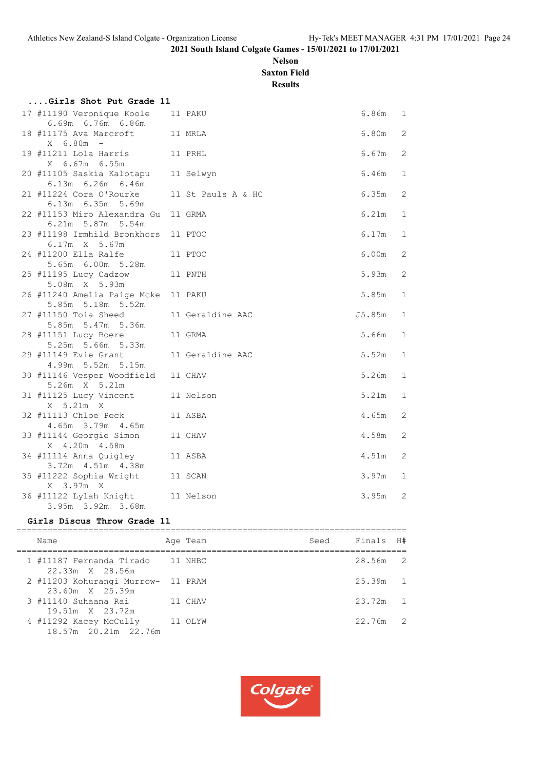2021 South Island Colgate Games - 15/01/2021 to 17/01/2021

**Nelson**
**Saxton Field**
**Results**

### ....Girls Shot Put Grade 11

| Place | Name | Age | Team | Finals | H# |
|---|---|---|---|---|---|
| 17 | #11190 Veronique Koole | 11 | PAKU | 6.86m | 1 |
| | 6.69m 6.76m 6.86m | | | | |
| 18 | #11175 Ava Marcroft | 11 | MRLA | 6.80m | 2 |
| | X 6.80m - | | | | |
| 19 | #11211 Lola Harris | 11 | PRHL | 6.67m | 2 |
| | X 6.67m 6.55m | | | | |
| 20 | #11105 Saskia Kalotapu | 11 | Selwyn | 6.46m | 1 |
| | 6.13m 6.26m 6.46m | | | | |
| 21 | #11224 Cora O'Rourke | 11 | St Pauls A & HC | 6.35m | 2 |
| | 6.13m 6.35m 5.69m | | | | |
| 22 | #11153 Miro Alexandra Gu | 11 | GRMA | 6.21m | 1 |
| | 6.21m 5.87m 5.54m | | | | |
| 23 | #11198 Irmhild Bronkhors | 11 | PTOC | 6.17m | 1 |
| | 6.17m X 5.67m | | | | |
| 24 | #11200 Ella Ralfe | 11 | PTOC | 6.00m | 2 |
| | 5.65m 6.00m 5.28m | | | | |
| 25 | #11195 Lucy Cadzow | 11 | PNTH | 5.93m | 2 |
| | 5.08m X 5.93m | | | | |
| 26 | #11240 Amelia Paige Mcke | 11 | PAKU | 5.85m | 1 |
| | 5.85m 5.18m 5.52m | | | | |
| 27 | #11150 Toia Sheed | 11 | Geraldine AAC | J5.85m | 1 |
| | 5.85m 5.47m 5.36m | | | | |
| 28 | #11151 Lucy Boere | 11 | GRMA | 5.66m | 1 |
| | 5.25m 5.66m 5.33m | | | | |
| 29 | #11149 Evie Grant | 11 | Geraldine AAC | 5.52m | 1 |
| | 4.99m 5.52m 5.15m | | | | |
| 30 | #11146 Vesper Woodfield | 11 | CHAV | 5.26m | 1 |
| | 5.26m X 5.21m | | | | |
| 31 | #11125 Lucy Vincent | 11 | Nelson | 5.21m | 1 |
| | X 5.21m X | | | | |
| 32 | #11113 Chloe Peck | 11 | ASBA | 4.65m | 2 |
| | 4.65m 3.79m 4.65m | | | | |
| 33 | #11144 Georgie Simon | 11 | CHAV | 4.58m | 2 |
| | X 4.20m 4.58m | | | | |
| 34 | #11114 Anna Quigley | 11 | ASBA | 4.51m | 2 |
| | 3.72m 4.51m 4.38m | | | | |
| 35 | #11222 Sophia Wright | 11 | SCAN | 3.97m | 1 |
| | X 3.97m X | | | | |
| 36 | #11122 Lylah Knight | 11 | Nelson | 3.95m | 2 |
| | 3.95m 3.92m 3.68m | | | | |

### Girls Discus Throw Grade 11

| Place | Name | Age | Team | Seed | Finals | H# |
|---|---|---|---|---|---|---|
| 1 | #11187 Fernanda Tirado | 11 | NHBC | | 28.56m | 2 |
| | 22.33m X 28.56m | | | | | |
| 2 | #11203 Kohurangi Murrow- | 11 | PRAM | | 25.39m | 1 |
| | 23.60m X 25.39m | | | | | |
| 3 | #11140 Suhaana Rai | 11 | CHAV | | 23.72m | 1 |
| | 19.51m X 23.72m | | | | | |
| 4 | #11292 Kacey McCully | 11 | OLYW | | 22.76m | 2 |
| | 18.57m 20.21m 22.76m | | | | | |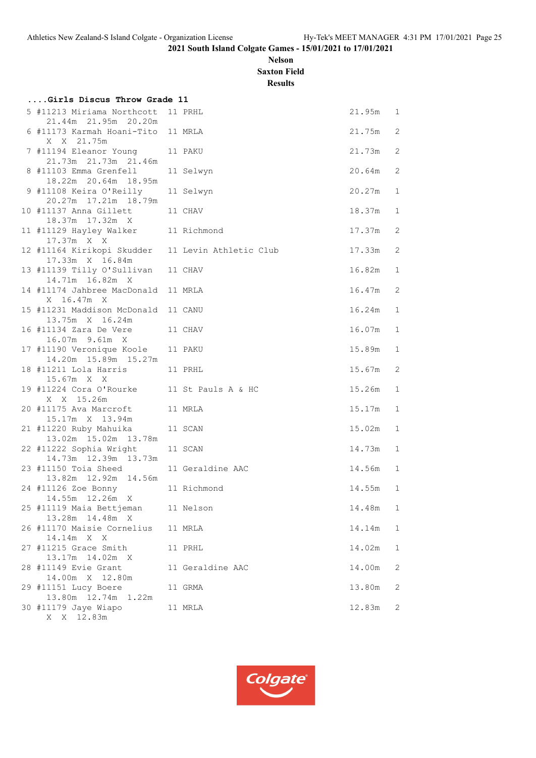2021 South Island Colgate Games - 15/01/2021 to 17/01/2021

**Nelson**
**Saxton Field**
**Results**

### ....Girls Discus Throw Grade 11

```
 5 #11213 Miriama Northcott  11 PRHL                                    21.95m   1
     21.44m  21.95m  20.20m
 6 #11173 Karmah Hoani-Tito  11 MRLA                                    21.75m   2
     X  X  21.75m
 7 #11194 Eleanor Young      11 PAKU                                    21.73m   2
     21.73m  21.73m  21.46m
 8 #11103 Emma Grenfell      11 Selwyn                                  20.64m   2
     18.22m  20.64m  18.95m
 9 #11108 Keira O'Reilly     11 Selwyn                                  20.27m   1
     20.27m  17.21m  18.79m
10 #11137 Anna Gillett       11 CHAV                                    18.37m   1
     18.37m  17.32m  X
11 #11129 Hayley Walker      11 Richmond                                17.37m   2
     17.37m  X  X
12 #11164 Kirikopi Skudder   11 Levin Athletic Club                     17.33m   2
     17.33m  X  16.84m
13 #11139 Tilly O'Sullivan   11 CHAV                                    16.82m   1
     14.71m  16.82m  X
14 #11174 Jahbree MacDonald  11 MRLA                                    16.47m   2
     X  16.47m  X
15 #11231 Maddison McDonald  11 CANU                                    16.24m   1
     13.75m  X  16.24m
16 #11134 Zara De Vere       11 CHAV                                    16.07m   1
     16.07m  9.61m  X
17 #11190 Veronique Koole    11 PAKU                                    15.89m   1
     14.20m  15.89m  15.27m
18 #11211 Lola Harris        11 PRHL                                    15.67m   2
     15.67m  X  X
19 #11224 Cora O'Rourke      11 St Pauls A & HC                         15.26m   1
     X  X  15.26m
20 #11175 Ava Marcroft       11 MRLA                                    15.17m   1
     15.17m  X  13.94m
21 #11220 Ruby Mahuika       11 SCAN                                    15.02m   1
     13.02m  15.02m  13.78m
22 #11222 Sophia Wright      11 SCAN                                    14.73m   1
     14.73m  12.39m  13.73m
23 #11150 Toia Sheed         11 Geraldine AAC                           14.56m   1
     13.82m  12.92m  14.56m
24 #11126 Zoe Bonny          11 Richmond                                14.55m   1
     14.55m  12.26m  X
25 #11119 Maia Bettjeman     11 Nelson                                  14.48m   1
     13.28m  14.48m  X
26 #11170 Maisie Cornelius   11 MRLA                                    14.14m   1
     14.14m  X  X
27 #11215 Grace Smith        11 PRHL                                    14.02m   1
     13.17m  14.02m  X
28 #11149 Evie Grant         11 Geraldine AAC                           14.00m   2
     14.00m  X  12.80m
29 #11151 Lucy Boere         11 GRMA                                    13.80m   2
     13.80m  12.74m  1.22m
30 #11179 Jaye Wiapo         11 MRLA                                    12.83m   2
     X  X  12.83m
```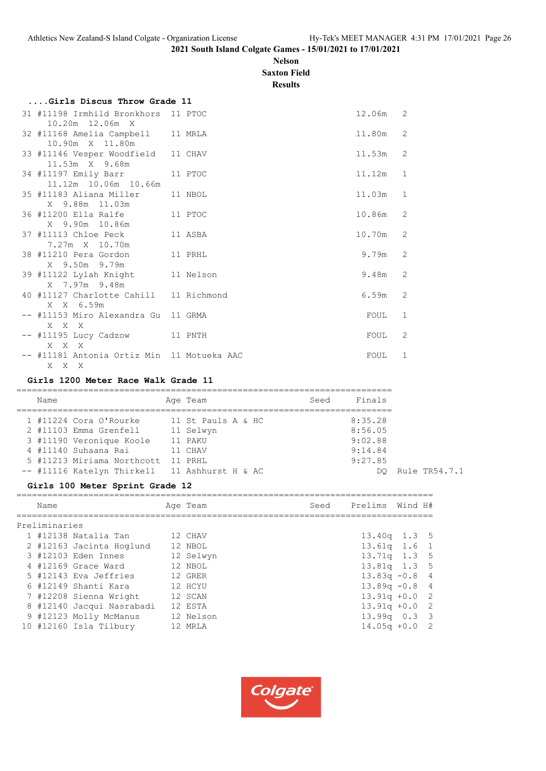Athletics New Zealand-S Island Colgate - Organization License

**2021 South Island Colgate Games - 15/01/2021 to 17/01/2021**

**Nelson**

**Saxton Field**

**Results**

### ....Girls Discus Throw Grade 11

| Place | Name | Age | Team | Finals | H# |
|---|---|---|---|---|---|
| 31 | #11198 Irmhild Bronkhors | 11 | PTOC | 12.06m | 2 |
| | 10.20m 12.06m X | | | | |
| 32 | #11168 Amelia Campbell | 11 | MRLA | 11.80m | 2 |
| | 10.90m X 11.80m | | | | |
| 33 | #11146 Vesper Woodfield | 11 | CHAV | 11.53m | 2 |
| | 11.53m X 9.68m | | | | |
| 34 | #11197 Emily Barr | 11 | PTOC | 11.12m | 1 |
| | 11.12m 10.06m 10.66m | | | | |
| 35 | #11183 Aliana Miller | 11 | NBOL | 11.03m | 1 |
| | X 9.88m 11.03m | | | | |
| 36 | #11200 Ella Ralfe | 11 | PTOC | 10.86m | 2 |
| | X 9.90m 10.86m | | | | |
| 37 | #11113 Chloe Peck | 11 | ASBA | 10.70m | 2 |
| | 7.27m X 10.70m | | | | |
| 38 | #11210 Pera Gordon | 11 | PRHL | 9.79m | 2 |
| | X 9.50m 9.79m | | | | |
| 39 | #11122 Lylah Knight | 11 | Nelson | 9.48m | 2 |
| | X 7.97m 9.48m | | | | |
| 40 | #11127 Charlotte Cahill | 11 | Richmond | 6.59m | 2 |
| | X X 6.59m | | | | |
| -- | #11153 Miro Alexandra Gu | 11 | GRMA | FOUL | 1 |
| | X X X | | | | |
| -- | #11195 Lucy Cadzow | 11 | PNTH | FOUL | 2 |
| | X X X | | | | |
| -- | #11181 Antonia Ortiz Min | 11 | Motueka AAC | FOUL | 1 |
| | X X X | | | | |

### Girls 1200 Meter Race Walk Grade 11

| Place | Name | Age | Team | Seed | Finals | |
|---|---|---|---|---|---|---|
| 1 | #11224 Cora O'Rourke | 11 | St Pauls A & HC | | 8:35.28 | |
| 2 | #11103 Emma Grenfell | 11 | Selwyn | | 8:56.05 | |
| 3 | #11190 Veronique Koole | 11 | PAKU | | 9:02.88 | |
| 4 | #11140 Suhaana Rai | 11 | CHAV | | 9:14.84 | |
| 5 | #11213 Miriama Northcott | 11 | PRHL | | 9:27.85 | |
| -- | #11116 Katelyn Thirkell | 11 | Ashhurst H & AC | | DQ | Rule TR54.7.1 |

### Girls 100 Meter Sprint Grade 12

Preliminaries

| Place | Name | Age | Team | Seed | Prelims | Wind | H# |
|---|---|---|---|---|---|---|---|
| 1 | #12138 Natalia Tan | 12 | CHAV | | 13.40q | 1.3 | 5 |
| 2 | #12163 Jacinta Hoglund | 12 | NBOL | | 13.61q | 1.6 | 1 |
| 3 | #12103 Eden Innes | 12 | Selwyn | | 13.71q | 1.3 | 5 |
| 4 | #12169 Grace Ward | 12 | NBOL | | 13.81q | 1.3 | 5 |
| 5 | #12143 Eva Jeffries | 12 | GRER | | 13.83q | -0.8 | 4 |
| 6 | #12149 Shanti Kara | 12 | HCYU | | 13.89q | -0.8 | 4 |
| 7 | #12208 Sienna Wright | 12 | SCAN | | 13.91q | +0.0 | 2 |
| 8 | #12140 Jacqui Nasrabadi | 12 | ESTA | | 13.91q | +0.0 | 2 |
| 9 | #12123 Molly McManus | 12 | Nelson | | 13.99q | 0.3 | 3 |
| 10 | #12160 Isla Tilbury | 12 | MRLA | | 14.05q | +0.0 | 2 |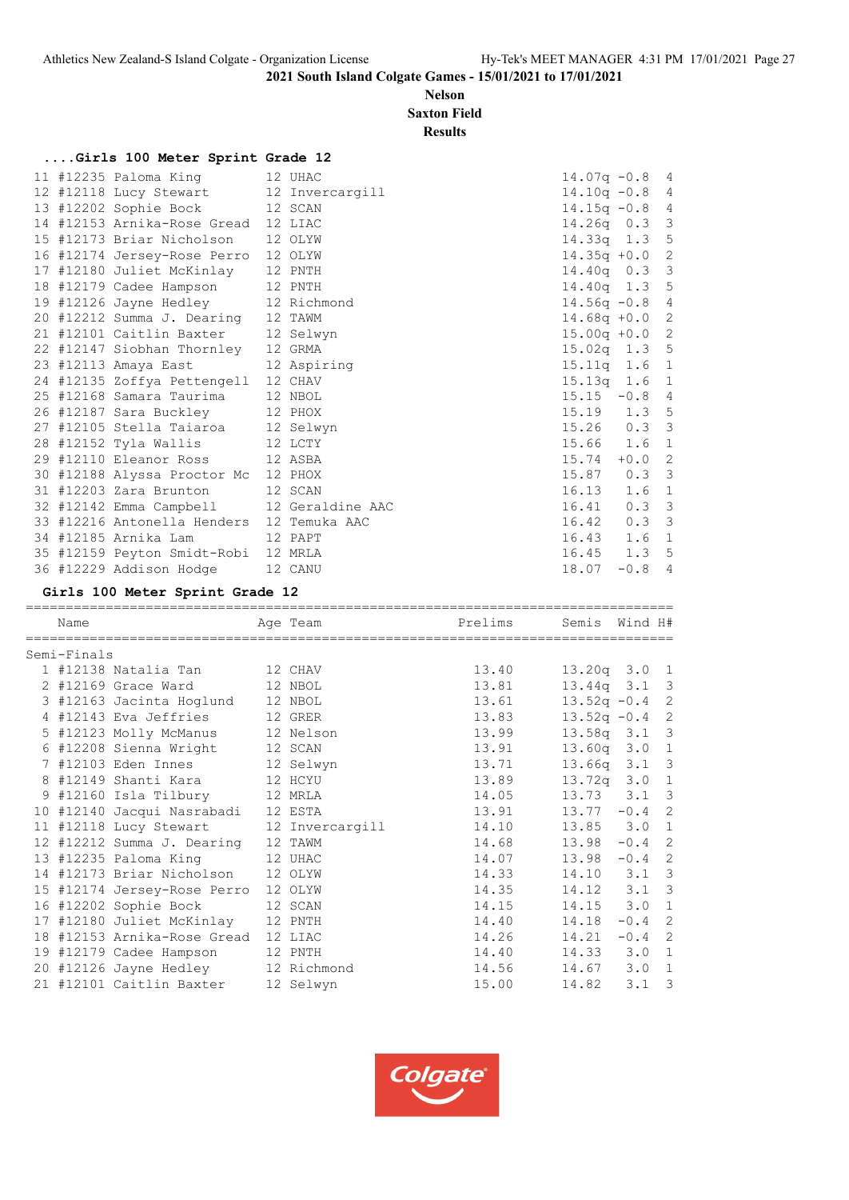2021 South Island Colgate Games - 15/01/2021 to 17/01/2021

**Nelson**

**Saxton Field**

**Results**

### ....Girls 100 Meter Sprint Grade 12

| Place | Name | Age | Team | Prelims | Wind | H# |
|---|---|---|---|---|---|---|
| 11 | #12235 Paloma King | 12 | UHAC | 14.07q | -0.8 | 4 |
| 12 | #12118 Lucy Stewart | 12 | Invercargill | 14.10q | -0.8 | 4 |
| 13 | #12202 Sophie Bock | 12 | SCAN | 14.15q | -0.8 | 4 |
| 14 | #12153 Arnika-Rose Gread | 12 | LIAC | 14.26q | 0.3 | 3 |
| 15 | #12173 Briar Nicholson | 12 | OLYW | 14.33q | 1.3 | 5 |
| 16 | #12174 Jersey-Rose Perro | 12 | OLYW | 14.35q | +0.0 | 2 |
| 17 | #12180 Juliet McKinlay | 12 | PNTH | 14.40q | 0.3 | 3 |
| 18 | #12179 Cadee Hampson | 12 | PNTH | 14.40q | 1.3 | 5 |
| 19 | #12126 Jayne Hedley | 12 | Richmond | 14.56q | -0.8 | 4 |
| 20 | #12212 Summa J. Dearing | 12 | TAWM | 14.68q | +0.0 | 2 |
| 21 | #12101 Caitlin Baxter | 12 | Selwyn | 15.00q | +0.0 | 2 |
| 22 | #12147 Siobhan Thornley | 12 | GRMA | 15.02q | 1.3 | 5 |
| 23 | #12113 Amaya East | 12 | Aspiring | 15.11q | 1.6 | 1 |
| 24 | #12135 Zoffya Pettengell | 12 | CHAV | 15.13q | 1.6 | 1 |
| 25 | #12168 Samara Taurima | 12 | NBOL | 15.15 | -0.8 | 4 |
| 26 | #12187 Sara Buckley | 12 | PHOX | 15.19 | 1.3 | 5 |
| 27 | #12105 Stella Taiaroa | 12 | Selwyn | 15.26 | 0.3 | 3 |
| 28 | #12152 Tyla Wallis | 12 | LCTY | 15.66 | 1.6 | 1 |
| 29 | #12110 Eleanor Ross | 12 | ASBA | 15.74 | +0.0 | 2 |
| 30 | #12188 Alyssa Proctor Mc | 12 | PHOX | 15.87 | 0.3 | 3 |
| 31 | #12203 Zara Brunton | 12 | SCAN | 16.13 | 1.6 | 1 |
| 32 | #12142 Emma Campbell | 12 | Geraldine AAC | 16.41 | 0.3 | 3 |
| 33 | #12216 Antonella Henders | 12 | Temuka AAC | 16.42 | 0.3 | 3 |
| 34 | #12185 Arnika Lam | 12 | PAPT | 16.43 | 1.6 | 1 |
| 35 | #12159 Peyton Smidt-Robi | 12 | MRLA | 16.45 | 1.3 | 5 |
| 36 | #12229 Addison Hodge | 12 | CANU | 18.07 | -0.8 | 4 |

### Girls 100 Meter Sprint Grade 12

Semi-Finals

| Place | Name | Age | Team | Prelims | Semis | Wind | H# |
|---|---|---|---|---|---|---|---|
| 1 | #12138 Natalia Tan | 12 | CHAV | 13.40 | 13.20q | 3.0 | 1 |
| 2 | #12169 Grace Ward | 12 | NBOL | 13.81 | 13.44q | 3.1 | 3 |
| 3 | #12163 Jacinta Hoglund | 12 | NBOL | 13.61 | 13.52q | -0.4 | 2 |
| 4 | #12143 Eva Jeffries | 12 | GRER | 13.83 | 13.52q | -0.4 | 2 |
| 5 | #12123 Molly McManus | 12 | Nelson | 13.99 | 13.58q | 3.1 | 3 |
| 6 | #12208 Sienna Wright | 12 | SCAN | 13.91 | 13.60q | 3.0 | 1 |
| 7 | #12103 Eden Innes | 12 | Selwyn | 13.71 | 13.66q | 3.1 | 3 |
| 8 | #12149 Shanti Kara | 12 | HCYU | 13.89 | 13.72q | 3.0 | 1 |
| 9 | #12160 Isla Tilbury | 12 | MRLA | 14.05 | 13.73 | 3.1 | 3 |
| 10 | #12140 Jacqui Nasrabadi | 12 | ESTA | 13.91 | 13.77 | -0.4 | 2 |
| 11 | #12118 Lucy Stewart | 12 | Invercargill | 14.10 | 13.85 | 3.0 | 1 |
| 12 | #12212 Summa J. Dearing | 12 | TAWM | 14.68 | 13.98 | -0.4 | 2 |
| 13 | #12235 Paloma King | 12 | UHAC | 14.07 | 13.98 | -0.4 | 2 |
| 14 | #12173 Briar Nicholson | 12 | OLYW | 14.33 | 14.10 | 3.1 | 3 |
| 15 | #12174 Jersey-Rose Perro | 12 | OLYW | 14.35 | 14.12 | 3.1 | 3 |
| 16 | #12202 Sophie Bock | 12 | SCAN | 14.15 | 14.15 | 3.0 | 1 |
| 17 | #12180 Juliet McKinlay | 12 | PNTH | 14.40 | 14.18 | -0.4 | 2 |
| 18 | #12153 Arnika-Rose Gread | 12 | LIAC | 14.26 | 14.21 | -0.4 | 2 |
| 19 | #12179 Cadee Hampson | 12 | PNTH | 14.40 | 14.33 | 3.0 | 1 |
| 20 | #12126 Jayne Hedley | 12 | Richmond | 14.56 | 14.67 | 3.0 | 1 |
| 21 | #12101 Caitlin Baxter | 12 | Selwyn | 15.00 | 14.82 | 3.1 | 3 |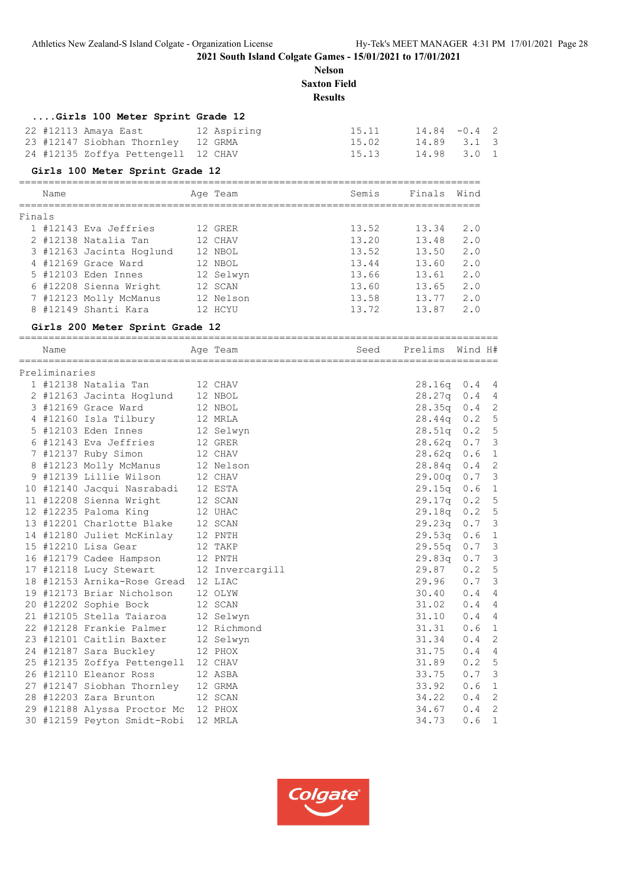**2021 South Island Colgate Games - 15/01/2021 to 17/01/2021**

**Nelson**

**Saxton Field**

**Results**

### ....Girls 100 Meter Sprint Grade 12

| | Name | Age | Team | Semis | Finals | Wind | H# |
|---|---|---|---|---|---|---|---|
| 22 | #12113 Amaya East | 12 | Aspiring | 15.11 | 14.84 | -0.4 | 2 |
| 23 | #12147 Siobhan Thornley | 12 | GRMA | 15.02 | 14.89 | 3.1 | 3 |
| 24 | #12135 Zoffya Pettengell | 12 | CHAV | 15.13 | 14.98 | 3.0 | 1 |

### Girls 100 Meter Sprint Grade 12

Finals

| | Name | Age | Team | Semis | Finals | Wind |
|---|---|---|---|---|---|---|
| 1 | #12143 Eva Jeffries | 12 | GRER | 13.52 | 13.34 | 2.0 |
| 2 | #12138 Natalia Tan | 12 | CHAV | 13.20 | 13.48 | 2.0 |
| 3 | #12163 Jacinta Hoglund | 12 | NBOL | 13.52 | 13.50 | 2.0 |
| 4 | #12169 Grace Ward | 12 | NBOL | 13.44 | 13.60 | 2.0 |
| 5 | #12103 Eden Innes | 12 | Selwyn | 13.66 | 13.61 | 2.0 |
| 6 | #12208 Sienna Wright | 12 | SCAN | 13.60 | 13.65 | 2.0 |
| 7 | #12123 Molly McManus | 12 | Nelson | 13.58 | 13.77 | 2.0 |
| 8 | #12149 Shanti Kara | 12 | HCYU | 13.72 | 13.87 | 2.0 |

### Girls 200 Meter Sprint Grade 12

Preliminaries

| | Name | Age | Team | Seed | Prelims | Wind | H# |
|---|---|---|---|---|---|---|---|
| 1 | #12138 Natalia Tan | 12 | CHAV | | 28.16q | 0.4 | 4 |
| 2 | #12163 Jacinta Hoglund | 12 | NBOL | | 28.27q | 0.4 | 4 |
| 3 | #12169 Grace Ward | 12 | NBOL | | 28.35q | 0.4 | 2 |
| 4 | #12160 Isla Tilbury | 12 | MRLA | | 28.44q | 0.2 | 5 |
| 5 | #12103 Eden Innes | 12 | Selwyn | | 28.51q | 0.2 | 5 |
| 6 | #12143 Eva Jeffries | 12 | GRER | | 28.62q | 0.7 | 3 |
| 7 | #12137 Ruby Simon | 12 | CHAV | | 28.62q | 0.6 | 1 |
| 8 | #12123 Molly McManus | 12 | Nelson | | 28.84q | 0.4 | 2 |
| 9 | #12139 Lillie Wilson | 12 | CHAV | | 29.00q | 0.7 | 3 |
| 10 | #12140 Jacqui Nasrabadi | 12 | ESTA | | 29.15q | 0.6 | 1 |
| 11 | #12208 Sienna Wright | 12 | SCAN | | 29.17q | 0.2 | 5 |
| 12 | #12235 Paloma King | 12 | UHAC | | 29.18q | 0.2 | 5 |
| 13 | #12201 Charlotte Blake | 12 | SCAN | | 29.23q | 0.7 | 3 |
| 14 | #12180 Juliet McKinlay | 12 | PNTH | | 29.53q | 0.6 | 1 |
| 15 | #12210 Lisa Gear | 12 | TAKP | | 29.55q | 0.7 | 3 |
| 16 | #12179 Cadee Hampson | 12 | PNTH | | 29.83q | 0.7 | 3 |
| 17 | #12118 Lucy Stewart | 12 | Invercargill | | 29.87 | 0.2 | 5 |
| 18 | #12153 Arnika-Rose Gread | 12 | LIAC | | 29.96 | 0.7 | 3 |
| 19 | #12173 Briar Nicholson | 12 | OLYW | | 30.40 | 0.4 | 4 |
| 20 | #12202 Sophie Bock | 12 | SCAN | | 31.02 | 0.4 | 4 |
| 21 | #12105 Stella Taiaroa | 12 | Selwyn | | 31.10 | 0.4 | 4 |
| 22 | #12128 Frankie Palmer | 12 | Richmond | | 31.31 | 0.6 | 1 |
| 23 | #12101 Caitlin Baxter | 12 | Selwyn | | 31.34 | 0.4 | 2 |
| 24 | #12187 Sara Buckley | 12 | PHOX | | 31.75 | 0.4 | 4 |
| 25 | #12135 Zoffya Pettengell | 12 | CHAV | | 31.89 | 0.2 | 5 |
| 26 | #12110 Eleanor Ross | 12 | ASBA | | 33.75 | 0.7 | 3 |
| 27 | #12147 Siobhan Thornley | 12 | GRMA | | 33.92 | 0.6 | 1 |
| 28 | #12203 Zara Brunton | 12 | SCAN | | 34.22 | 0.4 | 2 |
| 29 | #12188 Alyssa Proctor Mc | 12 | PHOX | | 34.67 | 0.4 | 2 |
| 30 | #12159 Peyton Smidt-Robi | 12 | MRLA | | 34.73 | 0.6 | 1 |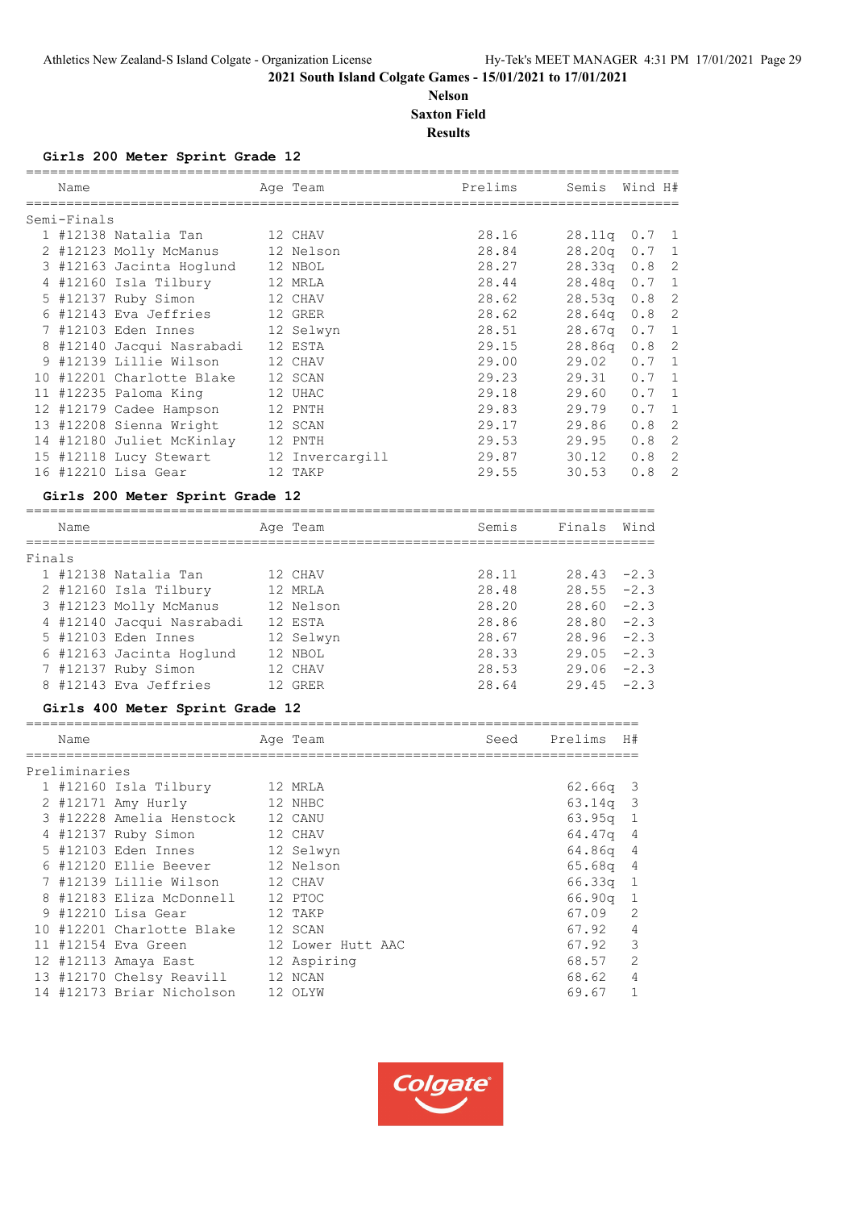2021 South Island Colgate Games - 15/01/2021 to 17/01/2021

**Nelson**

**Saxton Field**

**Results**

### Girls 200 Meter Sprint Grade 12

**Semi-Finals**

| | Name | Age | Team | Prelims | Semis | Wind | H# |
|---|---|---|---|---|---|---|---|
| 1 | #12138 Natalia Tan | 12 | CHAV | 28.16 | 28.11q | 0.7 | 1 |
| 2 | #12123 Molly McManus | 12 | Nelson | 28.84 | 28.20q | 0.7 | 1 |
| 3 | #12163 Jacinta Hoglund | 12 | NBOL | 28.27 | 28.33q | 0.8 | 2 |
| 4 | #12160 Isla Tilbury | 12 | MRLA | 28.44 | 28.48q | 0.7 | 1 |
| 5 | #12137 Ruby Simon | 12 | CHAV | 28.62 | 28.53q | 0.8 | 2 |
| 6 | #12143 Eva Jeffries | 12 | GRER | 28.62 | 28.64q | 0.8 | 2 |
| 7 | #12103 Eden Innes | 12 | Selwyn | 28.51 | 28.67q | 0.7 | 1 |
| 8 | #12140 Jacqui Nasrabadi | 12 | ESTA | 29.15 | 28.86q | 0.8 | 2 |
| 9 | #12139 Lillie Wilson | 12 | CHAV | 29.00 | 29.02 | 0.7 | 1 |
| 10 | #12201 Charlotte Blake | 12 | SCAN | 29.23 | 29.31 | 0.7 | 1 |
| 11 | #12235 Paloma King | 12 | UHAC | 29.18 | 29.60 | 0.7 | 1 |
| 12 | #12179 Cadee Hampson | 12 | PNTH | 29.83 | 29.79 | 0.7 | 1 |
| 13 | #12208 Sienna Wright | 12 | SCAN | 29.17 | 29.86 | 0.8 | 2 |
| 14 | #12180 Juliet McKinlay | 12 | PNTH | 29.53 | 29.95 | 0.8 | 2 |
| 15 | #12118 Lucy Stewart | 12 | Invercargill | 29.87 | 30.12 | 0.8 | 2 |
| 16 | #12210 Lisa Gear | 12 | TAKP | 29.55 | 30.53 | 0.8 | 2 |

### Girls 200 Meter Sprint Grade 12

**Finals**

| | Name | Age | Team | Semis | Finals | Wind |
|---|---|---|---|---|---|---|
| 1 | #12138 Natalia Tan | 12 | CHAV | 28.11 | 28.43 | -2.3 |
| 2 | #12160 Isla Tilbury | 12 | MRLA | 28.48 | 28.55 | -2.3 |
| 3 | #12123 Molly McManus | 12 | Nelson | 28.20 | 28.60 | -2.3 |
| 4 | #12140 Jacqui Nasrabadi | 12 | ESTA | 28.86 | 28.80 | -2.3 |
| 5 | #12103 Eden Innes | 12 | Selwyn | 28.67 | 28.96 | -2.3 |
| 6 | #12163 Jacinta Hoglund | 12 | NBOL | 28.33 | 29.05 | -2.3 |
| 7 | #12137 Ruby Simon | 12 | CHAV | 28.53 | 29.06 | -2.3 |
| 8 | #12143 Eva Jeffries | 12 | GRER | 28.64 | 29.45 | -2.3 |

### Girls 400 Meter Sprint Grade 12

**Preliminaries**

| | Name | Age | Team | Seed | Prelims | H# |
|---|---|---|---|---|---|---|
| 1 | #12160 Isla Tilbury | 12 | MRLA | | 62.66q | 3 |
| 2 | #12171 Amy Hurly | 12 | NHBC | | 63.14q | 3 |
| 3 | #12228 Amelia Henstock | 12 | CANU | | 63.95q | 1 |
| 4 | #12137 Ruby Simon | 12 | CHAV | | 64.47q | 4 |
| 5 | #12103 Eden Innes | 12 | Selwyn | | 64.86q | 4 |
| 6 | #12120 Ellie Beever | 12 | Nelson | | 65.68q | 4 |
| 7 | #12139 Lillie Wilson | 12 | CHAV | | 66.33q | 1 |
| 8 | #12183 Eliza McDonnell | 12 | PTOC | | 66.90q | 1 |
| 9 | #12210 Lisa Gear | 12 | TAKP | | 67.09 | 2 |
| 10 | #12201 Charlotte Blake | 12 | SCAN | | 67.92 | 4 |
| 11 | #12154 Eva Green | 12 | Lower Hutt AAC | | 67.92 | 3 |
| 12 | #12113 Amaya East | 12 | Aspiring | | 68.57 | 2 |
| 13 | #12170 Chelsy Reavill | 12 | NCAN | | 68.62 | 4 |
| 14 | #12173 Briar Nicholson | 12 | OLYW | | 69.67 | 1 |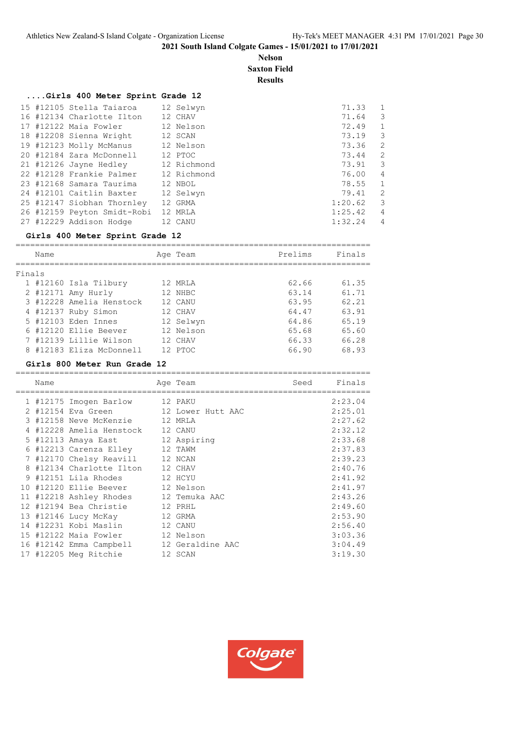2021 South Island Colgate Games - 15/01/2021 to 17/01/2021

**Nelson**
**Saxton Field**
**Results**

### ....Girls 400 Meter Sprint Grade 12

| Place | Name | Age | Team | Finals | Heat |
|---|---|---|---|---|---|
| 15 | #12105 Stella Taiaroa | 12 | Selwyn | 71.33 | 1 |
| 16 | #12134 Charlotte Ilton | 12 | CHAV | 71.64 | 3 |
| 17 | #12122 Maia Fowler | 12 | Nelson | 72.49 | 1 |
| 18 | #12208 Sienna Wright | 12 | SCAN | 73.19 | 3 |
| 19 | #12123 Molly McManus | 12 | Nelson | 73.36 | 2 |
| 20 | #12184 Zara McDonnell | 12 | PTOC | 73.44 | 2 |
| 21 | #12126 Jayne Hedley | 12 | Richmond | 73.91 | 3 |
| 22 | #12128 Frankie Palmer | 12 | Richmond | 76.00 | 4 |
| 23 | #12168 Samara Taurima | 12 | NBOL | 78.55 | 1 |
| 24 | #12101 Caitlin Baxter | 12 | Selwyn | 79.41 | 2 |
| 25 | #12147 Siobhan Thornley | 12 | GRMA | 1:20.62 | 3 |
| 26 | #12159 Peyton Smidt-Robi | 12 | MRLA | 1:25.42 | 4 |
| 27 | #12229 Addison Hodge | 12 | CANU | 1:32.24 | 4 |

### Girls 400 Meter Sprint Grade 12

Finals

| Place | Name | Age | Team | Prelims | Finals |
|---|---|---|---|---|---|
| 1 | #12160 Isla Tilbury | 12 | MRLA | 62.66 | 61.35 |
| 2 | #12171 Amy Hurly | 12 | NHBC | 63.14 | 61.71 |
| 3 | #12228 Amelia Henstock | 12 | CANU | 63.95 | 62.21 |
| 4 | #12137 Ruby Simon | 12 | CHAV | 64.47 | 63.91 |
| 5 | #12103 Eden Innes | 12 | Selwyn | 64.86 | 65.19 |
| 6 | #12120 Ellie Beever | 12 | Nelson | 65.68 | 65.60 |
| 7 | #12139 Lillie Wilson | 12 | CHAV | 66.33 | 66.28 |
| 8 | #12183 Eliza McDonnell | 12 | PTOC | 66.90 | 68.93 |

### Girls 800 Meter Run Grade 12

| Place | Name | Age | Team | Seed | Finals |
|---|---|---|---|---|---|
| 1 | #12175 Imogen Barlow | 12 | PAKU | | 2:23.04 |
| 2 | #12154 Eva Green | 12 | Lower Hutt AAC | | 2:25.01 |
| 3 | #12158 Neve McKenzie | 12 | MRLA | | 2:27.62 |
| 4 | #12228 Amelia Henstock | 12 | CANU | | 2:32.12 |
| 5 | #12113 Amaya East | 12 | Aspiring | | 2:33.68 |
| 6 | #12213 Carenza Elley | 12 | TAWM | | 2:37.83 |
| 7 | #12170 Chelsy Reavill | 12 | NCAN | | 2:39.23 |
| 8 | #12134 Charlotte Ilton | 12 | CHAV | | 2:40.76 |
| 9 | #12151 Lila Rhodes | 12 | HCYU | | 2:41.92 |
| 10 | #12120 Ellie Beever | 12 | Nelson | | 2:41.97 |
| 11 | #12218 Ashley Rhodes | 12 | Temuka AAC | | 2:43.26 |
| 12 | #12194 Bea Christie | 12 | PRHL | | 2:49.60 |
| 13 | #12146 Lucy McKay | 12 | GRMA | | 2:53.90 |
| 14 | #12231 Kobi Maslin | 12 | CANU | | 2:56.40 |
| 15 | #12122 Maia Fowler | 12 | Nelson | | 3:03.36 |
| 16 | #12142 Emma Campbell | 12 | Geraldine AAC | | 3:04.49 |
| 17 | #12205 Meg Ritchie | 12 | SCAN | | 3:19.30 |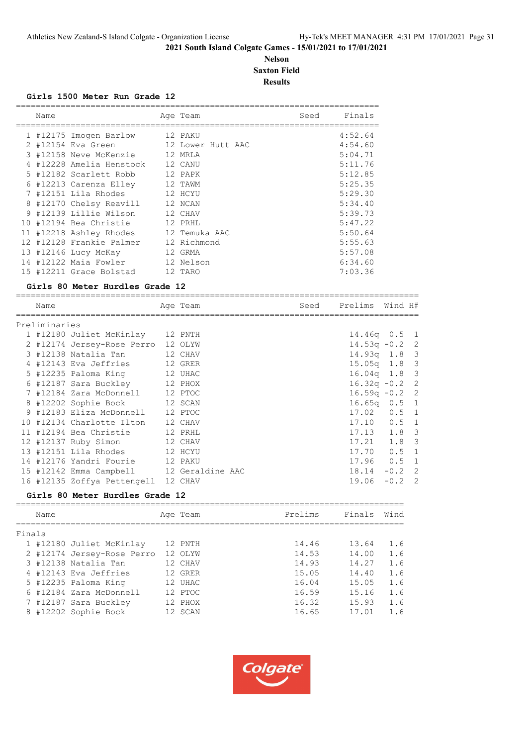2021 South Island Colgate Games - 15/01/2021 to 17/01/2021

**Nelson**
**Saxton Field**
**Results**

### Girls 1500 Meter Run Grade 12

| | Name | Age | Team | Seed | Finals |
|---|---|---|---|---|---|
| 1 | #12175 Imogen Barlow | 12 | PAKU | | 4:52.64 |
| 2 | #12154 Eva Green | 12 | Lower Hutt AAC | | 4:54.60 |
| 3 | #12158 Neve McKenzie | 12 | MRLA | | 5:04.71 |
| 4 | #12228 Amelia Henstock | 12 | CANU | | 5:11.76 |
| 5 | #12182 Scarlett Robb | 12 | PAPK | | 5:12.85 |
| 6 | #12213 Carenza Elley | 12 | TAWM | | 5:25.35 |
| 7 | #12151 Lila Rhodes | 12 | HCYU | | 5:29.30 |
| 8 | #12170 Chelsy Reavill | 12 | NCAN | | 5:34.40 |
| 9 | #12139 Lillie Wilson | 12 | CHAV | | 5:39.73 |
| 10 | #12194 Bea Christie | 12 | PRHL | | 5:47.22 |
| 11 | #12218 Ashley Rhodes | 12 | Temuka AAC | | 5:50.64 |
| 12 | #12128 Frankie Palmer | 12 | Richmond | | 5:55.63 |
| 13 | #12146 Lucy McKay | 12 | GRMA | | 5:57.08 |
| 14 | #12122 Maia Fowler | 12 | Nelson | | 6:34.60 |
| 15 | #12211 Grace Bolstad | 12 | TARO | | 7:03.36 |

### Girls 80 Meter Hurdles Grade 12

Preliminaries

| | Name | Age | Team | Seed | Prelims | Wind | H# |
|---|---|---|---|---|---|---|---|
| 1 | #12180 Juliet McKinlay | 12 | PNTH | | 14.46q | 0.5 | 1 |
| 2 | #12174 Jersey-Rose Perro | 12 | OLYW | | 14.53q | -0.2 | 2 |
| 3 | #12138 Natalia Tan | 12 | CHAV | | 14.93q | 1.8 | 3 |
| 4 | #12143 Eva Jeffries | 12 | GRER | | 15.05q | 1.8 | 3 |
| 5 | #12235 Paloma King | 12 | UHAC | | 16.04q | 1.8 | 3 |
| 6 | #12187 Sara Buckley | 12 | PHOX | | 16.32q | -0.2 | 2 |
| 7 | #12184 Zara McDonnell | 12 | PTOC | | 16.59q | -0.2 | 2 |
| 8 | #12202 Sophie Bock | 12 | SCAN | | 16.65q | 0.5 | 1 |
| 9 | #12183 Eliza McDonnell | 12 | PTOC | | 17.02 | 0.5 | 1 |
| 10 | #12134 Charlotte Ilton | 12 | CHAV | | 17.10 | 0.5 | 1 |
| 11 | #12194 Bea Christie | 12 | PRHL | | 17.13 | 1.8 | 3 |
| 12 | #12137 Ruby Simon | 12 | CHAV | | 17.21 | 1.8 | 3 |
| 13 | #12151 Lila Rhodes | 12 | HCYU | | 17.70 | 0.5 | 1 |
| 14 | #12176 Yandri Fourie | 12 | PAKU | | 17.96 | 0.5 | 1 |
| 15 | #12142 Emma Campbell | 12 | Geraldine AAC | | 18.14 | -0.2 | 2 |
| 16 | #12135 Zoffya Pettengell | 12 | CHAV | | 19.06 | -0.2 | 2 |

### Girls 80 Meter Hurdles Grade 12

Finals

| | Name | Age | Team | Prelims | Finals | Wind |
|---|---|---|---|---|---|---|
| 1 | #12180 Juliet McKinlay | 12 | PNTH | 14.46 | 13.64 | 1.6 |
| 2 | #12174 Jersey-Rose Perro | 12 | OLYW | 14.53 | 14.00 | 1.6 |
| 3 | #12138 Natalia Tan | 12 | CHAV | 14.93 | 14.27 | 1.6 |
| 4 | #12143 Eva Jeffries | 12 | GRER | 15.05 | 14.40 | 1.6 |
| 5 | #12235 Paloma King | 12 | UHAC | 16.04 | 15.05 | 1.6 |
| 6 | #12184 Zara McDonnell | 12 | PTOC | 16.59 | 15.16 | 1.6 |
| 7 | #12187 Sara Buckley | 12 | PHOX | 16.32 | 15.93 | 1.6 |
| 8 | #12202 Sophie Bock | 12 | SCAN | 16.65 | 17.01 | 1.6 |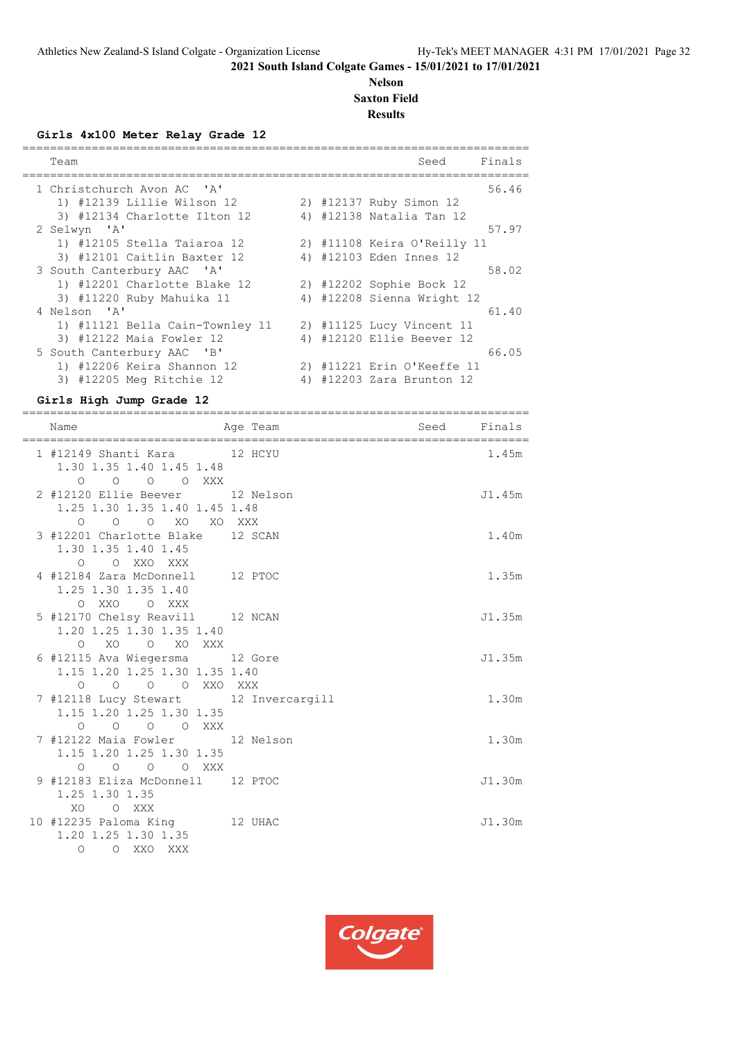2021 South Island Colgate Games - 15/01/2021 to 17/01/2021

**Nelson**

**Saxton Field**

**Results**

### Girls 4x100 Meter Relay Grade 12

| Place | Team | Seed | Finals |
|---|---|---|---|
| 1 | Christchurch Avon AC 'A' | | 56.46 |
| | 1) #12139 Lillie Wilson 12; 2) #12137 Ruby Simon 12; 3) #12134 Charlotte Ilton 12; 4) #12138 Natalia Tan 12 | | |
| 2 | Selwyn 'A' | | 57.97 |
| | 1) #12105 Stella Taiaroa 12; 2) #11108 Keira O'Reilly 11; 3) #12101 Caitlin Baxter 12; 4) #12103 Eden Innes 12 | | |
| 3 | South Canterbury AAC 'A' | | 58.02 |
| | 1) #12201 Charlotte Blake 12; 2) #12202 Sophie Bock 12; 3) #11220 Ruby Mahuika 11; 4) #12208 Sienna Wright 12 | | |
| 4 | Nelson 'A' | | 61.40 |
| | 1) #11121 Bella Cain-Townley 11; 2) #11125 Lucy Vincent 11; 3) #12122 Maia Fowler 12; 4) #12120 Ellie Beever 12 | | |
| 5 | South Canterbury AAC 'B' | | 66.05 |
| | 1) #12206 Keira Shannon 12; 2) #11221 Erin O'Keeffe 11; 3) #12205 Meg Ritchie 12; 4) #12203 Zara Brunton 12 | | |

### Girls High Jump Grade 12

| Place | Name | Age | Team | Seed | Finals |
|---|---|---|---|---|---|
| 1 | #12149 Shanti Kara | 12 | HCYU | | 1.45m |
| | 1.30 O, 1.35 O, 1.40 O, 1.45 O, 1.48 XXX | | | | |
| 2 | #12120 Ellie Beever | 12 | Nelson | | J1.45m |
| | 1.25 O, 1.30 O, 1.35 O, 1.40 XO, 1.45 XO, 1.48 XXX | | | | |
| 3 | #12201 Charlotte Blake | 12 | SCAN | | 1.40m |
| | 1.30 O, 1.35 O, 1.40 XXO, 1.45 XXX | | | | |
| 4 | #12184 Zara McDonnell | 12 | PTOC | | 1.35m |
| | 1.25 O, 1.30 XXO, 1.35 O, 1.40 XXX | | | | |
| 5 | #12170 Chelsy Reavill | 12 | NCAN | | J1.35m |
| | 1.20 O, 1.25 XO, 1.30 O, 1.35 XO, 1.40 XXX | | | | |
| 6 | #12115 Ava Wiegersma | 12 | Gore | | J1.35m |
| | 1.15 O, 1.20 O, 1.25 O, 1.30 O, 1.35 XXO, 1.40 XXX | | | | |
| 7 | #12118 Lucy Stewart | 12 | Invercargill | | 1.30m |
| | 1.15 O, 1.20 O, 1.25 O, 1.30 O, 1.35 XXX | | | | |
| 7 | #12122 Maia Fowler | 12 | Nelson | | 1.30m |
| | 1.15 O, 1.20 O, 1.25 O, 1.30 O, 1.35 XXX | | | | |
| 9 | #12183 Eliza McDonnell | 12 | PTOC | | J1.30m |
| | 1.25 XO, 1.30 O, 1.35 XXX | | | | |
| 10 | #12235 Paloma King | 12 | UHAC | | J1.30m |
| | 1.20 O, 1.25 O, 1.30 XXO, 1.35 XXX | | | | |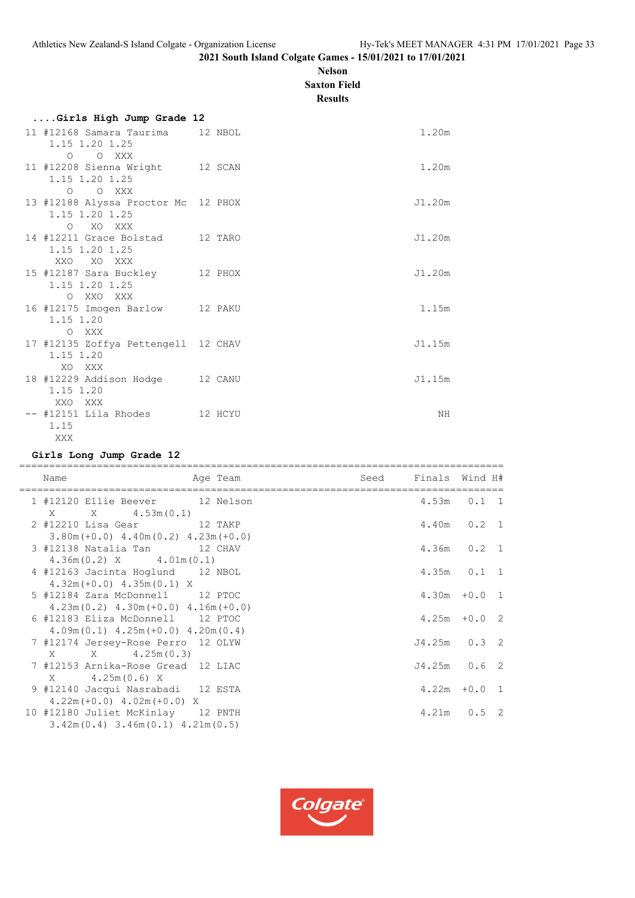**2021 South Island Colgate Games - 15/01/2021 to 17/01/2021**

**Nelson**

**Saxton Field**

**Results**

### ....Girls High Jump Grade 12

```
 11 #12168 Samara Taurima     12 NBOL                                  1.20m
     1.15 1.20 1.25
        O    O  XXX
 11 #12208 Sienna Wright      12 SCAN                                  1.20m
     1.15 1.20 1.25
        O    O  XXX
 13 #12188 Alyssa Proctor Mc  12 PHOX                                 J1.20m
     1.15 1.20 1.25
        O   XO  XXX
 14 #12211 Grace Bolstad      12 TARO                                 J1.20m
     1.15 1.20 1.25
      XXO   XO  XXX
 15 #12187 Sara Buckley       12 PHOX                                 J1.20m
     1.15 1.20 1.25
        O  XXO  XXX
 16 #12175 Imogen Barlow      12 PAKU                                  1.15m
     1.15 1.20
        O  XXX
 17 #12135 Zoffya Pettengell  12 CHAV                                 J1.15m
     1.15 1.20
       XO  XXX
 18 #12229 Addison Hodge      12 CANU                                 J1.15m
     1.15 1.20
      XXO  XXX
 -- #12151 Lila Rhodes        12 HCYU                                     NH
     1.15
      XXX
```

### Girls Long Jump Grade 12

```
================================================================================
   Name                     Age Team                  Seed    Finals  Wind H#
================================================================================
  1 #12120 Ellie Beever       12 Nelson                          4.53m   0.1  1
     X      X       4.53m(0.1)
  2 #12210 Lisa Gear          12 TAKP                            4.40m   0.2  1
     3.80m(+0.0) 4.40m(0.2) 4.23m(+0.0)
  3 #12138 Natalia Tan        12 CHAV                            4.36m   0.2  1
     4.36m(0.2) X       4.01m(0.1)
  4 #12163 Jacinta Hoglund    12 NBOL                            4.35m   0.1  1
     4.32m(+0.0) 4.35m(0.1) X
  5 #12184 Zara McDonnell     12 PTOC                            4.30m  +0.0  1
     4.23m(0.2) 4.30m(+0.0) 4.16m(+0.0)
  6 #12183 Eliza McDonnell    12 PTOC                            4.25m  +0.0  2
     4.09m(0.1) 4.25m(+0.0) 4.20m(0.4)
  7 #12174 Jersey-Rose Perro  12 OLYW                           J4.25m   0.3  2
     X      X       4.25m(0.3)
  7 #12153 Arnika-Rose Gread  12 LIAC                           J4.25m   0.6  2
     X      4.25m(0.6) X
  9 #12140 Jacqui Nasrabadi   12 ESTA                            4.22m  +0.0  1
     4.22m(+0.0) 4.02m(+0.0) X
 10 #12180 Juliet McKinlay    12 PNTH                            4.21m   0.5  2
     3.42m(0.4) 3.46m(0.1) 4.21m(0.5)
```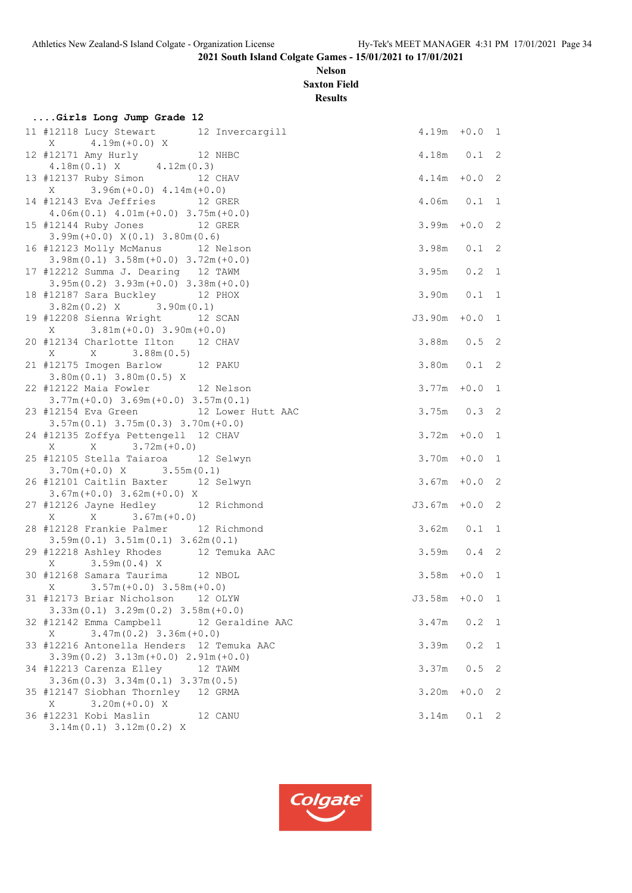## 2021 South Island Colgate Games - 15/01/2021 to 17/01/2021

**Nelson**

**Saxton Field**

**Results**

### ....Girls Long Jump Grade 12

```
11 #12118 Lucy Stewart       12 Invercargill                          4.19m  +0.0  1
   X       4.19m(+0.0) X
12 #12171 Amy Hurly          12 NHBC                                  4.18m   0.1  2
   4.18m(0.1) X       4.12m(0.3)
13 #12137 Ruby Simon         12 CHAV                                  4.14m  +0.0  2
   X       3.96m(+0.0) 4.14m(+0.0)
14 #12143 Eva Jeffries       12 GRER                                  4.06m   0.1  1
   4.06m(0.1) 4.01m(+0.0) 3.75m(+0.0)
15 #12144 Ruby Jones         12 GRER                                  3.99m  +0.0  2
   3.99m(+0.0) X(0.1) 3.80m(0.6)
16 #12123 Molly McManus      12 Nelson                                3.98m   0.1  2
   3.98m(0.1) 3.58m(+0.0) 3.72m(+0.0)
17 #12212 Summa J. Dearing   12 TAWM                                  3.95m   0.2  1
   3.95m(0.2) 3.93m(+0.0) 3.38m(+0.0)
18 #12187 Sara Buckley       12 PHOX                                  3.90m   0.1  1
   3.82m(0.2) X       3.90m(0.1)
19 #12208 Sienna Wright      12 SCAN                                 J3.90m  +0.0  1
   X       3.81m(+0.0) 3.90m(+0.0)
20 #12134 Charlotte Ilton    12 CHAV                                  3.88m   0.5  2
   X       X       3.88m(0.5)
21 #12175 Imogen Barlow      12 PAKU                                  3.80m   0.1  2
   3.80m(0.1) 3.80m(0.5) X
22 #12122 Maia Fowler        12 Nelson                                3.77m  +0.0  1
   3.77m(+0.0) 3.69m(+0.0) 3.57m(0.1)
23 #12154 Eva Green          12 Lower Hutt AAC                        3.75m   0.3  2
   3.57m(0.1) 3.75m(0.3) 3.70m(+0.0)
24 #12135 Zoffya Pettengell  12 CHAV                                  3.72m  +0.0  1
   X       X       3.72m(+0.0)
25 #12105 Stella Taiaroa     12 Selwyn                                3.70m  +0.0  1
   3.70m(+0.0) X       3.55m(0.1)
26 #12101 Caitlin Baxter     12 Selwyn                                3.67m  +0.0  2
   3.67m(+0.0) 3.62m(+0.0) X
27 #12126 Jayne Hedley       12 Richmond                             J3.67m  +0.0  2
   X       X       3.67m(+0.0)
28 #12128 Frankie Palmer     12 Richmond                              3.62m   0.1  1
   3.59m(0.1) 3.51m(0.1) 3.62m(0.1)
29 #12218 Ashley Rhodes      12 Temuka AAC                            3.59m   0.4  2
   X       3.59m(0.4) X
30 #12168 Samara Taurima     12 NBOL                                  3.58m  +0.0  1
   X       3.57m(+0.0) 3.58m(+0.0)
31 #12173 Briar Nicholson    12 OLYW                                 J3.58m  +0.0  1
   3.33m(0.1) 3.29m(0.2) 3.58m(+0.0)
32 #12142 Emma Campbell      12 Geraldine AAC                         3.47m   0.2  1
   X       3.47m(0.2) 3.36m(+0.0)
33 #12216 Antonella Henders  12 Temuka AAC                            3.39m   0.2  1
   3.39m(0.2) 3.13m(+0.0) 2.91m(+0.0)
34 #12213 Carenza Elley      12 TAWM                                  3.37m   0.5  2
   3.36m(0.3) 3.34m(0.1) 3.37m(0.5)
35 #12147 Siobhan Thornley   12 GRMA                                  3.20m  +0.0  2
   X       3.20m(+0.0) X
36 #12231 Kobi Maslin        12 CANU                                  3.14m   0.1  2
   3.14m(0.1) 3.12m(0.2) X
```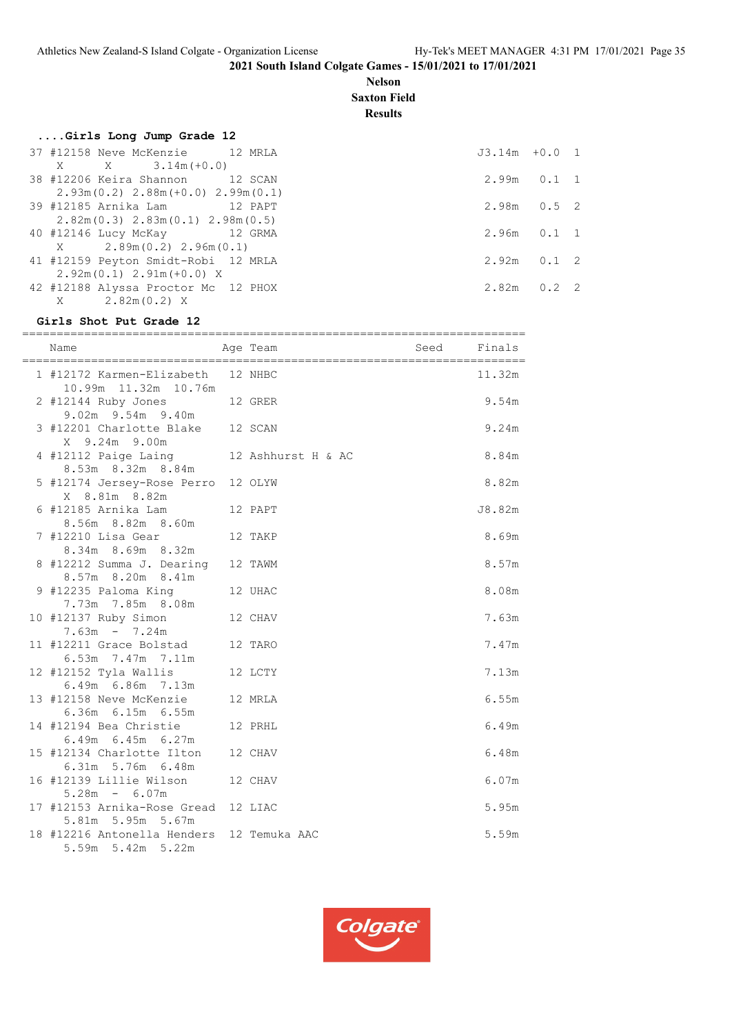2021 South Island Colgate Games - 15/01/2021 to 17/01/2021

**Nelson**

**Saxton Field**

**Results**

### ....Girls Long Jump Grade 12

| Place | Name | Age | Team | Finals | Wind | H# |
|---|---|---|---|---|---|---|
| 37 | #12158 Neve McKenzie | 12 | MRLA | J3.14m | +0.0 | 1 |
| | X X 3.14m(+0.0) | | | | | |
| 38 | #12206 Keira Shannon | 12 | SCAN | 2.99m | 0.1 | 1 |
| | 2.93m(0.2) 2.88m(+0.0) 2.99m(0.1) | | | | | |
| 39 | #12185 Arnika Lam | 12 | PAPT | 2.98m | 0.5 | 2 |
| | 2.82m(0.3) 2.83m(0.1) 2.98m(0.5) | | | | | |
| 40 | #12146 Lucy McKay | 12 | GRMA | 2.96m | 0.1 | 1 |
| | X 2.89m(0.2) 2.96m(0.1) | | | | | |
| 41 | #12159 Peyton Smidt-Robi | 12 | MRLA | 2.92m | 0.1 | 2 |
| | 2.92m(0.1) 2.91m(+0.0) X | | | | | |
| 42 | #12188 Alyssa Proctor Mc | 12 | PHOX | 2.82m | 0.2 | 2 |
| | X 2.82m(0.2) X | | | | | |

### Girls Shot Put Grade 12

| Place | Name | Age | Team | Seed | Finals |
|---|---|---|---|---|---|
| 1 | #12172 Karmen-Elizabeth | 12 | NHBC | | 11.32m |
| | 10.99m 11.32m 10.76m | | | | |
| 2 | #12144 Ruby Jones | 12 | GRER | | 9.54m |
| | 9.02m 9.54m 9.40m | | | | |
| 3 | #12201 Charlotte Blake | 12 | SCAN | | 9.24m |
| | X 9.24m 9.00m | | | | |
| 4 | #12112 Paige Laing | 12 | Ashhurst H & AC | | 8.84m |
| | 8.53m 8.32m 8.84m | | | | |
| 5 | #12174 Jersey-Rose Perro | 12 | OLYW | | 8.82m |
| | X 8.81m 8.82m | | | | |
| 6 | #12185 Arnika Lam | 12 | PAPT | | J8.82m |
| | 8.56m 8.82m 8.60m | | | | |
| 7 | #12210 Lisa Gear | 12 | TAKP | | 8.69m |
| | 8.34m 8.69m 8.32m | | | | |
| 8 | #12212 Summa J. Dearing | 12 | TAWM | | 8.57m |
| | 8.57m 8.20m 8.41m | | | | |
| 9 | #12235 Paloma King | 12 | UHAC | | 8.08m |
| | 7.73m 7.85m 8.08m | | | | |
| 10 | #12137 Ruby Simon | 12 | CHAV | | 7.63m |
| | 7.63m - 7.24m | | | | |
| 11 | #12211 Grace Bolstad | 12 | TARO | | 7.47m |
| | 6.53m 7.47m 7.11m | | | | |
| 12 | #12152 Tyla Wallis | 12 | LCTY | | 7.13m |
| | 6.49m 6.86m 7.13m | | | | |
| 13 | #12158 Neve McKenzie | 12 | MRLA | | 6.55m |
| | 6.36m 6.15m 6.55m | | | | |
| 14 | #12194 Bea Christie | 12 | PRHL | | 6.49m |
| | 6.49m 6.45m 6.27m | | | | |
| 15 | #12134 Charlotte Ilton | 12 | CHAV | | 6.48m |
| | 6.31m 5.76m 6.48m | | | | |
| 16 | #12139 Lillie Wilson | 12 | CHAV | | 6.07m |
| | 5.28m - 6.07m | | | | |
| 17 | #12153 Arnika-Rose Gread | 12 | LIAC | | 5.95m |
| | 5.81m 5.95m 5.67m | | | | |
| 18 | #12216 Antonella Henders | 12 | Temuka AAC | | 5.59m |
| | 5.59m 5.42m 5.22m | | | | |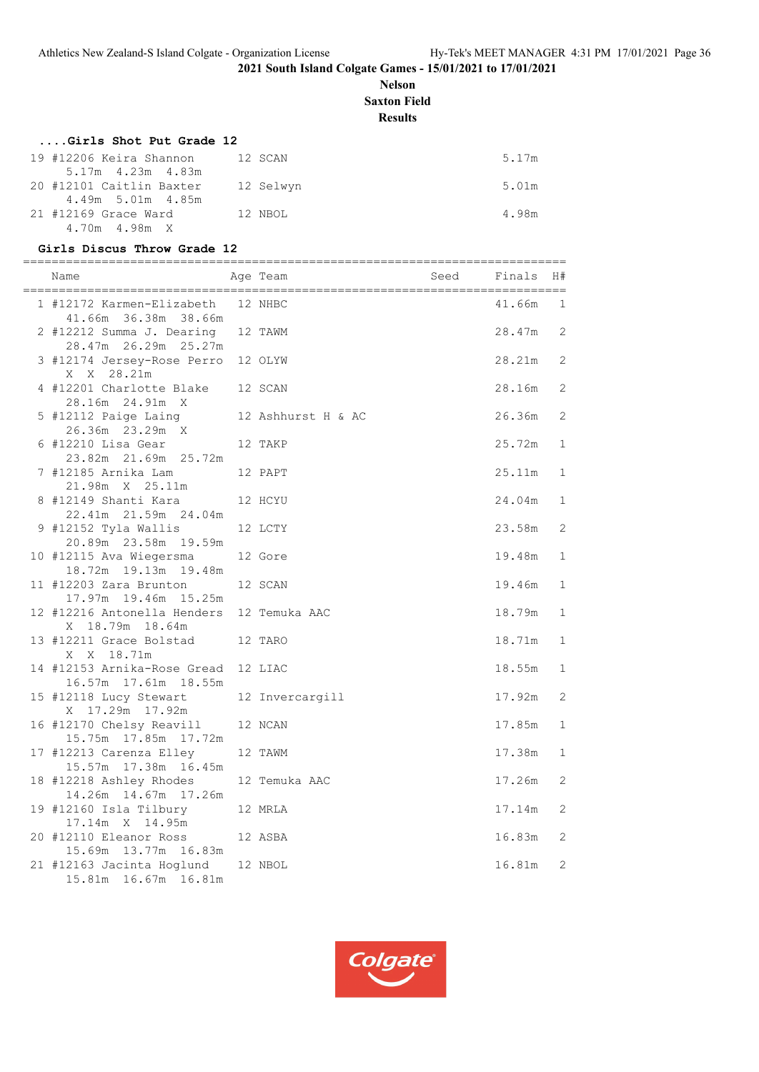2021 South Island Colgate Games - 15/01/2021 to 17/01/2021

**Nelson**

**Saxton Field**

**Results**

### ....Girls Shot Put Grade 12

| Place | Name | Age | Team | Finals |
|---|---|---|---|---|
| 19 | #12206 Keira Shannon | 12 | SCAN | 5.17m |
| | 5.17m 4.23m 4.83m | | | |
| 20 | #12101 Caitlin Baxter | 12 | Selwyn | 5.01m |
| | 4.49m 5.01m 4.85m | | | |
| 21 | #12169 Grace Ward | 12 | NBOL | 4.98m |
| | 4.70m 4.98m X | | | |

### Girls Discus Throw Grade 12

| Place | Name | Age | Team | Seed | Finals | H# |
|---|---|---|---|---|---|---|
| 1 | #12172 Karmen-Elizabeth | 12 | NHBC | | 41.66m | 1 |
| | 41.66m 36.38m 38.66m | | | | | |
| 2 | #12212 Summa J. Dearing | 12 | TAWM | | 28.47m | 2 |
| | 28.47m 26.29m 25.27m | | | | | |
| 3 | #12174 Jersey-Rose Perro | 12 | OLYW | | 28.21m | 2 |
| | X X 28.21m | | | | | |
| 4 | #12201 Charlotte Blake | 12 | SCAN | | 28.16m | 2 |
| | 28.16m 24.91m X | | | | | |
| 5 | #12112 Paige Laing | 12 | Ashhurst H & AC | | 26.36m | 2 |
| | 26.36m 23.29m X | | | | | |
| 6 | #12210 Lisa Gear | 12 | TAKP | | 25.72m | 1 |
| | 23.82m 21.69m 25.72m | | | | | |
| 7 | #12185 Arnika Lam | 12 | PAPT | | 25.11m | 1 |
| | 21.98m X 25.11m | | | | | |
| 8 | #12149 Shanti Kara | 12 | HCYU | | 24.04m | 1 |
| | 22.41m 21.59m 24.04m | | | | | |
| 9 | #12152 Tyla Wallis | 12 | LCTY | | 23.58m | 2 |
| | 20.89m 23.58m 19.59m | | | | | |
| 10 | #12115 Ava Wiegersma | 12 | Gore | | 19.48m | 1 |
| | 18.72m 19.13m 19.48m | | | | | |
| 11 | #12203 Zara Brunton | 12 | SCAN | | 19.46m | 1 |
| | 17.97m 19.46m 15.25m | | | | | |
| 12 | #12216 Antonella Henders | 12 | Temuka AAC | | 18.79m | 1 |
| | X 18.79m 18.64m | | | | | |
| 13 | #12211 Grace Bolstad | 12 | TARO | | 18.71m | 1 |
| | X X 18.71m | | | | | |
| 14 | #12153 Arnika-Rose Gread | 12 | LIAC | | 18.55m | 1 |
| | 16.57m 17.61m 18.55m | | | | | |
| 15 | #12118 Lucy Stewart | 12 | Invercargill | | 17.92m | 2 |
| | X 17.29m 17.92m | | | | | |
| 16 | #12170 Chelsy Reavill | 12 | NCAN | | 17.85m | 1 |
| | 15.75m 17.85m 17.72m | | | | | |
| 17 | #12213 Carenza Elley | 12 | TAWM | | 17.38m | 1 |
| | 15.57m 17.38m 16.45m | | | | | |
| 18 | #12218 Ashley Rhodes | 12 | Temuka AAC | | 17.26m | 2 |
| | 14.26m 14.67m 17.26m | | | | | |
| 19 | #12160 Isla Tilbury | 12 | MRLA | | 17.14m | 2 |
| | 17.14m X 14.95m | | | | | |
| 20 | #12110 Eleanor Ross | 12 | ASBA | | 16.83m | 2 |
| | 15.69m 13.77m 16.83m | | | | | |
| 21 | #12163 Jacinta Hoglund | 12 | NBOL | | 16.81m | 2 |
| | 15.81m 16.67m 16.81m | | | | | |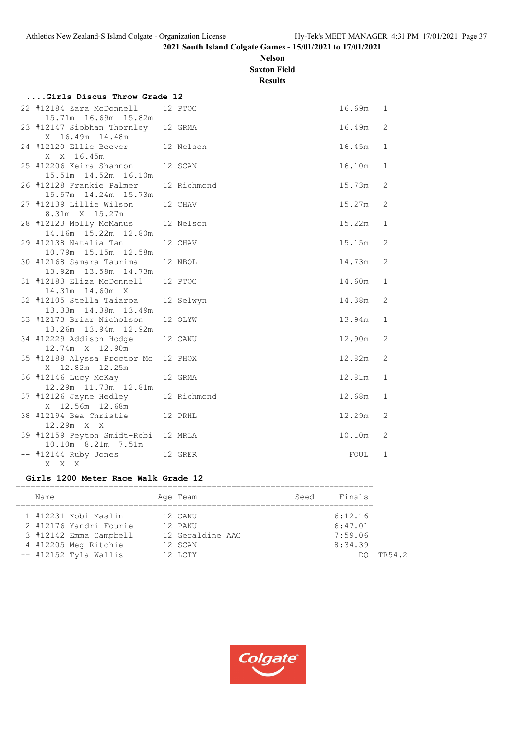**2021 South Island Colgate Games - 15/01/2021 to 17/01/2021**

**Nelson**
**Saxton Field**
**Results**

### ....Girls Discus Throw Grade 12

| Place | Name | Age | Team | Finals | Flight |
|---|---|---|---|---|---|
| 22 | #12184 Zara McDonnell | 12 | PTOC | 16.69m | 1 |
| | 15.71m 16.69m 15.82m | | | | |
| 23 | #12147 Siobhan Thornley | 12 | GRMA | 16.49m | 2 |
| | X 16.49m 14.48m | | | | |
| 24 | #12120 Ellie Beever | 12 | Nelson | 16.45m | 1 |
| | X X 16.45m | | | | |
| 25 | #12206 Keira Shannon | 12 | SCAN | 16.10m | 1 |
| | 15.51m 14.52m 16.10m | | | | |
| 26 | #12128 Frankie Palmer | 12 | Richmond | 15.73m | 2 |
| | 15.57m 14.24m 15.73m | | | | |
| 27 | #12139 Lillie Wilson | 12 | CHAV | 15.27m | 2 |
| | 8.31m X 15.27m | | | | |
| 28 | #12123 Molly McManus | 12 | Nelson | 15.22m | 1 |
| | 14.16m 15.22m 12.80m | | | | |
| 29 | #12138 Natalia Tan | 12 | CHAV | 15.15m | 2 |
| | 10.79m 15.15m 12.58m | | | | |
| 30 | #12168 Samara Taurima | 12 | NBOL | 14.73m | 2 |
| | 13.92m 13.58m 14.73m | | | | |
| 31 | #12183 Eliza McDonnell | 12 | PTOC | 14.60m | 1 |
| | 14.31m 14.60m X | | | | |
| 32 | #12105 Stella Taiaroa | 12 | Selwyn | 14.38m | 2 |
| | 13.33m 14.38m 13.49m | | | | |
| 33 | #12173 Briar Nicholson | 12 | OLYW | 13.94m | 1 |
| | 13.26m 13.94m 12.92m | | | | |
| 34 | #12229 Addison Hodge | 12 | CANU | 12.90m | 2 |
| | 12.74m X 12.90m | | | | |
| 35 | #12188 Alyssa Proctor Mc | 12 | PHOX | 12.82m | 2 |
| | X 12.82m 12.25m | | | | |
| 36 | #12146 Lucy McKay | 12 | GRMA | 12.81m | 1 |
| | 12.29m 11.73m 12.81m | | | | |
| 37 | #12126 Jayne Hedley | 12 | Richmond | 12.68m | 1 |
| | X 12.56m 12.68m | | | | |
| 38 | #12194 Bea Christie | 12 | PRHL | 12.29m | 2 |
| | 12.29m X X | | | | |
| 39 | #12159 Peyton Smidt-Robi | 12 | MRLA | 10.10m | 2 |
| | 10.10m 8.21m 7.51m | | | | |
| -- | #12144 Ruby Jones | 12 | GRER | FOUL | 1 |
| | X X X | | | | |

### Girls 1200 Meter Race Walk Grade 12

| Place | Name | Age | Team | Seed | Finals | |
|---|---|---|---|---|---|---|
| 1 | #12231 Kobi Maslin | 12 | CANU | | 6:12.16 | |
| 2 | #12176 Yandri Fourie | 12 | PAKU | | 6:47.01 | |
| 3 | #12142 Emma Campbell | 12 | Geraldine AAC | | 7:59.06 | |
| 4 | #12205 Meg Ritchie | 12 | SCAN | | 8:34.39 | |
| -- | #12152 Tyla Wallis | 12 | LCTY | | DQ | TR54.2 |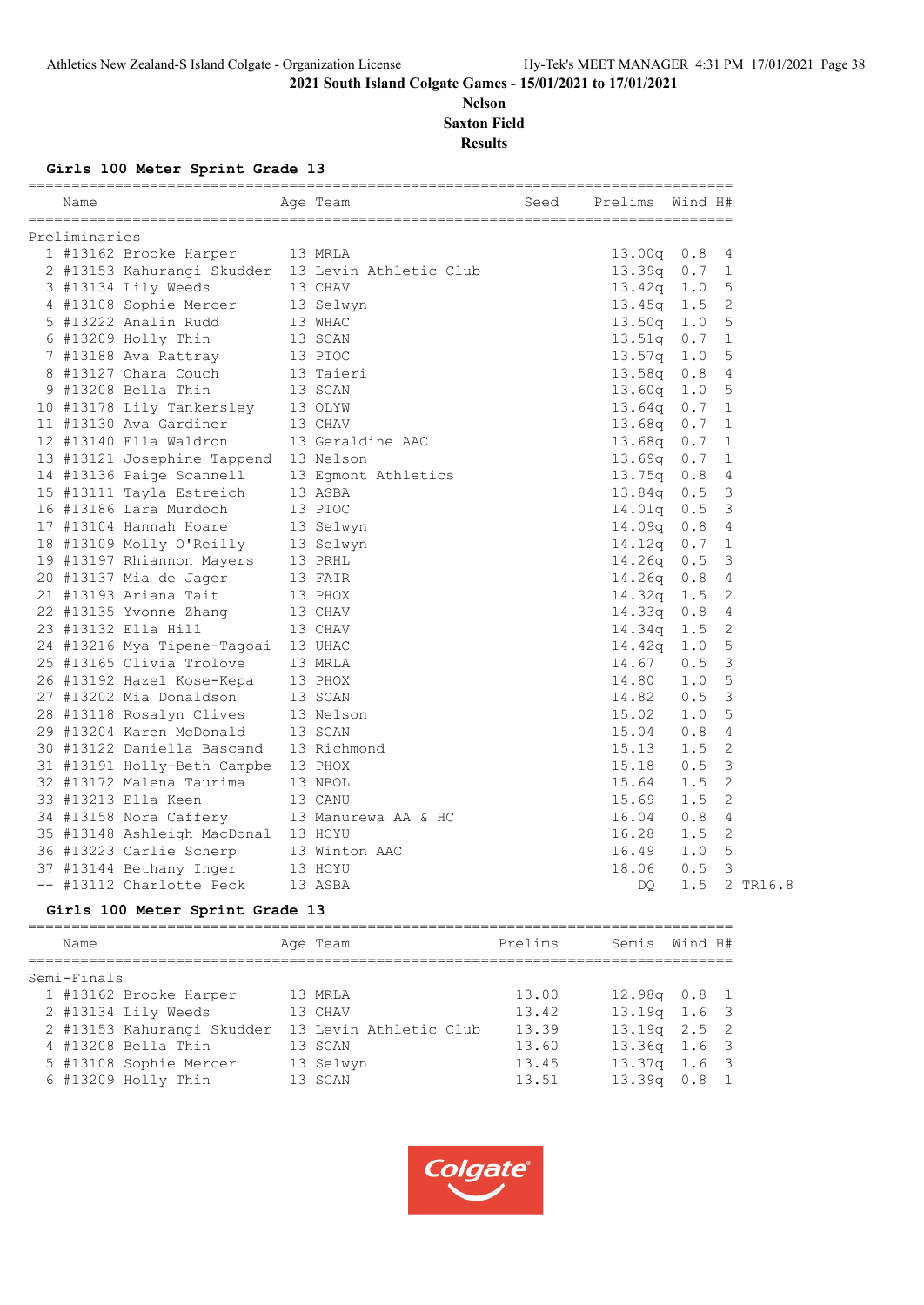2021 South Island Colgate Games - 15/01/2021 to 17/01/2021

Nelson

Saxton Field

Results

### Girls 100 Meter Sprint Grade 13

| | Name | Age | Team | Seed | Prelims | Wind | H# | |
|---|---|---|---|---|---|---|---|---|
| **Preliminaries** | | | | | | | | |
| 1 | #13162 Brooke Harper | 13 | MRLA | | 13.00q | 0.8 | 4 | |
| 2 | #13153 Kahurangi Skudder | 13 | Levin Athletic Club | | 13.39q | 0.7 | 1 | |
| 3 | #13134 Lily Weeds | 13 | CHAV | | 13.42q | 1.0 | 5 | |
| 4 | #13108 Sophie Mercer | 13 | Selwyn | | 13.45q | 1.5 | 2 | |
| 5 | #13222 Analin Rudd | 13 | WHAC | | 13.50q | 1.0 | 5 | |
| 6 | #13209 Holly Thin | 13 | SCAN | | 13.51q | 0.7 | 1 | |
| 7 | #13188 Ava Rattray | 13 | PTOC | | 13.57q | 1.0 | 5 | |
| 8 | #13127 Ohara Couch | 13 | Taieri | | 13.58q | 0.8 | 4 | |
| 9 | #13208 Bella Thin | 13 | SCAN | | 13.60q | 1.0 | 5 | |
| 10 | #13178 Lily Tankersley | 13 | OLYW | | 13.64q | 0.7 | 1 | |
| 11 | #13130 Ava Gardiner | 13 | CHAV | | 13.68q | 0.7 | 1 | |
| 12 | #13140 Ella Waldron | 13 | Geraldine AAC | | 13.68q | 0.7 | 1 | |
| 13 | #13121 Josephine Tappend | 13 | Nelson | | 13.69q | 0.7 | 1 | |
| 14 | #13136 Paige Scannell | 13 | Egmont Athletics | | 13.75q | 0.8 | 4 | |
| 15 | #13111 Tayla Estreich | 13 | ASBA | | 13.84q | 0.5 | 3 | |
| 16 | #13186 Lara Murdoch | 13 | PTOC | | 14.01q | 0.5 | 3 | |
| 17 | #13104 Hannah Hoare | 13 | Selwyn | | 14.09q | 0.8 | 4 | |
| 18 | #13109 Molly O'Reilly | 13 | Selwyn | | 14.12q | 0.7 | 1 | |
| 19 | #13197 Rhiannon Mayers | 13 | PRHL | | 14.26q | 0.5 | 3 | |
| 20 | #13137 Mia de Jager | 13 | FAIR | | 14.26q | 0.8 | 4 | |
| 21 | #13193 Ariana Tait | 13 | PHOX | | 14.32q | 1.5 | 2 | |
| 22 | #13135 Yvonne Zhang | 13 | CHAV | | 14.33q | 0.8 | 4 | |
| 23 | #13132 Ella Hill | 13 | CHAV | | 14.34q | 1.5 | 2 | |
| 24 | #13216 Mya Tipene-Tagoai | 13 | UHAC | | 14.42q | 1.0 | 5 | |
| 25 | #13165 Olivia Trolove | 13 | MRLA | | 14.67 | 0.5 | 3 | |
| 26 | #13192 Hazel Kose-Kepa | 13 | PHOX | | 14.80 | 1.0 | 5 | |
| 27 | #13202 Mia Donaldson | 13 | SCAN | | 14.82 | 0.5 | 3 | |
| 28 | #13118 Rosalyn Clives | 13 | Nelson | | 15.02 | 1.0 | 5 | |
| 29 | #13204 Karen McDonald | 13 | SCAN | | 15.04 | 0.8 | 4 | |
| 30 | #13122 Daniella Bascand | 13 | Richmond | | 15.13 | 1.5 | 2 | |
| 31 | #13191 Holly-Beth Campbe | 13 | PHOX | | 15.18 | 0.5 | 3 | |
| 32 | #13172 Malena Taurima | 13 | NBOL | | 15.64 | 1.5 | 2 | |
| 33 | #13213 Ella Keen | 13 | CANU | | 15.69 | 1.5 | 2 | |
| 34 | #13158 Nora Caffery | 13 | Manurewa AA & HC | | 16.04 | 0.8 | 4 | |
| 35 | #13148 Ashleigh MacDonal | 13 | HCYU | | 16.28 | 1.5 | 2 | |
| 36 | #13223 Carlie Scherp | 13 | Winton AAC | | 16.49 | 1.0 | 5 | |
| 37 | #13144 Bethany Inger | 13 | HCYU | | 18.06 | 0.5 | 3 | |
| -- | #13112 Charlotte Peck | 13 | ASBA | | DQ | 1.5 | 2 | TR16.8 |

### Girls 100 Meter Sprint Grade 13

| | Name | Age | Team | Prelims | Semis | Wind | H# |
|---|---|---|---|---|---|---|---|
| **Semi-Finals** | | | | | | | |
| 1 | #13162 Brooke Harper | 13 | MRLA | 13.00 | 12.98q | 0.8 | 1 |
| 2 | #13134 Lily Weeds | 13 | CHAV | 13.42 | 13.19q | 1.6 | 3 |
| 2 | #13153 Kahurangi Skudder | 13 | Levin Athletic Club | 13.39 | 13.19q | 2.5 | 2 |
| 4 | #13208 Bella Thin | 13 | SCAN | 13.60 | 13.36q | 1.6 | 3 |
| 5 | #13108 Sophie Mercer | 13 | Selwyn | 13.45 | 13.37q | 1.6 | 3 |
| 6 | #13209 Holly Thin | 13 | SCAN | 13.51 | 13.39q | 0.8 | 1 |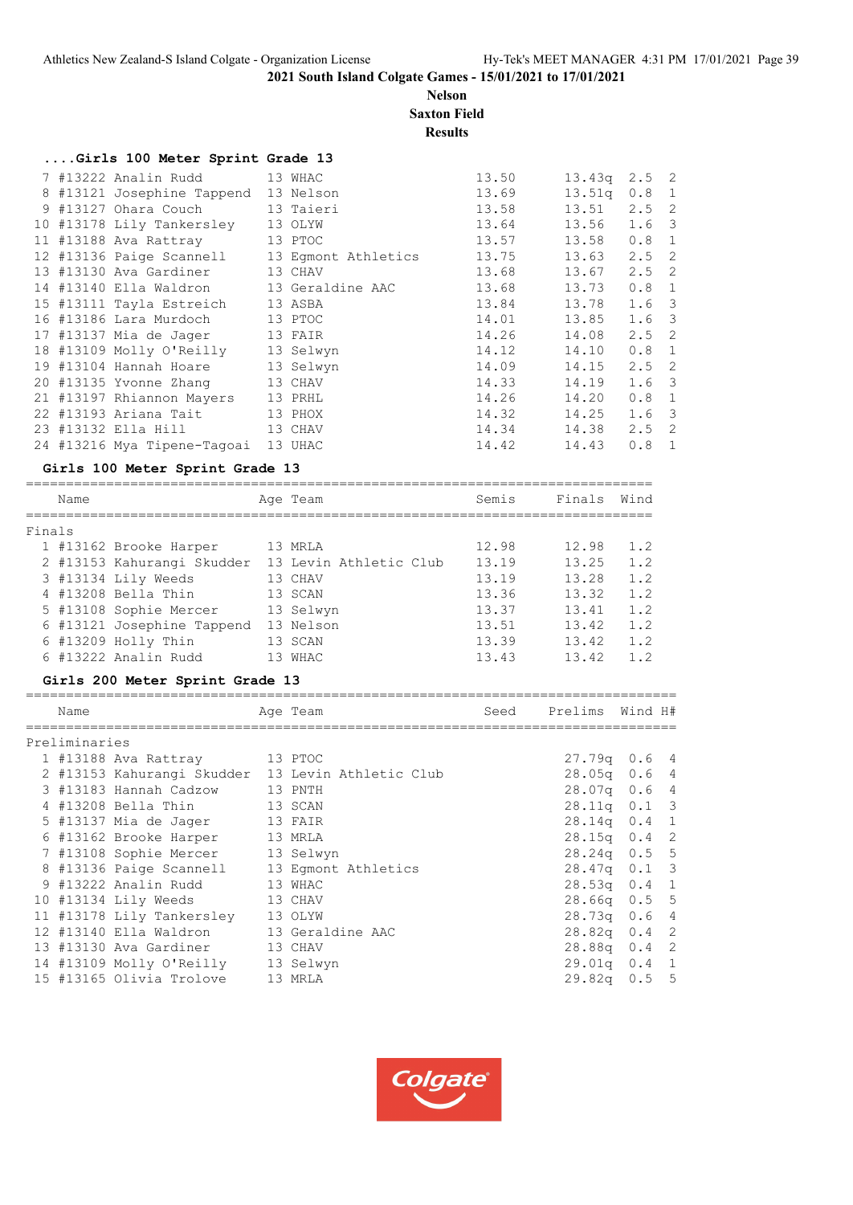2021 South Island Colgate Games - 15/01/2021 to 17/01/2021

Nelson

Saxton Field

Results

### ....Girls 100 Meter Sprint Grade 13

| Place | Name | Age | Team | Seed | Prelims | Wind | H# |
|---|---|---|---|---|---|---|---|
| 7 | #13222 Analin Rudd | 13 | WHAC | 13.50 | 13.43q | 2.5 | 2 |
| 8 | #13121 Josephine Tappend | 13 | Nelson | 13.69 | 13.51q | 0.8 | 1 |
| 9 | #13127 Ohara Couch | 13 | Taieri | 13.58 | 13.51 | 2.5 | 2 |
| 10 | #13178 Lily Tankersley | 13 | OLYW | 13.64 | 13.56 | 1.6 | 3 |
| 11 | #13188 Ava Rattray | 13 | PTOC | 13.57 | 13.58 | 0.8 | 1 |
| 12 | #13136 Paige Scannell | 13 | Egmont Athletics | 13.75 | 13.63 | 2.5 | 2 |
| 13 | #13130 Ava Gardiner | 13 | CHAV | 13.68 | 13.67 | 2.5 | 2 |
| 14 | #13140 Ella Waldron | 13 | Geraldine AAC | 13.68 | 13.73 | 0.8 | 1 |
| 15 | #13111 Tayla Estreich | 13 | ASBA | 13.84 | 13.78 | 1.6 | 3 |
| 16 | #13186 Lara Murdoch | 13 | PTOC | 14.01 | 13.85 | 1.6 | 3 |
| 17 | #13137 Mia de Jager | 13 | FAIR | 14.26 | 14.08 | 2.5 | 2 |
| 18 | #13109 Molly O'Reilly | 13 | Selwyn | 14.12 | 14.10 | 0.8 | 1 |
| 19 | #13104 Hannah Hoare | 13 | Selwyn | 14.09 | 14.15 | 2.5 | 2 |
| 20 | #13135 Yvonne Zhang | 13 | CHAV | 14.33 | 14.19 | 1.6 | 3 |
| 21 | #13197 Rhiannon Mayers | 13 | PRHL | 14.26 | 14.20 | 0.8 | 1 |
| 22 | #13193 Ariana Tait | 13 | PHOX | 14.32 | 14.25 | 1.6 | 3 |
| 23 | #13132 Ella Hill | 13 | CHAV | 14.34 | 14.38 | 2.5 | 2 |
| 24 | #13216 Mya Tipene-Tagoai | 13 | UHAC | 14.42 | 14.43 | 0.8 | 1 |

### Girls 100 Meter Sprint Grade 13

Finals

| Place | Name | Age | Team | Semis | Finals | Wind |
|---|---|---|---|---|---|---|
| 1 | #13162 Brooke Harper | 13 | MRLA | 12.98 | 12.98 | 1.2 |
| 2 | #13153 Kahurangi Skudder | 13 | Levin Athletic Club | 13.19 | 13.25 | 1.2 |
| 3 | #13134 Lily Weeds | 13 | CHAV | 13.19 | 13.28 | 1.2 |
| 4 | #13208 Bella Thin | 13 | SCAN | 13.36 | 13.32 | 1.2 |
| 5 | #13108 Sophie Mercer | 13 | Selwyn | 13.37 | 13.41 | 1.2 |
| 6 | #13121 Josephine Tappend | 13 | Nelson | 13.51 | 13.42 | 1.2 |
| 6 | #13209 Holly Thin | 13 | SCAN | 13.39 | 13.42 | 1.2 |
| 6 | #13222 Analin Rudd | 13 | WHAC | 13.43 | 13.42 | 1.2 |

### Girls 200 Meter Sprint Grade 13

Preliminaries

| Place | Name | Age | Team | Seed | Prelims | Wind | H# |
|---|---|---|---|---|---|---|---|
| 1 | #13188 Ava Rattray | 13 | PTOC | | 27.79q | 0.6 | 4 |
| 2 | #13153 Kahurangi Skudder | 13 | Levin Athletic Club | | 28.05q | 0.6 | 4 |
| 3 | #13183 Hannah Cadzow | 13 | PNTH | | 28.07q | 0.6 | 4 |
| 4 | #13208 Bella Thin | 13 | SCAN | | 28.11q | 0.1 | 3 |
| 5 | #13137 Mia de Jager | 13 | FAIR | | 28.14q | 0.4 | 1 |
| 6 | #13162 Brooke Harper | 13 | MRLA | | 28.15q | 0.4 | 2 |
| 7 | #13108 Sophie Mercer | 13 | Selwyn | | 28.24q | 0.5 | 5 |
| 8 | #13136 Paige Scannell | 13 | Egmont Athletics | | 28.47q | 0.1 | 3 |
| 9 | #13222 Analin Rudd | 13 | WHAC | | 28.53q | 0.4 | 1 |
| 10 | #13134 Lily Weeds | 13 | CHAV | | 28.66q | 0.5 | 5 |
| 11 | #13178 Lily Tankersley | 13 | OLYW | | 28.73q | 0.6 | 4 |
| 12 | #13140 Ella Waldron | 13 | Geraldine AAC | | 28.82q | 0.4 | 2 |
| 13 | #13130 Ava Gardiner | 13 | CHAV | | 28.88q | 0.4 | 2 |
| 14 | #13109 Molly O'Reilly | 13 | Selwyn | | 29.01q | 0.4 | 1 |
| 15 | #13165 Olivia Trolove | 13 | MRLA | | 29.82q | 0.5 | 5 |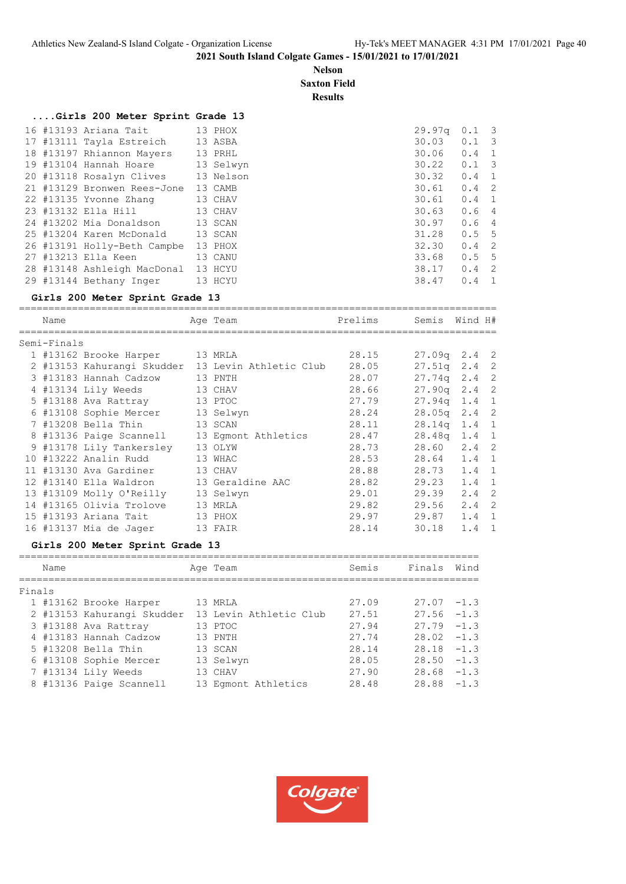2021 South Island Colgate Games - 15/01/2021 to 17/01/2021

**Nelson**
**Saxton Field**
**Results**

### ....Girls 200 Meter Sprint Grade 13

| Place | Name | Age | Team | Prelims | Wind | H# |
|---|---|---|---|---|---|---|
| 16 | #13193 Ariana Tait | 13 | PHOX | 29.97q | 0.1 | 3 |
| 17 | #13111 Tayla Estreich | 13 | ASBA | 30.03 | 0.1 | 3 |
| 18 | #13197 Rhiannon Mayers | 13 | PRHL | 30.06 | 0.4 | 1 |
| 19 | #13104 Hannah Hoare | 13 | Selwyn | 30.22 | 0.1 | 3 |
| 20 | #13118 Rosalyn Clives | 13 | Nelson | 30.32 | 0.4 | 1 |
| 21 | #13129 Bronwen Rees-Jone | 13 | CAMB | 30.61 | 0.4 | 2 |
| 22 | #13135 Yvonne Zhang | 13 | CHAV | 30.61 | 0.4 | 1 |
| 23 | #13132 Ella Hill | 13 | CHAV | 30.63 | 0.6 | 4 |
| 24 | #13202 Mia Donaldson | 13 | SCAN | 30.97 | 0.6 | 4 |
| 25 | #13204 Karen McDonald | 13 | SCAN | 31.28 | 0.5 | 5 |
| 26 | #13191 Holly-Beth Campbe | 13 | PHOX | 32.30 | 0.4 | 2 |
| 27 | #13213 Ella Keen | 13 | CANU | 33.68 | 0.5 | 5 |
| 28 | #13148 Ashleigh MacDonal | 13 | HCYU | 38.17 | 0.4 | 2 |
| 29 | #13144 Bethany Inger | 13 | HCYU | 38.47 | 0.4 | 1 |

### Girls 200 Meter Sprint Grade 13

**Semi-Finals**

| Place | Name | Age | Team | Prelims | Semis | Wind | H# |
|---|---|---|---|---|---|---|---|
| 1 | #13162 Brooke Harper | 13 | MRLA | 28.15 | 27.09q | 2.4 | 2 |
| 2 | #13153 Kahurangi Skudder | 13 | Levin Athletic Club | 28.05 | 27.51q | 2.4 | 2 |
| 3 | #13183 Hannah Cadzow | 13 | PNTH | 28.07 | 27.74q | 2.4 | 2 |
| 4 | #13134 Lily Weeds | 13 | CHAV | 28.66 | 27.90q | 2.4 | 2 |
| 5 | #13188 Ava Rattray | 13 | PTOC | 27.79 | 27.94q | 1.4 | 1 |
| 6 | #13108 Sophie Mercer | 13 | Selwyn | 28.24 | 28.05q | 2.4 | 2 |
| 7 | #13208 Bella Thin | 13 | SCAN | 28.11 | 28.14q | 1.4 | 1 |
| 8 | #13136 Paige Scannell | 13 | Egmont Athletics | 28.47 | 28.48q | 1.4 | 1 |
| 9 | #13178 Lily Tankersley | 13 | OLYW | 28.73 | 28.60 | 2.4 | 2 |
| 10 | #13222 Analin Rudd | 13 | WHAC | 28.53 | 28.64 | 1.4 | 1 |
| 11 | #13130 Ava Gardiner | 13 | CHAV | 28.88 | 28.73 | 1.4 | 1 |
| 12 | #13140 Ella Waldron | 13 | Geraldine AAC | 28.82 | 29.23 | 1.4 | 1 |
| 13 | #13109 Molly O'Reilly | 13 | Selwyn | 29.01 | 29.39 | 2.4 | 2 |
| 14 | #13165 Olivia Trolove | 13 | MRLA | 29.82 | 29.56 | 2.4 | 2 |
| 15 | #13193 Ariana Tait | 13 | PHOX | 29.97 | 29.87 | 1.4 | 1 |
| 16 | #13137 Mia de Jager | 13 | FAIR | 28.14 | 30.18 | 1.4 | 1 |

### Girls 200 Meter Sprint Grade 13

**Finals**

| Place | Name | Age | Team | Semis | Finals | Wind |
|---|---|---|---|---|---|---|
| 1 | #13162 Brooke Harper | 13 | MRLA | 27.09 | 27.07 | -1.3 |
| 2 | #13153 Kahurangi Skudder | 13 | Levin Athletic Club | 27.51 | 27.56 | -1.3 |
| 3 | #13188 Ava Rattray | 13 | PTOC | 27.94 | 27.79 | -1.3 |
| 4 | #13183 Hannah Cadzow | 13 | PNTH | 27.74 | 28.02 | -1.3 |
| 5 | #13208 Bella Thin | 13 | SCAN | 28.14 | 28.18 | -1.3 |
| 6 | #13108 Sophie Mercer | 13 | Selwyn | 28.05 | 28.50 | -1.3 |
| 7 | #13134 Lily Weeds | 13 | CHAV | 27.90 | 28.68 | -1.3 |
| 8 | #13136 Paige Scannell | 13 | Egmont Athletics | 28.48 | 28.88 | -1.3 |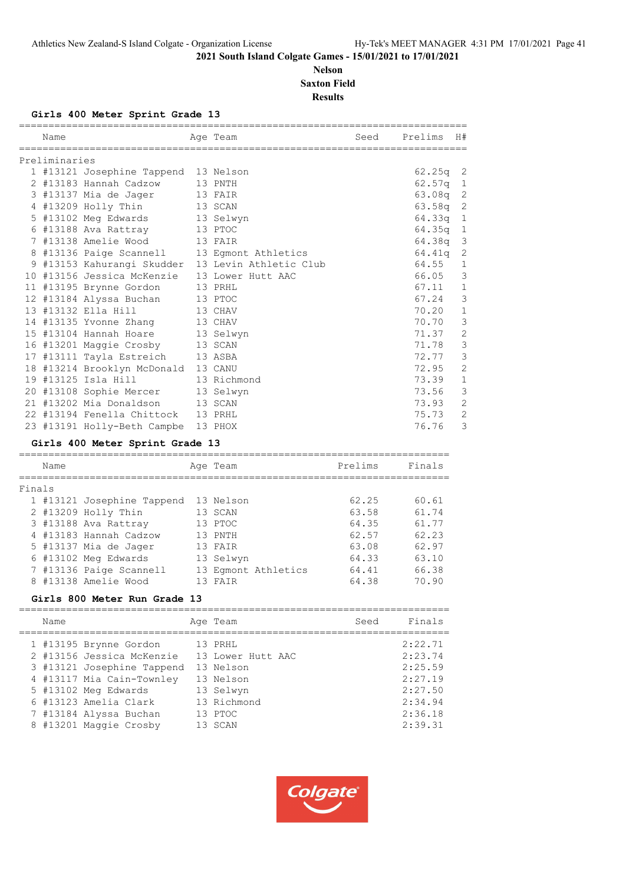## 2021 South Island Colgate Games - 15/01/2021 to 17/01/2021

**Nelson**

**Saxton Field**

**Results**

### Girls 400 Meter Sprint Grade 13

**Preliminaries**

| | Name | Age | Team | Seed | Prelims | H# |
|---|---|---|---|---|---|---|
| 1 | #13121 Josephine Tappend | 13 | Nelson | | 62.25q | 2 |
| 2 | #13183 Hannah Cadzow | 13 | PNTH | | 62.57q | 1 |
| 3 | #13137 Mia de Jager | 13 | FAIR | | 63.08q | 2 |
| 4 | #13209 Holly Thin | 13 | SCAN | | 63.58q | 2 |
| 5 | #13102 Meg Edwards | 13 | Selwyn | | 64.33q | 1 |
| 6 | #13188 Ava Rattray | 13 | PTOC | | 64.35q | 1 |
| 7 | #13138 Amelie Wood | 13 | FAIR | | 64.38q | 3 |
| 8 | #13136 Paige Scannell | 13 | Egmont Athletics | | 64.41q | 2 |
| 9 | #13153 Kahurangi Skudder | 13 | Levin Athletic Club | | 64.55 | 1 |
| 10 | #13156 Jessica McKenzie | 13 | Lower Hutt AAC | | 66.05 | 3 |
| 11 | #13195 Brynne Gordon | 13 | PRHL | | 67.11 | 1 |
| 12 | #13184 Alyssa Buchan | 13 | PTOC | | 67.24 | 3 |
| 13 | #13132 Ella Hill | 13 | CHAV | | 70.20 | 1 |
| 14 | #13135 Yvonne Zhang | 13 | CHAV | | 70.70 | 3 |
| 15 | #13104 Hannah Hoare | 13 | Selwyn | | 71.37 | 2 |
| 16 | #13201 Maggie Crosby | 13 | SCAN | | 71.78 | 3 |
| 17 | #13111 Tayla Estreich | 13 | ASBA | | 72.77 | 3 |
| 18 | #13214 Brooklyn McDonald | 13 | CANU | | 72.95 | 2 |
| 19 | #13125 Isla Hill | 13 | Richmond | | 73.39 | 1 |
| 20 | #13108 Sophie Mercer | 13 | Selwyn | | 73.56 | 3 |
| 21 | #13202 Mia Donaldson | 13 | SCAN | | 73.93 | 2 |
| 22 | #13194 Fenella Chittock | 13 | PRHL | | 75.73 | 2 |
| 23 | #13191 Holly-Beth Campbe | 13 | PHOX | | 76.76 | 3 |

### Girls 400 Meter Sprint Grade 13

**Finals**

| | Name | Age | Team | Prelims | Finals |
|---|---|---|---|---|---|
| 1 | #13121 Josephine Tappend | 13 | Nelson | 62.25 | 60.61 |
| 2 | #13209 Holly Thin | 13 | SCAN | 63.58 | 61.74 |
| 3 | #13188 Ava Rattray | 13 | PTOC | 64.35 | 61.77 |
| 4 | #13183 Hannah Cadzow | 13 | PNTH | 62.57 | 62.23 |
| 5 | #13137 Mia de Jager | 13 | FAIR | 63.08 | 62.97 |
| 6 | #13102 Meg Edwards | 13 | Selwyn | 64.33 | 63.10 |
| 7 | #13136 Paige Scannell | 13 | Egmont Athletics | 64.41 | 66.38 |
| 8 | #13138 Amelie Wood | 13 | FAIR | 64.38 | 70.90 |

### Girls 800 Meter Run Grade 13

| | Name | Age | Team | Seed | Finals |
|---|---|---|---|---|---|
| 1 | #13195 Brynne Gordon | 13 | PRHL | | 2:22.71 |
| 2 | #13156 Jessica McKenzie | 13 | Lower Hutt AAC | | 2:23.74 |
| 3 | #13121 Josephine Tappend | 13 | Nelson | | 2:25.59 |
| 4 | #13117 Mia Cain-Townley | 13 | Nelson | | 2:27.19 |
| 5 | #13102 Meg Edwards | 13 | Selwyn | | 2:27.50 |
| 6 | #13123 Amelia Clark | 13 | Richmond | | 2:34.94 |
| 7 | #13184 Alyssa Buchan | 13 | PTOC | | 2:36.18 |
| 8 | #13201 Maggie Crosby | 13 | SCAN | | 2:39.31 |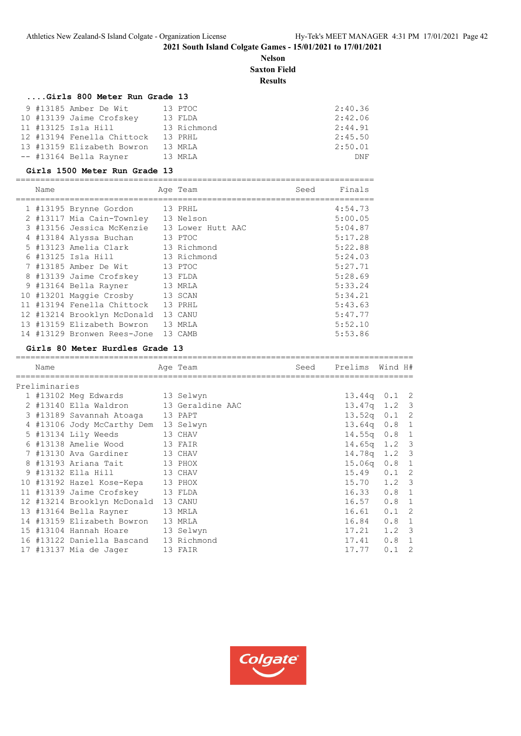2021 South Island Colgate Games - 15/01/2021 to 17/01/2021

**Nelson**
**Saxton Field**
**Results**

### ....Girls 800 Meter Run Grade 13

| Place | Name | Age | Team | Finals |
|---|---|---|---|---|
| 9 | #13185 Amber De Wit | 13 | PTOC | 2:40.36 |
| 10 | #13139 Jaime Crofskey | 13 | FLDA | 2:42.06 |
| 11 | #13125 Isla Hill | 13 | Richmond | 2:44.91 |
| 12 | #13194 Fenella Chittock | 13 | PRHL | 2:45.50 |
| 13 | #13159 Elizabeth Bowron | 13 | MRLA | 2:50.01 |
| -- | #13164 Bella Rayner | 13 | MRLA | DNF |

### Girls 1500 Meter Run Grade 13

| Place | Name | Age | Team | Seed | Finals |
|---|---|---|---|---|---|
| 1 | #13195 Brynne Gordon | 13 | PRHL | | 4:54.73 |
| 2 | #13117 Mia Cain-Townley | 13 | Nelson | | 5:00.05 |
| 3 | #13156 Jessica McKenzie | 13 | Lower Hutt AAC | | 5:04.87 |
| 4 | #13184 Alyssa Buchan | 13 | PTOC | | 5:17.28 |
| 5 | #13123 Amelia Clark | 13 | Richmond | | 5:22.88 |
| 6 | #13125 Isla Hill | 13 | Richmond | | 5:24.03 |
| 7 | #13185 Amber De Wit | 13 | PTOC | | 5:27.71 |
| 8 | #13139 Jaime Crofskey | 13 | FLDA | | 5:28.69 |
| 9 | #13164 Bella Rayner | 13 | MRLA | | 5:33.24 |
| 10 | #13201 Maggie Crosby | 13 | SCAN | | 5:34.21 |
| 11 | #13194 Fenella Chittock | 13 | PRHL | | 5:43.63 |
| 12 | #13214 Brooklyn McDonald | 13 | CANU | | 5:47.77 |
| 13 | #13159 Elizabeth Bowron | 13 | MRLA | | 5:52.10 |
| 14 | #13129 Bronwen Rees-Jone | 13 | CAMB | | 5:53.86 |

### Girls 80 Meter Hurdles Grade 13

Preliminaries

| Place | Name | Age | Team | Seed | Prelims | Wind | H# |
|---|---|---|---|---|---|---|---|
| 1 | #13102 Meg Edwards | 13 | Selwyn | | 13.44q | 0.1 | 2 |
| 2 | #13140 Ella Waldron | 13 | Geraldine AAC | | 13.47q | 1.2 | 3 |
| 3 | #13189 Savannah Atoaga | 13 | PAPT | | 13.52q | 0.1 | 2 |
| 4 | #13106 Jody McCarthy Dem | 13 | Selwyn | | 13.64q | 0.8 | 1 |
| 5 | #13134 Lily Weeds | 13 | CHAV | | 14.55q | 0.8 | 1 |
| 6 | #13138 Amelie Wood | 13 | FAIR | | 14.65q | 1.2 | 3 |
| 7 | #13130 Ava Gardiner | 13 | CHAV | | 14.78q | 1.2 | 3 |
| 8 | #13193 Ariana Tait | 13 | PHOX | | 15.06q | 0.8 | 1 |
| 9 | #13132 Ella Hill | 13 | CHAV | | 15.49 | 0.1 | 2 |
| 10 | #13192 Hazel Kose-Kepa | 13 | PHOX | | 15.70 | 1.2 | 3 |
| 11 | #13139 Jaime Crofskey | 13 | FLDA | | 16.33 | 0.8 | 1 |
| 12 | #13214 Brooklyn McDonald | 13 | CANU | | 16.57 | 0.8 | 1 |
| 13 | #13164 Bella Rayner | 13 | MRLA | | 16.61 | 0.1 | 2 |
| 14 | #13159 Elizabeth Bowron | 13 | MRLA | | 16.84 | 0.8 | 1 |
| 15 | #13104 Hannah Hoare | 13 | Selwyn | | 17.21 | 1.2 | 3 |
| 16 | #13122 Daniella Bascand | 13 | Richmond | | 17.41 | 0.8 | 1 |
| 17 | #13137 Mia de Jager | 13 | FAIR | | 17.77 | 0.1 | 2 |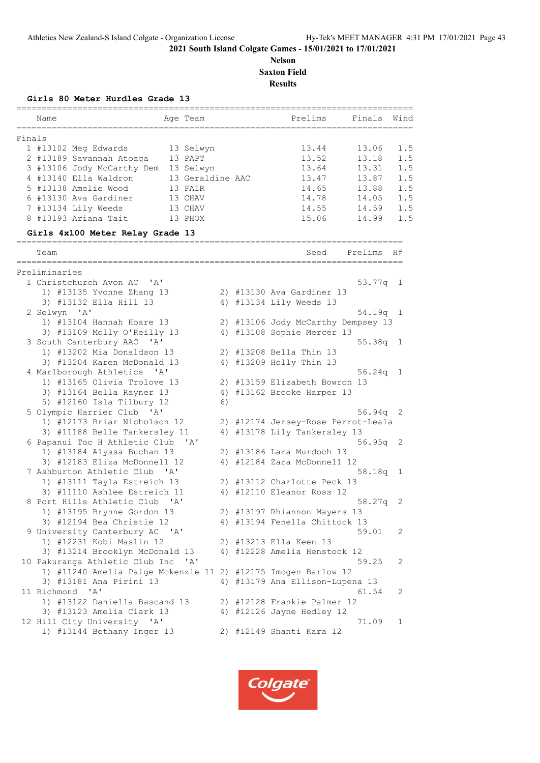2021 South Island Colgate Games - 15/01/2021 to 17/01/2021

**Nelson**

**Saxton Field**

**Results**

## Girls 80 Meter Hurdles Grade 13

**Finals**

| Place | Name | Age | Team | Prelims | Finals | Wind |
|---|---|---|---|---|---|---|
| 1 | #13102 Meg Edwards | 13 | Selwyn | 13.44 | 13.06 | 1.5 |
| 2 | #13189 Savannah Atoaga | 13 | PAPT | 13.52 | 13.18 | 1.5 |
| 3 | #13106 Jody McCarthy Dem | 13 | Selwyn | 13.64 | 13.31 | 1.5 |
| 4 | #13140 Ella Waldron | 13 | Geraldine AAC | 13.47 | 13.87 | 1.5 |
| 5 | #13138 Amelie Wood | 13 | FAIR | 14.65 | 13.88 | 1.5 |
| 6 | #13130 Ava Gardiner | 13 | CHAV | 14.78 | 14.05 | 1.5 |
| 7 | #13134 Lily Weeds | 13 | CHAV | 14.55 | 14.59 | 1.5 |
| 8 | #13193 Ariana Tait | 13 | PHOX | 15.06 | 14.99 | 1.5 |

## Girls 4x100 Meter Relay Grade 13

**Preliminaries**

| Place | Team | Seed | Prelims | H# |
|---|---|---|---|---|
| 1 | Christchurch Avon AC 'A' | | 53.77q | 1 |
| | 1) #13135 Yvonne Zhang 13; 2) #13130 Ava Gardiner 13; 3) #13132 Ella Hill 13; 4) #13134 Lily Weeds 13 | | | |
| 2 | Selwyn 'A' | | 54.19q | 1 |
| | 1) #13104 Hannah Hoare 13; 2) #13106 Jody McCarthy Dempsey 13; 3) #13109 Molly O'Reilly 13; 4) #13108 Sophie Mercer 13 | | | |
| 3 | South Canterbury AAC 'A' | | 55.38q | 1 |
| | 1) #13202 Mia Donaldson 13; 2) #13208 Bella Thin 13; 3) #13204 Karen McDonald 13; 4) #13209 Holly Thin 13 | | | |
| 4 | Marlborough Athletics 'A' | | 56.24q | 1 |
| | 1) #13165 Olivia Trolove 13; 2) #13159 Elizabeth Bowron 13; 3) #13164 Bella Rayner 13; 4) #13162 Brooke Harper 13; 5) #12160 Isla Tilbury 12; 6) | | | |
| 5 | Olympic Harrier Club 'A' | | 56.94q | 2 |
| | 1) #12173 Briar Nicholson 12; 2) #12174 Jersey-Rose Perrot-Leala; 3) #11188 Belle Tankersley 11; 4) #13178 Lily Tankersley 13 | | | |
| 6 | Papanui Toc H Athletic Club 'A' | | 56.95q | 2 |
| | 1) #13184 Alyssa Buchan 13; 2) #13186 Lara Murdoch 13; 3) #12183 Eliza McDonnell 12; 4) #12184 Zara McDonnell 12 | | | |
| 7 | Ashburton Athletic Club 'A' | | 58.18q | 1 |
| | 1) #13111 Tayla Estreich 13; 2) #13112 Charlotte Peck 13; 3) #11110 Ashlee Estreich 11; 4) #12110 Eleanor Ross 12 | | | |
| 8 | Port Hills Athletic Club 'A' | | 58.27q | 2 |
| | 1) #13195 Brynne Gordon 13; 2) #13197 Rhiannon Mayers 13; 3) #12194 Bea Christie 12; 4) #13194 Fenella Chittock 13 | | | |
| 9 | University Canterbury AC 'A' | | 59.01 | 2 |
| | 1) #12231 Kobi Maslin 12; 2) #13213 Ella Keen 13; 3) #13214 Brooklyn McDonald 13; 4) #12228 Amelia Henstock 12 | | | |
| 10 | Pakuranga Athletic Club Inc 'A' | | 59.25 | 2 |
| | 1) #11240 Amelia Paige Mckenzie 11; 2) #12175 Imogen Barlow 12; 3) #13181 Ana Pirini 13; 4) #13179 Ana Ellison-Lupena 13 | | | |
| 11 | Richmond 'A' | | 61.54 | 2 |
| | 1) #13122 Daniella Bascand 13; 2) #12128 Frankie Palmer 12; 3) #13123 Amelia Clark 13; 4) #12126 Jayne Hedley 12 | | | |
| 12 | Hill City University 'A' | | 71.09 | 1 |
| | 1) #13144 Bethany Inger 13; 2) #12149 Shanti Kara 12 | | | |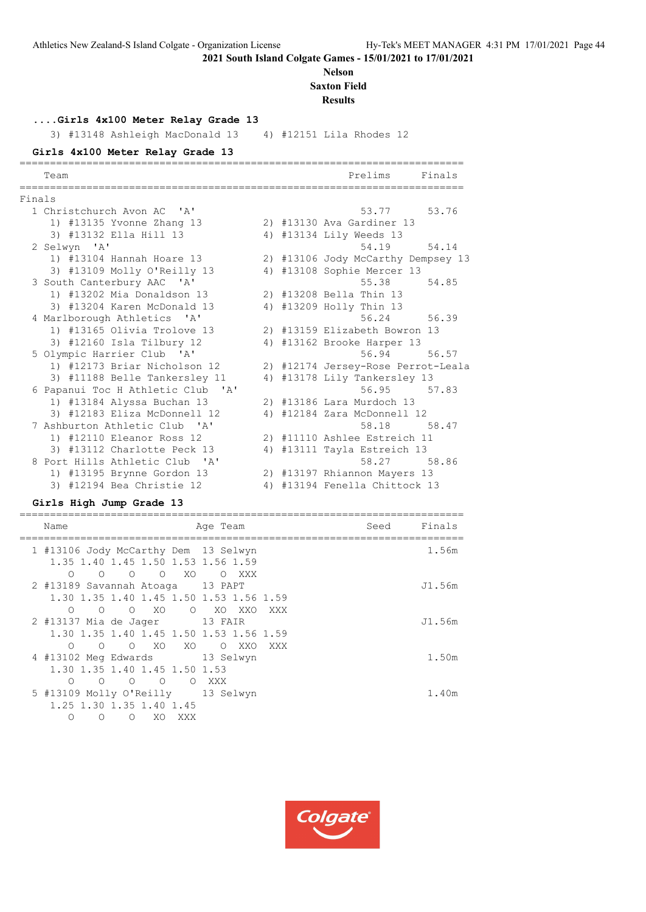## 2021 South Island Colgate Games - 15/01/2021 to 17/01/2021

**Nelson**

**Saxton Field**

**Results**

### ....Girls 4x100 Meter Relay Grade 13

3) #13148 Ashleigh MacDonald 13    4) #12151 Lila Rhodes 12

### Girls 4x100 Meter Relay Grade 13

**Finals**

| Place | Team | Prelims | Finals |
|---|---|---|---|
| 1 | Christchurch Avon AC 'A' | 53.77 | 53.76 |
| | 1) #13135 Yvonne Zhang 13; 2) #13130 Ava Gardiner 13; 3) #13132 Ella Hill 13; 4) #13134 Lily Weeds 13 | | |
| 2 | Selwyn 'A' | 54.19 | 54.14 |
| | 1) #13104 Hannah Hoare 13; 2) #13106 Jody McCarthy Dempsey 13; 3) #13109 Molly O'Reilly 13; 4) #13108 Sophie Mercer 13 | | |
| 3 | South Canterbury AAC 'A' | 55.38 | 54.85 |
| | 1) #13202 Mia Donaldson 13; 2) #13208 Bella Thin 13; 3) #13204 Karen McDonald 13; 4) #13209 Holly Thin 13 | | |
| 4 | Marlborough Athletics 'A' | 56.24 | 56.39 |
| | 1) #13165 Olivia Trolove 13; 2) #13159 Elizabeth Bowron 13; 3) #12160 Isla Tilbury 12; 4) #13162 Brooke Harper 13 | | |
| 5 | Olympic Harrier Club 'A' | 56.94 | 56.57 |
| | 1) #12173 Briar Nicholson 12; 2) #12174 Jersey-Rose Perrot-Leala; 3) #11188 Belle Tankersley 11; 4) #13178 Lily Tankersley 13 | | |
| 6 | Papanui Toc H Athletic Club 'A' | 56.95 | 57.83 |
| | 1) #13184 Alyssa Buchan 13; 2) #13186 Lara Murdoch 13; 3) #12183 Eliza McDonnell 12; 4) #12184 Zara McDonnell 12 | | |
| 7 | Ashburton Athletic Club 'A' | 58.18 | 58.47 |
| | 1) #12110 Eleanor Ross 12; 2) #11110 Ashlee Estreich 11; 3) #13112 Charlotte Peck 13; 4) #13111 Tayla Estreich 13 | | |
| 8 | Port Hills Athletic Club 'A' | 58.27 | 58.86 |
| | 1) #13195 Brynne Gordon 13; 2) #13197 Rhiannon Mayers 13; 3) #12194 Bea Christie 12; 4) #13194 Fenella Chittock 13 | | |

### Girls High Jump Grade 13

| Place | Name | Age | Team | Seed | Finals |
|---|---|---|---|---|---|
| 1 | #13106 Jody McCarthy Dem | 13 | Selwyn | | 1.56m |
| | 1.35 O, 1.40 O, 1.45 O, 1.50 O, 1.53 XO, 1.56 O, 1.59 XXX | | | | |
| 2 | #13189 Savannah Atoaga | 13 | PAPT | | J1.56m |
| | 1.30 O, 1.35 O, 1.40 O, 1.45 XO, 1.50 O, 1.53 XO, 1.56 XXO, 1.59 XXX | | | | |
| 2 | #13137 Mia de Jager | 13 | FAIR | | J1.56m |
| | 1.30 O, 1.35 O, 1.40 O, 1.45 XO, 1.50 XO, 1.53 O, 1.56 XXO, 1.59 XXX | | | | |
| 4 | #13102 Meg Edwards | 13 | Selwyn | | 1.50m |
| | 1.30 O, 1.35 O, 1.40 O, 1.45 O, 1.50 O, 1.53 XXX | | | | |
| 5 | #13109 Molly O'Reilly | 13 | Selwyn | | 1.40m |
| | 1.25 O, 1.30 O, 1.35 O, 1.40 XO, 1.45 XXX | | | | |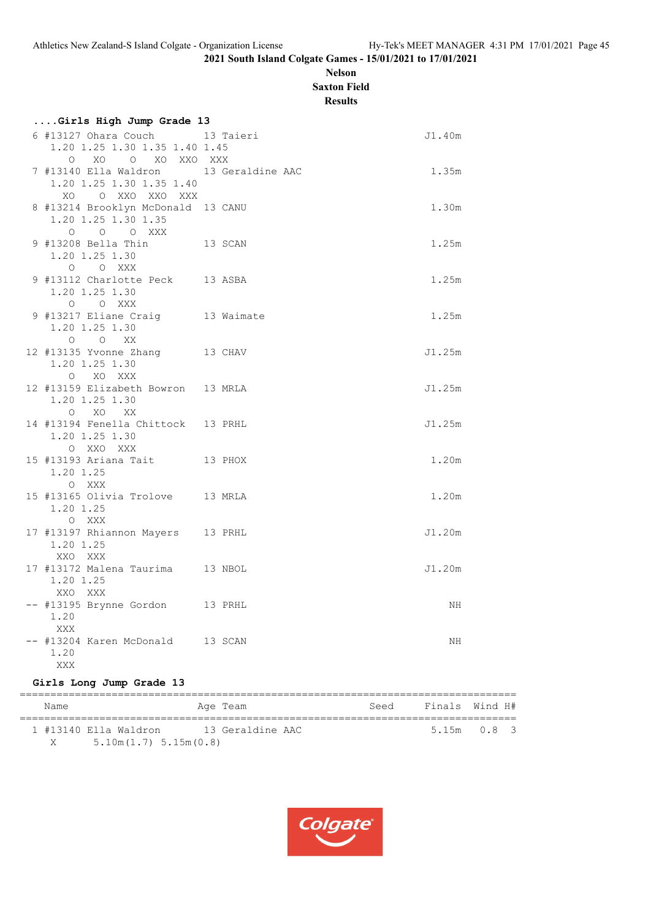## 2021 South Island Colgate Games - 15/01/2021 to 17/01/2021

**Nelson**
**Saxton Field**
**Results**

### ....Girls High Jump Grade 13

```
 6 #13127 Ohara Couch          13 Taieri                          J1.40m
     1.20 1.25 1.30 1.35 1.40 1.45
       O   XO    O   XO  XXO  XXX
 7 #13140 Ella Waldron         13 Geraldine AAC                    1.35m
     1.20 1.25 1.30 1.35 1.40
      XO    O  XXO  XXO  XXX
 8 #13214 Brooklyn McDonald    13 CANU                             1.30m
     1.20 1.25 1.30 1.35
       O    O    O  XXX
 9 #13208 Bella Thin           13 SCAN                             1.25m
     1.20 1.25 1.30
       O    O  XXX
 9 #13112 Charlotte Peck       13 ASBA                             1.25m
     1.20 1.25 1.30
       O    O  XXX
 9 #13217 Eliane Craig         13 Waimate                          1.25m
     1.20 1.25 1.30
       O    O   XX
12 #13135 Yvonne Zhang         13 CHAV                            J1.25m
     1.20 1.25 1.30
       O   XO  XXX
12 #13159 Elizabeth Bowron     13 MRLA                            J1.25m
     1.20 1.25 1.30
       O   XO   XX
14 #13194 Fenella Chittock     13 PRHL                            J1.25m
     1.20 1.25 1.30
       O  XXO  XXX
15 #13193 Ariana Tait          13 PHOX                             1.20m
     1.20 1.25
       O  XXX
15 #13165 Olivia Trolove       13 MRLA                             1.20m
     1.20 1.25
       O  XXX
17 #13197 Rhiannon Mayers      13 PRHL                            J1.20m
     1.20 1.25
     XXO  XXX
17 #13172 Malena Taurima       13 NBOL                            J1.20m
     1.20 1.25
     XXO  XXX
-- #13195 Brynne Gordon        13 PRHL                                NH
     1.20
     XXX
-- #13204 Karen McDonald       13 SCAN                                NH
     1.20
     XXX
```

### Girls Long Jump Grade 13

| Name | Age | Team | Seed | Finals | Wind | H# |
|---|---|---|---|---|---|---|
| 1 #13140 Ella Waldron | 13 | Geraldine AAC | | 5.15m | 0.8 | 3 |

X 5.10m(1.7) 5.15m(0.8)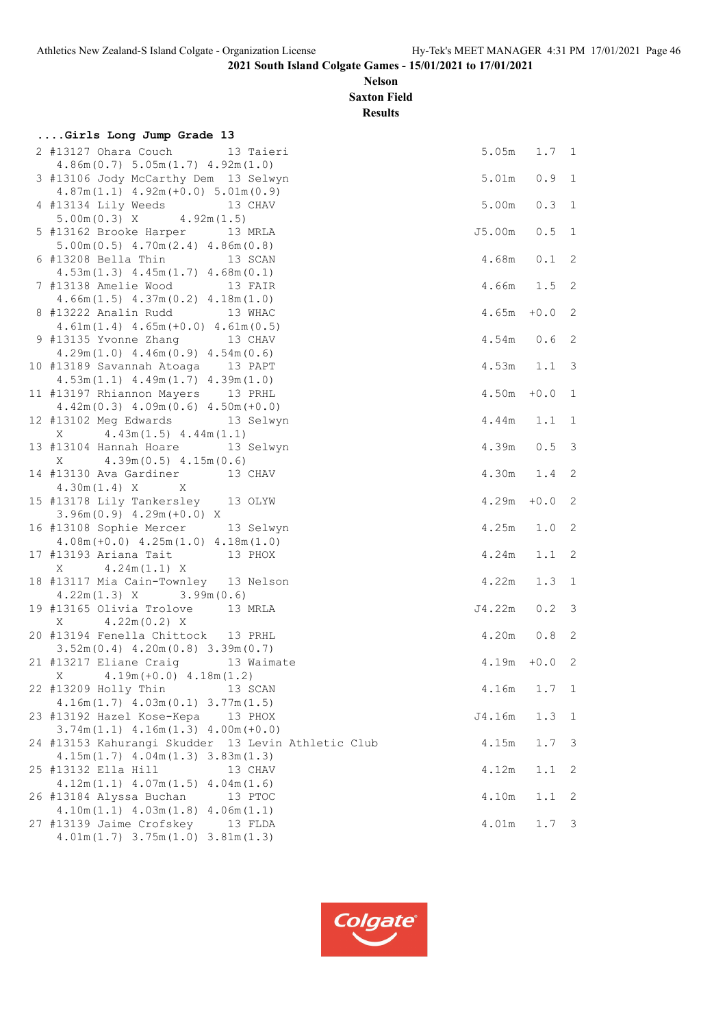2021 South Island Colgate Games - 15/01/2021 to 17/01/2021

**Nelson**
**Saxton Field**
**Results**

### ....Girls Long Jump Grade 13

```
  2 #13127 Ohara Couch         13 Taieri                                  5.05m    1.7  1
     4.86m(0.7) 5.05m(1.7) 4.92m(1.0)
  3 #13106 Jody McCarthy Dem  13 Selwyn                                   5.01m    0.9  1
     4.87m(1.1) 4.92m(+0.0) 5.01m(0.9)
  4 #13134 Lily Weeds          13 CHAV                                    5.00m    0.3  1
     5.00m(0.3) X      4.92m(1.5)
  5 #13162 Brooke Harper       13 MRLA                                   J5.00m    0.5  1
     5.00m(0.5) 4.70m(2.4) 4.86m(0.8)
  6 #13208 Bella Thin          13 SCAN                                    4.68m    0.1  2
     4.53m(1.3) 4.45m(1.7) 4.68m(0.1)
  7 #13138 Amelie Wood         13 FAIR                                    4.66m    1.5  2
     4.66m(1.5) 4.37m(0.2) 4.18m(1.0)
  8 #13222 Analin Rudd         13 WHAC                                    4.65m   +0.0  2
     4.61m(1.4) 4.65m(+0.0) 4.61m(0.5)
  9 #13135 Yvonne Zhang        13 CHAV                                    4.54m    0.6  2
     4.29m(1.0) 4.46m(0.9) 4.54m(0.6)
 10 #13189 Savannah Atoaga     13 PAPT                                    4.53m    1.1  3
     4.53m(1.1) 4.49m(1.7) 4.39m(1.0)
 11 #13197 Rhiannon Mayers     13 PRHL                                    4.50m   +0.0  1
     4.42m(0.3) 4.09m(0.6) 4.50m(+0.0)
 12 #13102 Meg Edwards         13 Selwyn                                  4.44m    1.1  1
     X      4.43m(1.5) 4.44m(1.1)
 13 #13104 Hannah Hoare        13 Selwyn                                  4.39m    0.5  3
     X      4.39m(0.5) 4.15m(0.6)
 14 #13130 Ava Gardiner        13 CHAV                                    4.30m    1.4  2
     4.30m(1.4) X      X
 15 #13178 Lily Tankersley     13 OLYW                                    4.29m   +0.0  2
     3.96m(0.9) 4.29m(+0.0) X
 16 #13108 Sophie Mercer       13 Selwyn                                  4.25m    1.0  2
     4.08m(+0.0) 4.25m(1.0) 4.18m(1.0)
 17 #13193 Ariana Tait         13 PHOX                                    4.24m    1.1  2
     X      4.24m(1.1) X
 18 #13117 Mia Cain-Townley    13 Nelson                                  4.22m    1.3  1
     4.22m(1.3) X      3.99m(0.6)
 19 #13165 Olivia Trolove      13 MRLA                                   J4.22m    0.2  3
     X      4.22m(0.2) X
 20 #13194 Fenella Chittock    13 PRHL                                    4.20m    0.8  2
     3.52m(0.4) 4.20m(0.8) 3.39m(0.7)
 21 #13217 Eliane Craig        13 Waimate                                 4.19m   +0.0  2
     X      4.19m(+0.0) 4.18m(1.2)
 22 #13209 Holly Thin          13 SCAN                                    4.16m    1.7  1
     4.16m(1.7) 4.03m(0.1) 3.77m(1.5)
 23 #13192 Hazel Kose-Kepa     13 PHOX                                   J4.16m    1.3  1
     3.74m(1.1) 4.16m(1.3) 4.00m(+0.0)
 24 #13153 Kahurangi Skudder   13 Levin Athletic Club                     4.15m    1.7  3
     4.15m(1.7) 4.04m(1.3) 3.83m(1.3)
 25 #13132 Ella Hill           13 CHAV                                    4.12m    1.1  2
     4.12m(1.1) 4.07m(1.5) 4.04m(1.6)
 26 #13184 Alyssa Buchan       13 PTOC                                    4.10m    1.1  2
     4.10m(1.1) 4.03m(1.8) 4.06m(1.1)
 27 #13139 Jaime Crofskey      13 FLDA                                    4.01m    1.7  3
     4.01m(1.7) 3.75m(1.0) 3.81m(1.3)
```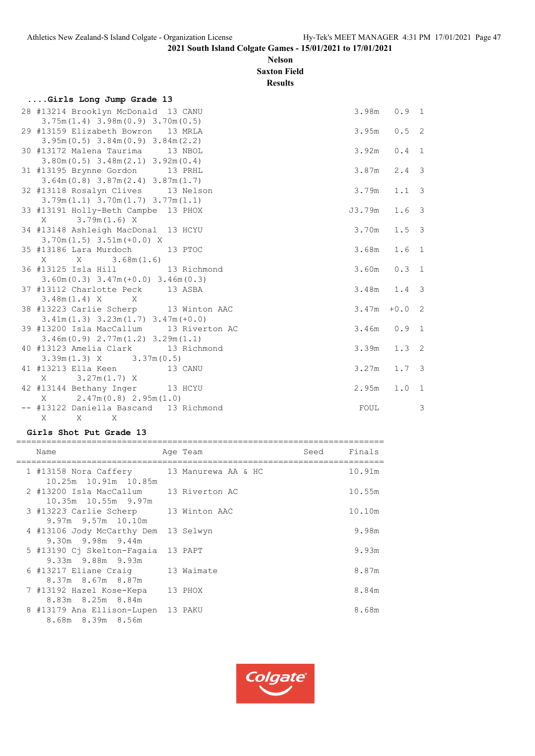2021 South Island Colgate Games - 15/01/2021 to 17/01/2021

**Nelson**
**Saxton Field**
**Results**

### ....Girls Long Jump Grade 13

```
28 #13214 Brooklyn McDonald  13 CANU                              3.98m   0.9  1
   3.75m(1.4) 3.98m(0.9) 3.70m(0.5)
29 #13159 Elizabeth Bowron    13 MRLA                             3.95m   0.5  2
   3.95m(0.5) 3.84m(0.9) 3.84m(2.2)
30 #13172 Malena Taurima      13 NBOL                             3.92m   0.4  1
   3.80m(0.5) 3.48m(2.1) 3.92m(0.4)
31 #13195 Brynne Gordon       13 PRHL                             3.87m   2.4  3
   3.64m(0.8) 3.87m(2.4) 3.87m(1.7)
32 #13118 Rosalyn Clives      13 Nelson                           3.79m   1.1  3
   3.79m(1.1) 3.70m(1.7) 3.77m(1.1)
33 #13191 Holly-Beth Campbe  13 PHOX                             J3.79m   1.6  3
   X      3.79m(1.6) X
34 #13148 Ashleigh MacDonal  13 HCYU                              3.70m   1.5  3
   3.70m(1.5) 3.51m(+0.0) X
35 #13186 Lara Murdoch        13 PTOC                             3.68m   1.6  1
   X      X      3.68m(1.6)
36 #13125 Isla Hill           13 Richmond                         3.60m   0.3  1
   3.60m(0.3) 3.47m(+0.0) 3.46m(0.3)
37 #13112 Charlotte Peck      13 ASBA                             3.48m   1.4  3
   3.48m(1.4) X      X
38 #13223 Carlie Scherp       13 Winton AAC                       3.47m  +0.0  2
   3.41m(1.3) 3.23m(1.7) 3.47m(+0.0)
39 #13200 Isla MacCallum      13 Riverton AC                      3.46m   0.9  1
   3.46m(0.9) 2.77m(1.2) 3.29m(1.1)
40 #13123 Amelia Clark        13 Richmond                         3.39m   1.3  2
   3.39m(1.3) X      3.37m(0.5)
41 #13213 Ella Keen           13 CANU                             3.27m   1.7  3
   X      3.27m(1.7) X
42 #13144 Bethany Inger       13 HCYU                             2.95m   1.0  1
   X      2.47m(0.8) 2.95m(1.0)
-- #13122 Daniella Bascand    13 Richmond                          FOUL        3
   X      X      X
```

### Girls Shot Put Grade 13

```
========================================================================
    Name                    Age Team                  Seed    Finals
========================================================================
  1 #13158 Nora Caffery      13 Manurewa AA & HC              10.91m
     10.25m  10.91m  10.85m
  2 #13200 Isla MacCallum    13 Riverton AC                   10.55m
     10.35m  10.55m  9.97m
  3 #13223 Carlie Scherp     13 Winton AAC                    10.10m
     9.97m  9.57m  10.10m
  4 #13106 Jody McCarthy Dem  13 Selwyn                        9.98m
     9.30m  9.98m  9.44m
  5 #13190 Cj Skelton-Fagaia  13 PAPT                          9.93m
     9.33m  9.88m  9.93m
  6 #13217 Eliane Craig      13 Waimate                        8.87m
     8.37m  8.67m  8.87m
  7 #13192 Hazel Kose-Kepa   13 PHOX                           8.84m
     8.83m  8.25m  8.84m
  8 #13179 Ana Ellison-Lupen  13 PAKU                          8.68m
     8.68m  8.39m  8.56m
```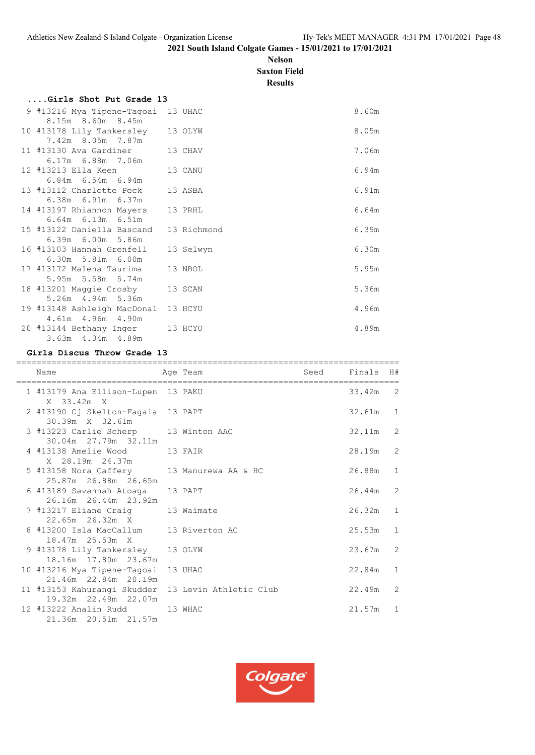2021 South Island Colgate Games - 15/01/2021 to 17/01/2021

Nelson
Saxton Field
Results

### ....Girls Shot Put Grade 13

| | Name | Age | Team | Finals |
|---|---|---|---|---|
| 9 | #13216 Mya Tipene-Tagoai | 13 | UHAC | 8.60m |
| | 8.15m 8.60m 8.45m | | | |
| 10 | #13178 Lily Tankersley | 13 | OLYW | 8.05m |
| | 7.42m 8.05m 7.87m | | | |
| 11 | #13130 Ava Gardiner | 13 | CHAV | 7.06m |
| | 6.17m 6.88m 7.06m | | | |
| 12 | #13213 Ella Keen | 13 | CANU | 6.94m |
| | 6.84m 6.54m 6.94m | | | |
| 13 | #13112 Charlotte Peck | 13 | ASBA | 6.91m |
| | 6.38m 6.91m 6.37m | | | |
| 14 | #13197 Rhiannon Mayers | 13 | PRHL | 6.64m |
| | 6.64m 6.13m 6.51m | | | |
| 15 | #13122 Daniella Bascand | 13 | Richmond | 6.39m |
| | 6.39m 6.00m 5.86m | | | |
| 16 | #13103 Hannah Grenfell | 13 | Selwyn | 6.30m |
| | 6.30m 5.81m 6.00m | | | |
| 17 | #13172 Malena Taurima | 13 | NBOL | 5.95m |
| | 5.95m 5.58m 5.74m | | | |
| 18 | #13201 Maggie Crosby | 13 | SCAN | 5.36m |
| | 5.26m 4.94m 5.36m | | | |
| 19 | #13148 Ashleigh MacDonal | 13 | HCYU | 4.96m |
| | 4.61m 4.96m 4.90m | | | |
| 20 | #13144 Bethany Inger | 13 | HCYU | 4.89m |
| | 3.63m 4.34m 4.89m | | | |

### Girls Discus Throw Grade 13

| | Name | Age | Team | Seed | Finals | H# |
|---|---|---|---|---|---|---|
| 1 | #13179 Ana Ellison-Lupen | 13 | PAKU | | 33.42m | 2 |
| | X 33.42m X | | | | | |
| 2 | #13190 Cj Skelton-Fagaia | 13 | PAPT | | 32.61m | 1 |
| | 30.39m X 32.61m | | | | | |
| 3 | #13223 Carlie Scherp | 13 | Winton AAC | | 32.11m | 2 |
| | 30.04m 27.79m 32.11m | | | | | |
| 4 | #13138 Amelie Wood | 13 | FAIR | | 28.19m | 2 |
| | X 28.19m 24.37m | | | | | |
| 5 | #13158 Nora Caffery | 13 | Manurewa AA & HC | | 26.88m | 1 |
| | 25.87m 26.88m 26.65m | | | | | |
| 6 | #13189 Savannah Atoaga | 13 | PAPT | | 26.44m | 2 |
| | 26.16m 26.44m 23.92m | | | | | |
| 7 | #13217 Eliane Craig | 13 | Waimate | | 26.32m | 1 |
| | 22.65m 26.32m X | | | | | |
| 8 | #13200 Isla MacCallum | 13 | Riverton AC | | 25.53m | 1 |
| | 18.47m 25.53m X | | | | | |
| 9 | #13178 Lily Tankersley | 13 | OLYW | | 23.67m | 2 |
| | 18.16m 17.80m 23.67m | | | | | |
| 10 | #13216 Mya Tipene-Tagoai | 13 | UHAC | | 22.84m | 1 |
| | 21.46m 22.84m 20.19m | | | | | |
| 11 | #13153 Kahurangi Skudder | 13 | Levin Athletic Club | | 22.49m | 2 |
| | 19.32m 22.49m 22.07m | | | | | |
| 12 | #13222 Analin Rudd | 13 | WHAC | | 21.57m | 1 |
| | 21.36m 20.51m 21.57m | | | | | |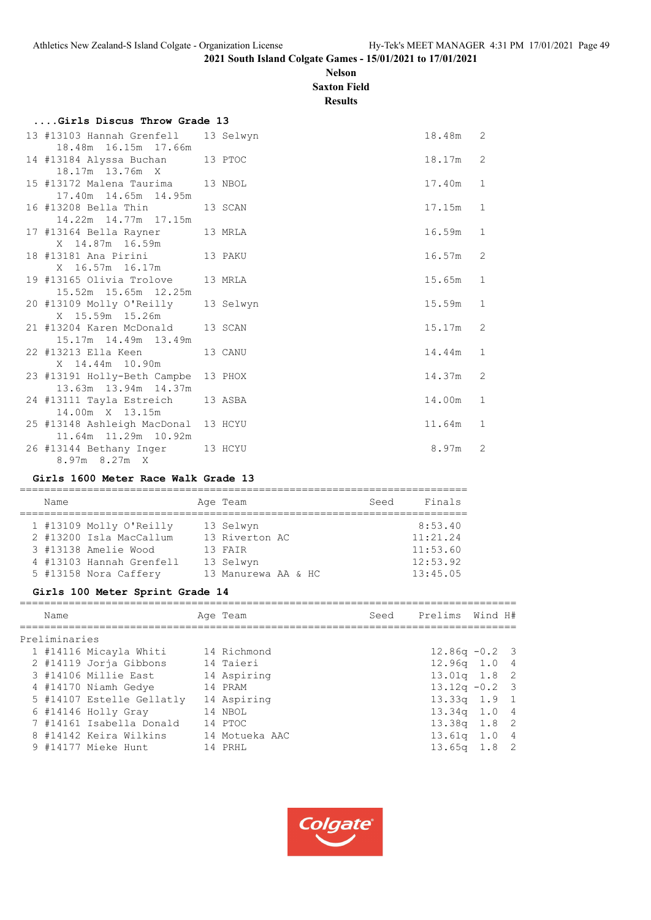#### ....Girls Discus Throw Grade 13

| Place | Name | Age | Team | Finals | H# |
|---|---|---|---|---|---|
| 13 | #13103 Hannah Grenfell | 13 | Selwyn | 18.48m | 2 |
| | 18.48m 16.15m 17.66m | | | | |
| 14 | #13184 Alyssa Buchan | 13 | PTOC | 18.17m | 2 |
| | 18.17m 13.76m X | | | | |
| 15 | #13172 Malena Taurima | 13 | NBOL | 17.40m | 1 |
| | 17.40m 14.65m 14.95m | | | | |
| 16 | #13208 Bella Thin | 13 | SCAN | 17.15m | 1 |
| | 14.22m 14.77m 17.15m | | | | |
| 17 | #13164 Bella Rayner | 13 | MRLA | 16.59m | 1 |
| | X 14.87m 16.59m | | | | |
| 18 | #13181 Ana Pirini | 13 | PAKU | 16.57m | 2 |
| | X 16.57m 16.17m | | | | |
| 19 | #13165 Olivia Trolove | 13 | MRLA | 15.65m | 1 |
| | 15.52m 15.65m 12.25m | | | | |
| 20 | #13109 Molly O'Reilly | 13 | Selwyn | 15.59m | 1 |
| | X 15.59m 15.26m | | | | |
| 21 | #13204 Karen McDonald | 13 | SCAN | 15.17m | 2 |
| | 15.17m 14.49m 13.49m | | | | |
| 22 | #13213 Ella Keen | 13 | CANU | 14.44m | 1 |
| | X 14.44m 10.90m | | | | |
| 23 | #13191 Holly-Beth Campbe | 13 | PHOX | 14.37m | 2 |
| | 13.63m 13.94m 14.37m | | | | |
| 24 | #13111 Tayla Estreich | 13 | ASBA | 14.00m | 1 |
| | 14.00m X 13.15m | | | | |
| 25 | #13148 Ashleigh MacDonal | 13 | HCYU | 11.64m | 1 |
| | 11.64m 11.29m 10.92m | | | | |
| 26 | #13144 Bethany Inger | 13 | HCYU | 8.97m | 2 |
| | 8.97m 8.27m X | | | | |

#### Girls 1600 Meter Race Walk Grade 13

| Place | Name | Age | Team | Seed | Finals |
|---|---|---|---|---|---|
| 1 | #13109 Molly O'Reilly | 13 | Selwyn | | 8:53.40 |
| 2 | #13200 Isla MacCallum | 13 | Riverton AC | | 11:21.24 |
| 3 | #13138 Amelie Wood | 13 | FAIR | | 11:53.60 |
| 4 | #13103 Hannah Grenfell | 13 | Selwyn | | 12:53.92 |
| 5 | #13158 Nora Caffery | 13 | Manurewa AA & HC | | 13:45.05 |

#### Girls 100 Meter Sprint Grade 14

Preliminaries

| Place | Name | Age | Team | Seed | Prelims | Wind | H# |
|---|---|---|---|---|---|---|---|
| 1 | #14116 Micayla Whiti | 14 | Richmond | | 12.86q | -0.2 | 3 |
| 2 | #14119 Jorja Gibbons | 14 | Taieri | | 12.96q | 1.0 | 4 |
| 3 | #14106 Millie East | 14 | Aspiring | | 13.01q | 1.8 | 2 |
| 4 | #14170 Niamh Gedye | 14 | PRAM | | 13.12q | -0.2 | 3 |
| 5 | #14107 Estelle Gellatly | 14 | Aspiring | | 13.33q | 1.9 | 1 |
| 6 | #14146 Holly Gray | 14 | NBOL | | 13.34q | 1.0 | 4 |
| 7 | #14161 Isabella Donald | 14 | PTOC | | 13.38q | 1.8 | 2 |
| 8 | #14142 Keira Wilkins | 14 | Motueka AAC | | 13.61q | 1.0 | 4 |
| 9 | #14177 Mieke Hunt | 14 | PRHL | | 13.65q | 1.8 | 2 |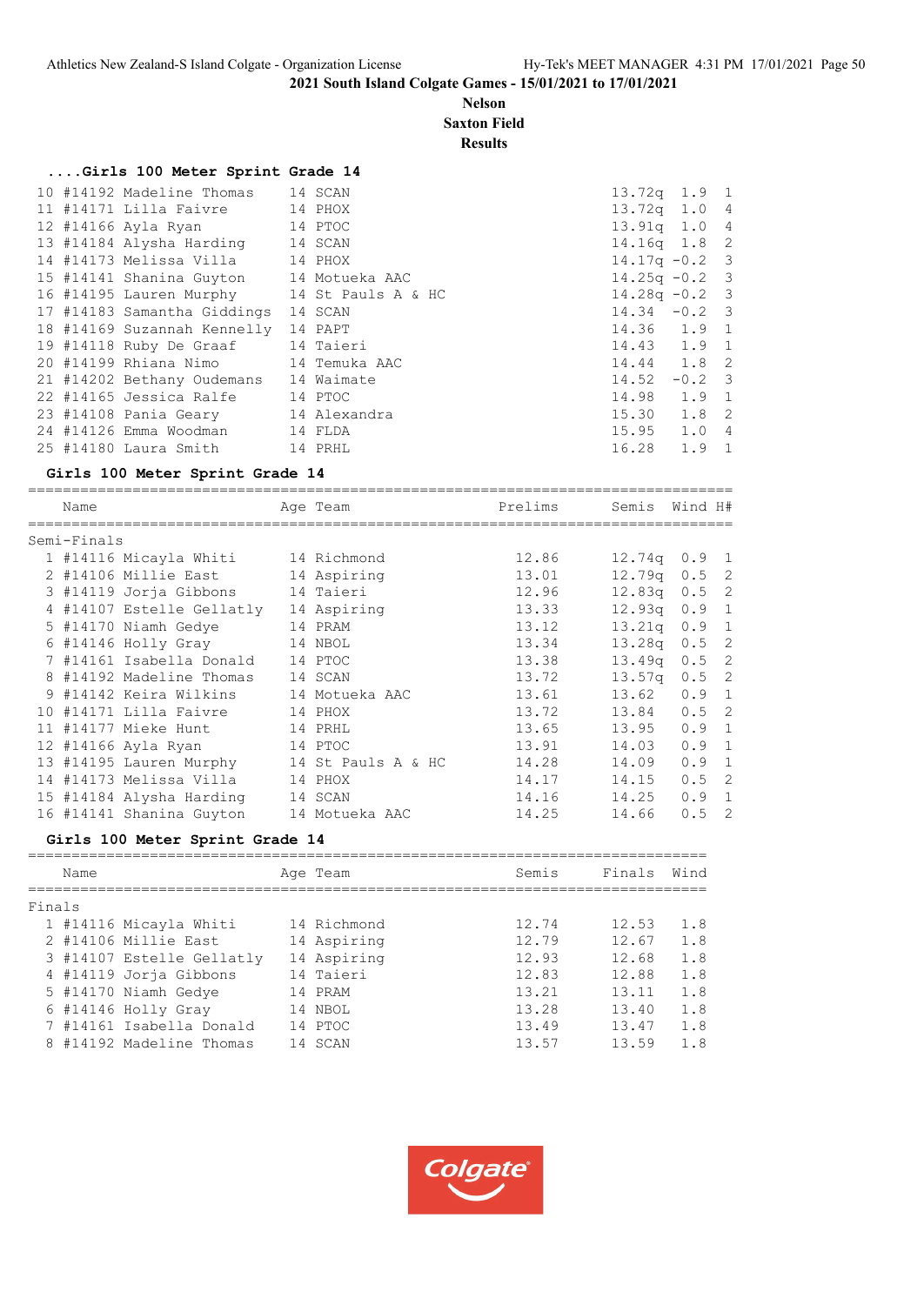2021 South Island Colgate Games - 15/01/2021 to 17/01/2021

**Nelson**
**Saxton Field**
**Results**

### ....Girls 100 Meter Sprint Grade 14

| Place | Name | Age | Team | Prelims | Wind | H# |
|---|---|---|---|---|---|---|
| 10 | #14192 Madeline Thomas | 14 | SCAN | 13.72q | 1.9 | 1 |
| 11 | #14171 Lilla Faivre | 14 | PHOX | 13.72q | 1.0 | 4 |
| 12 | #14166 Ayla Ryan | 14 | PTOC | 13.91q | 1.0 | 4 |
| 13 | #14184 Alysha Harding | 14 | SCAN | 14.16q | 1.8 | 2 |
| 14 | #14173 Melissa Villa | 14 | PHOX | 14.17q | -0.2 | 3 |
| 15 | #14141 Shanina Guyton | 14 | Motueka AAC | 14.25q | -0.2 | 3 |
| 16 | #14195 Lauren Murphy | 14 | St Pauls A & HC | 14.28q | -0.2 | 3 |
| 17 | #14183 Samantha Giddings | 14 | SCAN | 14.34 | -0.2 | 3 |
| 18 | #14169 Suzannah Kennelly | 14 | PAPT | 14.36 | 1.9 | 1 |
| 19 | #14118 Ruby De Graaf | 14 | Taieri | 14.43 | 1.9 | 1 |
| 20 | #14199 Rhiana Nimo | 14 | Temuka AAC | 14.44 | 1.8 | 2 |
| 21 | #14202 Bethany Oudemans | 14 | Waimate | 14.52 | -0.2 | 3 |
| 22 | #14165 Jessica Ralfe | 14 | PTOC | 14.98 | 1.9 | 1 |
| 23 | #14108 Pania Geary | 14 | Alexandra | 15.30 | 1.8 | 2 |
| 24 | #14126 Emma Woodman | 14 | FLDA | 15.95 | 1.0 | 4 |
| 25 | #14180 Laura Smith | 14 | PRHL | 16.28 | 1.9 | 1 |

### Girls 100 Meter Sprint Grade 14

Semi-Finals

| Place | Name | Age | Team | Prelims | Semis | Wind | H# |
|---|---|---|---|---|---|---|---|
| 1 | #14116 Micayla Whiti | 14 | Richmond | 12.86 | 12.74q | 0.9 | 1 |
| 2 | #14106 Millie East | 14 | Aspiring | 13.01 | 12.79q | 0.5 | 2 |
| 3 | #14119 Jorja Gibbons | 14 | Taieri | 12.96 | 12.83q | 0.5 | 2 |
| 4 | #14107 Estelle Gellatly | 14 | Aspiring | 13.33 | 12.93q | 0.9 | 1 |
| 5 | #14170 Niamh Gedye | 14 | PRAM | 13.12 | 13.21q | 0.9 | 1 |
| 6 | #14146 Holly Gray | 14 | NBOL | 13.34 | 13.28q | 0.5 | 2 |
| 7 | #14161 Isabella Donald | 14 | PTOC | 13.38 | 13.49q | 0.5 | 2 |
| 8 | #14192 Madeline Thomas | 14 | SCAN | 13.72 | 13.57q | 0.5 | 2 |
| 9 | #14142 Keira Wilkins | 14 | Motueka AAC | 13.61 | 13.62 | 0.9 | 1 |
| 10 | #14171 Lilla Faivre | 14 | PHOX | 13.72 | 13.84 | 0.5 | 2 |
| 11 | #14177 Mieke Hunt | 14 | PRHL | 13.65 | 13.95 | 0.9 | 1 |
| 12 | #14166 Ayla Ryan | 14 | PTOC | 13.91 | 14.03 | 0.9 | 1 |
| 13 | #14195 Lauren Murphy | 14 | St Pauls A & HC | 14.28 | 14.09 | 0.9 | 1 |
| 14 | #14173 Melissa Villa | 14 | PHOX | 14.17 | 14.15 | 0.5 | 2 |
| 15 | #14184 Alysha Harding | 14 | SCAN | 14.16 | 14.25 | 0.9 | 1 |
| 16 | #14141 Shanina Guyton | 14 | Motueka AAC | 14.25 | 14.66 | 0.5 | 2 |

### Girls 100 Meter Sprint Grade 14

Finals

| Place | Name | Age | Team | Semis | Finals | Wind |
|---|---|---|---|---|---|---|
| 1 | #14116 Micayla Whiti | 14 | Richmond | 12.74 | 12.53 | 1.8 |
| 2 | #14106 Millie East | 14 | Aspiring | 12.79 | 12.67 | 1.8 |
| 3 | #14107 Estelle Gellatly | 14 | Aspiring | 12.93 | 12.68 | 1.8 |
| 4 | #14119 Jorja Gibbons | 14 | Taieri | 12.83 | 12.88 | 1.8 |
| 5 | #14170 Niamh Gedye | 14 | PRAM | 13.21 | 13.11 | 1.8 |
| 6 | #14146 Holly Gray | 14 | NBOL | 13.28 | 13.40 | 1.8 |
| 7 | #14161 Isabella Donald | 14 | PTOC | 13.49 | 13.47 | 1.8 |
| 8 | #14192 Madeline Thomas | 14 | SCAN | 13.57 | 13.59 | 1.8 |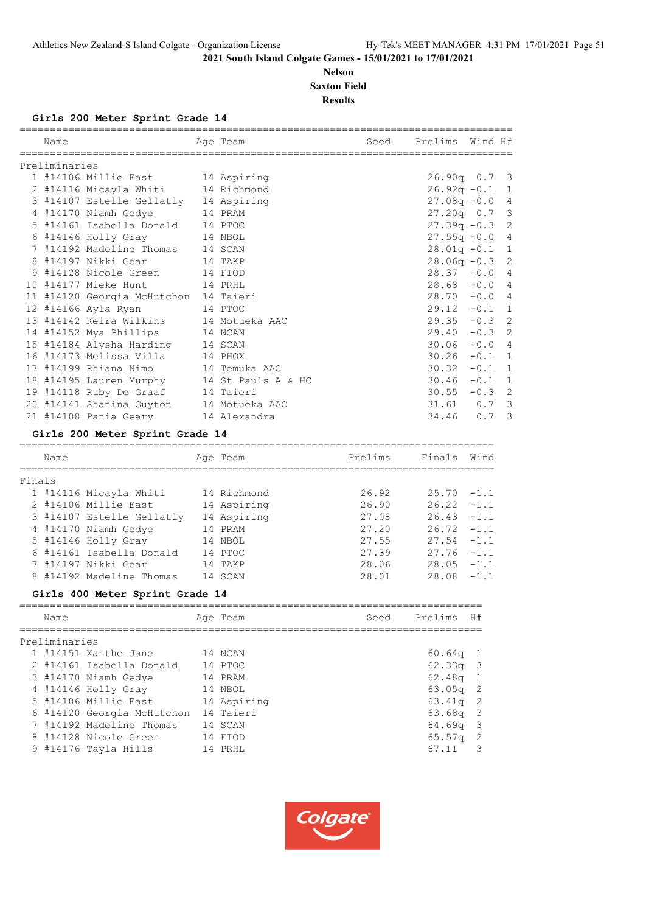2021 South Island Colgate Games - 15/01/2021 to 17/01/2021

**Nelson**

**Saxton Field**

**Results**

### Girls 200 Meter Sprint Grade 14

Preliminaries

| Place | Name | Age | Team | Seed | Prelims | Wind | H# |
|---|---|---|---|---|---|---|---|
| 1 | #14106 Millie East | 14 | Aspiring | | 26.90q | 0.7 | 3 |
| 2 | #14116 Micayla Whiti | 14 | Richmond | | 26.92q | -0.1 | 1 |
| 3 | #14107 Estelle Gellatly | 14 | Aspiring | | 27.08q | +0.0 | 4 |
| 4 | #14170 Niamh Gedye | 14 | PRAM | | 27.20q | 0.7 | 3 |
| 5 | #14161 Isabella Donald | 14 | PTOC | | 27.39q | -0.3 | 2 |
| 6 | #14146 Holly Gray | 14 | NBOL | | 27.55q | +0.0 | 4 |
| 7 | #14192 Madeline Thomas | 14 | SCAN | | 28.01q | -0.1 | 1 |
| 8 | #14197 Nikki Gear | 14 | TAKP | | 28.06q | -0.3 | 2 |
| 9 | #14128 Nicole Green | 14 | FIOD | | 28.37 | +0.0 | 4 |
| 10 | #14177 Mieke Hunt | 14 | PRHL | | 28.68 | +0.0 | 4 |
| 11 | #14120 Georgia McHutchon | 14 | Taieri | | 28.70 | +0.0 | 4 |
| 12 | #14166 Ayla Ryan | 14 | PTOC | | 29.12 | -0.1 | 1 |
| 13 | #14142 Keira Wilkins | 14 | Motueka AAC | | 29.35 | -0.3 | 2 |
| 14 | #14152 Mya Phillips | 14 | NCAN | | 29.40 | -0.3 | 2 |
| 15 | #14184 Alysha Harding | 14 | SCAN | | 30.06 | +0.0 | 4 |
| 16 | #14173 Melissa Villa | 14 | PHOX | | 30.26 | -0.1 | 1 |
| 17 | #14199 Rhiana Nimo | 14 | Temuka AAC | | 30.32 | -0.1 | 1 |
| 18 | #14195 Lauren Murphy | 14 | St Pauls A & HC | | 30.46 | -0.1 | 1 |
| 19 | #14118 Ruby De Graaf | 14 | Taieri | | 30.55 | -0.3 | 2 |
| 20 | #14141 Shanina Guyton | 14 | Motueka AAC | | 31.61 | 0.7 | 3 |
| 21 | #14108 Pania Geary | 14 | Alexandra | | 34.46 | 0.7 | 3 |

### Girls 200 Meter Sprint Grade 14

Finals

| Place | Name | Age | Team | Prelims | Finals | Wind |
|---|---|---|---|---|---|---|
| 1 | #14116 Micayla Whiti | 14 | Richmond | 26.92 | 25.70 | -1.1 |
| 2 | #14106 Millie East | 14 | Aspiring | 26.90 | 26.22 | -1.1 |
| 3 | #14107 Estelle Gellatly | 14 | Aspiring | 27.08 | 26.43 | -1.1 |
| 4 | #14170 Niamh Gedye | 14 | PRAM | 27.20 | 26.72 | -1.1 |
| 5 | #14146 Holly Gray | 14 | NBOL | 27.55 | 27.54 | -1.1 |
| 6 | #14161 Isabella Donald | 14 | PTOC | 27.39 | 27.76 | -1.1 |
| 7 | #14197 Nikki Gear | 14 | TAKP | 28.06 | 28.05 | -1.1 |
| 8 | #14192 Madeline Thomas | 14 | SCAN | 28.01 | 28.08 | -1.1 |

### Girls 400 Meter Sprint Grade 14

Preliminaries

| Place | Name | Age | Team | Seed | Prelims | H# |
|---|---|---|---|---|---|---|
| 1 | #14151 Xanthe Jane | 14 | NCAN | | 60.64q | 1 |
| 2 | #14161 Isabella Donald | 14 | PTOC | | 62.33q | 3 |
| 3 | #14170 Niamh Gedye | 14 | PRAM | | 62.48q | 1 |
| 4 | #14146 Holly Gray | 14 | NBOL | | 63.05q | 2 |
| 5 | #14106 Millie East | 14 | Aspiring | | 63.41q | 2 |
| 6 | #14120 Georgia McHutchon | 14 | Taieri | | 63.68q | 3 |
| 7 | #14192 Madeline Thomas | 14 | SCAN | | 64.69q | 3 |
| 8 | #14128 Nicole Green | 14 | FIOD | | 65.57q | 2 |
| 9 | #14176 Tayla Hills | 14 | PRHL | | 67.11 | 3 |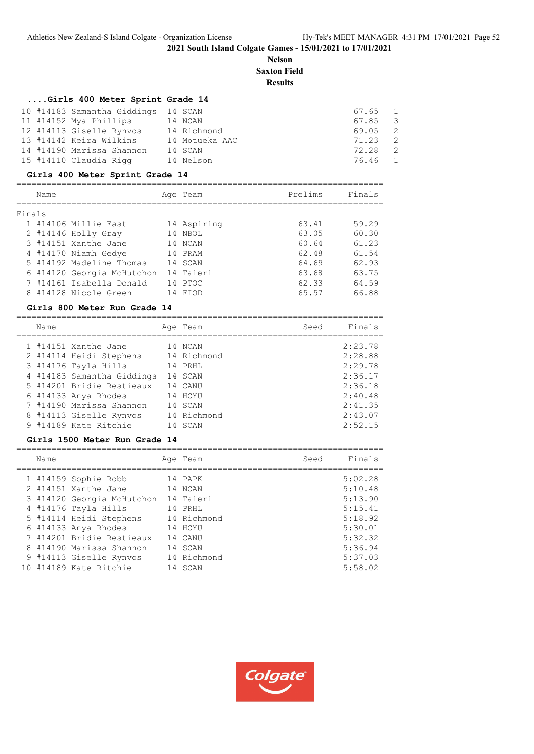2021 South Island Colgate Games - 15/01/2021 to 17/01/2021

**Nelson**

**Saxton Field**

**Results**

### ....Girls 400 Meter Sprint Grade 14

| | Name | Age | Team | Prelims | Heat |
|---|---|---|---|---|---|
| 10 | #14183 Samantha Giddings | 14 | SCAN | 67.65 | 1 |
| 11 | #14152 Mya Phillips | 14 | NCAN | 67.85 | 3 |
| 12 | #14113 Giselle Rynvos | 14 | Richmond | 69.05 | 2 |
| 13 | #14142 Keira Wilkins | 14 | Motueka AAC | 71.23 | 2 |
| 14 | #14190 Marissa Shannon | 14 | SCAN | 72.28 | 2 |
| 15 | #14110 Claudia Rigg | 14 | Nelson | 76.46 | 1 |

### Girls 400 Meter Sprint Grade 14

Finals

| | Name | Age | Team | Prelims | Finals |
|---|---|---|---|---|---|
| 1 | #14106 Millie East | 14 | Aspiring | 63.41 | 59.29 |
| 2 | #14146 Holly Gray | 14 | NBOL | 63.05 | 60.30 |
| 3 | #14151 Xanthe Jane | 14 | NCAN | 60.64 | 61.23 |
| 4 | #14170 Niamh Gedye | 14 | PRAM | 62.48 | 61.54 |
| 5 | #14192 Madeline Thomas | 14 | SCAN | 64.69 | 62.93 |
| 6 | #14120 Georgia McHutchon | 14 | Taieri | 63.68 | 63.75 |
| 7 | #14161 Isabella Donald | 14 | PTOC | 62.33 | 64.59 |
| 8 | #14128 Nicole Green | 14 | FIOD | 65.57 | 66.88 |

### Girls 800 Meter Run Grade 14

| | Name | Age | Team | Seed | Finals |
|---|---|---|---|---|---|
| 1 | #14151 Xanthe Jane | 14 | NCAN | | 2:23.78 |
| 2 | #14114 Heidi Stephens | 14 | Richmond | | 2:28.88 |
| 3 | #14176 Tayla Hills | 14 | PRHL | | 2:29.78 |
| 4 | #14183 Samantha Giddings | 14 | SCAN | | 2:36.17 |
| 5 | #14201 Bridie Restieaux | 14 | CANU | | 2:36.18 |
| 6 | #14133 Anya Rhodes | 14 | HCYU | | 2:40.48 |
| 7 | #14190 Marissa Shannon | 14 | SCAN | | 2:41.35 |
| 8 | #14113 Giselle Rynvos | 14 | Richmond | | 2:43.07 |
| 9 | #14189 Kate Ritchie | 14 | SCAN | | 2:52.15 |

### Girls 1500 Meter Run Grade 14

| | Name | Age | Team | Seed | Finals |
|---|---|---|---|---|---|
| 1 | #14159 Sophie Robb | 14 | PAPK | | 5:02.28 |
| 2 | #14151 Xanthe Jane | 14 | NCAN | | 5:10.48 |
| 3 | #14120 Georgia McHutchon | 14 | Taieri | | 5:13.90 |
| 4 | #14176 Tayla Hills | 14 | PRHL | | 5:15.41 |
| 5 | #14114 Heidi Stephens | 14 | Richmond | | 5:18.92 |
| 6 | #14133 Anya Rhodes | 14 | HCYU | | 5:30.01 |
| 7 | #14201 Bridie Restieaux | 14 | CANU | | 5:32.32 |
| 8 | #14190 Marissa Shannon | 14 | SCAN | | 5:36.94 |
| 9 | #14113 Giselle Rynvos | 14 | Richmond | | 5:37.03 |
| 10 | #14189 Kate Ritchie | 14 | SCAN | | 5:58.02 |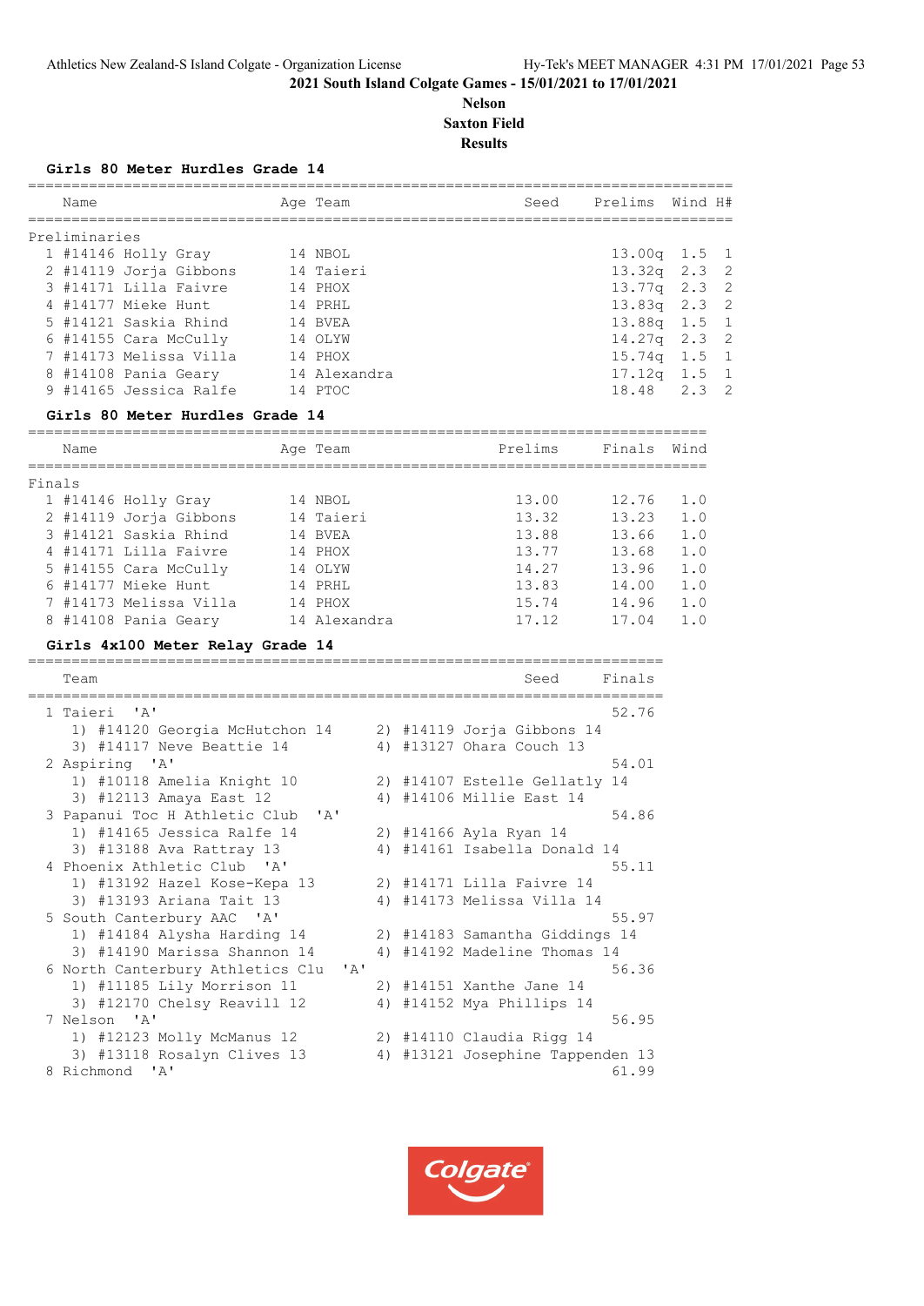**2021 South Island Colgate Games - 15/01/2021 to 17/01/2021**

**Nelson**

**Saxton Field**

**Results**

### Girls 80 Meter Hurdles Grade 14

Preliminaries

| | Name | Age | Team | Seed | Prelims | Wind | H# |
|---|---|---|---|---|---|---|---|
| 1 | #14146 Holly Gray | 14 | NBOL | | 13.00q | 1.5 | 1 |
| 2 | #14119 Jorja Gibbons | 14 | Taieri | | 13.32q | 2.3 | 2 |
| 3 | #14171 Lilla Faivre | 14 | PHOX | | 13.77q | 2.3 | 2 |
| 4 | #14177 Mieke Hunt | 14 | PRHL | | 13.83q | 2.3 | 2 |
| 5 | #14121 Saskia Rhind | 14 | BVEA | | 13.88q | 1.5 | 1 |
| 6 | #14155 Cara McCully | 14 | OLYW | | 14.27q | 2.3 | 2 |
| 7 | #14173 Melissa Villa | 14 | PHOX | | 15.74q | 1.5 | 1 |
| 8 | #14108 Pania Geary | 14 | Alexandra | | 17.12q | 1.5 | 1 |
| 9 | #14165 Jessica Ralfe | 14 | PTOC | | 18.48 | 2.3 | 2 |

### Girls 80 Meter Hurdles Grade 14

Finals

| | Name | Age | Team | Prelims | Finals | Wind |
|---|---|---|---|---|---|---|
| 1 | #14146 Holly Gray | 14 | NBOL | 13.00 | 12.76 | 1.0 |
| 2 | #14119 Jorja Gibbons | 14 | Taieri | 13.32 | 13.23 | 1.0 |
| 3 | #14121 Saskia Rhind | 14 | BVEA | 13.88 | 13.66 | 1.0 |
| 4 | #14171 Lilla Faivre | 14 | PHOX | 13.77 | 13.68 | 1.0 |
| 5 | #14155 Cara McCully | 14 | OLYW | 14.27 | 13.96 | 1.0 |
| 6 | #14177 Mieke Hunt | 14 | PRHL | 13.83 | 14.00 | 1.0 |
| 7 | #14173 Melissa Villa | 14 | PHOX | 15.74 | 14.96 | 1.0 |
| 8 | #14108 Pania Geary | 14 | Alexandra | 17.12 | 17.04 | 1.0 |

### Girls 4x100 Meter Relay Grade 14

| | Team | Seed | Finals |
|---|---|---|---|
| 1 | Taieri 'A' | | 52.76 |
| | 1) #14120 Georgia McHutchon 14; 2) #14119 Jorja Gibbons 14; 3) #14117 Neve Beattie 14; 4) #13127 Ohara Couch 13 | | |
| 2 | Aspiring 'A' | | 54.01 |
| | 1) #10118 Amelia Knight 10; 2) #14107 Estelle Gellatly 14; 3) #12113 Amaya East 12; 4) #14106 Millie East 14 | | |
| 3 | Papanui Toc H Athletic Club 'A' | | 54.86 |
| | 1) #14165 Jessica Ralfe 14; 2) #14166 Ayla Ryan 14; 3) #13188 Ava Rattray 13; 4) #14161 Isabella Donald 14 | | |
| 4 | Phoenix Athletic Club 'A' | | 55.11 |
| | 1) #13192 Hazel Kose-Kepa 13; 2) #14171 Lilla Faivre 14; 3) #13193 Ariana Tait 13; 4) #14173 Melissa Villa 14 | | |
| 5 | South Canterbury AAC 'A' | | 55.97 |
| | 1) #14184 Alysha Harding 14; 2) #14183 Samantha Giddings 14; 3) #14190 Marissa Shannon 14; 4) #14192 Madeline Thomas 14 | | |
| 6 | North Canterbury Athletics Clu 'A' | | 56.36 |
| | 1) #11185 Lily Morrison 11; 2) #14151 Xanthe Jane 14; 3) #12170 Chelsy Reavill 12; 4) #14152 Mya Phillips 14 | | |
| 7 | Nelson 'A' | | 56.95 |
| | 1) #12123 Molly McManus 12; 2) #14110 Claudia Rigg 14; 3) #13118 Rosalyn Clives 13; 4) #13121 Josephine Tappenden 13 | | |
| 8 | Richmond 'A' | | 61.99 |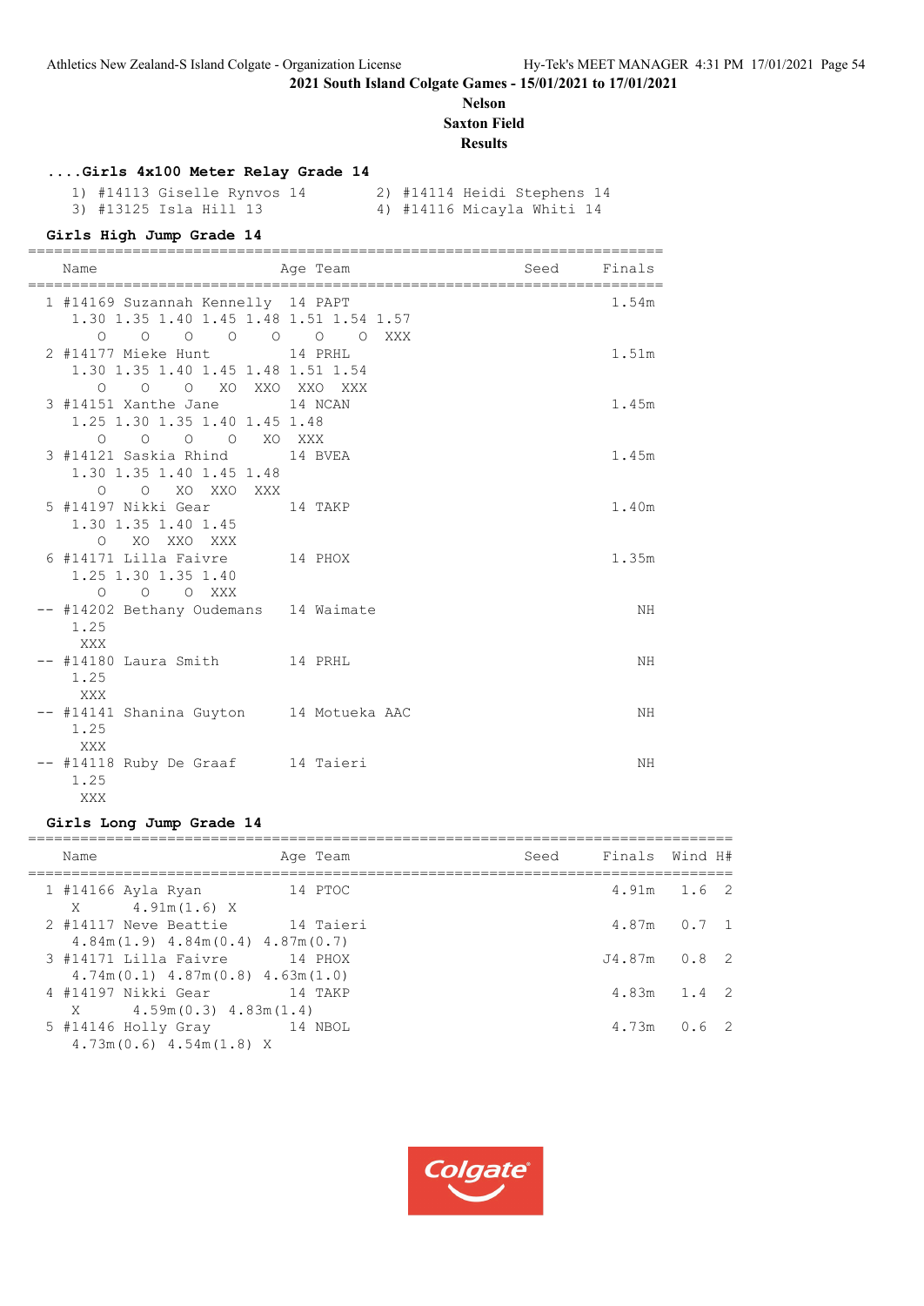2021 South Island Colgate Games - 15/01/2021 to 17/01/2021

**Nelson**

**Saxton Field**

**Results**

### ....Girls 4x100 Meter Relay Grade 14

1) #14113 Giselle Rynvos 14
2) #14114 Heidi Stephens 14
3) #13125 Isla Hill 13
4) #14116 Micayla Whiti 14

### Girls High Jump Grade 14

```
=======================================================================
    Name                    Age Team                    Seed    Finals
=======================================================================
  1 #14169 Suzannah Kennelly  14 PAPT                             1.54m
     1.30 1.35 1.40 1.45 1.48 1.51 1.54 1.57
        O    O    O    O    O    O    O  XXX
  2 #14177 Mieke Hunt         14 PRHL                             1.51m
     1.30 1.35 1.40 1.45 1.48 1.51 1.54
        O    O    O   XO  XXO  XXO  XXX
  3 #14151 Xanthe Jane        14 NCAN                             1.45m
     1.25 1.30 1.35 1.40 1.45 1.48
        O    O    O    O   XO  XXX
  3 #14121 Saskia Rhind       14 BVEA                             1.45m
     1.30 1.35 1.40 1.45 1.48
        O    O   XO  XXO  XXX
  5 #14197 Nikki Gear         14 TAKP                             1.40m
     1.30 1.35 1.40 1.45
        O   XO  XXO  XXX
  6 #14171 Lilla Faivre       14 PHOX                             1.35m
     1.25 1.30 1.35 1.40
        O    O    O  XXX
 -- #14202 Bethany Oudemans   14 Waimate                             NH
     1.25
      XXX
 -- #14180 Laura Smith        14 PRHL                                NH
     1.25
      XXX
 -- #14141 Shanina Guyton     14 Motueka AAC                         NH
     1.25
      XXX
 -- #14118 Ruby De Graaf      14 Taieri                              NH
     1.25
      XXX
```

### Girls Long Jump Grade 14

```
===============================================================================
    Name                    Age Team                    Seed    Finals  Wind H#
===============================================================================
  1 #14166 Ayla Ryan          14 PTOC                            4.91m   1.6  2
      X      4.91m(1.6)  X
  2 #14117 Neve Beattie       14 Taieri                          4.87m   0.7  1
     4.84m(1.9)  4.84m(0.4)  4.87m(0.7)
  3 #14171 Lilla Faivre       14 PHOX                           J4.87m   0.8  2
     4.74m(0.1)  4.87m(0.8)  4.63m(1.0)
  4 #14197 Nikki Gear         14 TAKP                            4.83m   1.4  2
      X      4.59m(0.3)  4.83m(1.4)
  5 #14146 Holly Gray         14 NBOL                            4.73m   0.6  2
     4.73m(0.6)  4.54m(1.8)  X
```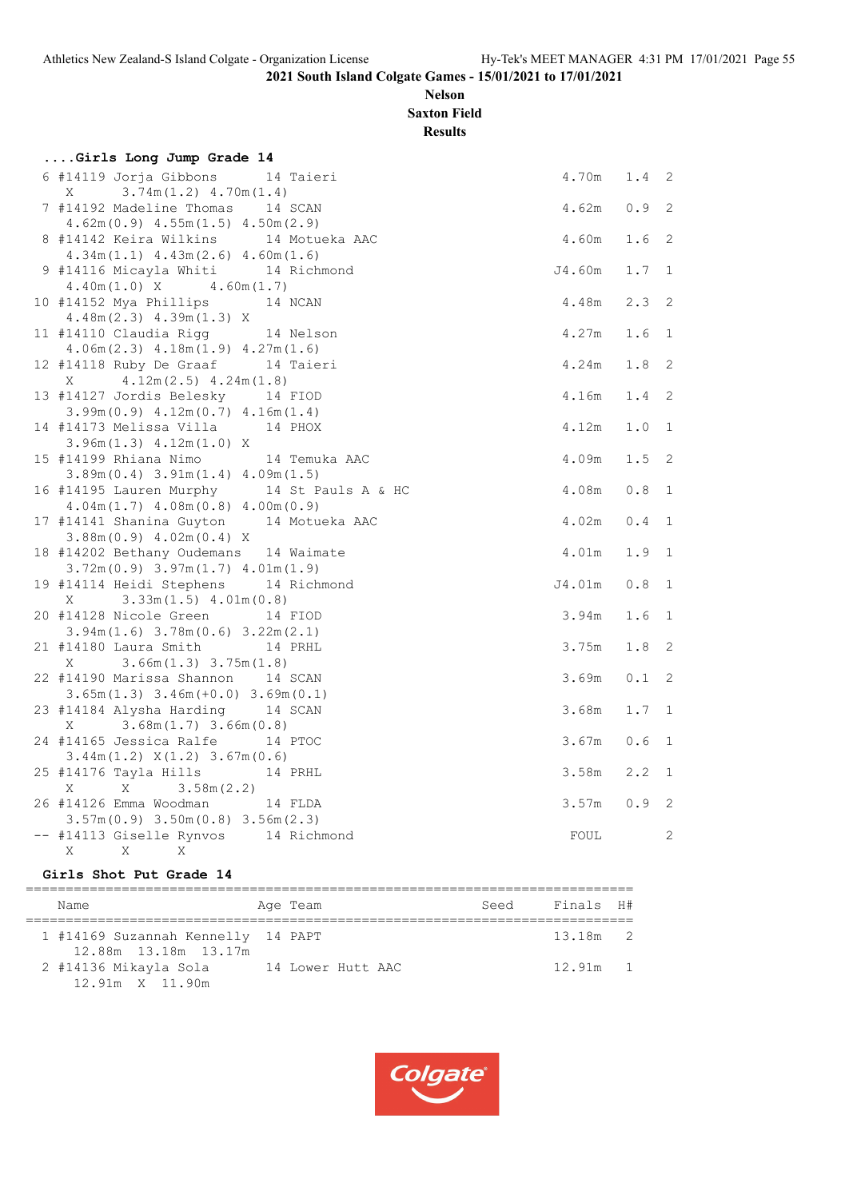2021 South Island Colgate Games - 15/01/2021 to 17/01/2021

**Nelson**
**Saxton Field**
**Results**

### ....Girls Long Jump Grade 14

```
  6 #14119 Jorja Gibbons      14 Taieri                           4.70m   1.4  2
     X      3.74m(1.2) 4.70m(1.4)
  7 #14192 Madeline Thomas    14 SCAN                             4.62m   0.9  2
     4.62m(0.9) 4.55m(1.5) 4.50m(2.9)
  8 #14142 Keira Wilkins      14 Motueka AAC                      4.60m   1.6  2
     4.34m(1.1) 4.43m(2.6) 4.60m(1.6)
  9 #14116 Micayla Whiti      14 Richmond                        J4.60m   1.7  1
     4.40m(1.0) X      4.60m(1.7)
 10 #14152 Mya Phillips       14 NCAN                             4.48m   2.3  2
     4.48m(2.3) 4.39m(1.3) X
 11 #14110 Claudia Rigg       14 Nelson                           4.27m   1.6  1
     4.06m(2.3) 4.18m(1.9) 4.27m(1.6)
 12 #14118 Ruby De Graaf      14 Taieri                           4.24m   1.8  2
     X      4.12m(2.5) 4.24m(1.8)
 13 #14127 Jordis Belesky     14 FIOD                             4.16m   1.4  2
     3.99m(0.9) 4.12m(0.7) 4.16m(1.4)
 14 #14173 Melissa Villa      14 PHOX                             4.12m   1.0  1
     3.96m(1.3) 4.12m(1.0) X
 15 #14199 Rhiana Nimo        14 Temuka AAC                       4.09m   1.5  2
     3.89m(0.4) 3.91m(1.4) 4.09m(1.5)
 16 #14195 Lauren Murphy      14 St Pauls A & HC                  4.08m   0.8  1
     4.04m(1.7) 4.08m(0.8) 4.00m(0.9)
 17 #14141 Shanina Guyton     14 Motueka AAC                      4.02m   0.4  1
     3.88m(0.9) 4.02m(0.4) X
 18 #14202 Bethany Oudemans   14 Waimate                          4.01m   1.9  1
     3.72m(0.9) 3.97m(1.7) 4.01m(1.9)
 19 #14114 Heidi Stephens     14 Richmond                        J4.01m   0.8  1
     X      3.33m(1.5) 4.01m(0.8)
 20 #14128 Nicole Green       14 FIOD                             3.94m   1.6  1
     3.94m(1.6) 3.78m(0.6) 3.22m(2.1)
 21 #14180 Laura Smith        14 PRHL                             3.75m   1.8  2
     X      3.66m(1.3) 3.75m(1.8)
 22 #14190 Marissa Shannon    14 SCAN                             3.69m   0.1  2
     3.65m(1.3) 3.46m(+0.0) 3.69m(0.1)
 23 #14184 Alysha Harding     14 SCAN                             3.68m   1.7  1
     X      3.68m(1.7) 3.66m(0.8)
 24 #14165 Jessica Ralfe      14 PTOC                             3.67m   0.6  1
     3.44m(1.2) X(1.2) 3.67m(0.6)
 25 #14176 Tayla Hills        14 PRHL                             3.58m   2.2  1
     X      X      3.58m(2.2)
 26 #14126 Emma Woodman       14 FLDA                             3.57m   0.9  2
     3.57m(0.9) 3.50m(0.8) 3.56m(2.3)
 -- #14113 Giselle Rynvos     14 Richmond                         FOUL         2
     X      X      X
```

### Girls Shot Put Grade 14

```
=========================================================================
    Name                    Age Team                Seed    Finals  H#
=========================================================================
  1 #14169 Suzannah Kennelly  14 PAPT                          13.18m   2
      12.88m  13.18m  13.17m
  2 #14136 Mikayla Sola       14 Lower Hutt AAC                12.91m   1
      12.91m  X  11.90m
```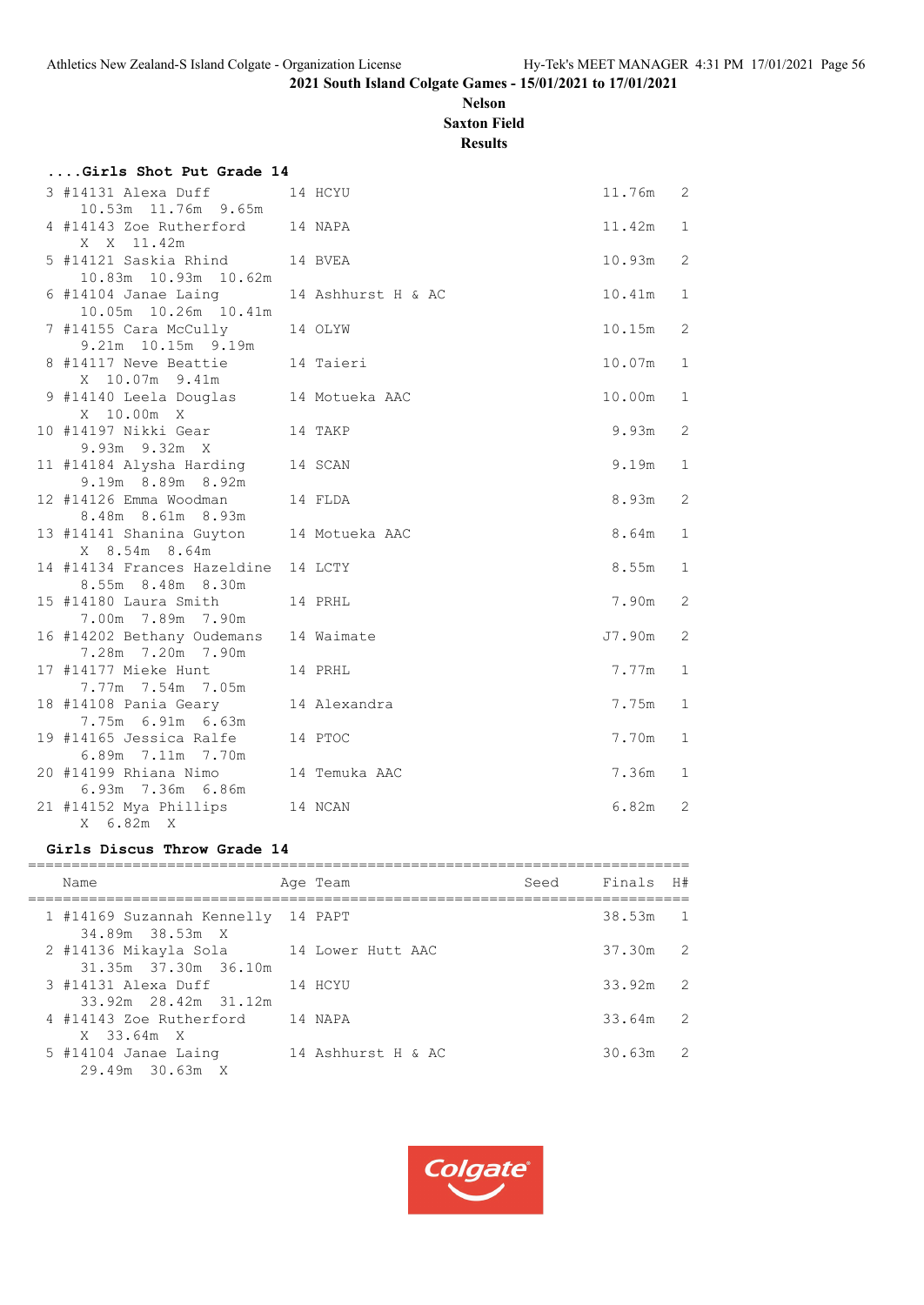# 2021 South Island Colgate Games - 15/01/2021 to 17/01/2021

## Nelson

## Saxton Field

## Results

### ....Girls Shot Put Grade 14

| Place | Name | Age | Team | Finals | H# |
|---|---|---|---|---|---|
| 3 | #14131 Alexa Duff | 14 | HCYU | 11.76m | 2 |
| | 10.53m 11.76m 9.65m | | | | |
| 4 | #14143 Zoe Rutherford | 14 | NAPA | 11.42m | 1 |
| | X X 11.42m | | | | |
| 5 | #14121 Saskia Rhind | 14 | BVEA | 10.93m | 2 |
| | 10.83m 10.93m 10.62m | | | | |
| 6 | #14104 Janae Laing | 14 | Ashhurst H & AC | 10.41m | 1 |
| | 10.05m 10.26m 10.41m | | | | |
| 7 | #14155 Cara McCully | 14 | OLYW | 10.15m | 2 |
| | 9.21m 10.15m 9.19m | | | | |
| 8 | #14117 Neve Beattie | 14 | Taieri | 10.07m | 1 |
| | X 10.07m 9.41m | | | | |
| 9 | #14140 Leela Douglas | 14 | Motueka AAC | 10.00m | 1 |
| | X 10.00m X | | | | |
| 10 | #14197 Nikki Gear | 14 | TAKP | 9.93m | 2 |
| | 9.93m 9.32m X | | | | |
| 11 | #14184 Alysha Harding | 14 | SCAN | 9.19m | 1 |
| | 9.19m 8.89m 8.92m | | | | |
| 12 | #14126 Emma Woodman | 14 | FLDA | 8.93m | 2 |
| | 8.48m 8.61m 8.93m | | | | |
| 13 | #14141 Shanina Guyton | 14 | Motueka AAC | 8.64m | 1 |
| | X 8.54m 8.64m | | | | |
| 14 | #14134 Frances Hazeldine | 14 | LCTY | 8.55m | 1 |
| | 8.55m 8.48m 8.30m | | | | |
| 15 | #14180 Laura Smith | 14 | PRHL | 7.90m | 2 |
| | 7.00m 7.89m 7.90m | | | | |
| 16 | #14202 Bethany Oudemans | 14 | Waimate | J7.90m | 2 |
| | 7.28m 7.20m 7.90m | | | | |
| 17 | #14177 Mieke Hunt | 14 | PRHL | 7.77m | 1 |
| | 7.77m 7.54m 7.05m | | | | |
| 18 | #14108 Pania Geary | 14 | Alexandra | 7.75m | 1 |
| | 7.75m 6.91m 6.63m | | | | |
| 19 | #14165 Jessica Ralfe | 14 | PTOC | 7.70m | 1 |
| | 6.89m 7.11m 7.70m | | | | |
| 20 | #14199 Rhiana Nimo | 14 | Temuka AAC | 7.36m | 1 |
| | 6.93m 7.36m 6.86m | | | | |
| 21 | #14152 Mya Phillips | 14 | NCAN | 6.82m | 2 |
| | X 6.82m X | | | | |

### Girls Discus Throw Grade 14

| Place | Name | Age | Team | Seed | Finals | H# |
|---|---|---|---|---|---|---|
| 1 | #14169 Suzannah Kennelly | 14 | PAPT | | 38.53m | 1 |
| | 34.89m 38.53m X | | | | | |
| 2 | #14136 Mikayla Sola | 14 | Lower Hutt AAC | | 37.30m | 2 |
| | 31.35m 37.30m 36.10m | | | | | |
| 3 | #14131 Alexa Duff | 14 | HCYU | | 33.92m | 2 |
| | 33.92m 28.42m 31.12m | | | | | |
| 4 | #14143 Zoe Rutherford | 14 | NAPA | | 33.64m | 2 |
| | X 33.64m X | | | | | |
| 5 | #14104 Janae Laing | 14 | Ashhurst H & AC | | 30.63m | 2 |
| | 29.49m 30.63m X | | | | | |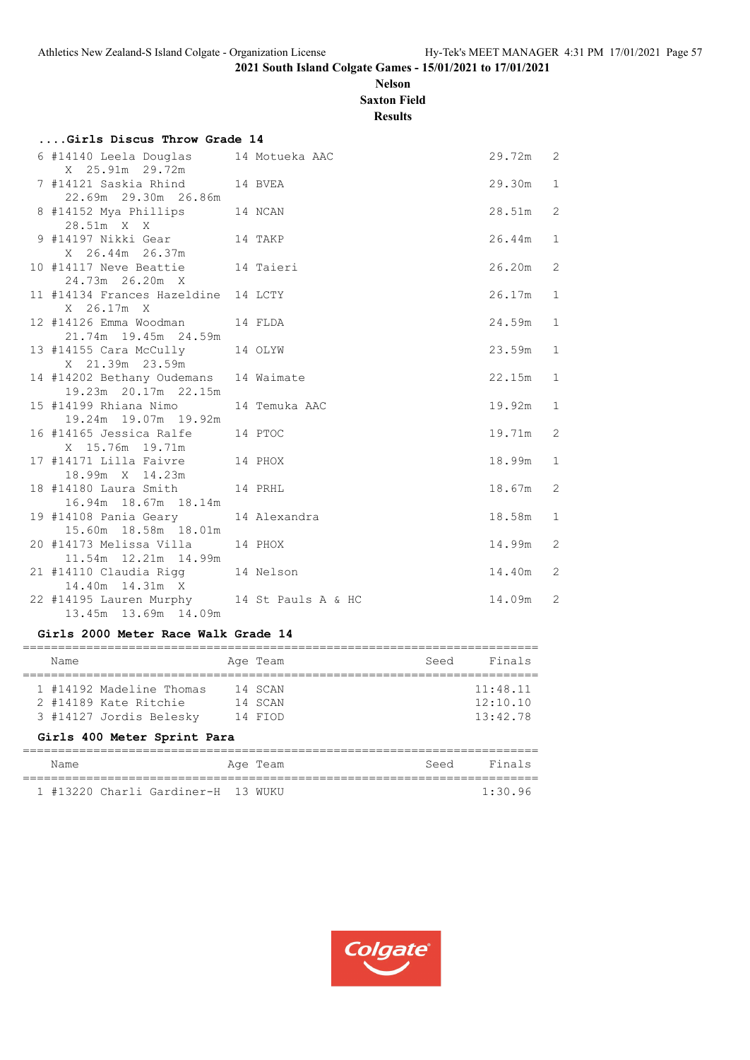2021 South Island Colgate Games - 15/01/2021 to 17/01/2021

**Nelson**

**Saxton Field**

**Results**

### ....Girls Discus Throw Grade 14

| Place | Name | Age | Team | Finals | H# |
|---|---|---|---|---|---|
| 6 | #14140 Leela Douglas | 14 | Motueka AAC | 29.72m | 2 |
| | X 25.91m 29.72m | | | | |
| 7 | #14121 Saskia Rhind | 14 | BVEA | 29.30m | 1 |
| | 22.69m 29.30m 26.86m | | | | |
| 8 | #14152 Mya Phillips | 14 | NCAN | 28.51m | 2 |
| | 28.51m X X | | | | |
| 9 | #14197 Nikki Gear | 14 | TAKP | 26.44m | 1 |
| | X 26.44m 26.37m | | | | |
| 10 | #14117 Neve Beattie | 14 | Taieri | 26.20m | 2 |
| | 24.73m 26.20m X | | | | |
| 11 | #14134 Frances Hazeldine | 14 | LCTY | 26.17m | 1 |
| | X 26.17m X | | | | |
| 12 | #14126 Emma Woodman | 14 | FLDA | 24.59m | 1 |
| | 21.74m 19.45m 24.59m | | | | |
| 13 | #14155 Cara McCully | 14 | OLYW | 23.59m | 1 |
| | X 21.39m 23.59m | | | | |
| 14 | #14202 Bethany Oudemans | 14 | Waimate | 22.15m | 1 |
| | 19.23m 20.17m 22.15m | | | | |
| 15 | #14199 Rhiana Nimo | 14 | Temuka AAC | 19.92m | 1 |
| | 19.24m 19.07m 19.92m | | | | |
| 16 | #14165 Jessica Ralfe | 14 | PTOC | 19.71m | 2 |
| | X 15.76m 19.71m | | | | |
| 17 | #14171 Lilla Faivre | 14 | PHOX | 18.99m | 1 |
| | 18.99m X 14.23m | | | | |
| 18 | #14180 Laura Smith | 14 | PRHL | 18.67m | 2 |
| | 16.94m 18.67m 18.14m | | | | |
| 19 | #14108 Pania Geary | 14 | Alexandra | 18.58m | 1 |
| | 15.60m 18.58m 18.01m | | | | |
| 20 | #14173 Melissa Villa | 14 | PHOX | 14.99m | 2 |
| | 11.54m 12.21m 14.99m | | | | |
| 21 | #14110 Claudia Rigg | 14 | Nelson | 14.40m | 2 |
| | 14.40m 14.31m X | | | | |
| 22 | #14195 Lauren Murphy | 14 | St Pauls A & HC | 14.09m | 2 |
| | 13.45m 13.69m 14.09m | | | | |

### Girls 2000 Meter Race Walk Grade 14

| Place | Name | Age | Team | Seed | Finals |
|---|---|---|---|---|---|
| 1 | #14192 Madeline Thomas | 14 | SCAN | | 11:48.11 |
| 2 | #14189 Kate Ritchie | 14 | SCAN | | 12:10.10 |
| 3 | #14127 Jordis Belesky | 14 | FIOD | | 13:42.78 |

### Girls 400 Meter Sprint Para

| Place | Name | Age | Team | Seed | Finals |
|---|---|---|---|---|---|
| 1 | #13220 Charli Gardiner-H | 13 | WUKU | | 1:30.96 |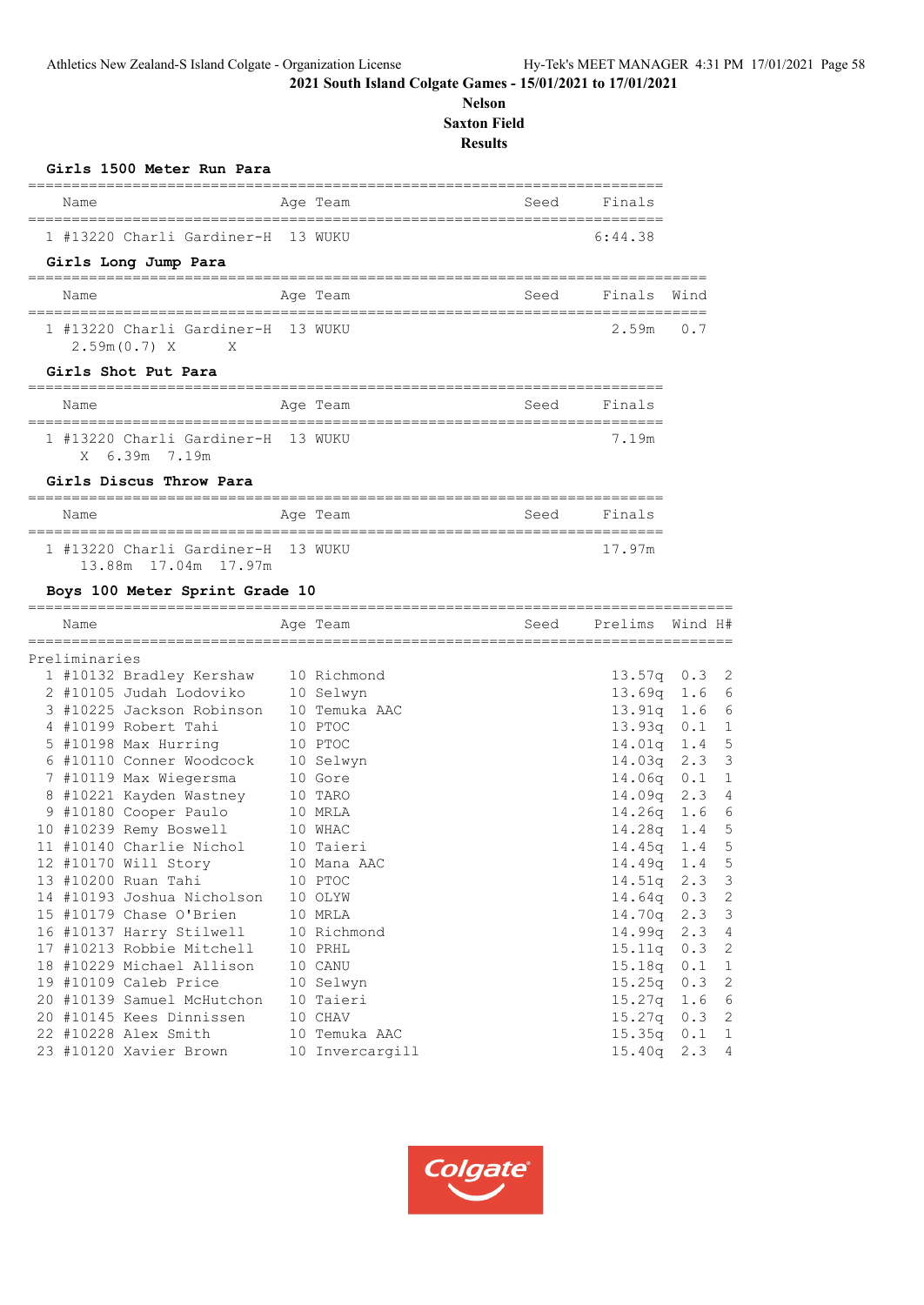Athletics New Zealand-S Island Colgate - Organization License

2021 South Island Colgate Games - 15/01/2021 to 17/01/2021

**Nelson**

**Saxton Field**

**Results**

### Girls 1500 Meter Run Para

| | Name | Age | Team | Seed | Finals |
|---|---|---|---|---|---|
| 1 | #13220 Charli Gardiner-H | 13 | WUKU | | 6:44.38 |

### Girls Long Jump Para

| | Name | Age | Team | Seed | Finals | Wind |
|---|---|---|---|---|---|---|
| 1 | #13220 Charli Gardiner-H | 13 | WUKU | | 2.59m | 0.7 |
| | 2.59m(0.7) X X | | | | | |

### Girls Shot Put Para

| | Name | Age | Team | Seed | Finals |
|---|---|---|---|---|---|
| 1 | #13220 Charli Gardiner-H | 13 | WUKU | | 7.19m |
| | X 6.39m 7.19m | | | | |

### Girls Discus Throw Para

| | Name | Age | Team | Seed | Finals |
|---|---|---|---|---|---|
| 1 | #13220 Charli Gardiner-H | 13 | WUKU | | 17.97m |
| | 13.88m 17.04m 17.97m | | | | |

### Boys 100 Meter Sprint Grade 10

Preliminaries

| | Name | Age | Team | Seed | Prelims | Wind | H# |
|---|---|---|---|---|---|---|---|
| 1 | #10132 Bradley Kershaw | 10 | Richmond | | 13.57q | 0.3 | 2 |
| 2 | #10105 Judah Lodoviko | 10 | Selwyn | | 13.69q | 1.6 | 6 |
| 3 | #10225 Jackson Robinson | 10 | Temuka AAC | | 13.91q | 1.6 | 6 |
| 4 | #10199 Robert Tahi | 10 | PTOC | | 13.93q | 0.1 | 1 |
| 5 | #10198 Max Hurring | 10 | PTOC | | 14.01q | 1.4 | 5 |
| 6 | #10110 Conner Woodcock | 10 | Selwyn | | 14.03q | 2.3 | 3 |
| 7 | #10119 Max Wiegersma | 10 | Gore | | 14.06q | 0.1 | 1 |
| 8 | #10221 Kayden Wastney | 10 | TARO | | 14.09q | 2.3 | 4 |
| 9 | #10180 Cooper Paulo | 10 | MRLA | | 14.26q | 1.6 | 6 |
| 10 | #10239 Remy Boswell | 10 | WHAC | | 14.28q | 1.4 | 5 |
| 11 | #10140 Charlie Nichol | 10 | Taieri | | 14.45q | 1.4 | 5 |
| 12 | #10170 Will Story | 10 | Mana AAC | | 14.49q | 1.4 | 5 |
| 13 | #10200 Ruan Tahi | 10 | PTOC | | 14.51q | 2.3 | 3 |
| 14 | #10193 Joshua Nicholson | 10 | OLYW | | 14.64q | 0.3 | 2 |
| 15 | #10179 Chase O'Brien | 10 | MRLA | | 14.70q | 2.3 | 3 |
| 16 | #10137 Harry Stilwell | 10 | Richmond | | 14.99q | 2.3 | 4 |
| 17 | #10213 Robbie Mitchell | 10 | PRHL | | 15.11q | 0.3 | 2 |
| 18 | #10229 Michael Allison | 10 | CANU | | 15.18q | 0.1 | 1 |
| 19 | #10109 Caleb Price | 10 | Selwyn | | 15.25q | 0.3 | 2 |
| 20 | #10139 Samuel McHutchon | 10 | Taieri | | 15.27q | 1.6 | 6 |
| 20 | #10145 Kees Dinnissen | 10 | CHAV | | 15.27q | 0.3 | 2 |
| 22 | #10228 Alex Smith | 10 | Temuka AAC | | 15.35q | 0.1 | 1 |
| 23 | #10120 Xavier Brown | 10 | Invercargill | | 15.40q | 2.3 | 4 |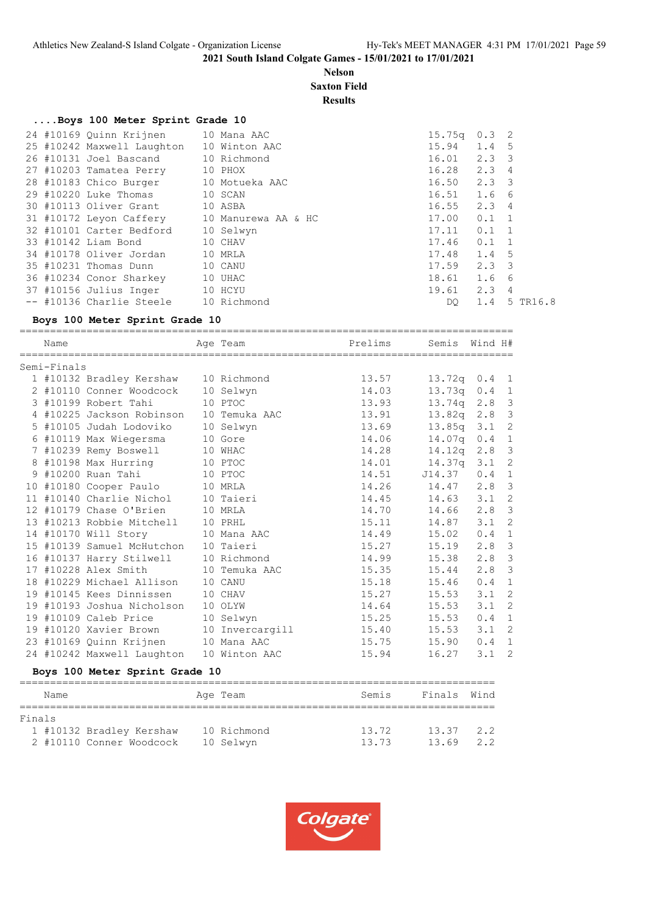## 2021 South Island Colgate Games - 15/01/2021 to 17/01/2021

**Nelson**
**Saxton Field**
**Results**

### ....Boys 100 Meter Sprint Grade 10

| Place | Comp# | Name | Age | Team | Prelims | Wind | H# | Note |
|---|---|---|---|---|---|---|---|---|
| 24 | #10169 | Quinn Krijnen | 10 | Mana AAC | 15.75q | 0.3 | 2 | |
| 25 | #10242 | Maxwell Laughton | 10 | Winton AAC | 15.94 | 1.4 | 5 | |
| 26 | #10131 | Joel Bascand | 10 | Richmond | 16.01 | 2.3 | 3 | |
| 27 | #10203 | Tamatea Perry | 10 | PHOX | 16.28 | 2.3 | 4 | |
| 28 | #10183 | Chico Burger | 10 | Motueka AAC | 16.50 | 2.3 | 3 | |
| 29 | #10220 | Luke Thomas | 10 | SCAN | 16.51 | 1.6 | 6 | |
| 30 | #10113 | Oliver Grant | 10 | ASBA | 16.55 | 2.3 | 4 | |
| 31 | #10172 | Leyon Caffery | 10 | Manurewa AA & HC | 17.00 | 0.1 | 1 | |
| 32 | #10101 | Carter Bedford | 10 | Selwyn | 17.11 | 0.1 | 1 | |
| 33 | #10142 | Liam Bond | 10 | CHAV | 17.46 | 0.1 | 1 | |
| 34 | #10178 | Oliver Jordan | 10 | MRLA | 17.48 | 1.4 | 5 | |
| 35 | #10231 | Thomas Dunn | 10 | CANU | 17.59 | 2.3 | 3 | |
| 36 | #10234 | Conor Sharkey | 10 | UHAC | 18.61 | 1.6 | 6 | |
| 37 | #10156 | Julius Inger | 10 | HCYU | 19.61 | 2.3 | 4 | |
| -- | #10136 | Charlie Steele | 10 | Richmond | DQ | 1.4 | 5 | TR16.8 |

### Boys 100 Meter Sprint Grade 10

**Semi-Finals**

| Place | Comp# | Name | Age | Team | Prelims | Semis | Wind | H# |
|---|---|---|---|---|---|---|---|---|
| 1 | #10132 | Bradley Kershaw | 10 | Richmond | 13.57 | 13.72q | 0.4 | 1 |
| 2 | #10110 | Conner Woodcock | 10 | Selwyn | 14.03 | 13.73q | 0.4 | 1 |
| 3 | #10199 | Robert Tahi | 10 | PTOC | 13.93 | 13.74q | 2.8 | 3 |
| 4 | #10225 | Jackson Robinson | 10 | Temuka AAC | 13.91 | 13.82q | 2.8 | 3 |
| 5 | #10105 | Judah Lodoviko | 10 | Selwyn | 13.69 | 13.85q | 3.1 | 2 |
| 6 | #10119 | Max Wiegersma | 10 | Gore | 14.06 | 14.07q | 0.4 | 1 |
| 7 | #10239 | Remy Boswell | 10 | WHAC | 14.28 | 14.12q | 2.8 | 3 |
| 8 | #10198 | Max Hurring | 10 | PTOC | 14.01 | 14.37q | 3.1 | 2 |
| 9 | #10200 | Ruan Tahi | 10 | PTOC | 14.51 | J14.37 | 0.4 | 1 |
| 10 | #10180 | Cooper Paulo | 10 | MRLA | 14.26 | 14.47 | 2.8 | 3 |
| 11 | #10140 | Charlie Nichol | 10 | Taieri | 14.45 | 14.63 | 3.1 | 2 |
| 12 | #10179 | Chase O'Brien | 10 | MRLA | 14.70 | 14.66 | 2.8 | 3 |
| 13 | #10213 | Robbie Mitchell | 10 | PRHL | 15.11 | 14.87 | 3.1 | 2 |
| 14 | #10170 | Will Story | 10 | Mana AAC | 14.49 | 15.02 | 0.4 | 1 |
| 15 | #10139 | Samuel McHutchon | 10 | Taieri | 15.27 | 15.19 | 2.8 | 3 |
| 16 | #10137 | Harry Stilwell | 10 | Richmond | 14.99 | 15.38 | 2.8 | 3 |
| 17 | #10228 | Alex Smith | 10 | Temuka AAC | 15.35 | 15.44 | 2.8 | 3 |
| 18 | #10229 | Michael Allison | 10 | CANU | 15.18 | 15.46 | 0.4 | 1 |
| 19 | #10145 | Kees Dinnissen | 10 | CHAV | 15.27 | 15.53 | 3.1 | 2 |
| 19 | #10193 | Joshua Nicholson | 10 | OLYW | 14.64 | 15.53 | 3.1 | 2 |
| 19 | #10109 | Caleb Price | 10 | Selwyn | 15.25 | 15.53 | 0.4 | 1 |
| 19 | #10120 | Xavier Brown | 10 | Invercargill | 15.40 | 15.53 | 3.1 | 2 |
| 23 | #10169 | Quinn Krijnen | 10 | Mana AAC | 15.75 | 15.90 | 0.4 | 1 |
| 24 | #10242 | Maxwell Laughton | 10 | Winton AAC | 15.94 | 16.27 | 3.1 | 2 |

### Boys 100 Meter Sprint Grade 10

**Finals**

| Place | Comp# | Name | Age | Team | Semis | Finals | Wind |
|---|---|---|---|---|---|---|---|
| 1 | #10132 | Bradley Kershaw | 10 | Richmond | 13.72 | 13.37 | 2.2 |
| 2 | #10110 | Conner Woodcock | 10 | Selwyn | 13.73 | 13.69 | 2.2 |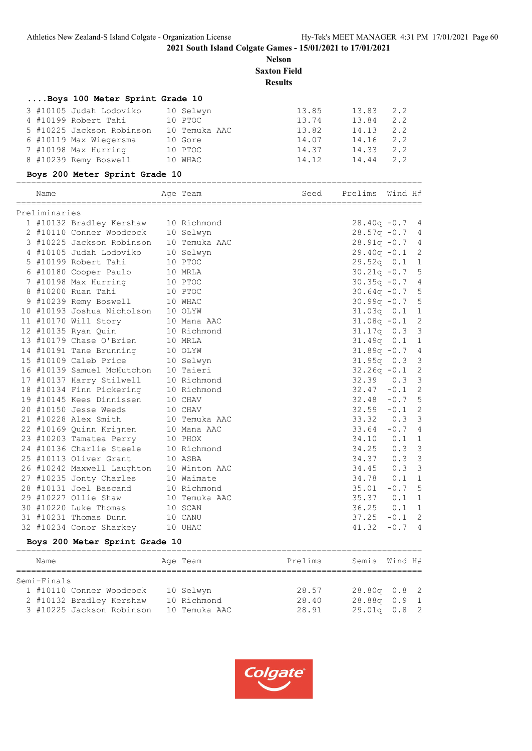2021 South Island Colgate Games - 15/01/2021 to 17/01/2021

**Nelson**
**Saxton Field**
**Results**

### ....Boys 100 Meter Sprint Grade 10

| | | Name | Age | Team | Seed | Finals | Wind |
|---|---|---|---|---|---|---|---|
| 3 | #10105 | Judah Lodoviko | 10 | Selwyn | 13.85 | 13.83 | 2.2 |
| 4 | #10199 | Robert Tahi | 10 | PTOC | 13.74 | 13.84 | 2.2 |
| 5 | #10225 | Jackson Robinson | 10 | Temuka AAC | 13.82 | 14.13 | 2.2 |
| 6 | #10119 | Max Wiegersma | 10 | Gore | 14.07 | 14.16 | 2.2 |
| 7 | #10198 | Max Hurring | 10 | PTOC | 14.37 | 14.33 | 2.2 |
| 8 | #10239 | Remy Boswell | 10 | WHAC | 14.12 | 14.44 | 2.2 |

### Boys 200 Meter Sprint Grade 10

Preliminaries

| | | Name | Age | Team | Seed | Prelims | Wind | H# |
|---|---|---|---|---|---|---|---|---|
| 1 | #10132 | Bradley Kershaw | 10 | Richmond | | 28.40q | -0.7 | 4 |
| 2 | #10110 | Conner Woodcock | 10 | Selwyn | | 28.57q | -0.7 | 4 |
| 3 | #10225 | Jackson Robinson | 10 | Temuka AAC | | 28.91q | -0.7 | 4 |
| 4 | #10105 | Judah Lodoviko | 10 | Selwyn | | 29.40q | -0.1 | 2 |
| 5 | #10199 | Robert Tahi | 10 | PTOC | | 29.52q | 0.1 | 1 |
| 6 | #10180 | Cooper Paulo | 10 | MRLA | | 30.21q | -0.7 | 5 |
| 7 | #10198 | Max Hurring | 10 | PTOC | | 30.35q | -0.7 | 4 |
| 8 | #10200 | Ruan Tahi | 10 | PTOC | | 30.64q | -0.7 | 5 |
| 9 | #10239 | Remy Boswell | 10 | WHAC | | 30.99q | -0.7 | 5 |
| 10 | #10193 | Joshua Nicholson | 10 | OLYW | | 31.03q | 0.1 | 1 |
| 11 | #10170 | Will Story | 10 | Mana AAC | | 31.08q | -0.1 | 2 |
| 12 | #10135 | Ryan Quin | 10 | Richmond | | 31.17q | 0.3 | 3 |
| 13 | #10179 | Chase O'Brien | 10 | MRLA | | 31.49q | 0.1 | 1 |
| 14 | #10191 | Tane Brunning | 10 | OLYW | | 31.89q | -0.7 | 4 |
| 15 | #10109 | Caleb Price | 10 | Selwyn | | 31.95q | 0.3 | 3 |
| 16 | #10139 | Samuel McHutchon | 10 | Taieri | | 32.26q | -0.1 | 2 |
| 17 | #10137 | Harry Stilwell | 10 | Richmond | | 32.39 | 0.3 | 3 |
| 18 | #10134 | Finn Pickering | 10 | Richmond | | 32.47 | -0.1 | 2 |
| 19 | #10145 | Kees Dinnissen | 10 | CHAV | | 32.48 | -0.7 | 5 |
| 20 | #10150 | Jesse Weeds | 10 | CHAV | | 32.59 | -0.1 | 2 |
| 21 | #10228 | Alex Smith | 10 | Temuka AAC | | 33.32 | 0.3 | 3 |
| 22 | #10169 | Quinn Krijnen | 10 | Mana AAC | | 33.64 | -0.7 | 4 |
| 23 | #10203 | Tamatea Perry | 10 | PHOX | | 34.10 | 0.1 | 1 |
| 24 | #10136 | Charlie Steele | 10 | Richmond | | 34.25 | 0.3 | 3 |
| 25 | #10113 | Oliver Grant | 10 | ASBA | | 34.37 | 0.3 | 3 |
| 26 | #10242 | Maxwell Laughton | 10 | Winton AAC | | 34.45 | 0.3 | 3 |
| 27 | #10235 | Jonty Charles | 10 | Waimate | | 34.78 | 0.1 | 1 |
| 28 | #10131 | Joel Bascand | 10 | Richmond | | 35.01 | -0.7 | 5 |
| 29 | #10227 | Ollie Shaw | 10 | Temuka AAC | | 35.37 | 0.1 | 1 |
| 30 | #10220 | Luke Thomas | 10 | SCAN | | 36.25 | 0.1 | 1 |
| 31 | #10231 | Thomas Dunn | 10 | CANU | | 37.25 | -0.1 | 2 |
| 32 | #10234 | Conor Sharkey | 10 | UHAC | | 41.32 | -0.7 | 4 |

### Boys 200 Meter Sprint Grade 10

Semi-Finals

| | | Name | Age | Team | Prelims | Semis | Wind | H# |
|---|---|---|---|---|---|---|---|---|
| 1 | #10110 | Conner Woodcock | 10 | Selwyn | 28.57 | 28.80q | 0.8 | 2 |
| 2 | #10132 | Bradley Kershaw | 10 | Richmond | 28.40 | 28.88q | 0.9 | 1 |
| 3 | #10225 | Jackson Robinson | 10 | Temuka AAC | 28.91 | 29.01q | 0.8 | 2 |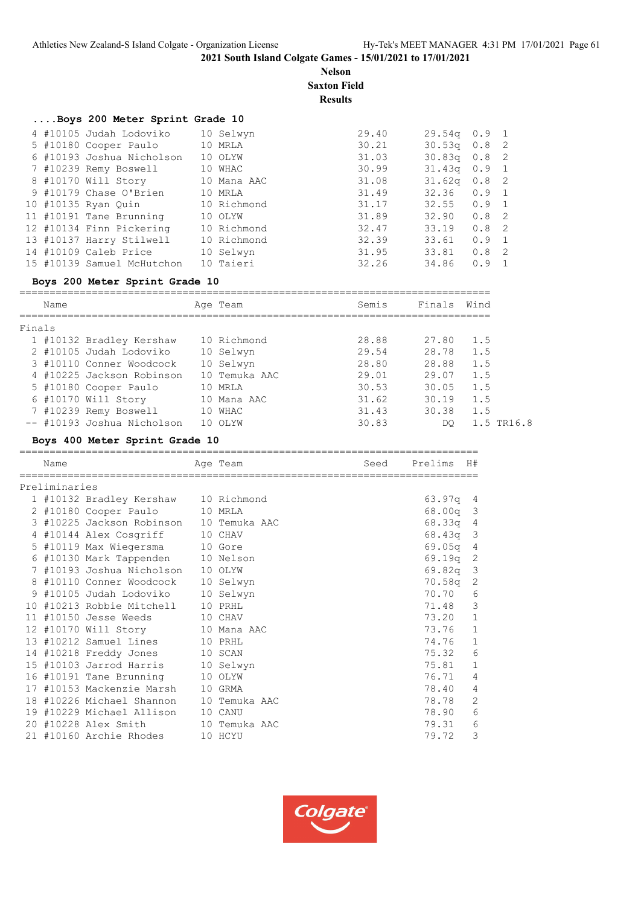2021 South Island Colgate Games - 15/01/2021 to 17/01/2021

**Nelson**
**Saxton Field**
**Results**

### ....Boys 200 Meter Sprint Grade 10

| Place | Name | Age | Team | Time | Semis | Wind | H# |
|---|---|---|---|---|---|---|---|
| 4 | #10105 Judah Lodoviko | 10 | Selwyn | 29.40 | 29.54q | 0.9 | 1 |
| 5 | #10180 Cooper Paulo | 10 | MRLA | 30.21 | 30.53q | 0.8 | 2 |
| 6 | #10193 Joshua Nicholson | 10 | OLYW | 31.03 | 30.83q | 0.8 | 2 |
| 7 | #10239 Remy Boswell | 10 | WHAC | 30.99 | 31.43q | 0.9 | 1 |
| 8 | #10170 Will Story | 10 | Mana AAC | 31.08 | 31.62q | 0.8 | 2 |
| 9 | #10179 Chase O'Brien | 10 | MRLA | 31.49 | 32.36 | 0.9 | 1 |
| 10 | #10135 Ryan Quin | 10 | Richmond | 31.17 | 32.55 | 0.9 | 1 |
| 11 | #10191 Tane Brunning | 10 | OLYW | 31.89 | 32.90 | 0.8 | 2 |
| 12 | #10134 Finn Pickering | 10 | Richmond | 32.47 | 33.19 | 0.8 | 2 |
| 13 | #10137 Harry Stilwell | 10 | Richmond | 32.39 | 33.61 | 0.9 | 1 |
| 14 | #10109 Caleb Price | 10 | Selwyn | 31.95 | 33.81 | 0.8 | 2 |
| 15 | #10139 Samuel McHutchon | 10 | Taieri | 32.26 | 34.86 | 0.9 | 1 |

### Boys 200 Meter Sprint Grade 10

**Finals**

| Place | Name | Age | Team | Semis | Finals | Wind | |
|---|---|---|---|---|---|---|---|
| 1 | #10132 Bradley Kershaw | 10 | Richmond | 28.88 | 27.80 | 1.5 | |
| 2 | #10105 Judah Lodoviko | 10 | Selwyn | 29.54 | 28.78 | 1.5 | |
| 3 | #10110 Conner Woodcock | 10 | Selwyn | 28.80 | 28.88 | 1.5 | |
| 4 | #10225 Jackson Robinson | 10 | Temuka AAC | 29.01 | 29.07 | 1.5 | |
| 5 | #10180 Cooper Paulo | 10 | MRLA | 30.53 | 30.05 | 1.5 | |
| 6 | #10170 Will Story | 10 | Mana AAC | 31.62 | 30.19 | 1.5 | |
| 7 | #10239 Remy Boswell | 10 | WHAC | 31.43 | 30.38 | 1.5 | |
| -- | #10193 Joshua Nicholson | 10 | OLYW | 30.83 | DQ | 1.5 | TR16.8 |

### Boys 400 Meter Sprint Grade 10

**Preliminaries**

| Place | Name | Age | Team | Seed | Prelims | H# |
|---|---|---|---|---|---|---|
| 1 | #10132 Bradley Kershaw | 10 | Richmond | | 63.97q | 4 |
| 2 | #10180 Cooper Paulo | 10 | MRLA | | 68.00q | 3 |
| 3 | #10225 Jackson Robinson | 10 | Temuka AAC | | 68.33q | 4 |
| 4 | #10144 Alex Cosgriff | 10 | CHAV | | 68.43q | 3 |
| 5 | #10119 Max Wiegersma | 10 | Gore | | 69.05q | 4 |
| 6 | #10130 Mark Tappenden | 10 | Nelson | | 69.19q | 2 |
| 7 | #10193 Joshua Nicholson | 10 | OLYW | | 69.82q | 3 |
| 8 | #10110 Conner Woodcock | 10 | Selwyn | | 70.58q | 2 |
| 9 | #10105 Judah Lodoviko | 10 | Selwyn | | 70.70 | 6 |
| 10 | #10213 Robbie Mitchell | 10 | PRHL | | 71.48 | 3 |
| 11 | #10150 Jesse Weeds | 10 | CHAV | | 73.20 | 1 |
| 12 | #10170 Will Story | 10 | Mana AAC | | 73.76 | 1 |
| 13 | #10212 Samuel Lines | 10 | PRHL | | 74.76 | 1 |
| 14 | #10218 Freddy Jones | 10 | SCAN | | 75.32 | 6 |
| 15 | #10103 Jarrod Harris | 10 | Selwyn | | 75.81 | 1 |
| 16 | #10191 Tane Brunning | 10 | OLYW | | 76.71 | 4 |
| 17 | #10153 Mackenzie Marsh | 10 | GRMA | | 78.40 | 4 |
| 18 | #10226 Michael Shannon | 10 | Temuka AAC | | 78.78 | 2 |
| 19 | #10229 Michael Allison | 10 | CANU | | 78.90 | 6 |
| 20 | #10228 Alex Smith | 10 | Temuka AAC | | 79.31 | 6 |
| 21 | #10160 Archie Rhodes | 10 | HCYU | | 79.72 | 3 |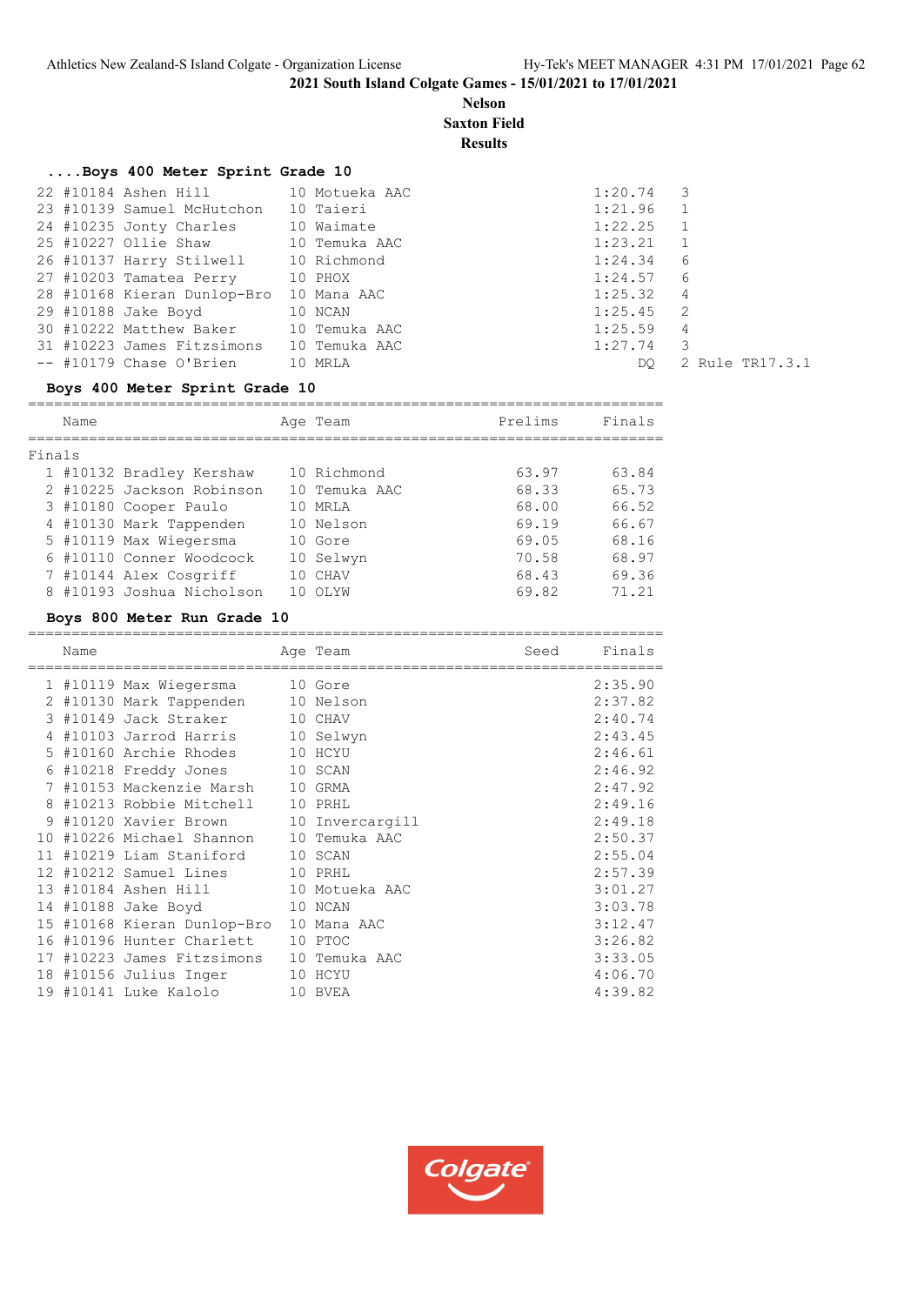2021 South Island Colgate Games - 15/01/2021 to 17/01/2021

**Nelson**

**Saxton Field**

**Results**

### ....Boys 400 Meter Sprint Grade 10

| Place | # | Name | Age | Team | Finals | Heat | Note |
|---|---|---|---|---|---|---|---|
| 22 | #10184 | Ashen Hill | 10 | Motueka AAC | 1:20.74 | 3 | |
| 23 | #10139 | Samuel McHutchon | 10 | Taieri | 1:21.96 | 1 | |
| 24 | #10235 | Jonty Charles | 10 | Waimate | 1:22.25 | 1 | |
| 25 | #10227 | Ollie Shaw | 10 | Temuka AAC | 1:23.21 | 1 | |
| 26 | #10137 | Harry Stilwell | 10 | Richmond | 1:24.34 | 6 | |
| 27 | #10203 | Tamatea Perry | 10 | PHOX | 1:24.57 | 6 | |
| 28 | #10168 | Kieran Dunlop-Bro | 10 | Mana AAC | 1:25.32 | 4 | |
| 29 | #10188 | Jake Boyd | 10 | NCAN | 1:25.45 | 2 | |
| 30 | #10222 | Matthew Baker | 10 | Temuka AAC | 1:25.59 | 4 | |
| 31 | #10223 | James Fitzsimons | 10 | Temuka AAC | 1:27.74 | 3 | |
| -- | #10179 | Chase O'Brien | 10 | MRLA | DQ | 2 | Rule TR17.3.1 |

### Boys 400 Meter Sprint Grade 10

Finals

| Place | # | Name | Age | Team | Prelims | Finals |
|---|---|---|---|---|---|---|
| 1 | #10132 | Bradley Kershaw | 10 | Richmond | 63.97 | 63.84 |
| 2 | #10225 | Jackson Robinson | 10 | Temuka AAC | 68.33 | 65.73 |
| 3 | #10180 | Cooper Paulo | 10 | MRLA | 68.00 | 66.52 |
| 4 | #10130 | Mark Tappenden | 10 | Nelson | 69.19 | 66.67 |
| 5 | #10119 | Max Wiegersma | 10 | Gore | 69.05 | 68.16 |
| 6 | #10110 | Conner Woodcock | 10 | Selwyn | 70.58 | 68.97 |
| 7 | #10144 | Alex Cosgriff | 10 | CHAV | 68.43 | 69.36 |
| 8 | #10193 | Joshua Nicholson | 10 | OLYW | 69.82 | 71.21 |

### Boys 800 Meter Run Grade 10

| Place | # | Name | Age | Team | Seed | Finals |
|---|---|---|---|---|---|---|
| 1 | #10119 | Max Wiegersma | 10 | Gore | | 2:35.90 |
| 2 | #10130 | Mark Tappenden | 10 | Nelson | | 2:37.82 |
| 3 | #10149 | Jack Straker | 10 | CHAV | | 2:40.74 |
| 4 | #10103 | Jarrod Harris | 10 | Selwyn | | 2:43.45 |
| 5 | #10160 | Archie Rhodes | 10 | HCYU | | 2:46.61 |
| 6 | #10218 | Freddy Jones | 10 | SCAN | | 2:46.92 |
| 7 | #10153 | Mackenzie Marsh | 10 | GRMA | | 2:47.92 |
| 8 | #10213 | Robbie Mitchell | 10 | PRHL | | 2:49.16 |
| 9 | #10120 | Xavier Brown | 10 | Invercargill | | 2:49.18 |
| 10 | #10226 | Michael Shannon | 10 | Temuka AAC | | 2:50.37 |
| 11 | #10219 | Liam Staniford | 10 | SCAN | | 2:55.04 |
| 12 | #10212 | Samuel Lines | 10 | PRHL | | 2:57.39 |
| 13 | #10184 | Ashen Hill | 10 | Motueka AAC | | 3:01.27 |
| 14 | #10188 | Jake Boyd | 10 | NCAN | | 3:03.78 |
| 15 | #10168 | Kieran Dunlop-Bro | 10 | Mana AAC | | 3:12.47 |
| 16 | #10196 | Hunter Charlett | 10 | PTOC | | 3:26.82 |
| 17 | #10223 | James Fitzsimons | 10 | Temuka AAC | | 3:33.05 |
| 18 | #10156 | Julius Inger | 10 | HCYU | | 4:06.70 |
| 19 | #10141 | Luke Kalolo | 10 | BVEA | | 4:39.82 |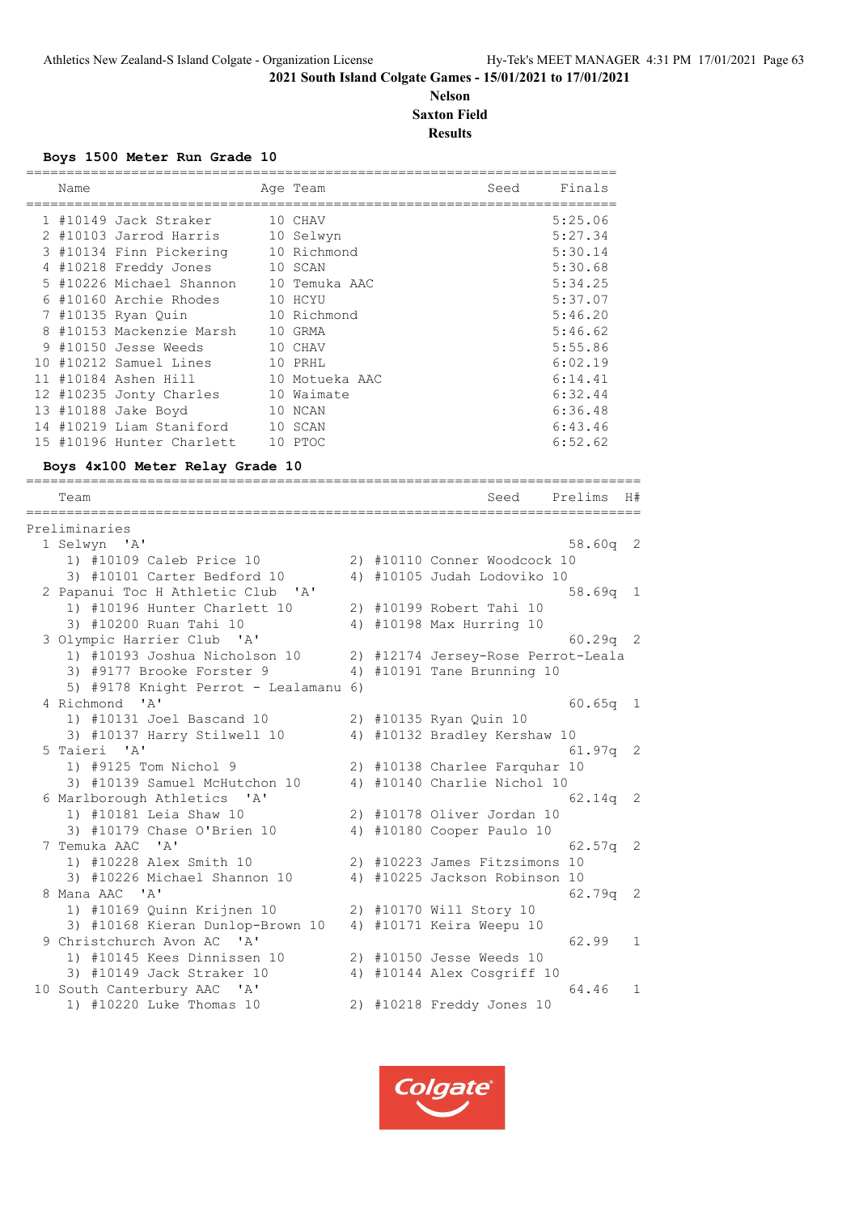2021 South Island Colgate Games - 15/01/2021 to 17/01/2021

**Nelson**

**Saxton Field**

**Results**

### Boys 1500 Meter Run Grade 10

| | Name | Age | Team | Seed | Finals |
|---|---|---|---|---|---|
| 1 | #10149 Jack Straker | 10 | CHAV | | 5:25.06 |
| 2 | #10103 Jarrod Harris | 10 | Selwyn | | 5:27.34 |
| 3 | #10134 Finn Pickering | 10 | Richmond | | 5:30.14 |
| 4 | #10218 Freddy Jones | 10 | SCAN | | 5:30.68 |
| 5 | #10226 Michael Shannon | 10 | Temuka AAC | | 5:34.25 |
| 6 | #10160 Archie Rhodes | 10 | HCYU | | 5:37.07 |
| 7 | #10135 Ryan Quin | 10 | Richmond | | 5:46.20 |
| 8 | #10153 Mackenzie Marsh | 10 | GRMA | | 5:46.62 |
| 9 | #10150 Jesse Weeds | 10 | CHAV | | 5:55.86 |
| 10 | #10212 Samuel Lines | 10 | PRHL | | 6:02.19 |
| 11 | #10184 Ashen Hill | 10 | Motueka AAC | | 6:14.41 |
| 12 | #10235 Jonty Charles | 10 | Waimate | | 6:32.44 |
| 13 | #10188 Jake Boyd | 10 | NCAN | | 6:36.48 |
| 14 | #10219 Liam Staniford | 10 | SCAN | | 6:43.46 |
| 15 | #10196 Hunter Charlett | 10 | PTOC | | 6:52.62 |

### Boys 4x100 Meter Relay Grade 10

| Team | Seed | Prelims | H# |
|---|---|---|---|
| **Preliminaries** | | | |
| 1 Selwyn 'A' | | 58.60q | 2 |
| 1) #10109 Caleb Price 10; 2) #10110 Conner Woodcock 10; 3) #10101 Carter Bedford 10; 4) #10105 Judah Lodoviko 10 | | | |
| 2 Papanui Toc H Athletic Club 'A' | | 58.69q | 1 |
| 1) #10196 Hunter Charlett 10; 2) #10199 Robert Tahi 10; 3) #10200 Ruan Tahi 10; 4) #10198 Max Hurring 10 | | | |
| 3 Olympic Harrier Club 'A' | | 60.29q | 2 |
| 1) #10193 Joshua Nicholson 10; 2) #12174 Jersey-Rose Perrot-Leala; 3) #9177 Brooke Forster 9; 4) #10191 Tane Brunning 10; 5) #9178 Knight Perrot - Lealamanu 6) | | | |
| 4 Richmond 'A' | | 60.65q | 1 |
| 1) #10131 Joel Bascand 10; 2) #10135 Ryan Quin 10; 3) #10137 Harry Stilwell 10; 4) #10132 Bradley Kershaw 10 | | | |
| 5 Taieri 'A' | | 61.97q | 2 |
| 1) #9125 Tom Nichol 9; 2) #10138 Charlee Farquhar 10; 3) #10139 Samuel McHutchon 10; 4) #10140 Charlie Nichol 10 | | | |
| 6 Marlborough Athletics 'A' | | 62.14q | 2 |
| 1) #10181 Leia Shaw 10; 2) #10178 Oliver Jordan 10; 3) #10179 Chase O'Brien 10; 4) #10180 Cooper Paulo 10 | | | |
| 7 Temuka AAC 'A' | | 62.57q | 2 |
| 1) #10228 Alex Smith 10; 2) #10223 James Fitzsimons 10; 3) #10226 Michael Shannon 10; 4) #10225 Jackson Robinson 10 | | | |
| 8 Mana AAC 'A' | | 62.79q | 2 |
| 1) #10169 Quinn Krijnen 10; 2) #10170 Will Story 10; 3) #10168 Kieran Dunlop-Brown 10; 4) #10171 Keira Weepu 10 | | | |
| 9 Christchurch Avon AC 'A' | | 62.99 | 1 |
| 1) #10145 Kees Dinnissen 10; 2) #10150 Jesse Weeds 10; 3) #10149 Jack Straker 10; 4) #10144 Alex Cosgriff 10 | | | |
| 10 South Canterbury AAC 'A' | | 64.46 | 1 |
| 1) #10220 Luke Thomas 10; 2) #10218 Freddy Jones 10 | | | |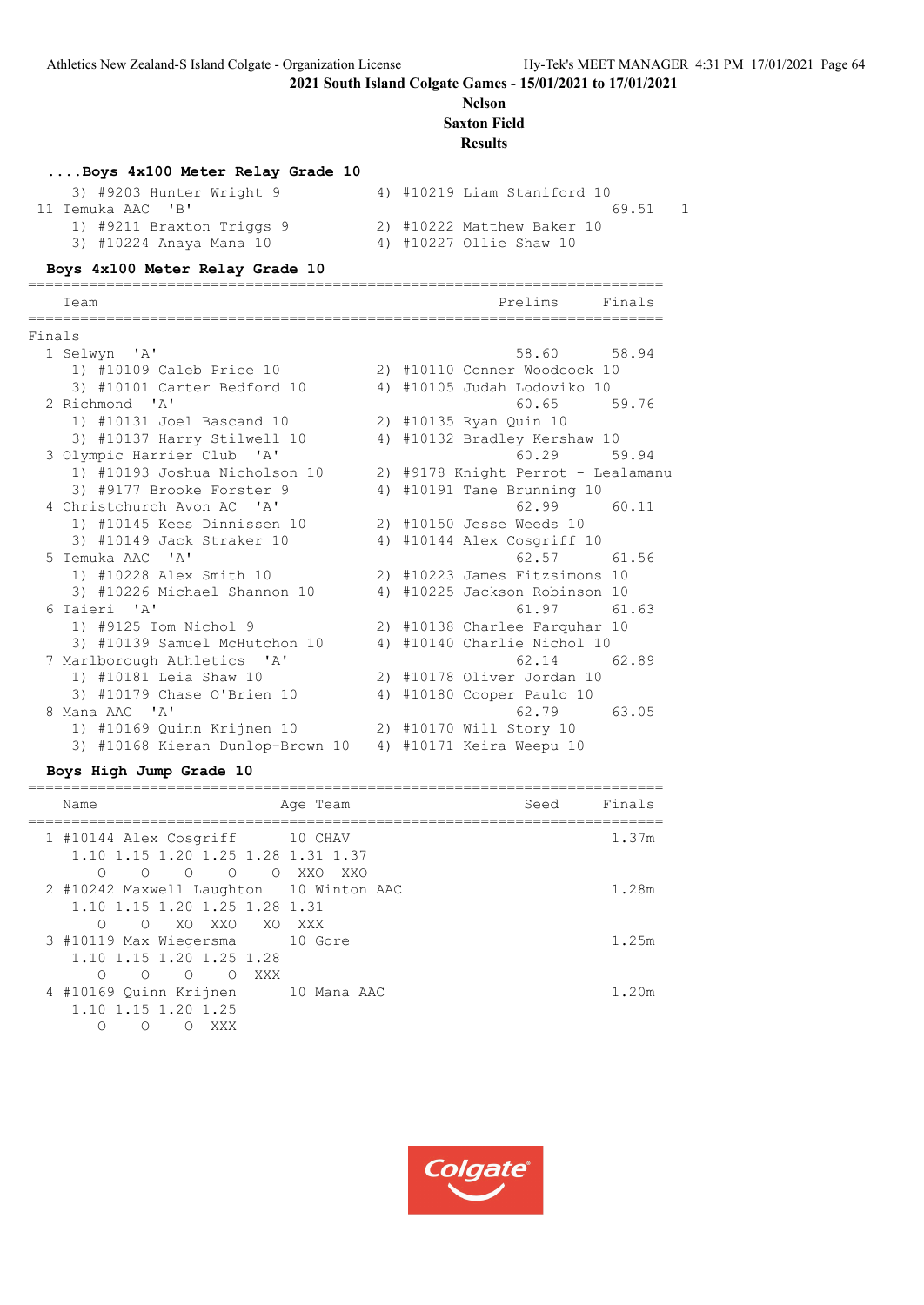## 2021 South Island Colgate Games - 15/01/2021 to 17/01/2021

**Nelson**
**Saxton Field**
**Results**

### ....Boys 4x100 Meter Relay Grade 10

```
    3) #9203 Hunter Wright 9              4) #10219 Liam Staniford 10
 11 Temuka AAC  'B'                                             69.51   1
    1) #9211 Braxton Triggs 9             2) #10222 Matthew Baker 10
    3) #10224 Anaya Mana 10               4) #10227 Ollie Shaw 10
```

### Boys 4x100 Meter Relay Grade 10

```
=======================================================================
    Team                                          Prelims     Finals
=======================================================================
Finals
  1 Selwyn  'A'                                     58.60      58.94
     1) #10109 Caleb Price 10             2) #10110 Conner Woodcock 10
     3) #10101 Carter Bedford 10          4) #10105 Judah Lodoviko 10
  2 Richmond  'A'                                   60.65      59.76
     1) #10131 Joel Bascand 10            2) #10135 Ryan Quin 10
     3) #10137 Harry Stilwell 10          4) #10132 Bradley Kershaw 10
  3 Olympic Harrier Club  'A'                       60.29      59.94
     1) #10193 Joshua Nicholson 10        2) #9178 Knight Perrot - Lealamanu
     3) #9177 Brooke Forster 9            4) #10191 Tane Brunning 10
  4 Christchurch Avon AC  'A'                       62.99      60.11
     1) #10145 Kees Dinnissen 10          2) #10150 Jesse Weeds 10
     3) #10149 Jack Straker 10            4) #10144 Alex Cosgriff 10
  5 Temuka AAC  'A'                                 62.57      61.56
     1) #10228 Alex Smith 10              2) #10223 James Fitzsimons 10
     3) #10226 Michael Shannon 10         4) #10225 Jackson Robinson 10
  6 Taieri  'A'                                     61.97      61.63
     1) #9125 Tom Nichol 9                2) #10138 Charlee Farquhar 10
     3) #10139 Samuel McHutchon 10        4) #10140 Charlie Nichol 10
  7 Marlborough Athletics  'A'                      62.14      62.89
     1) #10181 Leia Shaw 10               2) #10178 Oliver Jordan 10
     3) #10179 Chase O'Brien 10           4) #10180 Cooper Paulo 10
  8 Mana AAC  'A'                                   62.79      63.05
     1) #10169 Quinn Krijnen 10           2) #10170 Will Story 10
     3) #10168 Kieran Dunlop-Brown 10     4) #10171 Keira Weepu 10
```

### Boys High Jump Grade 10

```
=======================================================================
    Name                          Age Team               Seed    Finals
=======================================================================
  1 #10144 Alex Cosgriff          10 CHAV                          1.37m
     1.10 1.15 1.20 1.25 1.28 1.31 1.37
       O    O    O    O    O  XXO  XXO
  2 #10242 Maxwell Laughton       10 Winton AAC                    1.28m
     1.10 1.15 1.20 1.25 1.28 1.31
       O    O   XO  XXO   XO  XXX
  3 #10119 Max Wiegersma          10 Gore                          1.25m
     1.10 1.15 1.20 1.25 1.28
       O    O    O    O  XXX
  4 #10169 Quinn Krijnen          10 Mana AAC                      1.20m
     1.10 1.15 1.20 1.25
       O    O    O  XXX
```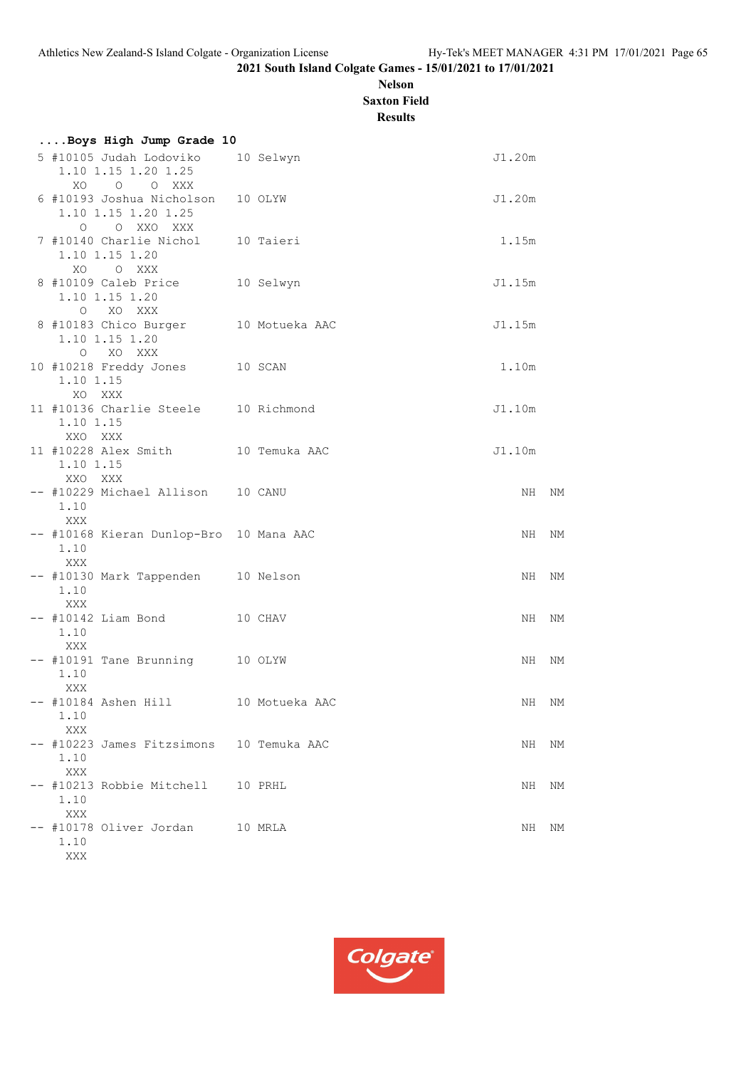**2021 South Island Colgate Games - 15/01/2021 to 17/01/2021**

**Nelson**

**Saxton Field**

**Results**

### ....Boys High Jump Grade 10

```
 5 #10105 Judah Lodoviko     10 Selwyn                           J1.20m
     1.10 1.15 1.20 1.25
      XO    O    O  XXX
 6 #10193 Joshua Nicholson   10 OLYW                             J1.20m
     1.10 1.15 1.20 1.25
       O    O  XXO  XXX
 7 #10140 Charlie Nichol     10 Taieri                            1.15m
     1.10 1.15 1.20
      XO    O  XXX
 8 #10109 Caleb Price        10 Selwyn                           J1.15m
     1.10 1.15 1.20
       O   XO  XXX
 8 #10183 Chico Burger       10 Motueka AAC                      J1.15m
     1.10 1.15 1.20
       O   XO  XXX
10 #10218 Freddy Jones       10 SCAN                              1.10m
     1.10 1.15
      XO  XXX
11 #10136 Charlie Steele     10 Richmond                         J1.10m
     1.10 1.15
     XXO  XXX
11 #10228 Alex Smith         10 Temuka AAC                       J1.10m
     1.10 1.15
     XXO  XXX
-- #10229 Michael Allison    10 CANU                                 NH  NM
     1.10
     XXX
-- #10168 Kieran Dunlop-Bro  10 Mana AAC                             NH  NM
     1.10
     XXX
-- #10130 Mark Tappenden     10 Nelson                               NH  NM
     1.10
     XXX
-- #10142 Liam Bond          10 CHAV                                 NH  NM
     1.10
     XXX
-- #10191 Tane Brunning      10 OLYW                                 NH  NM
     1.10
     XXX
-- #10184 Ashen Hill         10 Motueka AAC                          NH  NM
     1.10
     XXX
-- #10223 James Fitzsimons   10 Temuka AAC                           NH  NM
     1.10
     XXX
-- #10213 Robbie Mitchell    10 PRHL                                 NH  NM
     1.10
     XXX
-- #10178 Oliver Jordan      10 MRLA                                 NH  NM
     1.10
     XXX
```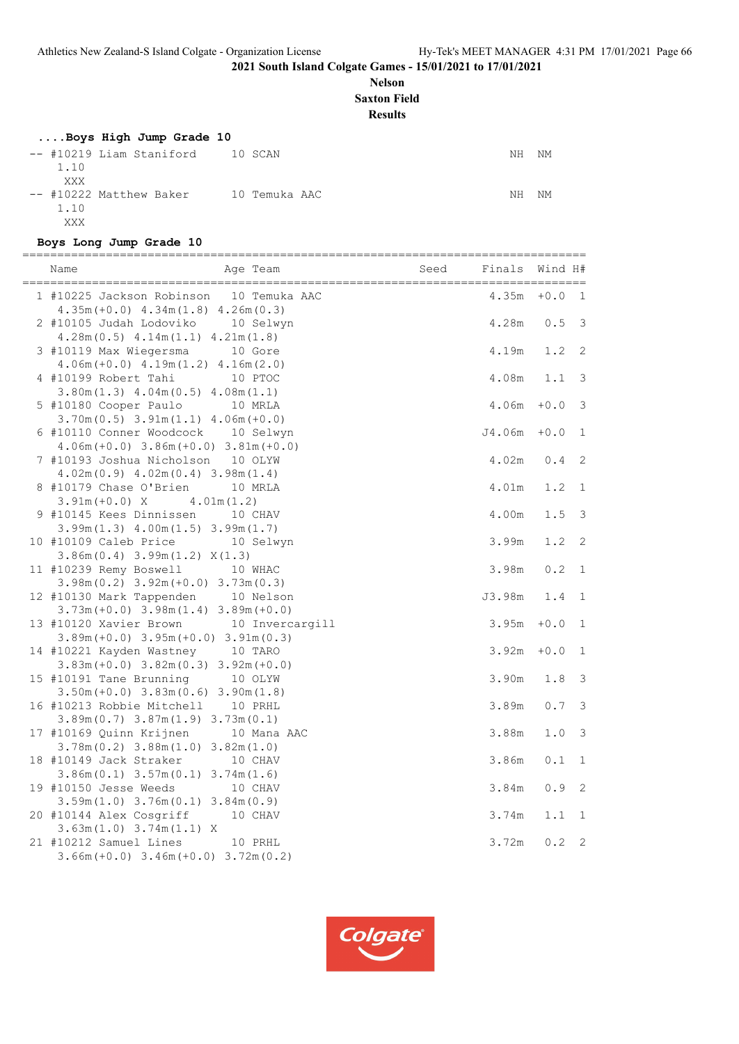2021 South Island Colgate Games - 15/01/2021 to 17/01/2021

**Nelson**

**Saxton Field**

**Results**

### ....Boys High Jump Grade 10

```
-- #10219 Liam Staniford     10 SCAN                                      NH  NM
    1.10
     XXX
-- #10222 Matthew Baker      10 Temuka AAC                                NH  NM
    1.10
     XXX
```

### Boys Long Jump Grade 10

| Place | Name | Age | Team | Seed | Finals | Wind | H# |
|---|---|---|---|---|---|---|---|
| 1 | #10225 Jackson Robinson | 10 | Temuka AAC | | 4.35m | +0.0 | 1 |
| | 4.35m(+0.0) 4.34m(1.8) 4.26m(0.3) | | | | | | |
| 2 | #10105 Judah Lodoviko | 10 | Selwyn | | 4.28m | 0.5 | 3 |
| | 4.28m(0.5) 4.14m(1.1) 4.21m(1.8) | | | | | | |
| 3 | #10119 Max Wiegersma | 10 | Gore | | 4.19m | 1.2 | 2 |
| | 4.06m(+0.0) 4.19m(1.2) 4.16m(2.0) | | | | | | |
| 4 | #10199 Robert Tahi | 10 | PTOC | | 4.08m | 1.1 | 3 |
| | 3.80m(1.3) 4.04m(0.5) 4.08m(1.1) | | | | | | |
| 5 | #10180 Cooper Paulo | 10 | MRLA | | 4.06m | +0.0 | 3 |
| | 3.70m(0.5) 3.91m(1.1) 4.06m(+0.0) | | | | | | |
| 6 | #10110 Conner Woodcock | 10 | Selwyn | | J4.06m | +0.0 | 1 |
| | 4.06m(+0.0) 3.86m(+0.0) 3.81m(+0.0) | | | | | | |
| 7 | #10193 Joshua Nicholson | 10 | OLYW | | 4.02m | 0.4 | 2 |
| | 4.02m(0.9) 4.02m(0.4) 3.98m(1.4) | | | | | | |
| 8 | #10179 Chase O'Brien | 10 | MRLA | | 4.01m | 1.2 | 1 |
| | 3.91m(+0.0) X 4.01m(1.2) | | | | | | |
| 9 | #10145 Kees Dinnissen | 10 | CHAV | | 4.00m | 1.5 | 3 |
| | 3.99m(1.3) 4.00m(1.5) 3.99m(1.7) | | | | | | |
| 10 | #10109 Caleb Price | 10 | Selwyn | | 3.99m | 1.2 | 2 |
| | 3.86m(0.4) 3.99m(1.2) X(1.3) | | | | | | |
| 11 | #10239 Remy Boswell | 10 | WHAC | | 3.98m | 0.2 | 1 |
| | 3.98m(0.2) 3.92m(+0.0) 3.73m(0.3) | | | | | | |
| 12 | #10130 Mark Tappenden | 10 | Nelson | | J3.98m | 1.4 | 1 |
| | 3.73m(+0.0) 3.98m(1.4) 3.89m(+0.0) | | | | | | |
| 13 | #10120 Xavier Brown | 10 | Invercargill | | 3.95m | +0.0 | 1 |
| | 3.89m(+0.0) 3.95m(+0.0) 3.91m(0.3) | | | | | | |
| 14 | #10221 Kayden Wastney | 10 | TARO | | 3.92m | +0.0 | 1 |
| | 3.83m(+0.0) 3.82m(0.3) 3.92m(+0.0) | | | | | | |
| 15 | #10191 Tane Brunning | 10 | OLYW | | 3.90m | 1.8 | 3 |
| | 3.50m(+0.0) 3.83m(0.6) 3.90m(1.8) | | | | | | |
| 16 | #10213 Robbie Mitchell | 10 | PRHL | | 3.89m | 0.7 | 3 |
| | 3.89m(0.7) 3.87m(1.9) 3.73m(0.1) | | | | | | |
| 17 | #10169 Quinn Krijnen | 10 | Mana AAC | | 3.88m | 1.0 | 3 |
| | 3.78m(0.2) 3.88m(1.0) 3.82m(1.0) | | | | | | |
| 18 | #10149 Jack Straker | 10 | CHAV | | 3.86m | 0.1 | 1 |
| | 3.86m(0.1) 3.57m(0.1) 3.74m(1.6) | | | | | | |
| 19 | #10150 Jesse Weeds | 10 | CHAV | | 3.84m | 0.9 | 2 |
| | 3.59m(1.0) 3.76m(0.1) 3.84m(0.9) | | | | | | |
| 20 | #10144 Alex Cosgriff | 10 | CHAV | | 3.74m | 1.1 | 1 |
| | 3.63m(1.0) 3.74m(1.1) X | | | | | | |
| 21 | #10212 Samuel Lines | 10 | PRHL | | 3.72m | 0.2 | 2 |
| | 3.66m(+0.0) 3.46m(+0.0) 3.72m(0.2) | | | | | | |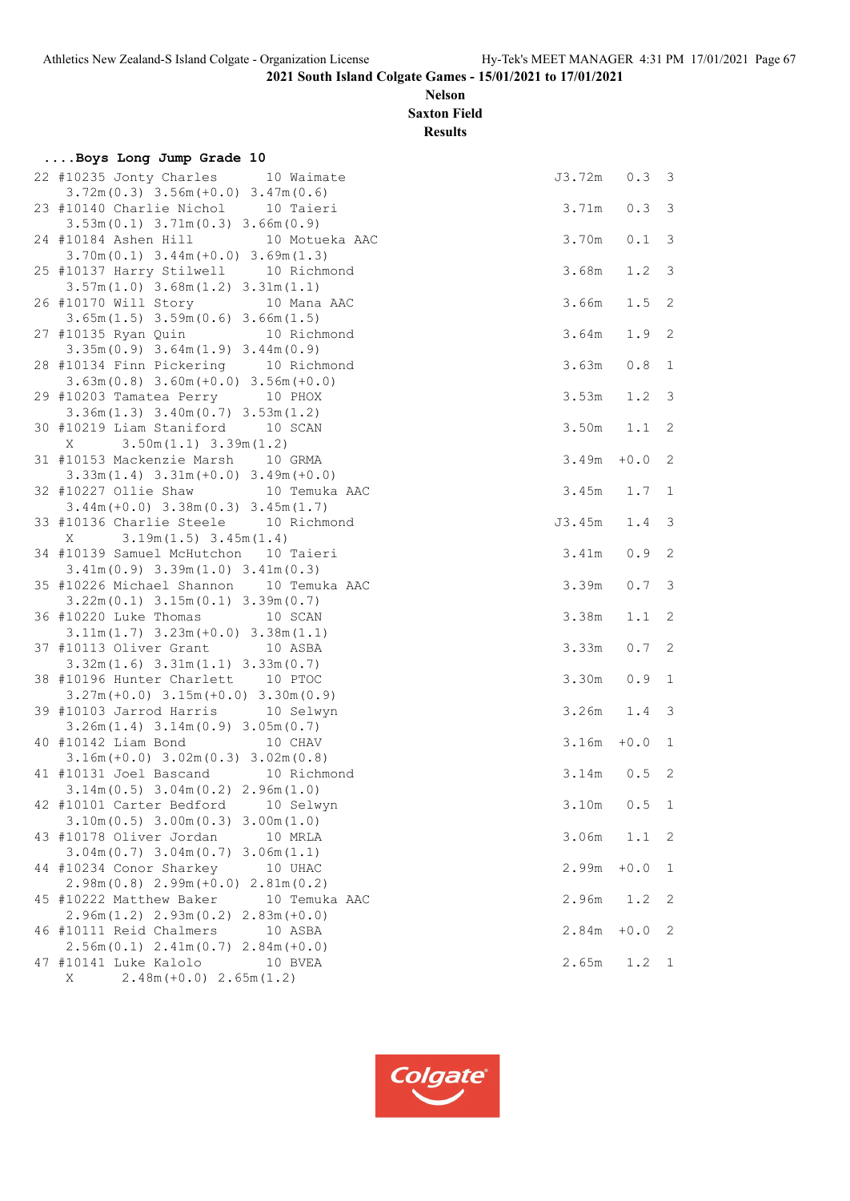2021 South Island Colgate Games - 15/01/2021 to 17/01/2021

**Nelson**
**Saxton Field**
**Results**

**....Boys Long Jump Grade 10**

```
22 #10235 Jonty Charles      10 Waimate                          J3.72m   0.3  3
    3.72m(0.3) 3.56m(+0.0) 3.47m(0.6)
23 #10140 Charlie Nichol     10 Taieri                            3.71m   0.3  3
    3.53m(0.1) 3.71m(0.3) 3.66m(0.9)
24 #10184 Ashen Hill         10 Motueka AAC                       3.70m   0.1  3
    3.70m(0.1) 3.44m(+0.0) 3.69m(1.3)
25 #10137 Harry Stilwell     10 Richmond                          3.68m   1.2  3
    3.57m(1.0) 3.68m(1.2) 3.31m(1.1)
26 #10170 Will Story         10 Mana AAC                          3.66m   1.5  2
    3.65m(1.5) 3.59m(0.6) 3.66m(1.5)
27 #10135 Ryan Quin          10 Richmond                          3.64m   1.9  2
    3.35m(0.9) 3.64m(1.9) 3.44m(0.9)
28 #10134 Finn Pickering     10 Richmond                          3.63m   0.8  1
    3.63m(0.8) 3.60m(+0.0) 3.56m(+0.0)
29 #10203 Tamatea Perry      10 PHOX                              3.53m   1.2  3
    3.36m(1.3) 3.40m(0.7) 3.53m(1.2)
30 #10219 Liam Staniford     10 SCAN                              3.50m   1.1  2
    X      3.50m(1.1) 3.39m(1.2)
31 #10153 Mackenzie Marsh    10 GRMA                              3.49m  +0.0  2
    3.33m(1.4) 3.31m(+0.0) 3.49m(+0.0)
32 #10227 Ollie Shaw         10 Temuka AAC                        3.45m   1.7  1
    3.44m(+0.0) 3.38m(0.3) 3.45m(1.7)
33 #10136 Charlie Steele     10 Richmond                         J3.45m   1.4  3
    X      3.19m(1.5) 3.45m(1.4)
34 #10139 Samuel McHutchon   10 Taieri                            3.41m   0.9  2
    3.41m(0.9) 3.39m(1.0) 3.41m(0.3)
35 #10226 Michael Shannon    10 Temuka AAC                        3.39m   0.7  3
    3.22m(0.1) 3.15m(0.1) 3.39m(0.7)
36 #10220 Luke Thomas        10 SCAN                              3.38m   1.1  2
    3.11m(1.7) 3.23m(+0.0) 3.38m(1.1)
37 #10113 Oliver Grant       10 ASBA                              3.33m   0.7  2
    3.32m(1.6) 3.31m(1.1) 3.33m(0.7)
38 #10196 Hunter Charlett    10 PTOC                              3.30m   0.9  1
    3.27m(+0.0) 3.15m(+0.0) 3.30m(0.9)
39 #10103 Jarrod Harris      10 Selwyn                            3.26m   1.4  3
    3.26m(1.4) 3.14m(0.9) 3.05m(0.7)
40 #10142 Liam Bond          10 CHAV                              3.16m  +0.0  1
    3.16m(+0.0) 3.02m(0.3) 3.02m(0.8)
41 #10131 Joel Bascand       10 Richmond                          3.14m   0.5  2
    3.14m(0.5) 3.04m(0.2) 2.96m(1.0)
42 #10101 Carter Bedford     10 Selwyn                            3.10m   0.5  1
    3.10m(0.5) 3.00m(0.3) 3.00m(1.0)
43 #10178 Oliver Jordan      10 MRLA                              3.06m   1.1  2
    3.04m(0.7) 3.04m(0.7) 3.06m(1.1)
44 #10234 Conor Sharkey      10 UHAC                              2.99m  +0.0  1
    2.98m(0.8) 2.99m(+0.0) 2.81m(0.2)
45 #10222 Matthew Baker      10 Temuka AAC                        2.96m   1.2  2
    2.96m(1.2) 2.93m(0.2) 2.83m(+0.0)
46 #10111 Reid Chalmers      10 ASBA                              2.84m  +0.0  2
    2.56m(0.1) 2.41m(0.7) 2.84m(+0.0)
47 #10141 Luke Kalolo        10 BVEA                              2.65m   1.2  1
    X      2.48m(+0.0) 2.65m(1.2)
```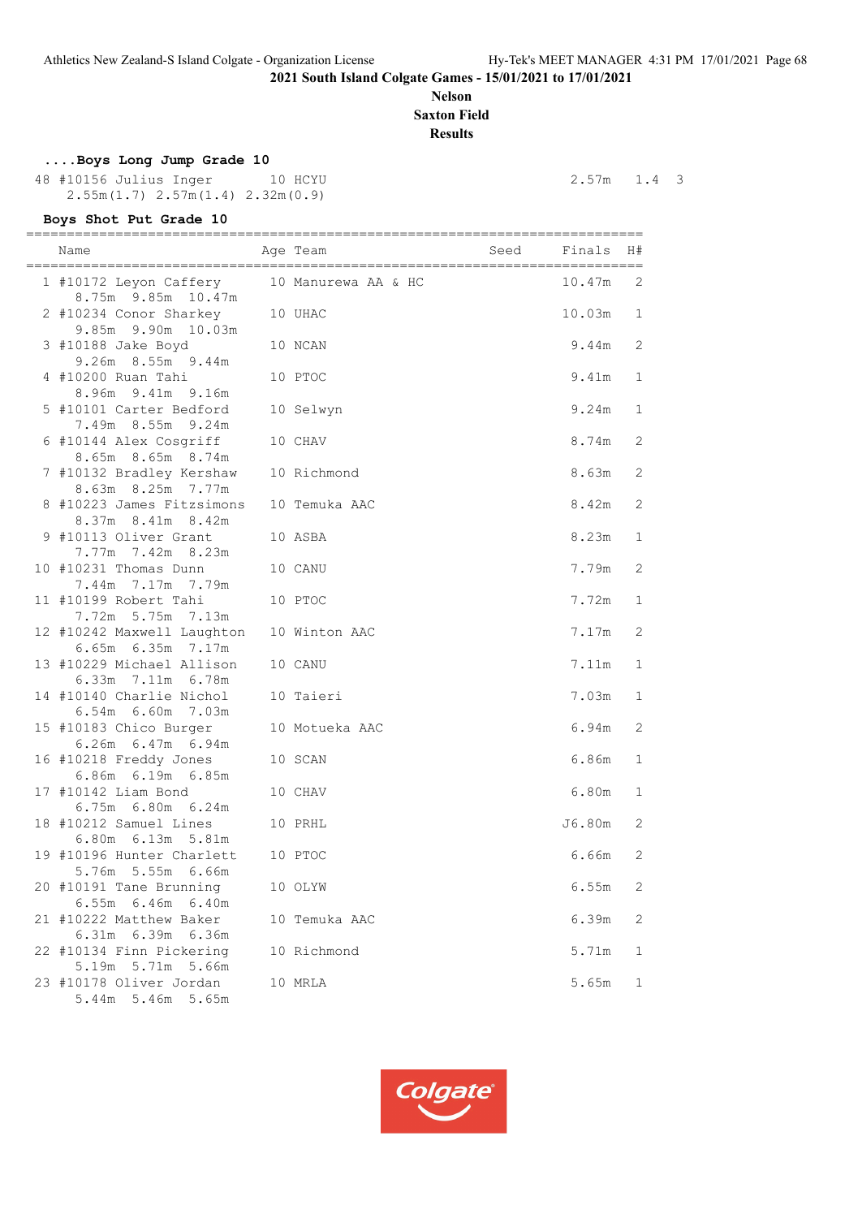2021 South Island Colgate Games - 15/01/2021 to 17/01/2021

**Nelson**

**Saxton Field**

**Results**

### ....Boys Long Jump Grade 10

| | Name | Age | Team | Finals | Wind | H# |
|---|---|---|---|---|---|---|
| 48 | #10156 Julius Inger | 10 | HCYU | 2.57m | 1.4 | 3 |
| | 2.55m(1.7) 2.57m(1.4) 2.32m(0.9) | | | | | |

### Boys Shot Put Grade 10

| | Name | Age | Team | Seed | Finals | H# |
|---|---|---|---|---|---|---|
| 1 | #10172 Leyon Caffery | 10 | Manurewa AA & HC | | 10.47m | 2 |
| | 8.75m 9.85m 10.47m | | | | | |
| 2 | #10234 Conor Sharkey | 10 | UHAC | | 10.03m | 1 |
| | 9.85m 9.90m 10.03m | | | | | |
| 3 | #10188 Jake Boyd | 10 | NCAN | | 9.44m | 2 |
| | 9.26m 8.55m 9.44m | | | | | |
| 4 | #10200 Ruan Tahi | 10 | PTOC | | 9.41m | 1 |
| | 8.96m 9.41m 9.16m | | | | | |
| 5 | #10101 Carter Bedford | 10 | Selwyn | | 9.24m | 1 |
| | 7.49m 8.55m 9.24m | | | | | |
| 6 | #10144 Alex Cosgriff | 10 | CHAV | | 8.74m | 2 |
| | 8.65m 8.65m 8.74m | | | | | |
| 7 | #10132 Bradley Kershaw | 10 | Richmond | | 8.63m | 2 |
| | 8.63m 8.25m 7.77m | | | | | |
| 8 | #10223 James Fitzsimons | 10 | Temuka AAC | | 8.42m | 2 |
| | 8.37m 8.41m 8.42m | | | | | |
| 9 | #10113 Oliver Grant | 10 | ASBA | | 8.23m | 1 |
| | 7.77m 7.42m 8.23m | | | | | |
| 10 | #10231 Thomas Dunn | 10 | CANU | | 7.79m | 2 |
| | 7.44m 7.17m 7.79m | | | | | |
| 11 | #10199 Robert Tahi | 10 | PTOC | | 7.72m | 1 |
| | 7.72m 5.75m 7.13m | | | | | |
| 12 | #10242 Maxwell Laughton | 10 | Winton AAC | | 7.17m | 2 |
| | 6.65m 6.35m 7.17m | | | | | |
| 13 | #10229 Michael Allison | 10 | CANU | | 7.11m | 1 |
| | 6.33m 7.11m 6.78m | | | | | |
| 14 | #10140 Charlie Nichol | 10 | Taieri | | 7.03m | 1 |
| | 6.54m 6.60m 7.03m | | | | | |
| 15 | #10183 Chico Burger | 10 | Motueka AAC | | 6.94m | 2 |
| | 6.26m 6.47m 6.94m | | | | | |
| 16 | #10218 Freddy Jones | 10 | SCAN | | 6.86m | 1 |
| | 6.86m 6.19m 6.85m | | | | | |
| 17 | #10142 Liam Bond | 10 | CHAV | | 6.80m | 1 |
| | 6.75m 6.80m 6.24m | | | | | |
| 18 | #10212 Samuel Lines | 10 | PRHL | | J6.80m | 2 |
| | 6.80m 6.13m 5.81m | | | | | |
| 19 | #10196 Hunter Charlett | 10 | PTOC | | 6.66m | 2 |
| | 5.76m 5.55m 6.66m | | | | | |
| 20 | #10191 Tane Brunning | 10 | OLYW | | 6.55m | 2 |
| | 6.55m 6.46m 6.40m | | | | | |
| 21 | #10222 Matthew Baker | 10 | Temuka AAC | | 6.39m | 2 |
| | 6.31m 6.39m 6.36m | | | | | |
| 22 | #10134 Finn Pickering | 10 | Richmond | | 5.71m | 1 |
| | 5.19m 5.71m 5.66m | | | | | |
| 23 | #10178 Oliver Jordan | 10 | MRLA | | 5.65m | 1 |
| | 5.44m 5.46m 5.65m | | | | | |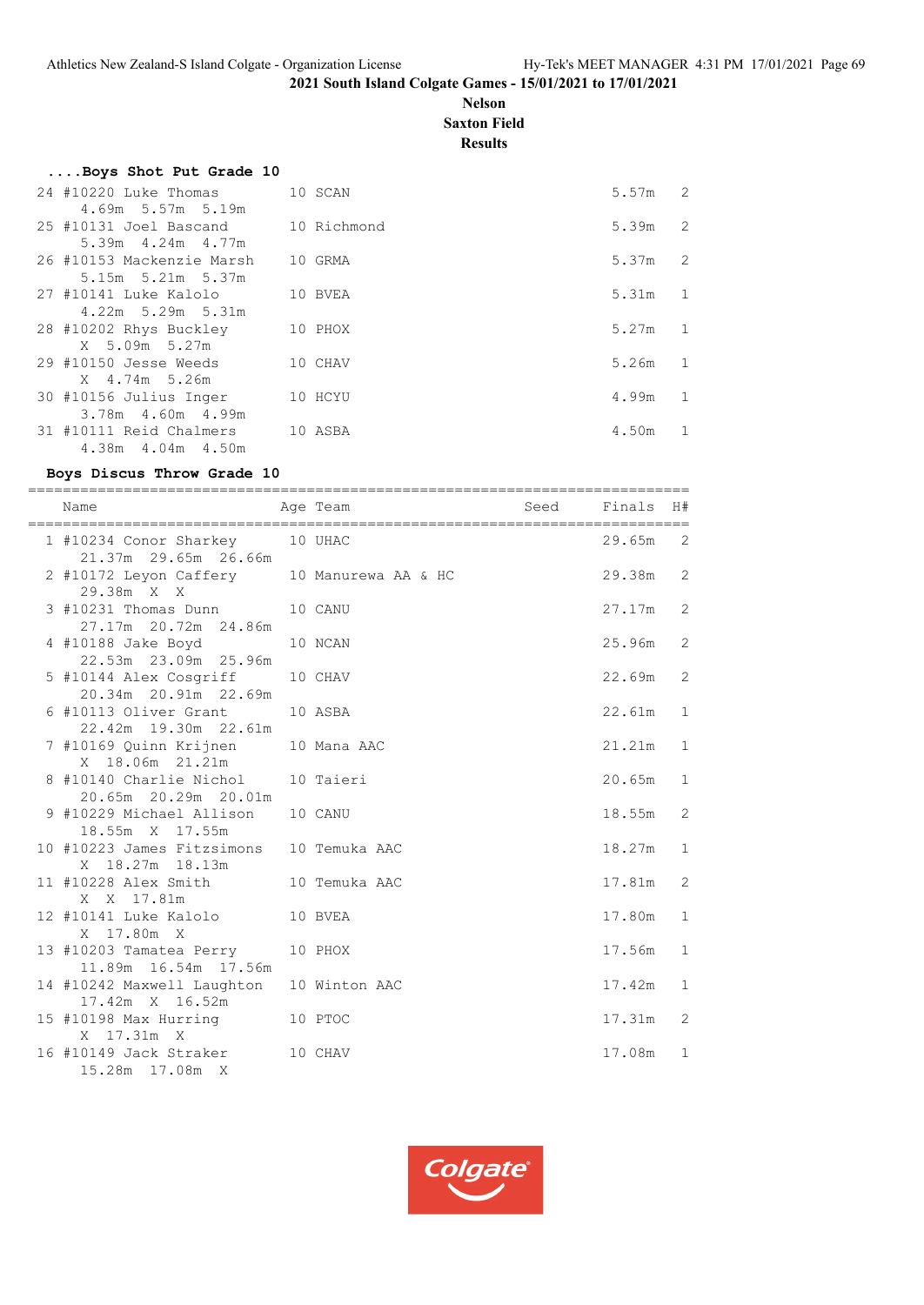2021 South Island Colgate Games - 15/01/2021 to 17/01/2021

**Nelson**
**Saxton Field**
**Results**

### ....Boys Shot Put Grade 10

| Place | Name | Age | Team | Seed | Finals | H# |
|---|---|---|---|---|---|---|
| 24 | #10220 Luke Thomas | 10 | SCAN | | 5.57m | 2 |
| | 4.69m 5.57m 5.19m | | | | | |
| 25 | #10131 Joel Bascand | 10 | Richmond | | 5.39m | 2 |
| | 5.39m 4.24m 4.77m | | | | | |
| 26 | #10153 Mackenzie Marsh | 10 | GRMA | | 5.37m | 2 |
| | 5.15m 5.21m 5.37m | | | | | |
| 27 | #10141 Luke Kalolo | 10 | BVEA | | 5.31m | 1 |
| | 4.22m 5.29m 5.31m | | | | | |
| 28 | #10202 Rhys Buckley | 10 | PHOX | | 5.27m | 1 |
| | X 5.09m 5.27m | | | | | |
| 29 | #10150 Jesse Weeds | 10 | CHAV | | 5.26m | 1 |
| | X 4.74m 5.26m | | | | | |
| 30 | #10156 Julius Inger | 10 | HCYU | | 4.99m | 1 |
| | 3.78m 4.60m 4.99m | | | | | |
| 31 | #10111 Reid Chalmers | 10 | ASBA | | 4.50m | 1 |
| | 4.38m 4.04m 4.50m | | | | | |

### Boys Discus Throw Grade 10

| Place | Name | Age | Team | Seed | Finals | H# |
|---|---|---|---|---|---|---|
| 1 | #10234 Conor Sharkey | 10 | UHAC | | 29.65m | 2 |
| | 21.37m 29.65m 26.66m | | | | | |
| 2 | #10172 Leyon Caffery | 10 | Manurewa AA & HC | | 29.38m | 2 |
| | 29.38m X X | | | | | |
| 3 | #10231 Thomas Dunn | 10 | CANU | | 27.17m | 2 |
| | 27.17m 20.72m 24.86m | | | | | |
| 4 | #10188 Jake Boyd | 10 | NCAN | | 25.96m | 2 |
| | 22.53m 23.09m 25.96m | | | | | |
| 5 | #10144 Alex Cosgriff | 10 | CHAV | | 22.69m | 2 |
| | 20.34m 20.91m 22.69m | | | | | |
| 6 | #10113 Oliver Grant | 10 | ASBA | | 22.61m | 1 |
| | 22.42m 19.30m 22.61m | | | | | |
| 7 | #10169 Quinn Krijnen | 10 | Mana AAC | | 21.21m | 1 |
| | X 18.06m 21.21m | | | | | |
| 8 | #10140 Charlie Nichol | 10 | Taieri | | 20.65m | 1 |
| | 20.65m 20.29m 20.01m | | | | | |
| 9 | #10229 Michael Allison | 10 | CANU | | 18.55m | 2 |
| | 18.55m X 17.55m | | | | | |
| 10 | #10223 James Fitzsimons | 10 | Temuka AAC | | 18.27m | 1 |
| | X 18.27m 18.13m | | | | | |
| 11 | #10228 Alex Smith | 10 | Temuka AAC | | 17.81m | 2 |
| | X X 17.81m | | | | | |
| 12 | #10141 Luke Kalolo | 10 | BVEA | | 17.80m | 1 |
| | X 17.80m X | | | | | |
| 13 | #10203 Tamatea Perry | 10 | PHOX | | 17.56m | 1 |
| | 11.89m 16.54m 17.56m | | | | | |
| 14 | #10242 Maxwell Laughton | 10 | Winton AAC | | 17.42m | 1 |
| | 17.42m X 16.52m | | | | | |
| 15 | #10198 Max Hurring | 10 | PTOC | | 17.31m | 2 |
| | X 17.31m X | | | | | |
| 16 | #10149 Jack Straker | 10 | CHAV | | 17.08m | 1 |
| | 15.28m 17.08m X | | | | | |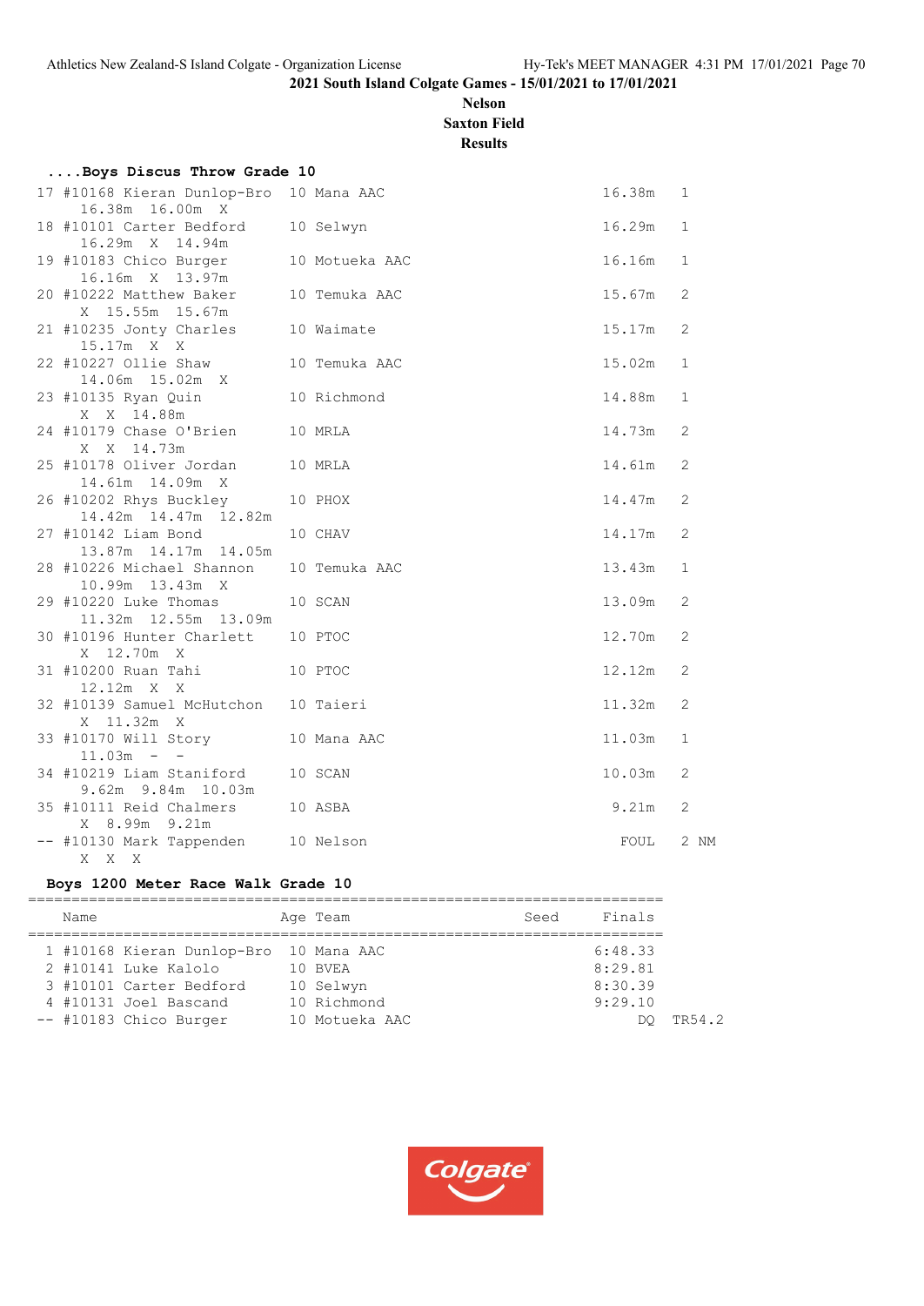**2021 South Island Colgate Games - 15/01/2021 to 17/01/2021**

**Nelson**

**Saxton Field**

**Results**

### ....Boys Discus Throw Grade 10

```
17 #10168 Kieran Dunlop-Bro  10 Mana AAC                               16.38m   1
     16.38m  16.00m  X
18 #10101 Carter Bedford     10 Selwyn                                 16.29m   1
     16.29m  X  14.94m
19 #10183 Chico Burger       10 Motueka AAC                            16.16m   1
     16.16m  X  13.97m
20 #10222 Matthew Baker      10 Temuka AAC                             15.67m   2
     X  15.55m  15.67m
21 #10235 Jonty Charles      10 Waimate                                15.17m   2
     15.17m  X  X
22 #10227 Ollie Shaw         10 Temuka AAC                             15.02m   1
     14.06m  15.02m  X
23 #10135 Ryan Quin          10 Richmond                               14.88m   1
     X  X  14.88m
24 #10179 Chase O'Brien      10 MRLA                                   14.73m   2
     X  X  14.73m
25 #10178 Oliver Jordan      10 MRLA                                   14.61m   2
     14.61m  14.09m  X
26 #10202 Rhys Buckley       10 PHOX                                   14.47m   2
     14.42m  14.47m  12.82m
27 #10142 Liam Bond          10 CHAV                                   14.17m   2
     13.87m  14.17m  14.05m
28 #10226 Michael Shannon    10 Temuka AAC                             13.43m   1
     10.99m  13.43m  X
29 #10220 Luke Thomas        10 SCAN                                   13.09m   2
     11.32m  12.55m  13.09m
30 #10196 Hunter Charlett    10 PTOC                                   12.70m   2
     X  12.70m  X
31 #10200 Ruan Tahi          10 PTOC                                   12.12m   2
     12.12m  X  X
32 #10139 Samuel McHutchon   10 Taieri                                 11.32m   2
     X  11.32m  X
33 #10170 Will Story         10 Mana AAC                               11.03m   1
     11.03m  -  -
34 #10219 Liam Staniford     10 SCAN                                   10.03m   2
     9.62m  9.84m  10.03m
35 #10111 Reid Chalmers      10 ASBA                                    9.21m   2
     X  8.99m  9.21m
-- #10130 Mark Tappenden     10 Nelson                                   FOUL   2 NM
     X  X  X
```

### Boys 1200 Meter Race Walk Grade 10

|  | Name | Age | Team | Seed | Finals |  |
|---|---|---|---|---|---|---|
| 1 | #10168 Kieran Dunlop-Bro | 10 | Mana AAC |  | 6:48.33 |  |
| 2 | #10141 Luke Kalolo | 10 | BVEA |  | 8:29.81 |  |
| 3 | #10101 Carter Bedford | 10 | Selwyn |  | 8:30.39 |  |
| 4 | #10131 Joel Bascand | 10 | Richmond |  | 9:29.10 |  |
| -- | #10183 Chico Burger | 10 | Motueka AAC |  | DQ | TR54.2 |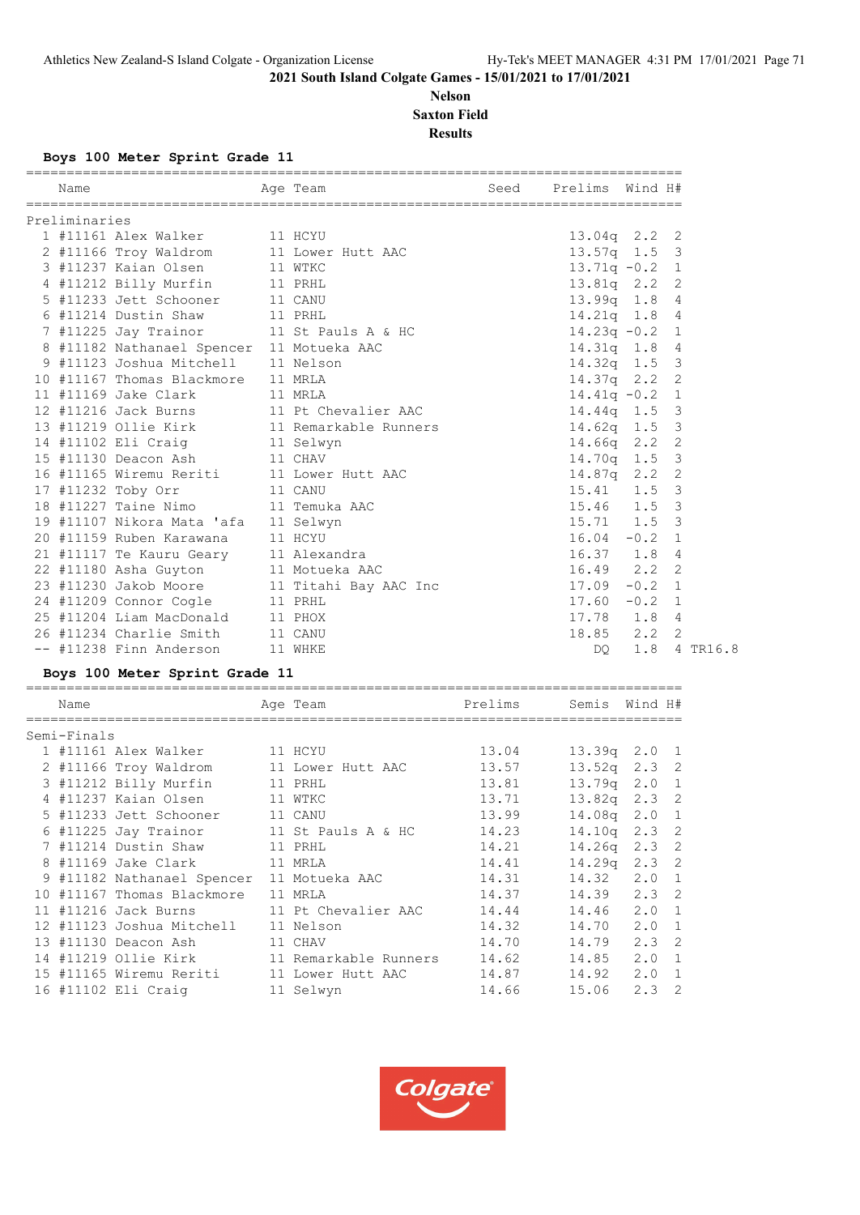2021 South Island Colgate Games - 15/01/2021 to 17/01/2021

**Nelson**

**Saxton Field**

**Results**

### Boys 100 Meter Sprint Grade 11

Preliminaries

| | Name | Age | Team | Seed | Prelims | Wind | H# | |
|---|---|---|---|---|---|---|---|---|
| 1 | #11161 Alex Walker | 11 | HCYU | | 13.04q | 2.2 | 2 | |
| 2 | #11166 Troy Waldrom | 11 | Lower Hutt AAC | | 13.57q | 1.5 | 3 | |
| 3 | #11237 Kaian Olsen | 11 | WTKC | | 13.71q | -0.2 | 1 | |
| 4 | #11212 Billy Murfin | 11 | PRHL | | 13.81q | 2.2 | 2 | |
| 5 | #11233 Jett Schooner | 11 | CANU | | 13.99q | 1.8 | 4 | |
| 6 | #11214 Dustin Shaw | 11 | PRHL | | 14.21q | 1.8 | 4 | |
| 7 | #11225 Jay Trainor | 11 | St Pauls A & HC | | 14.23q | -0.2 | 1 | |
| 8 | #11182 Nathanael Spencer | 11 | Motueka AAC | | 14.31q | 1.8 | 4 | |
| 9 | #11123 Joshua Mitchell | 11 | Nelson | | 14.32q | 1.5 | 3 | |
| 10 | #11167 Thomas Blackmore | 11 | MRLA | | 14.37q | 2.2 | 2 | |
| 11 | #11169 Jake Clark | 11 | MRLA | | 14.41q | -0.2 | 1 | |
| 12 | #11216 Jack Burns | 11 | Pt Chevalier AAC | | 14.44q | 1.5 | 3 | |
| 13 | #11219 Ollie Kirk | 11 | Remarkable Runners | | 14.62q | 1.5 | 3 | |
| 14 | #11102 Eli Craig | 11 | Selwyn | | 14.66q | 2.2 | 2 | |
| 15 | #11130 Deacon Ash | 11 | CHAV | | 14.70q | 1.5 | 3 | |
| 16 | #11165 Wiremu Reriti | 11 | Lower Hutt AAC | | 14.87q | 2.2 | 2 | |
| 17 | #11232 Toby Orr | 11 | CANU | | 15.41 | 1.5 | 3 | |
| 18 | #11227 Taine Nimo | 11 | Temuka AAC | | 15.46 | 1.5 | 3 | |
| 19 | #11107 Nikora Mata 'afa | 11 | Selwyn | | 15.71 | 1.5 | 3 | |
| 20 | #11159 Ruben Karawana | 11 | HCYU | | 16.04 | -0.2 | 1 | |
| 21 | #11117 Te Kauru Geary | 11 | Alexandra | | 16.37 | 1.8 | 4 | |
| 22 | #11180 Asha Guyton | 11 | Motueka AAC | | 16.49 | 2.2 | 2 | |
| 23 | #11230 Jakob Moore | 11 | Titahi Bay AAC Inc | | 17.09 | -0.2 | 1 | |
| 24 | #11209 Connor Cogle | 11 | PRHL | | 17.60 | -0.2 | 1 | |
| 25 | #11204 Liam MacDonald | 11 | PHOX | | 17.78 | 1.8 | 4 | |
| 26 | #11234 Charlie Smith | 11 | CANU | | 18.85 | 2.2 | 2 | |
| -- | #11238 Finn Anderson | 11 | WHKE | | DQ | 1.8 | 4 | TR16.8 |

### Boys 100 Meter Sprint Grade 11

Semi-Finals

| | Name | Age | Team | Prelims | Semis | Wind | H# |
|---|---|---|---|---|---|---|---|
| 1 | #11161 Alex Walker | 11 | HCYU | 13.04 | 13.39q | 2.0 | 1 |
| 2 | #11166 Troy Waldrom | 11 | Lower Hutt AAC | 13.57 | 13.52q | 2.3 | 2 |
| 3 | #11212 Billy Murfin | 11 | PRHL | 13.81 | 13.79q | 2.0 | 1 |
| 4 | #11237 Kaian Olsen | 11 | WTKC | 13.71 | 13.82q | 2.3 | 2 |
| 5 | #11233 Jett Schooner | 11 | CANU | 13.99 | 14.08q | 2.0 | 1 |
| 6 | #11225 Jay Trainor | 11 | St Pauls A & HC | 14.23 | 14.10q | 2.3 | 2 |
| 7 | #11214 Dustin Shaw | 11 | PRHL | 14.21 | 14.26q | 2.3 | 2 |
| 8 | #11169 Jake Clark | 11 | MRLA | 14.41 | 14.29q | 2.3 | 2 |
| 9 | #11182 Nathanael Spencer | 11 | Motueka AAC | 14.31 | 14.32 | 2.0 | 1 |
| 10 | #11167 Thomas Blackmore | 11 | MRLA | 14.37 | 14.39 | 2.3 | 2 |
| 11 | #11216 Jack Burns | 11 | Pt Chevalier AAC | 14.44 | 14.46 | 2.0 | 1 |
| 12 | #11123 Joshua Mitchell | 11 | Nelson | 14.32 | 14.70 | 2.0 | 1 |
| 13 | #11130 Deacon Ash | 11 | CHAV | 14.70 | 14.79 | 2.3 | 2 |
| 14 | #11219 Ollie Kirk | 11 | Remarkable Runners | 14.62 | 14.85 | 2.0 | 1 |
| 15 | #11165 Wiremu Reriti | 11 | Lower Hutt AAC | 14.87 | 14.92 | 2.0 | 1 |
| 16 | #11102 Eli Craig | 11 | Selwyn | 14.66 | 15.06 | 2.3 | 2 |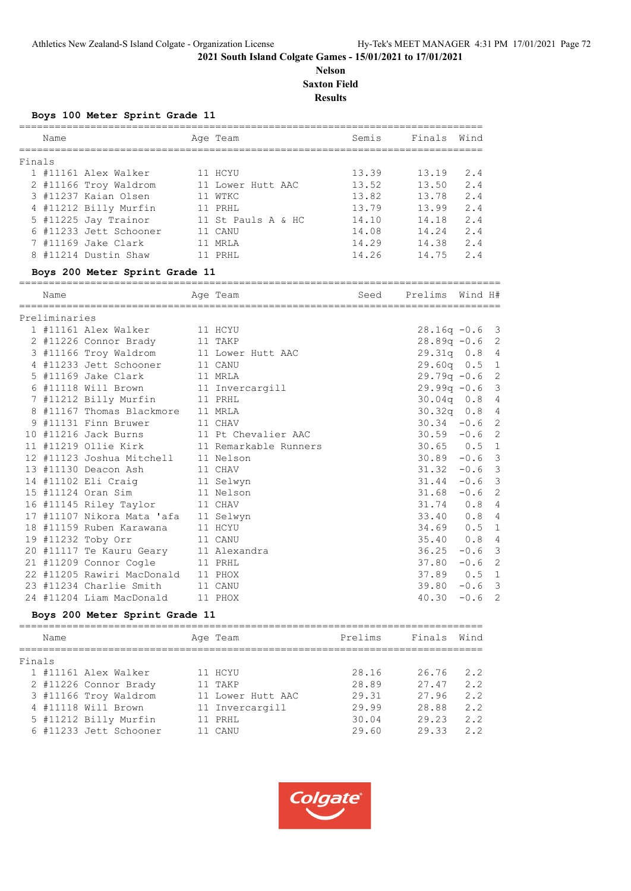2021 South Island Colgate Games - 15/01/2021 to 17/01/2021

**Nelson**

**Saxton Field**

**Results**

### Boys 100 Meter Sprint Grade 11

Finals

| | Name | Age | Team | Semis | Finals | Wind |
|---|---|---|---|---|---|---|
| 1 | #11161 Alex Walker | 11 | HCYU | 13.39 | 13.19 | 2.4 |
| 2 | #11166 Troy Waldrom | 11 | Lower Hutt AAC | 13.52 | 13.50 | 2.4 |
| 3 | #11237 Kaian Olsen | 11 | WTKC | 13.82 | 13.78 | 2.4 |
| 4 | #11212 Billy Murfin | 11 | PRHL | 13.79 | 13.99 | 2.4 |
| 5 | #11225 Jay Trainor | 11 | St Pauls A & HC | 14.10 | 14.18 | 2.4 |
| 6 | #11233 Jett Schooner | 11 | CANU | 14.08 | 14.24 | 2.4 |
| 7 | #11169 Jake Clark | 11 | MRLA | 14.29 | 14.38 | 2.4 |
| 8 | #11214 Dustin Shaw | 11 | PRHL | 14.26 | 14.75 | 2.4 |

### Boys 200 Meter Sprint Grade 11

Preliminaries

| | Name | Age | Team | Seed | Prelims | Wind | H# |
|---|---|---|---|---|---|---|---|
| 1 | #11161 Alex Walker | 11 | HCYU | | 28.16q | -0.6 | 3 |
| 2 | #11226 Connor Brady | 11 | TAKP | | 28.89q | -0.6 | 2 |
| 3 | #11166 Troy Waldrom | 11 | Lower Hutt AAC | | 29.31q | 0.8 | 4 |
| 4 | #11233 Jett Schooner | 11 | CANU | | 29.60q | 0.5 | 1 |
| 5 | #11169 Jake Clark | 11 | MRLA | | 29.79q | -0.6 | 2 |
| 6 | #11118 Will Brown | 11 | Invercargill | | 29.99q | -0.6 | 3 |
| 7 | #11212 Billy Murfin | 11 | PRHL | | 30.04q | 0.8 | 4 |
| 8 | #11167 Thomas Blackmore | 11 | MRLA | | 30.32q | 0.8 | 4 |
| 9 | #11131 Finn Bruwer | 11 | CHAV | | 30.34 | -0.6 | 2 |
| 10 | #11216 Jack Burns | 11 | Pt Chevalier AAC | | 30.59 | -0.6 | 2 |
| 11 | #11219 Ollie Kirk | 11 | Remarkable Runners | | 30.65 | 0.5 | 1 |
| 12 | #11123 Joshua Mitchell | 11 | Nelson | | 30.89 | -0.6 | 3 |
| 13 | #11130 Deacon Ash | 11 | CHAV | | 31.32 | -0.6 | 3 |
| 14 | #11102 Eli Craig | 11 | Selwyn | | 31.44 | -0.6 | 3 |
| 15 | #11124 Oran Sim | 11 | Nelson | | 31.68 | -0.6 | 2 |
| 16 | #11145 Riley Taylor | 11 | CHAV | | 31.74 | 0.8 | 4 |
| 17 | #11107 Nikora Mata 'afa | 11 | Selwyn | | 33.40 | 0.8 | 4 |
| 18 | #11159 Ruben Karawana | 11 | HCYU | | 34.69 | 0.5 | 1 |
| 19 | #11232 Toby Orr | 11 | CANU | | 35.40 | 0.8 | 4 |
| 20 | #11117 Te Kauru Geary | 11 | Alexandra | | 36.25 | -0.6 | 3 |
| 21 | #11209 Connor Cogle | 11 | PRHL | | 37.80 | -0.6 | 2 |
| 22 | #11205 Rawiri MacDonald | 11 | PHOX | | 37.89 | 0.5 | 1 |
| 23 | #11234 Charlie Smith | 11 | CANU | | 39.80 | -0.6 | 3 |
| 24 | #11204 Liam MacDonald | 11 | PHOX | | 40.30 | -0.6 | 2 |

### Boys 200 Meter Sprint Grade 11

Finals

| | Name | Age | Team | Prelims | Finals | Wind |
|---|---|---|---|---|---|---|
| 1 | #11161 Alex Walker | 11 | HCYU | 28.16 | 26.76 | 2.2 |
| 2 | #11226 Connor Brady | 11 | TAKP | 28.89 | 27.47 | 2.2 |
| 3 | #11166 Troy Waldrom | 11 | Lower Hutt AAC | 29.31 | 27.96 | 2.2 |
| 4 | #11118 Will Brown | 11 | Invercargill | 29.99 | 28.88 | 2.2 |
| 5 | #11212 Billy Murfin | 11 | PRHL | 30.04 | 29.23 | 2.2 |
| 6 | #11233 Jett Schooner | 11 | CANU | 29.60 | 29.33 | 2.2 |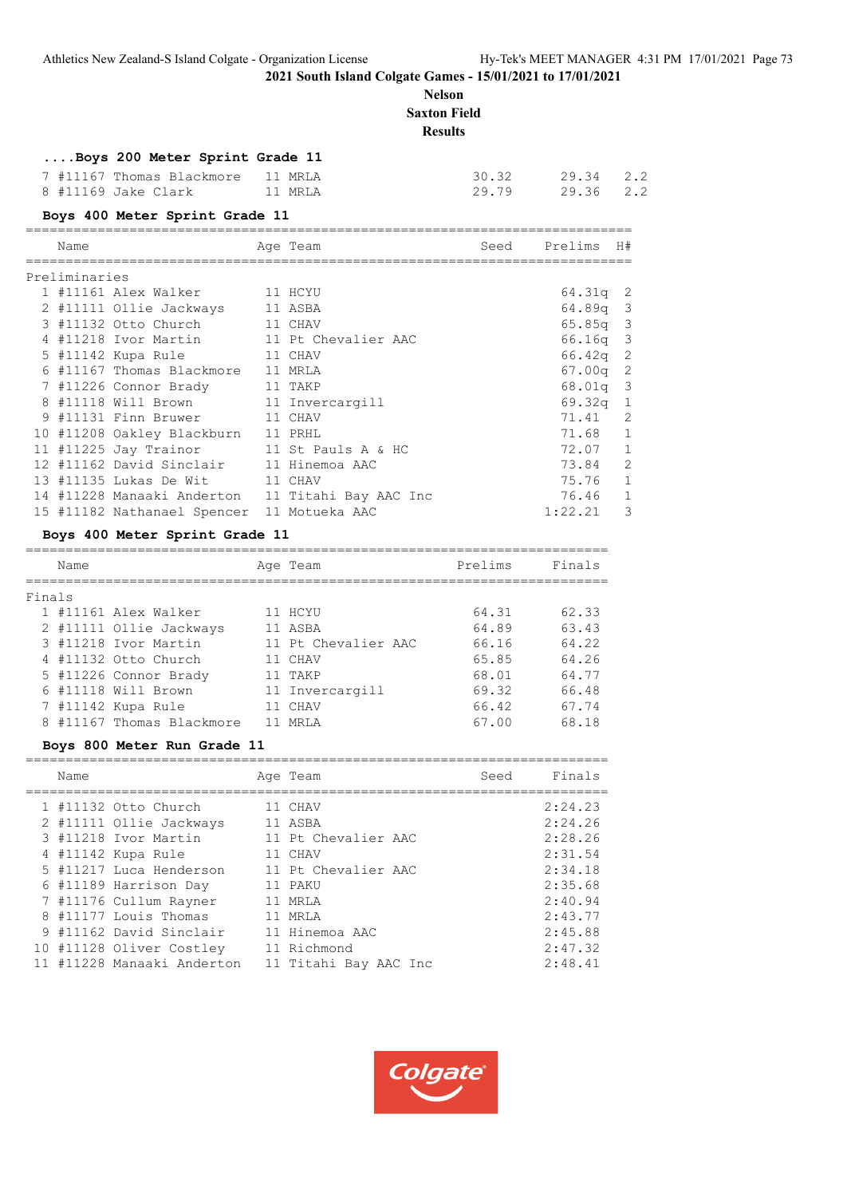## ....Boys 200 Meter Sprint Grade 11

| | Name | Age | Team | Seed | Finals | H# |
|---|---|---|---|---|---|---|
| 7 | #11167 Thomas Blackmore | 11 | MRLA | 30.32 | 29.34 | 2.2 |
| 8 | #11169 Jake Clark | 11 | MRLA | 29.79 | 29.36 | 2.2 |

## Boys 400 Meter Sprint Grade 11

Preliminaries

| | Name | Age | Team | Seed | Prelims | H# |
|---|---|---|---|---|---|---|
| 1 | #11161 Alex Walker | 11 | HCYU | | 64.31q | 2 |
| 2 | #11111 Ollie Jackways | 11 | ASBA | | 64.89q | 3 |
| 3 | #11132 Otto Church | 11 | CHAV | | 65.85q | 3 |
| 4 | #11218 Ivor Martin | 11 | Pt Chevalier AAC | | 66.16q | 3 |
| 5 | #11142 Kupa Rule | 11 | CHAV | | 66.42q | 2 |
| 6 | #11167 Thomas Blackmore | 11 | MRLA | | 67.00q | 2 |
| 7 | #11226 Connor Brady | 11 | TAKP | | 68.01q | 3 |
| 8 | #11118 Will Brown | 11 | Invercargill | | 69.32q | 1 |
| 9 | #11131 Finn Bruwer | 11 | CHAV | | 71.41 | 2 |
| 10 | #11208 Oakley Blackburn | 11 | PRHL | | 71.68 | 1 |
| 11 | #11225 Jay Trainor | 11 | St Pauls A & HC | | 72.07 | 1 |
| 12 | #11162 David Sinclair | 11 | Hinemoa AAC | | 73.84 | 2 |
| 13 | #11135 Lukas De Wit | 11 | CHAV | | 75.76 | 1 |
| 14 | #11228 Manaaki Anderton | 11 | Titahi Bay AAC Inc | | 76.46 | 1 |
| 15 | #11182 Nathanael Spencer | 11 | Motueka AAC | | 1:22.21 | 3 |

## Boys 400 Meter Sprint Grade 11

Finals

| | Name | Age | Team | Prelims | Finals |
|---|---|---|---|---|---|
| 1 | #11161 Alex Walker | 11 | HCYU | 64.31 | 62.33 |
| 2 | #11111 Ollie Jackways | 11 | ASBA | 64.89 | 63.43 |
| 3 | #11218 Ivor Martin | 11 | Pt Chevalier AAC | 66.16 | 64.22 |
| 4 | #11132 Otto Church | 11 | CHAV | 65.85 | 64.26 |
| 5 | #11226 Connor Brady | 11 | TAKP | 68.01 | 64.77 |
| 6 | #11118 Will Brown | 11 | Invercargill | 69.32 | 66.48 |
| 7 | #11142 Kupa Rule | 11 | CHAV | 66.42 | 67.74 |
| 8 | #11167 Thomas Blackmore | 11 | MRLA | 67.00 | 68.18 |

## Boys 800 Meter Run Grade 11

| | Name | Age | Team | Seed | Finals |
|---|---|---|---|---|---|
| 1 | #11132 Otto Church | 11 | CHAV | | 2:24.23 |
| 2 | #11111 Ollie Jackways | 11 | ASBA | | 2:24.26 |
| 3 | #11218 Ivor Martin | 11 | Pt Chevalier AAC | | 2:28.26 |
| 4 | #11142 Kupa Rule | 11 | CHAV | | 2:31.54 |
| 5 | #11217 Luca Henderson | 11 | Pt Chevalier AAC | | 2:34.18 |
| 6 | #11189 Harrison Day | 11 | PAKU | | 2:35.68 |
| 7 | #11176 Cullum Rayner | 11 | MRLA | | 2:40.94 |
| 8 | #11177 Louis Thomas | 11 | MRLA | | 2:43.77 |
| 9 | #11162 David Sinclair | 11 | Hinemoa AAC | | 2:45.88 |
| 10 | #11128 Oliver Costley | 11 | Richmond | | 2:47.32 |
| 11 | #11228 Manaaki Anderton | 11 | Titahi Bay AAC Inc | | 2:48.41 |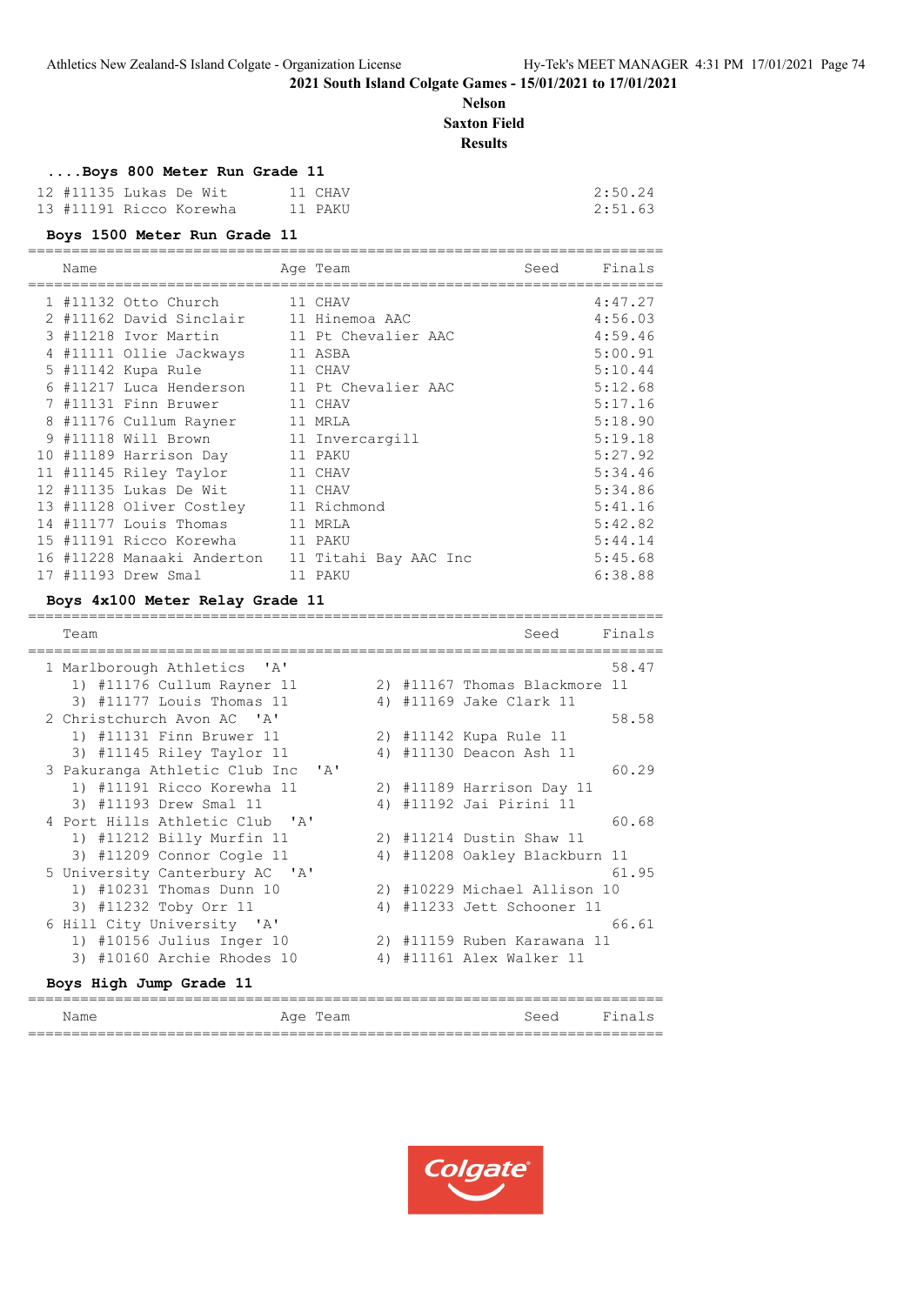2021 South Island Colgate Games - 15/01/2021 to 17/01/2021

**Nelson**

**Saxton Field**

**Results**

### ....Boys 800 Meter Run Grade 11

| | Name | Age | Team | Seed | Finals |
|---|---|---|---|---|---|
| 12 | #11135 Lukas De Wit | 11 | CHAV | | 2:50.24 |
| 13 | #11191 Ricco Korewha | 11 | PAKU | | 2:51.63 |

### Boys 1500 Meter Run Grade 11

| | Name | Age | Team | Seed | Finals |
|---|---|---|---|---|---|
| 1 | #11132 Otto Church | 11 | CHAV | | 4:47.27 |
| 2 | #11162 David Sinclair | 11 | Hinemoa AAC | | 4:56.03 |
| 3 | #11218 Ivor Martin | 11 | Pt Chevalier AAC | | 4:59.46 |
| 4 | #11111 Ollie Jackways | 11 | ASBA | | 5:00.91 |
| 5 | #11142 Kupa Rule | 11 | CHAV | | 5:10.44 |
| 6 | #11217 Luca Henderson | 11 | Pt Chevalier AAC | | 5:12.68 |
| 7 | #11131 Finn Bruwer | 11 | CHAV | | 5:17.16 |
| 8 | #11176 Cullum Rayner | 11 | MRLA | | 5:18.90 |
| 9 | #11118 Will Brown | 11 | Invercargill | | 5:19.18 |
| 10 | #11189 Harrison Day | 11 | PAKU | | 5:27.92 |
| 11 | #11145 Riley Taylor | 11 | CHAV | | 5:34.46 |
| 12 | #11135 Lukas De Wit | 11 | CHAV | | 5:34.86 |
| 13 | #11128 Oliver Costley | 11 | Richmond | | 5:41.16 |
| 14 | #11177 Louis Thomas | 11 | MRLA | | 5:42.82 |
| 15 | #11191 Ricco Korewha | 11 | PAKU | | 5:44.14 |
| 16 | #11228 Manaaki Anderton | 11 | Titahi Bay AAC Inc | | 5:45.68 |
| 17 | #11193 Drew Smal | 11 | PAKU | | 6:38.88 |

### Boys 4x100 Meter Relay Grade 11

| | Team | Seed | Finals |
|---|---|---|---|
| 1 | Marlborough Athletics 'A' | | 58.47 |
| | 1) #11176 Cullum Rayner 11; 2) #11167 Thomas Blackmore 11; 3) #11177 Louis Thomas 11; 4) #11169 Jake Clark 11 | | |
| 2 | Christchurch Avon AC 'A' | | 58.58 |
| | 1) #11131 Finn Bruwer 11; 2) #11142 Kupa Rule 11; 3) #11145 Riley Taylor 11; 4) #11130 Deacon Ash 11 | | |
| 3 | Pakuranga Athletic Club Inc 'A' | | 60.29 |
| | 1) #11191 Ricco Korewha 11; 2) #11189 Harrison Day 11; 3) #11193 Drew Smal 11; 4) #11192 Jai Pirini 11 | | |
| 4 | Port Hills Athletic Club 'A' | | 60.68 |
| | 1) #11212 Billy Murfin 11; 2) #11214 Dustin Shaw 11; 3) #11209 Connor Cogle 11; 4) #11208 Oakley Blackburn 11 | | |
| 5 | University Canterbury AC 'A' | | 61.95 |
| | 1) #10231 Thomas Dunn 10; 2) #10229 Michael Allison 10; 3) #11232 Toby Orr 11; 4) #11233 Jett Schooner 11 | | |
| 6 | Hill City University 'A' | | 66.61 |
| | 1) #10156 Julius Inger 10; 2) #11159 Ruben Karawana 11; 3) #10160 Archie Rhodes 10; 4) #11161 Alex Walker 11 | | |

### Boys High Jump Grade 11

| Name | Age | Team | Seed | Finals |
|---|---|---|---|---|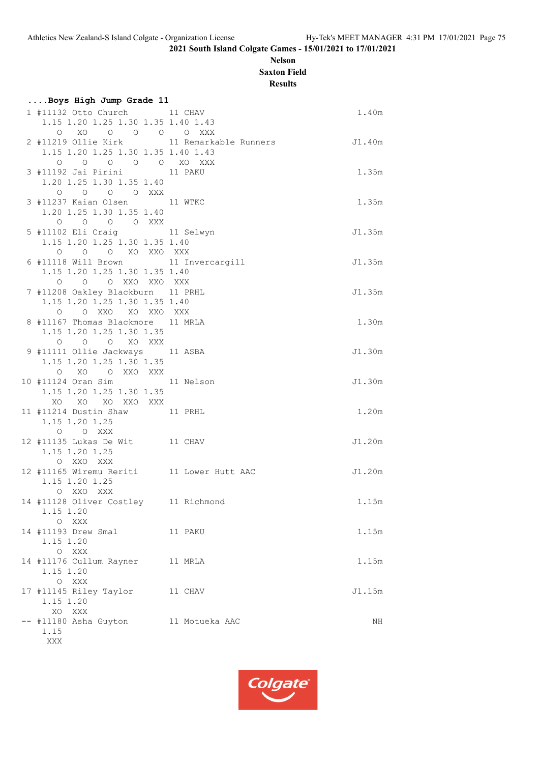2021 South Island Colgate Games - 15/01/2021 to 17/01/2021

**Nelson**

**Saxton Field**

**Results**

### ....Boys High Jump Grade 11

```
 1 #11132 Otto Church         11 CHAV                                 1.40m
     1.15 1.20 1.25 1.30 1.35 1.40 1.43
        O   XO    O    O    O    O  XXX
 2 #11219 Ollie Kirk          11 Remarkable Runners                  J1.40m
     1.15 1.20 1.25 1.30 1.35 1.40 1.43
        O    O    O    O    O   XO  XXX
 3 #11192 Jai Pirini          11 PAKU                                 1.35m
     1.20 1.25 1.30 1.35 1.40
        O    O    O    O  XXX
 3 #11237 Kaian Olsen         11 WTKC                                 1.35m
     1.20 1.25 1.30 1.35 1.40
        O    O    O    O  XXX
 5 #11102 Eli Craig           11 Selwyn                              J1.35m
     1.15 1.20 1.25 1.30 1.35 1.40
        O    O    O   XO  XXO  XXX
 6 #11118 Will Brown          11 Invercargill                        J1.35m
     1.15 1.20 1.25 1.30 1.35 1.40
        O    O    O  XXO  XXO  XXX
 7 #11208 Oakley Blackburn    11 PRHL                                J1.35m
     1.15 1.20 1.25 1.30 1.35 1.40
        O    O  XXO   XO  XXO  XXX
 8 #11167 Thomas Blackmore    11 MRLA                                 1.30m
     1.15 1.20 1.25 1.30 1.35
        O    O    O   XO  XXX
 9 #11111 Ollie Jackways      11 ASBA                                J1.30m
     1.15 1.20 1.25 1.30 1.35
        O   XO    O  XXO  XXX
10 #11124 Oran Sim            11 Nelson                              J1.30m
     1.15 1.20 1.25 1.30 1.35
       XO   XO   XO  XXO  XXX
11 #11214 Dustin Shaw         11 PRHL                                 1.20m
     1.15 1.20 1.25
        O    O  XXX
12 #11135 Lukas De Wit        11 CHAV                                J1.20m
     1.15 1.20 1.25
        O  XXO  XXX
12 #11165 Wiremu Reriti       11 Lower Hutt AAC                      J1.20m
     1.15 1.20 1.25
        O  XXO  XXX
14 #11128 Oliver Costley      11 Richmond                             1.15m
     1.15 1.20
        O  XXX
14 #11193 Drew Smal           11 PAKU                                 1.15m
     1.15 1.20
        O  XXX
14 #11176 Cullum Rayner       11 MRLA                                 1.15m
     1.15 1.20
        O  XXX
17 #11145 Riley Taylor        11 CHAV                                J1.15m
     1.15 1.20
       XO  XXX
-- #11180 Asha Guyton         11 Motueka AAC                             NH
     1.15
      XXX
```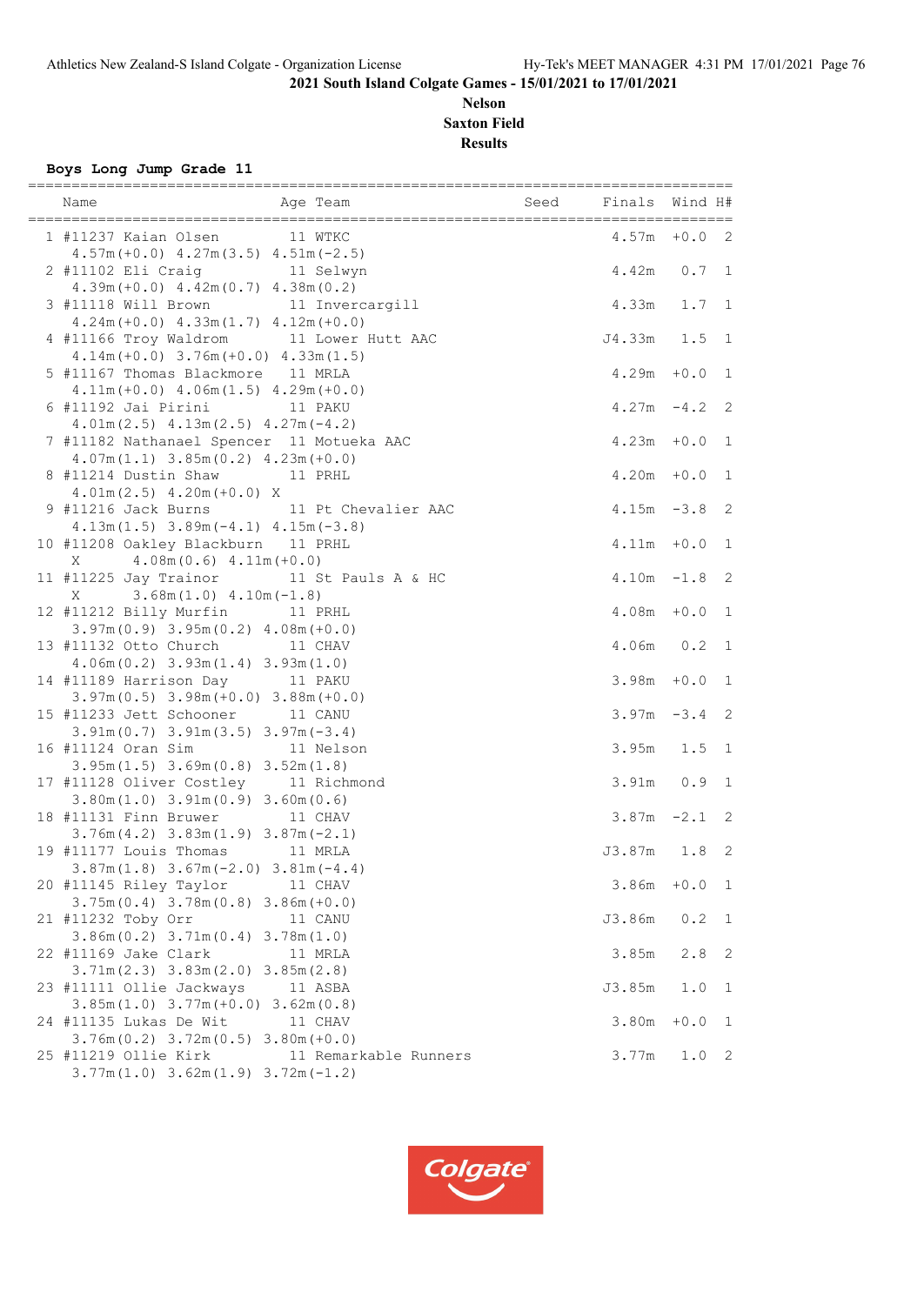2021 South Island Colgate Games - 15/01/2021 to 17/01/2021

**Nelson**

**Saxton Field**

**Results**

## Boys Long Jump Grade 11

| | Name | Age | Team | Seed | Finals | Wind | H# |
|---|---|---|---|---|---|---|---|
| 1 | #11237 Kaian Olsen | 11 | WTKC | | 4.57m | +0.0 | 2 |
| | 4.57m(+0.0) 4.27m(3.5) 4.51m(-2.5) | | | | | | |
| 2 | #11102 Eli Craig | 11 | Selwyn | | 4.42m | 0.7 | 1 |
| | 4.39m(+0.0) 4.42m(0.7) 4.38m(0.2) | | | | | | |
| 3 | #11118 Will Brown | 11 | Invercargill | | 4.33m | 1.7 | 1 |
| | 4.24m(+0.0) 4.33m(1.7) 4.12m(+0.0) | | | | | | |
| 4 | #11166 Troy Waldrom | 11 | Lower Hutt AAC | | J4.33m | 1.5 | 1 |
| | 4.14m(+0.0) 3.76m(+0.0) 4.33m(1.5) | | | | | | |
| 5 | #11167 Thomas Blackmore | 11 | MRLA | | 4.29m | +0.0 | 1 |
| | 4.11m(+0.0) 4.06m(1.5) 4.29m(+0.0) | | | | | | |
| 6 | #11192 Jai Pirini | 11 | PAKU | | 4.27m | -4.2 | 2 |
| | 4.01m(2.5) 4.13m(2.5) 4.27m(-4.2) | | | | | | |
| 7 | #11182 Nathanael Spencer | 11 | Motueka AAC | | 4.23m | +0.0 | 1 |
| | 4.07m(1.1) 3.85m(0.2) 4.23m(+0.0) | | | | | | |
| 8 | #11214 Dustin Shaw | 11 | PRHL | | 4.20m | +0.0 | 1 |
| | 4.01m(2.5) 4.20m(+0.0) X | | | | | | |
| 9 | #11216 Jack Burns | 11 | Pt Chevalier AAC | | 4.15m | -3.8 | 2 |
| | 4.13m(1.5) 3.89m(-4.1) 4.15m(-3.8) | | | | | | |
| 10 | #11208 Oakley Blackburn | 11 | PRHL | | 4.11m | +0.0 | 1 |
| | X 4.08m(0.6) 4.11m(+0.0) | | | | | | |
| 11 | #11225 Jay Trainor | 11 | St Pauls A & HC | | 4.10m | -1.8 | 2 |
| | X 3.68m(1.0) 4.10m(-1.8) | | | | | | |
| 12 | #11212 Billy Murfin | 11 | PRHL | | 4.08m | +0.0 | 1 |
| | 3.97m(0.9) 3.95m(0.2) 4.08m(+0.0) | | | | | | |
| 13 | #11132 Otto Church | 11 | CHAV | | 4.06m | 0.2 | 1 |
| | 4.06m(0.2) 3.93m(1.4) 3.93m(1.0) | | | | | | |
| 14 | #11189 Harrison Day | 11 | PAKU | | 3.98m | +0.0 | 1 |
| | 3.97m(0.5) 3.98m(+0.0) 3.88m(+0.0) | | | | | | |
| 15 | #11233 Jett Schooner | 11 | CANU | | 3.97m | -3.4 | 2 |
| | 3.91m(0.7) 3.91m(3.5) 3.97m(-3.4) | | | | | | |
| 16 | #11124 Oran Sim | 11 | Nelson | | 3.95m | 1.5 | 1 |
| | 3.95m(1.5) 3.69m(0.8) 3.52m(1.8) | | | | | | |
| 17 | #11128 Oliver Costley | 11 | Richmond | | 3.91m | 0.9 | 1 |
| | 3.80m(1.0) 3.91m(0.9) 3.60m(0.6) | | | | | | |
| 18 | #11131 Finn Bruwer | 11 | CHAV | | 3.87m | -2.1 | 2 |
| | 3.76m(4.2) 3.83m(1.9) 3.87m(-2.1) | | | | | | |
| 19 | #11177 Louis Thomas | 11 | MRLA | | J3.87m | 1.8 | 2 |
| | 3.87m(1.8) 3.67m(-2.0) 3.81m(-4.4) | | | | | | |
| 20 | #11145 Riley Taylor | 11 | CHAV | | 3.86m | +0.0 | 1 |
| | 3.75m(0.4) 3.78m(0.8) 3.86m(+0.0) | | | | | | |
| 21 | #11232 Toby Orr | 11 | CANU | | J3.86m | 0.2 | 1 |
| | 3.86m(0.2) 3.71m(0.4) 3.78m(1.0) | | | | | | |
| 22 | #11169 Jake Clark | 11 | MRLA | | 3.85m | 2.8 | 2 |
| | 3.71m(2.3) 3.83m(2.0) 3.85m(2.8) | | | | | | |
| 23 | #11111 Ollie Jackways | 11 | ASBA | | J3.85m | 1.0 | 1 |
| | 3.85m(1.0) 3.77m(+0.0) 3.62m(0.8) | | | | | | |
| 24 | #11135 Lukas De Wit | 11 | CHAV | | 3.80m | +0.0 | 1 |
| | 3.76m(0.2) 3.72m(0.5) 3.80m(+0.0) | | | | | | |
| 25 | #11219 Ollie Kirk | 11 | Remarkable Runners | | 3.77m | 1.0 | 2 |
| | 3.77m(1.0) 3.62m(1.9) 3.72m(-1.2) | | | | | | |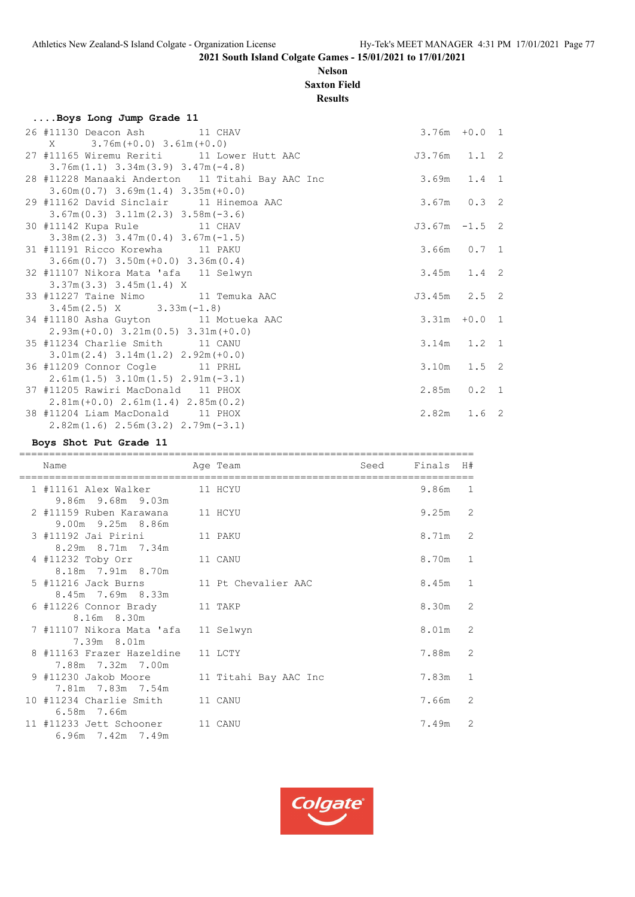## ....Boys Long Jump Grade 11

```
 26 #11130 Deacon Ash          11 CHAV                                     3.76m  +0.0  1
    X       3.76m(+0.0) 3.61m(+0.0)
 27 #11165 Wiremu Reriti       11 Lower Hutt AAC                          J3.76m   1.1  2
    3.76m(1.1) 3.34m(3.9) 3.47m(-4.8)
 28 #11228 Manaaki Anderton    11 Titahi Bay AAC Inc                       3.69m   1.4  1
    3.60m(0.7) 3.69m(1.4) 3.35m(+0.0)
 29 #11162 David Sinclair      11 Hinemoa AAC                              3.67m   0.3  2
    3.67m(0.3) 3.11m(2.3) 3.58m(-3.6)
 30 #11142 Kupa Rule           11 CHAV                                    J3.67m  -1.5  2
    3.38m(2.3) 3.47m(0.4) 3.67m(-1.5)
 31 #11191 Ricco Korewha       11 PAKU                                     3.66m   0.7  1
    3.66m(0.7) 3.50m(+0.0) 3.36m(0.4)
 32 #11107 Nikora Mata 'afa    11 Selwyn                                   3.45m   1.4  2
    3.37m(3.3) 3.45m(1.4) X
 33 #11227 Taine Nimo          11 Temuka AAC                              J3.45m   2.5  2
    3.45m(2.5) X       3.33m(-1.8)
 34 #11180 Asha Guyton         11 Motueka AAC                              3.31m  +0.0  1
    2.93m(+0.0) 3.21m(0.5) 3.31m(+0.0)
 35 #11234 Charlie Smith       11 CANU                                     3.14m   1.2  1
    3.01m(2.4) 3.14m(1.2) 2.92m(+0.0)
 36 #11209 Connor Cogle        11 PRHL                                     3.10m   1.5  2
    2.61m(1.5) 3.10m(1.5) 2.91m(-3.1)
 37 #11205 Rawiri MacDonald    11 PHOX                                     2.85m   0.2  1
    2.81m(+0.0) 2.61m(1.4) 2.85m(0.2)
 38 #11204 Liam MacDonald      11 PHOX                                     2.82m   1.6  2
    2.82m(1.6) 2.56m(3.2) 2.79m(-3.1)
```

## Boys Shot Put Grade 11

```
===============================================================================
    Name                    Age Team                      Seed    Finals  H#
===============================================================================
  1 #11161 Alex Walker       11 HCYU                               9.86m   1
      9.86m  9.68m  9.03m
  2 #11159 Ruben Karawana    11 HCYU                               9.25m   2
      9.00m  9.25m  8.86m
  3 #11192 Jai Pirini        11 PAKU                               8.71m   2
      8.29m  8.71m  7.34m
  4 #11232 Toby Orr          11 CANU                               8.70m   1
      8.18m  7.91m  8.70m
  5 #11216 Jack Burns        11 Pt Chevalier AAC                   8.45m   1
      8.45m  7.69m  8.33m
  6 #11226 Connor Brady      11 TAKP                               8.30m   2
         8.16m  8.30m
  7 #11107 Nikora Mata 'afa  11 Selwyn                             8.01m   2
         7.39m  8.01m
  8 #11163 Frazer Hazeldine  11 LCTY                               7.88m   2
      7.88m  7.32m  7.00m
  9 #11230 Jakob Moore       11 Titahi Bay AAC Inc                 7.83m   1
      7.81m  7.83m  7.54m
 10 #11234 Charlie Smith     11 CANU                               7.66m   2
      6.58m  7.66m
 11 #11233 Jett Schooner     11 CANU                               7.49m   2
      6.96m  7.42m  7.49m
```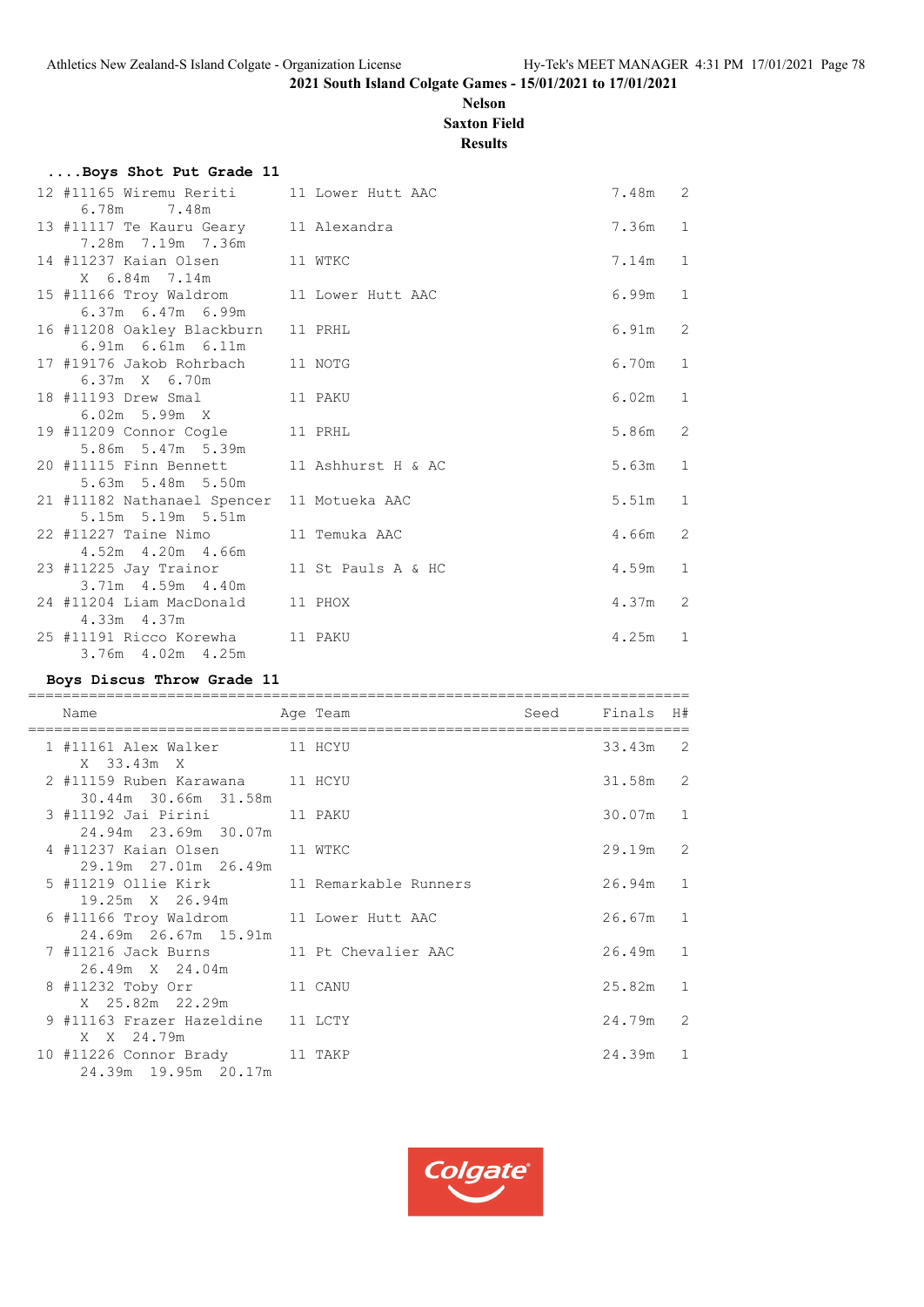2021 South Island Colgate Games - 15/01/2021 to 17/01/2021

**Nelson**
**Saxton Field**
**Results**

### ....Boys Shot Put Grade 11

| Place | Name | Age | Team | Seed | Finals | H# |
|---|---|---|---|---|---|---|
| 12 | #11165 Wiremu Reriti | 11 | Lower Hutt AAC | | 7.48m | 2 |
| | 6.78m 7.48m | | | | | |
| 13 | #11117 Te Kauru Geary | 11 | Alexandra | | 7.36m | 1 |
| | 7.28m 7.19m 7.36m | | | | | |
| 14 | #11237 Kaian Olsen | 11 | WTKC | | 7.14m | 1 |
| | X 6.84m 7.14m | | | | | |
| 15 | #11166 Troy Waldrom | 11 | Lower Hutt AAC | | 6.99m | 1 |
| | 6.37m 6.47m 6.99m | | | | | |
| 16 | #11208 Oakley Blackburn | 11 | PRHL | | 6.91m | 2 |
| | 6.91m 6.61m 6.11m | | | | | |
| 17 | #19176 Jakob Rohrbach | 11 | NOTG | | 6.70m | 1 |
| | 6.37m X 6.70m | | | | | |
| 18 | #11193 Drew Smal | 11 | PAKU | | 6.02m | 1 |
| | 6.02m 5.99m X | | | | | |
| 19 | #11209 Connor Cogle | 11 | PRHL | | 5.86m | 2 |
| | 5.86m 5.47m 5.39m | | | | | |
| 20 | #11115 Finn Bennett | 11 | Ashhurst H & AC | | 5.63m | 1 |
| | 5.63m 5.48m 5.50m | | | | | |
| 21 | #11182 Nathanael Spencer | 11 | Motueka AAC | | 5.51m | 1 |
| | 5.15m 5.19m 5.51m | | | | | |
| 22 | #11227 Taine Nimo | 11 | Temuka AAC | | 4.66m | 2 |
| | 4.52m 4.20m 4.66m | | | | | |
| 23 | #11225 Jay Trainor | 11 | St Pauls A & HC | | 4.59m | 1 |
| | 3.71m 4.59m 4.40m | | | | | |
| 24 | #11204 Liam MacDonald | 11 | PHOX | | 4.37m | 2 |
| | 4.33m 4.37m | | | | | |
| 25 | #11191 Ricco Korewha | 11 | PAKU | | 4.25m | 1 |
| | 3.76m 4.02m 4.25m | | | | | |

### Boys Discus Throw Grade 11

| Place | Name | Age | Team | Seed | Finals | H# |
|---|---|---|---|---|---|---|
| 1 | #11161 Alex Walker | 11 | HCYU | | 33.43m | 2 |
| | X 33.43m X | | | | | |
| 2 | #11159 Ruben Karawana | 11 | HCYU | | 31.58m | 2 |
| | 30.44m 30.66m 31.58m | | | | | |
| 3 | #11192 Jai Pirini | 11 | PAKU | | 30.07m | 1 |
| | 24.94m 23.69m 30.07m | | | | | |
| 4 | #11237 Kaian Olsen | 11 | WTKC | | 29.19m | 2 |
| | 29.19m 27.01m 26.49m | | | | | |
| 5 | #11219 Ollie Kirk | 11 | Remarkable Runners | | 26.94m | 1 |
| | 19.25m X 26.94m | | | | | |
| 6 | #11166 Troy Waldrom | 11 | Lower Hutt AAC | | 26.67m | 1 |
| | 24.69m 26.67m 15.91m | | | | | |
| 7 | #11216 Jack Burns | 11 | Pt Chevalier AAC | | 26.49m | 1 |
| | 26.49m X 24.04m | | | | | |
| 8 | #11232 Toby Orr | 11 | CANU | | 25.82m | 1 |
| | X 25.82m 22.29m | | | | | |
| 9 | #11163 Frazer Hazeldine | 11 | LCTY | | 24.79m | 2 |
| | X X 24.79m | | | | | |
| 10 | #11226 Connor Brady | 11 | TAKP | | 24.39m | 1 |
| | 24.39m 19.95m 20.17m | | | | | |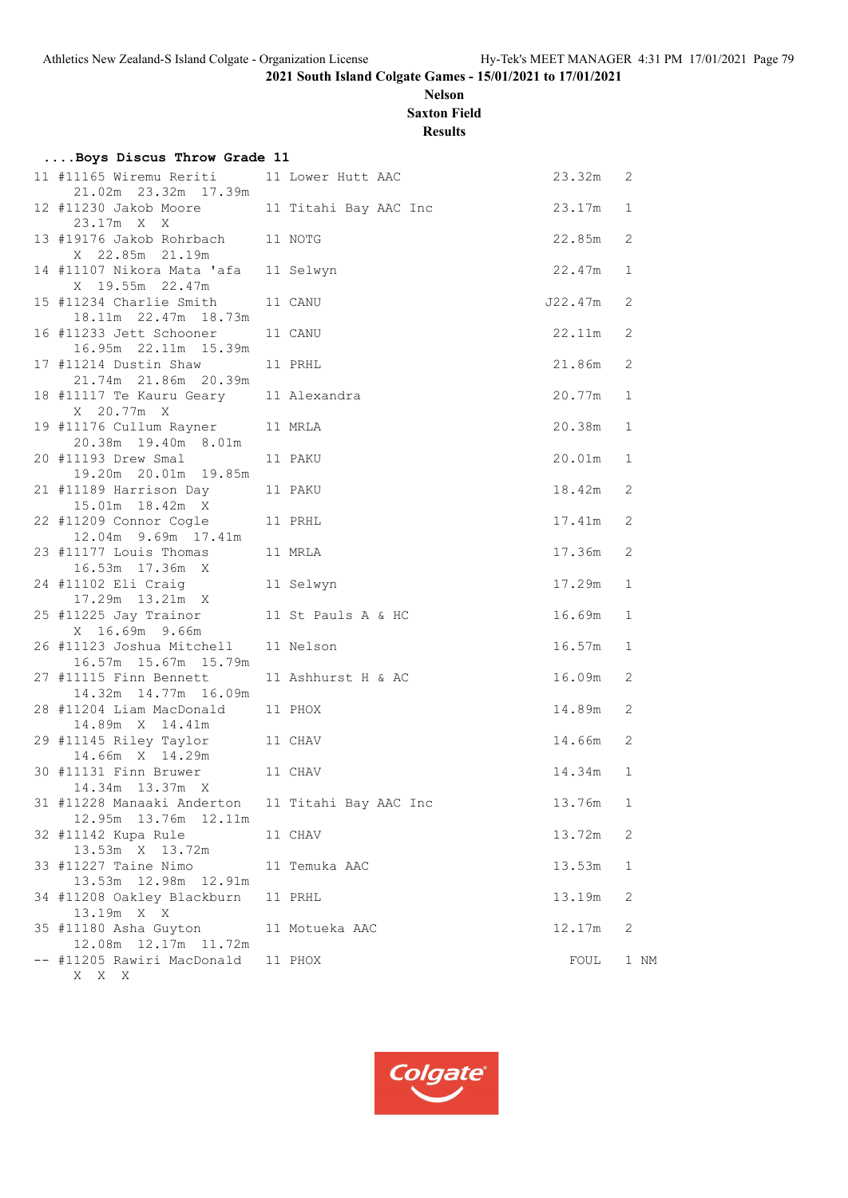**2021 South Island Colgate Games - 15/01/2021 to 17/01/2021**

**Nelson**

**Saxton Field**

**Results**

#### ....Boys Discus Throw Grade 11

```
11 #11165 Wiremu Reriti      11 Lower Hutt AAC              23.32m   2
    21.02m  23.32m  17.39m
12 #11230 Jakob Moore        11 Titahi Bay AAC Inc          23.17m   1
    23.17m  X  X
13 #19176 Jakob Rohrbach     11 NOTG                        22.85m   2
    X  22.85m  21.19m
14 #11107 Nikora Mata 'afa   11 Selwyn                      22.47m   1
    X  19.55m  22.47m
15 #11234 Charlie Smith      11 CANU                       J22.47m   2
    18.11m  22.47m  18.73m
16 #11233 Jett Schooner      11 CANU                        22.11m   2
    16.95m  22.11m  15.39m
17 #11214 Dustin Shaw        11 PRHL                        21.86m   2
    21.74m  21.86m  20.39m
18 #11117 Te Kauru Geary     11 Alexandra                   20.77m   1
    X  20.77m  X
19 #11176 Cullum Rayner      11 MRLA                        20.38m   1
    20.38m  19.40m  8.01m
20 #11193 Drew Smal          11 PAKU                        20.01m   1
    19.20m  20.01m  19.85m
21 #11189 Harrison Day       11 PAKU                        18.42m   2
    15.01m  18.42m  X
22 #11209 Connor Cogle       11 PRHL                        17.41m   2
    12.04m  9.69m  17.41m
23 #11177 Louis Thomas       11 MRLA                        17.36m   2
    16.53m  17.36m  X
24 #11102 Eli Craig          11 Selwyn                      17.29m   1
    17.29m  13.21m  X
25 #11225 Jay Trainor        11 St Pauls A & HC             16.69m   1
    X  16.69m  9.66m
26 #11123 Joshua Mitchell    11 Nelson                      16.57m   1
    16.57m  15.67m  15.79m
27 #11115 Finn Bennett       11 Ashhurst H & AC             16.09m   2
    14.32m  14.77m  16.09m
28 #11204 Liam MacDonald     11 PHOX                        14.89m   2
    14.89m  X  14.41m
29 #11145 Riley Taylor       11 CHAV                        14.66m   2
    14.66m  X  14.29m
30 #11131 Finn Bruwer        11 CHAV                        14.34m   1
    14.34m  13.37m  X
31 #11228 Manaaki Anderton   11 Titahi Bay AAC Inc          13.76m   1
    12.95m  13.76m  12.11m
32 #11142 Kupa Rule          11 CHAV                        13.72m   2
    13.53m  X  13.72m
33 #11227 Taine Nimo         11 Temuka AAC                  13.53m   1
    13.53m  12.98m  12.91m
34 #11208 Oakley Blackburn   11 PRHL                        13.19m   2
    13.19m  X  X
35 #11180 Asha Guyton        11 Motueka AAC                 12.17m   2
    12.08m  12.17m  11.72m
-- #11205 Rawiri MacDonald   11 PHOX                          FOUL   1 NM
    X  X  X
```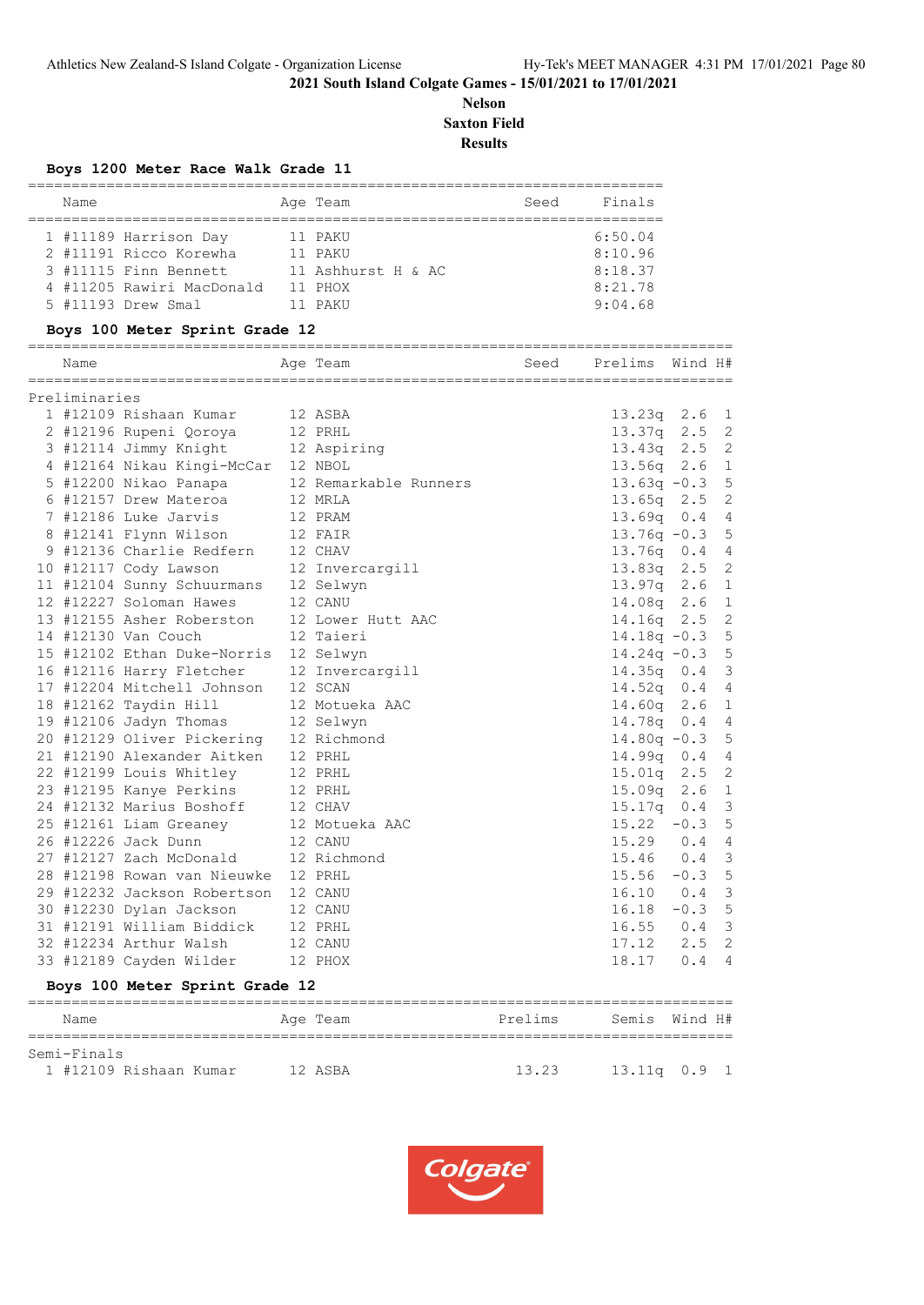2021 South Island Colgate Games - 15/01/2021 to 17/01/2021

**Nelson**

**Saxton Field**

**Results**

### Boys 1200 Meter Race Walk Grade 11

| | Name | Age | Team | Seed | Finals |
|---|---|---|---|---|---|
| 1 | #11189 Harrison Day | 11 | PAKU | | 6:50.04 |
| 2 | #11191 Ricco Korewha | 11 | PAKU | | 8:10.96 |
| 3 | #11115 Finn Bennett | 11 | Ashhurst H & AC | | 8:18.37 |
| 4 | #11205 Rawiri MacDonald | 11 | PHOX | | 8:21.78 |
| 5 | #11193 Drew Smal | 11 | PAKU | | 9:04.68 |

### Boys 100 Meter Sprint Grade 12

| | Name | Age | Team | Seed | Prelims | Wind | H# |
|---|---|---|---|---|---|---|---|
| **Preliminaries** | | | | | | | |
| 1 | #12109 Rishaan Kumar | 12 | ASBA | | 13.23q | 2.6 | 1 |
| 2 | #12196 Rupeni Qoroya | 12 | PRHL | | 13.37q | 2.5 | 2 |
| 3 | #12114 Jimmy Knight | 12 | Aspiring | | 13.43q | 2.5 | 2 |
| 4 | #12164 Nikau Kingi-McCar | 12 | NBOL | | 13.56q | 2.6 | 1 |
| 5 | #12200 Nikao Panapa | 12 | Remarkable Runners | | 13.63q | -0.3 | 5 |
| 6 | #12157 Drew Materoa | 12 | MRLA | | 13.65q | 2.5 | 2 |
| 7 | #12186 Luke Jarvis | 12 | PRAM | | 13.69q | 0.4 | 4 |
| 8 | #12141 Flynn Wilson | 12 | FAIR | | 13.76q | -0.3 | 5 |
| 9 | #12136 Charlie Redfern | 12 | CHAV | | 13.76q | 0.4 | 4 |
| 10 | #12117 Cody Lawson | 12 | Invercargill | | 13.83q | 2.5 | 2 |
| 11 | #12104 Sunny Schuurmans | 12 | Selwyn | | 13.97q | 2.6 | 1 |
| 12 | #12227 Soloman Hawes | 12 | CANU | | 14.08q | 2.6 | 1 |
| 13 | #12155 Asher Roberston | 12 | Lower Hutt AAC | | 14.16q | 2.5 | 2 |
| 14 | #12130 Van Couch | 12 | Taieri | | 14.18q | -0.3 | 5 |
| 15 | #12102 Ethan Duke-Norris | 12 | Selwyn | | 14.24q | -0.3 | 5 |
| 16 | #12116 Harry Fletcher | 12 | Invercargill | | 14.35q | 0.4 | 3 |
| 17 | #12204 Mitchell Johnson | 12 | SCAN | | 14.52q | 0.4 | 4 |
| 18 | #12162 Taydin Hill | 12 | Motueka AAC | | 14.60q | 2.6 | 1 |
| 19 | #12106 Jadyn Thomas | 12 | Selwyn | | 14.78q | 0.4 | 4 |
| 20 | #12129 Oliver Pickering | 12 | Richmond | | 14.80q | -0.3 | 5 |
| 21 | #12190 Alexander Aitken | 12 | PRHL | | 14.99q | 0.4 | 4 |
| 22 | #12199 Louis Whitley | 12 | PRHL | | 15.01q | 2.5 | 2 |
| 23 | #12195 Kanye Perkins | 12 | PRHL | | 15.09q | 2.6 | 1 |
| 24 | #12132 Marius Boshoff | 12 | CHAV | | 15.17q | 0.4 | 3 |
| 25 | #12161 Liam Greaney | 12 | Motueka AAC | | 15.22 | -0.3 | 5 |
| 26 | #12226 Jack Dunn | 12 | CANU | | 15.29 | 0.4 | 4 |
| 27 | #12127 Zach McDonald | 12 | Richmond | | 15.46 | 0.4 | 3 |
| 28 | #12198 Rowan van Nieuwke | 12 | PRHL | | 15.56 | -0.3 | 5 |
| 29 | #12232 Jackson Robertson | 12 | CANU | | 16.10 | 0.4 | 3 |
| 30 | #12230 Dylan Jackson | 12 | CANU | | 16.18 | -0.3 | 5 |
| 31 | #12191 William Biddick | 12 | PRHL | | 16.55 | 0.4 | 3 |
| 32 | #12234 Arthur Walsh | 12 | CANU | | 17.12 | 2.5 | 2 |
| 33 | #12189 Cayden Wilder | 12 | PHOX | | 18.17 | 0.4 | 4 |

### Boys 100 Meter Sprint Grade 12

| | Name | Age | Team | Prelims | Semis | Wind | H# |
|---|---|---|---|---|---|---|---|
| **Semi-Finals** | | | | | | | |
| 1 | #12109 Rishaan Kumar | 12 | ASBA | 13.23 | 13.11q | 0.9 | 1 |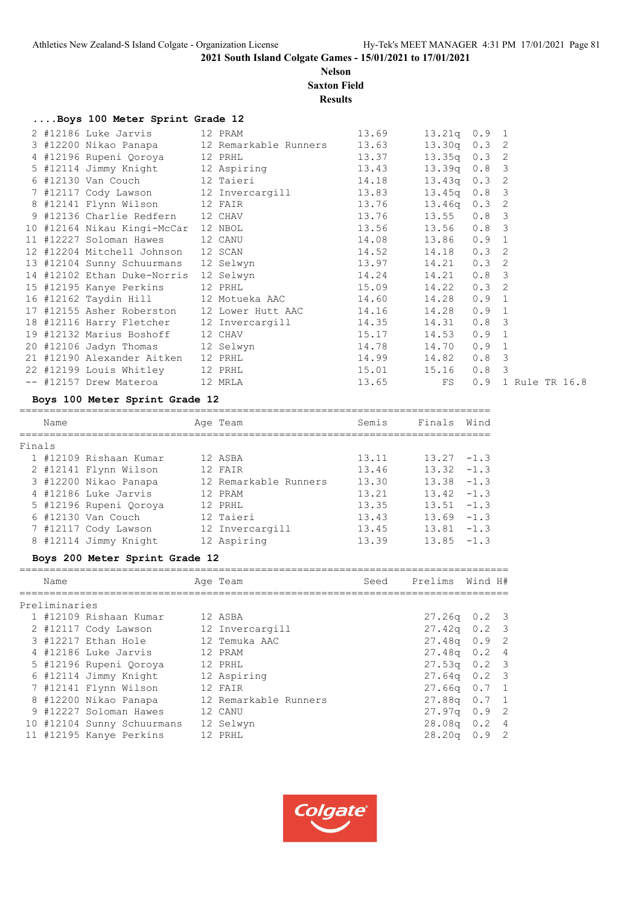2021 South Island Colgate Games - 15/01/2021 to 17/01/2021

Nelson

Saxton Field

Results

### ....Boys 100 Meter Sprint Grade 12

| Place | Name | Age | Team | Seed | Prelims | Wind | H# | |
|---|---|---|---|---|---|---|---|---|
| 2 | #12186 Luke Jarvis | 12 | PRAM | 13.69 | 13.21q | 0.9 | 1 | |
| 3 | #12200 Nikao Panapa | 12 | Remarkable Runners | 13.63 | 13.30q | 0.3 | 2 | |
| 4 | #12196 Rupeni Qoroya | 12 | PRHL | 13.37 | 13.35q | 0.3 | 2 | |
| 5 | #12114 Jimmy Knight | 12 | Aspiring | 13.43 | 13.39q | 0.8 | 3 | |
| 6 | #12130 Van Couch | 12 | Taieri | 14.18 | 13.43q | 0.3 | 2 | |
| 7 | #12117 Cody Lawson | 12 | Invercargill | 13.83 | 13.45q | 0.8 | 3 | |
| 8 | #12141 Flynn Wilson | 12 | FAIR | 13.76 | 13.46q | 0.3 | 2 | |
| 9 | #12136 Charlie Redfern | 12 | CHAV | 13.76 | 13.55 | 0.8 | 3 | |
| 10 | #12164 Nikau Kingi-McCar | 12 | NBOL | 13.56 | 13.56 | 0.8 | 3 | |
| 11 | #12227 Soloman Hawes | 12 | CANU | 14.08 | 13.86 | 0.9 | 1 | |
| 12 | #12204 Mitchell Johnson | 12 | SCAN | 14.52 | 14.18 | 0.3 | 2 | |
| 13 | #12104 Sunny Schuurmans | 12 | Selwyn | 13.97 | 14.21 | 0.3 | 2 | |
| 14 | #12102 Ethan Duke-Norris | 12 | Selwyn | 14.24 | 14.21 | 0.8 | 3 | |
| 15 | #12195 Kanye Perkins | 12 | PRHL | 15.09 | 14.22 | 0.3 | 2 | |
| 16 | #12162 Taydin Hill | 12 | Motueka AAC | 14.60 | 14.28 | 0.9 | 1 | |
| 17 | #12155 Asher Roberston | 12 | Lower Hutt AAC | 14.16 | 14.28 | 0.9 | 1 | |
| 18 | #12116 Harry Fletcher | 12 | Invercargill | 14.35 | 14.31 | 0.8 | 3 | |
| 19 | #12132 Marius Boshoff | 12 | CHAV | 15.17 | 14.53 | 0.9 | 1 | |
| 20 | #12106 Jadyn Thomas | 12 | Selwyn | 14.78 | 14.70 | 0.9 | 1 | |
| 21 | #12190 Alexander Aitken | 12 | PRHL | 14.99 | 14.82 | 0.8 | 3 | |
| 22 | #12199 Louis Whitley | 12 | PRHL | 15.01 | 15.16 | 0.8 | 3 | |
| -- | #12157 Drew Materoa | 12 | MRLA | 13.65 | FS | 0.9 | 1 | Rule TR 16.8 |

### Boys 100 Meter Sprint Grade 12

| Place | Name | Age | Team | Semis | Finals | Wind |
|---|---|---|---|---|---|---|
| **Finals** | | | | | | |
| 1 | #12109 Rishaan Kumar | 12 | ASBA | 13.11 | 13.27 | -1.3 |
| 2 | #12141 Flynn Wilson | 12 | FAIR | 13.46 | 13.32 | -1.3 |
| 3 | #12200 Nikao Panapa | 12 | Remarkable Runners | 13.30 | 13.38 | -1.3 |
| 4 | #12186 Luke Jarvis | 12 | PRAM | 13.21 | 13.42 | -1.3 |
| 5 | #12196 Rupeni Qoroya | 12 | PRHL | 13.35 | 13.51 | -1.3 |
| 6 | #12130 Van Couch | 12 | Taieri | 13.43 | 13.69 | -1.3 |
| 7 | #12117 Cody Lawson | 12 | Invercargill | 13.45 | 13.81 | -1.3 |
| 8 | #12114 Jimmy Knight | 12 | Aspiring | 13.39 | 13.85 | -1.3 |

### Boys 200 Meter Sprint Grade 12

| Place | Name | Age | Team | Seed | Prelims | Wind | H# |
|---|---|---|---|---|---|---|---|
| **Preliminaries** | | | | | | | |
| 1 | #12109 Rishaan Kumar | 12 | ASBA | | 27.26q | 0.2 | 3 |
| 2 | #12117 Cody Lawson | 12 | Invercargill | | 27.42q | 0.2 | 3 |
| 3 | #12217 Ethan Hole | 12 | Temuka AAC | | 27.48q | 0.9 | 2 |
| 4 | #12186 Luke Jarvis | 12 | PRAM | | 27.48q | 0.2 | 4 |
| 5 | #12196 Rupeni Qoroya | 12 | PRHL | | 27.53q | 0.2 | 3 |
| 6 | #12114 Jimmy Knight | 12 | Aspiring | | 27.64q | 0.2 | 3 |
| 7 | #12141 Flynn Wilson | 12 | FAIR | | 27.66q | 0.7 | 1 |
| 8 | #12200 Nikao Panapa | 12 | Remarkable Runners | | 27.88q | 0.7 | 1 |
| 9 | #12227 Soloman Hawes | 12 | CANU | | 27.97q | 0.9 | 2 |
| 10 | #12104 Sunny Schuurmans | 12 | Selwyn | | 28.08q | 0.2 | 4 |
| 11 | #12195 Kanye Perkins | 12 | PRHL | | 28.20q | 0.9 | 2 |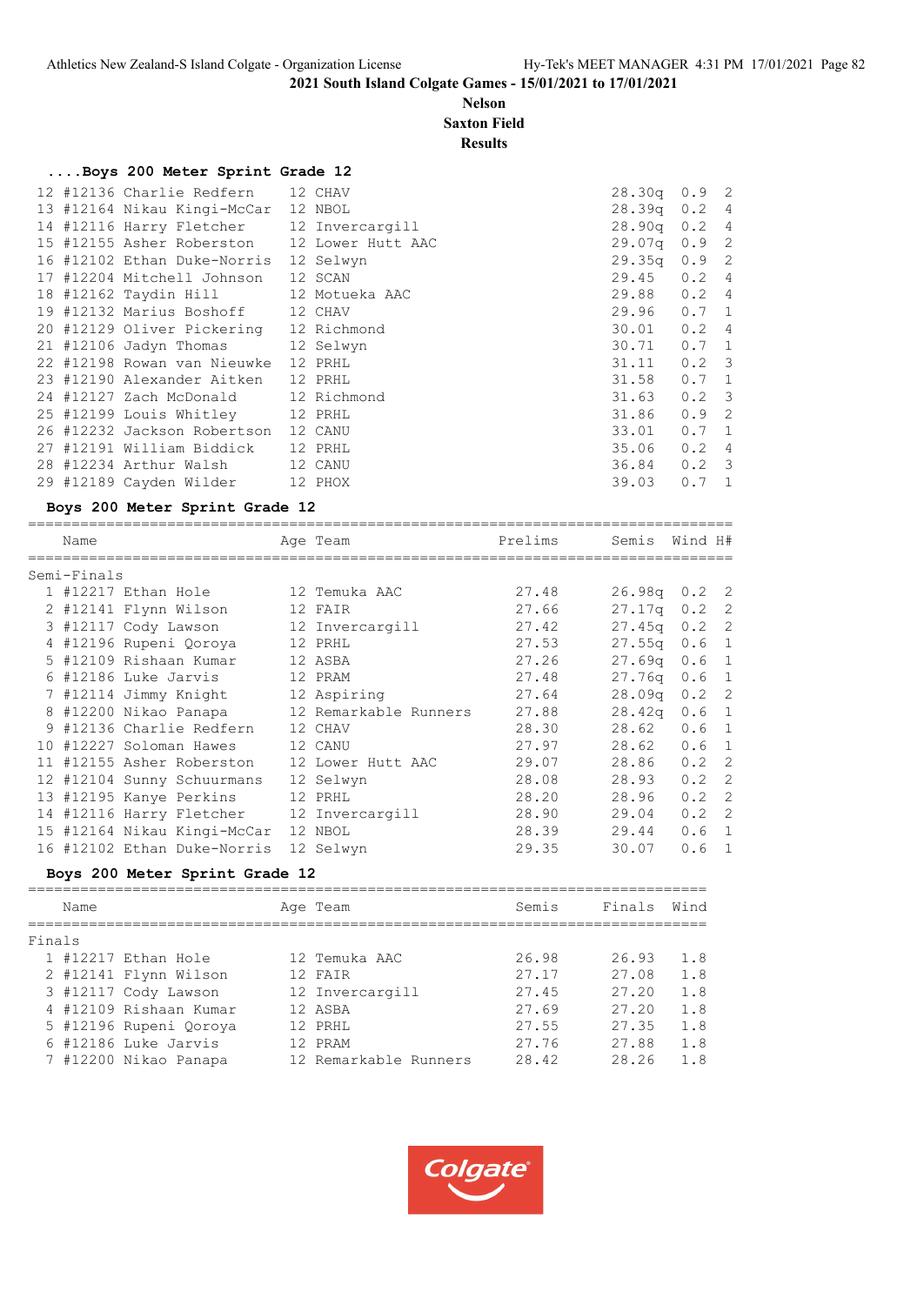2021 South Island Colgate Games - 15/01/2021 to 17/01/2021

**Nelson**
**Saxton Field**
**Results**

### ....Boys 200 Meter Sprint Grade 12

| Place | # | Name | Age | Team | Prelims | Wind | H# |
|---|---|---|---|---|---|---|---|
| 12 | #12136 | Charlie Redfern | 12 | CHAV | 28.30q | 0.9 | 2 |
| 13 | #12164 | Nikau Kingi-McCar | 12 | NBOL | 28.39q | 0.2 | 4 |
| 14 | #12116 | Harry Fletcher | 12 | Invercargill | 28.90q | 0.2 | 4 |
| 15 | #12155 | Asher Roberston | 12 | Lower Hutt AAC | 29.07q | 0.9 | 2 |
| 16 | #12102 | Ethan Duke-Norris | 12 | Selwyn | 29.35q | 0.9 | 2 |
| 17 | #12204 | Mitchell Johnson | 12 | SCAN | 29.45 | 0.2 | 4 |
| 18 | #12162 | Taydin Hill | 12 | Motueka AAC | 29.88 | 0.2 | 4 |
| 19 | #12132 | Marius Boshoff | 12 | CHAV | 29.96 | 0.7 | 1 |
| 20 | #12129 | Oliver Pickering | 12 | Richmond | 30.01 | 0.2 | 4 |
| 21 | #12106 | Jadyn Thomas | 12 | Selwyn | 30.71 | 0.7 | 1 |
| 22 | #12198 | Rowan van Nieuwke | 12 | PRHL | 31.11 | 0.2 | 3 |
| 23 | #12190 | Alexander Aitken | 12 | PRHL | 31.58 | 0.7 | 1 |
| 24 | #12127 | Zach McDonald | 12 | Richmond | 31.63 | 0.2 | 3 |
| 25 | #12199 | Louis Whitley | 12 | PRHL | 31.86 | 0.9 | 2 |
| 26 | #12232 | Jackson Robertson | 12 | CANU | 33.01 | 0.7 | 1 |
| 27 | #12191 | William Biddick | 12 | PRHL | 35.06 | 0.2 | 4 |
| 28 | #12234 | Arthur Walsh | 12 | CANU | 36.84 | 0.2 | 3 |
| 29 | #12189 | Cayden Wilder | 12 | PHOX | 39.03 | 0.7 | 1 |

### Boys 200 Meter Sprint Grade 12

**Semi-Finals**

| Place | # | Name | Age | Team | Prelims | Semis | Wind | H# |
|---|---|---|---|---|---|---|---|---|
| 1 | #12217 | Ethan Hole | 12 | Temuka AAC | 27.48 | 26.98q | 0.2 | 2 |
| 2 | #12141 | Flynn Wilson | 12 | FAIR | 27.66 | 27.17q | 0.2 | 2 |
| 3 | #12117 | Cody Lawson | 12 | Invercargill | 27.42 | 27.45q | 0.2 | 2 |
| 4 | #12196 | Rupeni Qoroya | 12 | PRHL | 27.53 | 27.55q | 0.6 | 1 |
| 5 | #12109 | Rishaan Kumar | 12 | ASBA | 27.26 | 27.69q | 0.6 | 1 |
| 6 | #12186 | Luke Jarvis | 12 | PRAM | 27.48 | 27.76q | 0.6 | 1 |
| 7 | #12114 | Jimmy Knight | 12 | Aspiring | 27.64 | 28.09q | 0.2 | 2 |
| 8 | #12200 | Nikao Panapa | 12 | Remarkable Runners | 27.88 | 28.42q | 0.6 | 1 |
| 9 | #12136 | Charlie Redfern | 12 | CHAV | 28.30 | 28.62 | 0.6 | 1 |
| 10 | #12227 | Soloman Hawes | 12 | CANU | 27.97 | 28.62 | 0.6 | 1 |
| 11 | #12155 | Asher Roberston | 12 | Lower Hutt AAC | 29.07 | 28.86 | 0.2 | 2 |
| 12 | #12104 | Sunny Schuurmans | 12 | Selwyn | 28.08 | 28.93 | 0.2 | 2 |
| 13 | #12195 | Kanye Perkins | 12 | PRHL | 28.20 | 28.96 | 0.2 | 2 |
| 14 | #12116 | Harry Fletcher | 12 | Invercargill | 28.90 | 29.04 | 0.2 | 2 |
| 15 | #12164 | Nikau Kingi-McCar | 12 | NBOL | 28.39 | 29.44 | 0.6 | 1 |
| 16 | #12102 | Ethan Duke-Norris | 12 | Selwyn | 29.35 | 30.07 | 0.6 | 1 |

### Boys 200 Meter Sprint Grade 12

**Finals**

| Place | # | Name | Age | Team | Semis | Finals | Wind |
|---|---|---|---|---|---|---|---|
| 1 | #12217 | Ethan Hole | 12 | Temuka AAC | 26.98 | 26.93 | 1.8 |
| 2 | #12141 | Flynn Wilson | 12 | FAIR | 27.17 | 27.08 | 1.8 |
| 3 | #12117 | Cody Lawson | 12 | Invercargill | 27.45 | 27.20 | 1.8 |
| 4 | #12109 | Rishaan Kumar | 12 | ASBA | 27.69 | 27.20 | 1.8 |
| 5 | #12196 | Rupeni Qoroya | 12 | PRHL | 27.55 | 27.35 | 1.8 |
| 6 | #12186 | Luke Jarvis | 12 | PRAM | 27.76 | 27.88 | 1.8 |
| 7 | #12200 | Nikao Panapa | 12 | Remarkable Runners | 28.42 | 28.26 | 1.8 |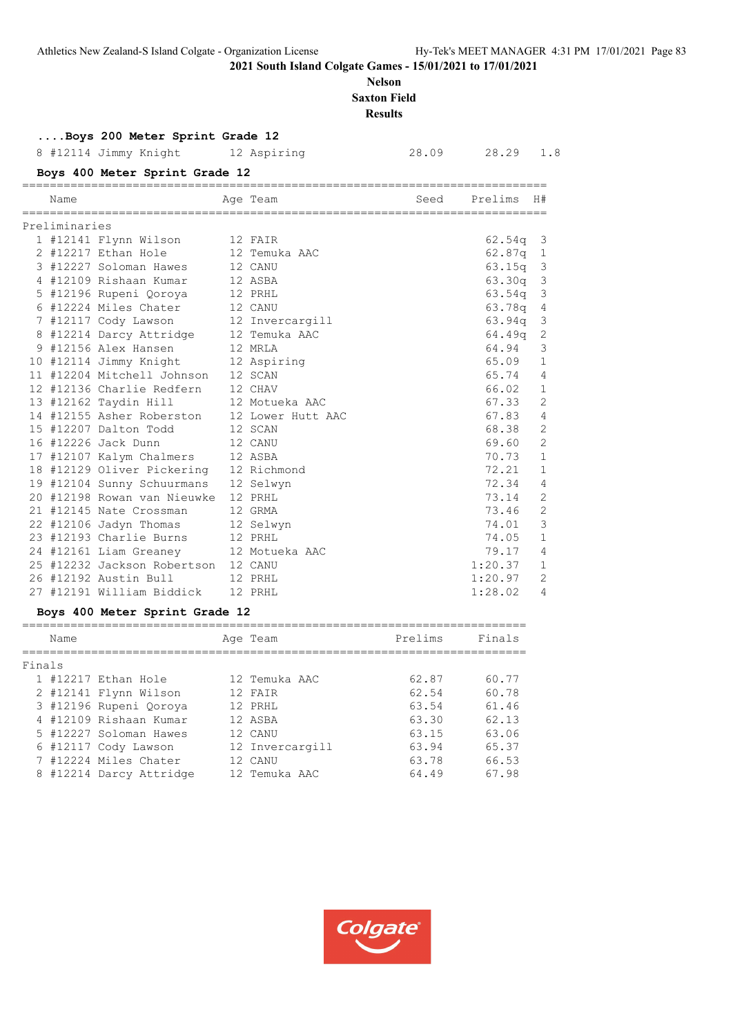2021 South Island Colgate Games - 15/01/2021 to 17/01/2021

**Nelson**

**Saxton Field**

**Results**

### ....Boys 200 Meter Sprint Grade 12

| | Name | Age | Team | Seed | Finals | Wind |
|---|---|---|---|---|---|---|
| 8 | #12114 Jimmy Knight | 12 | Aspiring | 28.09 | 28.29 | 1.8 |

### Boys 400 Meter Sprint Grade 12

| | Name | Age | Team | Seed | Prelims | H# |
|---|---|---|---|---|---|---|
| **Preliminaries** | | | | | | |
| 1 | #12141 Flynn Wilson | 12 | FAIR | | 62.54q | 3 |
| 2 | #12217 Ethan Hole | 12 | Temuka AAC | | 62.87q | 1 |
| 3 | #12227 Soloman Hawes | 12 | CANU | | 63.15q | 3 |
| 4 | #12109 Rishaan Kumar | 12 | ASBA | | 63.30q | 3 |
| 5 | #12196 Rupeni Qoroya | 12 | PRHL | | 63.54q | 3 |
| 6 | #12224 Miles Chater | 12 | CANU | | 63.78q | 4 |
| 7 | #12117 Cody Lawson | 12 | Invercargill | | 63.94q | 3 |
| 8 | #12214 Darcy Attridge | 12 | Temuka AAC | | 64.49q | 2 |
| 9 | #12156 Alex Hansen | 12 | MRLA | | 64.94 | 3 |
| 10 | #12114 Jimmy Knight | 12 | Aspiring | | 65.09 | 1 |
| 11 | #12204 Mitchell Johnson | 12 | SCAN | | 65.74 | 4 |
| 12 | #12136 Charlie Redfern | 12 | CHAV | | 66.02 | 1 |
| 13 | #12162 Taydin Hill | 12 | Motueka AAC | | 67.33 | 2 |
| 14 | #12155 Asher Roberston | 12 | Lower Hutt AAC | | 67.83 | 4 |
| 15 | #12207 Dalton Todd | 12 | SCAN | | 68.38 | 2 |
| 16 | #12226 Jack Dunn | 12 | CANU | | 69.60 | 2 |
| 17 | #12107 Kalym Chalmers | 12 | ASBA | | 70.73 | 1 |
| 18 | #12129 Oliver Pickering | 12 | Richmond | | 72.21 | 1 |
| 19 | #12104 Sunny Schuurmans | 12 | Selwyn | | 72.34 | 4 |
| 20 | #12198 Rowan van Nieuwke | 12 | PRHL | | 73.14 | 2 |
| 21 | #12145 Nate Crossman | 12 | GRMA | | 73.46 | 2 |
| 22 | #12106 Jadyn Thomas | 12 | Selwyn | | 74.01 | 3 |
| 23 | #12193 Charlie Burns | 12 | PRHL | | 74.05 | 1 |
| 24 | #12161 Liam Greaney | 12 | Motueka AAC | | 79.17 | 4 |
| 25 | #12232 Jackson Robertson | 12 | CANU | | 1:20.37 | 1 |
| 26 | #12192 Austin Bull | 12 | PRHL | | 1:20.97 | 2 |
| 27 | #12191 William Biddick | 12 | PRHL | | 1:28.02 | 4 |

### Boys 400 Meter Sprint Grade 12

| | Name | Age | Team | Prelims | Finals |
|---|---|---|---|---|---|
| **Finals** | | | | | |
| 1 | #12217 Ethan Hole | 12 | Temuka AAC | 62.87 | 60.77 |
| 2 | #12141 Flynn Wilson | 12 | FAIR | 62.54 | 60.78 |
| 3 | #12196 Rupeni Qoroya | 12 | PRHL | 63.54 | 61.46 |
| 4 | #12109 Rishaan Kumar | 12 | ASBA | 63.30 | 62.13 |
| 5 | #12227 Soloman Hawes | 12 | CANU | 63.15 | 63.06 |
| 6 | #12117 Cody Lawson | 12 | Invercargill | 63.94 | 65.37 |
| 7 | #12224 Miles Chater | 12 | CANU | 63.78 | 66.53 |
| 8 | #12214 Darcy Attridge | 12 | Temuka AAC | 64.49 | 67.98 |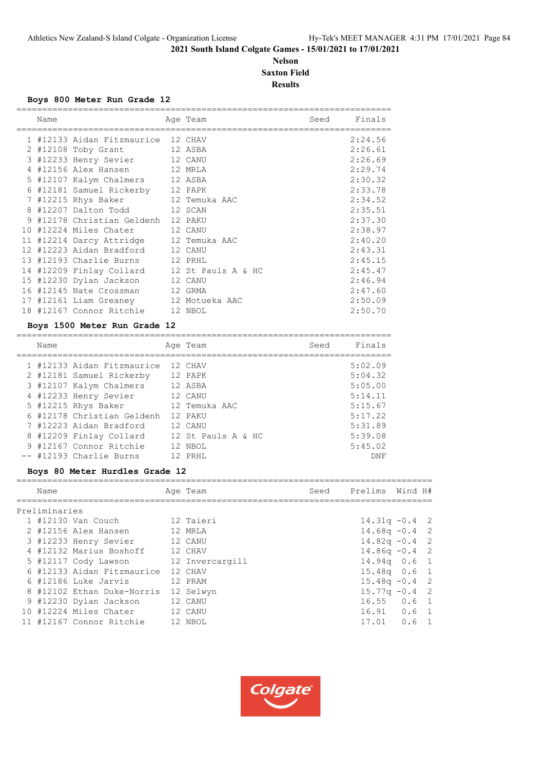2021 South Island Colgate Games - 15/01/2021 to 17/01/2021

**Nelson**
**Saxton Field**
**Results**

### Boys 800 Meter Run Grade 12

| | Name | Age | Team | Seed | Finals |
|---|---|---|---|---|---|
| 1 | #12133 Aidan Fitzmaurice | 12 | CHAV | | 2:24.56 |
| 2 | #12108 Toby Grant | 12 | ASBA | | 2:26.61 |
| 3 | #12233 Henry Sevier | 12 | CANU | | 2:26.69 |
| 4 | #12156 Alex Hansen | 12 | MRLA | | 2:29.74 |
| 5 | #12107 Kalym Chalmers | 12 | ASBA | | 2:30.32 |
| 6 | #12181 Samuel Rickerby | 12 | PAPK | | 2:33.78 |
| 7 | #12215 Rhys Baker | 12 | Temuka AAC | | 2:34.52 |
| 8 | #12207 Dalton Todd | 12 | SCAN | | 2:35.51 |
| 9 | #12178 Christian Geldenh | 12 | PAKU | | 2:37.30 |
| 10 | #12224 Miles Chater | 12 | CANU | | 2:38.97 |
| 11 | #12214 Darcy Attridge | 12 | Temuka AAC | | 2:40.20 |
| 12 | #12223 Aidan Bradford | 12 | CANU | | 2:43.31 |
| 13 | #12193 Charlie Burns | 12 | PRHL | | 2:45.15 |
| 14 | #12209 Finlay Collard | 12 | St Pauls A & HC | | 2:45.47 |
| 15 | #12230 Dylan Jackson | 12 | CANU | | 2:46.94 |
| 16 | #12145 Nate Crossman | 12 | GRMA | | 2:47.60 |
| 17 | #12161 Liam Greaney | 12 | Motueka AAC | | 2:50.09 |
| 18 | #12167 Connor Ritchie | 12 | NBOL | | 2:50.70 |

### Boys 1500 Meter Run Grade 12

| | Name | Age | Team | Seed | Finals |
|---|---|---|---|---|---|
| 1 | #12133 Aidan Fitzmaurice | 12 | CHAV | | 5:02.09 |
| 2 | #12181 Samuel Rickerby | 12 | PAPK | | 5:04.32 |
| 3 | #12107 Kalym Chalmers | 12 | ASBA | | 5:05.00 |
| 4 | #12233 Henry Sevier | 12 | CANU | | 5:14.11 |
| 5 | #12215 Rhys Baker | 12 | Temuka AAC | | 5:15.67 |
| 6 | #12178 Christian Geldenh | 12 | PAKU | | 5:17.22 |
| 7 | #12223 Aidan Bradford | 12 | CANU | | 5:31.89 |
| 8 | #12209 Finlay Collard | 12 | St Pauls A & HC | | 5:39.08 |
| 9 | #12167 Connor Ritchie | 12 | NBOL | | 5:45.02 |
| -- | #12193 Charlie Burns | 12 | PRHL | | DNF |

### Boys 80 Meter Hurdles Grade 12

| | Name | Age | Team | Seed | Prelims | Wind | H# |
|---|---|---|---|---|---|---|---|
| **Preliminaries** | | | | | | | |
| 1 | #12130 Van Couch | 12 | Taieri | | 14.31q | -0.4 | 2 |
| 2 | #12156 Alex Hansen | 12 | MRLA | | 14.68q | -0.4 | 2 |
| 3 | #12233 Henry Sevier | 12 | CANU | | 14.82q | -0.4 | 2 |
| 4 | #12132 Marius Boshoff | 12 | CHAV | | 14.86q | -0.4 | 2 |
| 5 | #12117 Cody Lawson | 12 | Invercargill | | 14.94q | 0.6 | 1 |
| 6 | #12133 Aidan Fitzmaurice | 12 | CHAV | | 15.48q | 0.6 | 1 |
| 6 | #12186 Luke Jarvis | 12 | PRAM | | 15.48q | -0.4 | 2 |
| 8 | #12102 Ethan Duke-Norris | 12 | Selwyn | | 15.77q | -0.4 | 2 |
| 9 | #12230 Dylan Jackson | 12 | CANU | | 16.55 | 0.6 | 1 |
| 10 | #12224 Miles Chater | 12 | CANU | | 16.91 | 0.6 | 1 |
| 11 | #12167 Connor Ritchie | 12 | NBOL | | 17.01 | 0.6 | 1 |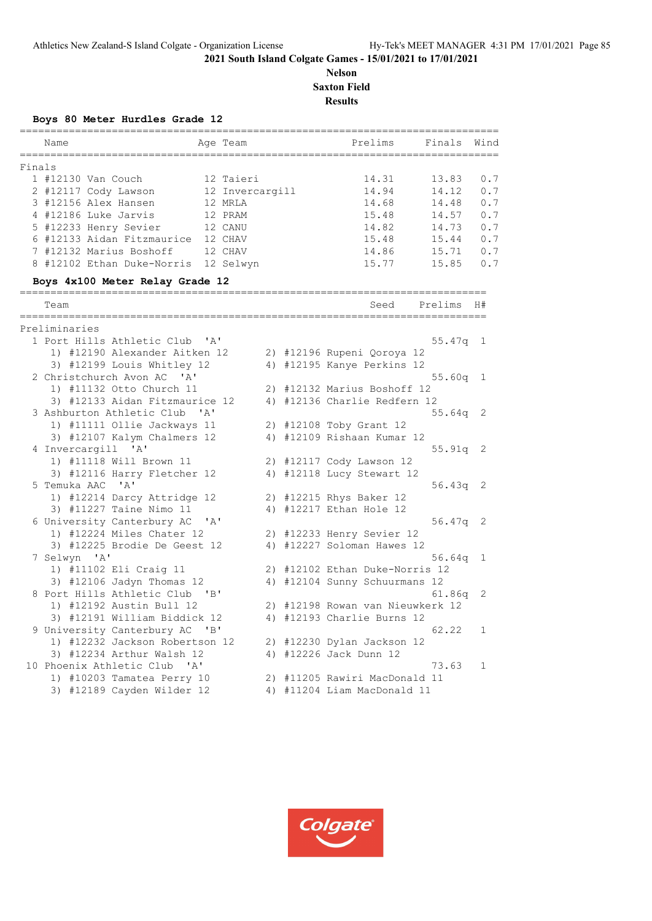2021 South Island Colgate Games - 15/01/2021 to 17/01/2021

**Nelson**

**Saxton Field**

**Results**

### Boys 80 Meter Hurdles Grade 12

**Finals**

| | Name | Age | Team | Prelims | Finals | Wind |
|---|---|---|---|---|---|---|
| 1 | #12130 Van Couch | 12 | Taieri | 14.31 | 13.83 | 0.7 |
| 2 | #12117 Cody Lawson | 12 | Invercargill | 14.94 | 14.12 | 0.7 |
| 3 | #12156 Alex Hansen | 12 | MRLA | 14.68 | 14.48 | 0.7 |
| 4 | #12186 Luke Jarvis | 12 | PRAM | 15.48 | 14.57 | 0.7 |
| 5 | #12233 Henry Sevier | 12 | CANU | 14.82 | 14.73 | 0.7 |
| 6 | #12133 Aidan Fitzmaurice | 12 | CHAV | 15.48 | 15.44 | 0.7 |
| 7 | #12132 Marius Boshoff | 12 | CHAV | 14.86 | 15.71 | 0.7 |
| 8 | #12102 Ethan Duke-Norris | 12 | Selwyn | 15.77 | 15.85 | 0.7 |

### Boys 4x100 Meter Relay Grade 12

**Preliminaries**

| | Team | Seed | Prelims | H# |
|---|---|---|---|---|
| 1 | Port Hills Athletic Club 'A' | | 55.47q | 1 |
| | 1) #12190 Alexander Aitken 12; 2) #12196 Rupeni Qoroya 12; 3) #12199 Louis Whitley 12; 4) #12195 Kanye Perkins 12 | | | |
| 2 | Christchurch Avon AC 'A' | | 55.60q | 1 |
| | 1) #11132 Otto Church 11; 2) #12132 Marius Boshoff 12; 3) #12133 Aidan Fitzmaurice 12; 4) #12136 Charlie Redfern 12 | | | |
| 3 | Ashburton Athletic Club 'A' | | 55.64q | 2 |
| | 1) #11111 Ollie Jackways 11; 2) #12108 Toby Grant 12; 3) #12107 Kalym Chalmers 12; 4) #12109 Rishaan Kumar 12 | | | |
| 4 | Invercargill 'A' | | 55.91q | 2 |
| | 1) #11118 Will Brown 11; 2) #12117 Cody Lawson 12; 3) #12116 Harry Fletcher 12; 4) #12118 Lucy Stewart 12 | | | |
| 5 | Temuka AAC 'A' | | 56.43q | 2 |
| | 1) #12214 Darcy Attridge 12; 2) #12215 Rhys Baker 12; 3) #11227 Taine Nimo 11; 4) #12217 Ethan Hole 12 | | | |
| 6 | University Canterbury AC 'A' | | 56.47q | 2 |
| | 1) #12224 Miles Chater 12; 2) #12233 Henry Sevier 12; 3) #12225 Brodie De Geest 12; 4) #12227 Soloman Hawes 12 | | | |
| 7 | Selwyn 'A' | | 56.64q | 1 |
| | 1) #11102 Eli Craig 11; 2) #12102 Ethan Duke-Norris 12; 3) #12106 Jadyn Thomas 12; 4) #12104 Sunny Schuurmans 12 | | | |
| 8 | Port Hills Athletic Club 'B' | | 61.86q | 2 |
| | 1) #12192 Austin Bull 12; 2) #12198 Rowan van Nieuwkerk 12; 3) #12191 William Biddick 12; 4) #12193 Charlie Burns 12 | | | |
| 9 | University Canterbury AC 'B' | | 62.22 | 1 |
| | 1) #12232 Jackson Robertson 12; 2) #12230 Dylan Jackson 12; 3) #12234 Arthur Walsh 12; 4) #12226 Jack Dunn 12 | | | |
| 10 | Phoenix Athletic Club 'A' | | 73.63 | 1 |
| | 1) #10203 Tamatea Perry 10; 2) #11205 Rawiri MacDonald 11; 3) #12189 Cayden Wilder 12; 4) #11204 Liam MacDonald 11 | | | |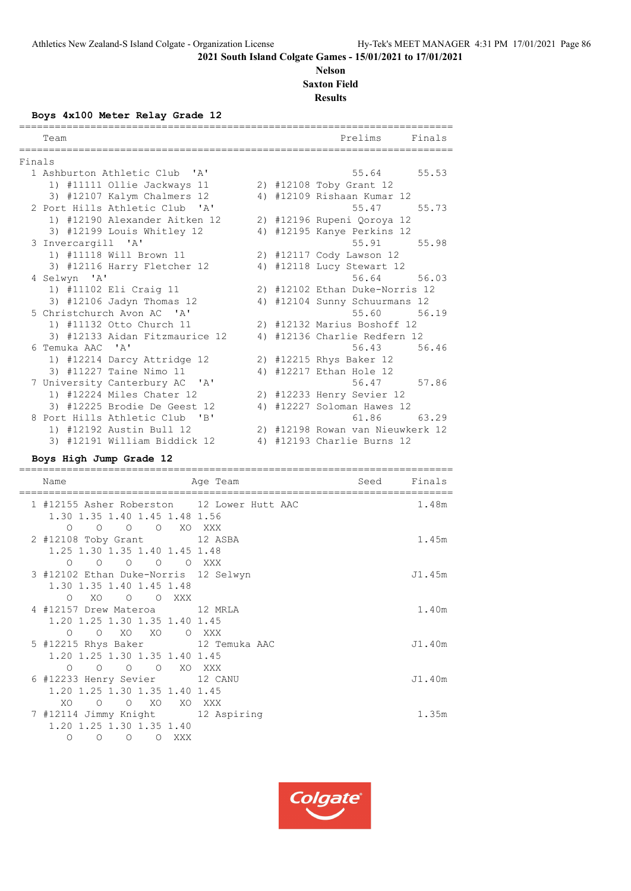2021 South Island Colgate Games - 15/01/2021 to 17/01/2021

**Nelson**

**Saxton Field**

**Results**

### Boys 4x100 Meter Relay Grade 12

| | Team | Prelims | Finals |
|---|---|---|---|
| **Finals** | | | |
| 1 | Ashburton Athletic Club 'A' | 55.64 | 55.53 |
| | 1) #11111 Ollie Jackways 11; 2) #12108 Toby Grant 12; 3) #12107 Kalym Chalmers 12; 4) #12109 Rishaan Kumar 12 | | |
| 2 | Port Hills Athletic Club 'A' | 55.47 | 55.73 |
| | 1) #12190 Alexander Aitken 12; 2) #12196 Rupeni Qoroya 12; 3) #12199 Louis Whitley 12; 4) #12195 Kanye Perkins 12 | | |
| 3 | Invercargill 'A' | 55.91 | 55.98 |
| | 1) #11118 Will Brown 11; 2) #12117 Cody Lawson 12; 3) #12116 Harry Fletcher 12; 4) #12118 Lucy Stewart 12 | | |
| 4 | Selwyn 'A' | 56.64 | 56.03 |
| | 1) #11102 Eli Craig 11; 2) #12102 Ethan Duke-Norris 12; 3) #12106 Jadyn Thomas 12; 4) #12104 Sunny Schuurmans 12 | | |
| 5 | Christchurch Avon AC 'A' | 55.60 | 56.19 |
| | 1) #11132 Otto Church 11; 2) #12132 Marius Boshoff 12; 3) #12133 Aidan Fitzmaurice 12; 4) #12136 Charlie Redfern 12 | | |
| 6 | Temuka AAC 'A' | 56.43 | 56.46 |
| | 1) #12214 Darcy Attridge 12; 2) #12215 Rhys Baker 12; 3) #11227 Taine Nimo 11; 4) #12217 Ethan Hole 12 | | |
| 7 | University Canterbury AC 'A' | 56.47 | 57.86 |
| | 1) #12224 Miles Chater 12; 2) #12233 Henry Sevier 12; 3) #12225 Brodie De Geest 12; 4) #12227 Soloman Hawes 12 | | |
| 8 | Port Hills Athletic Club 'B' | 61.86 | 63.29 |
| | 1) #12192 Austin Bull 12; 2) #12198 Rowan van Nieuwkerk 12; 3) #12191 William Biddick 12; 4) #12193 Charlie Burns 12 | | |

### Boys High Jump Grade 12

| | Name | Age | Team | Seed | Finals |
|---|---|---|---|---|---|
| 1 | #12155 Asher Roberston | 12 | Lower Hutt AAC | | 1.48m |
| | 1.30 O, 1.35 O, 1.40 O, 1.45 O, 1.48 XO, 1.56 XXX | | | | |
| 2 | #12108 Toby Grant | 12 | ASBA | | 1.45m |
| | 1.25 O, 1.30 O, 1.35 O, 1.40 O, 1.45 O, 1.48 XXX | | | | |
| 3 | #12102 Ethan Duke-Norris | 12 | Selwyn | | J1.45m |
| | 1.30 O, 1.35 XO, 1.40 O, 1.45 O, 1.48 XXX | | | | |
| 4 | #12157 Drew Materoa | 12 | MRLA | | 1.40m |
| | 1.20 O, 1.25 O, 1.30 XO, 1.35 XO, 1.40 O, 1.45 XXX | | | | |
| 5 | #12215 Rhys Baker | 12 | Temuka AAC | | J1.40m |
| | 1.20 O, 1.25 O, 1.30 O, 1.35 O, 1.40 XO, 1.45 XXX | | | | |
| 6 | #12233 Henry Sevier | 12 | CANU | | J1.40m |
| | 1.20 XO, 1.25 O, 1.30 O, 1.35 XO, 1.40 XO, 1.45 XXX | | | | |
| 7 | #12114 Jimmy Knight | 12 | Aspiring | | 1.35m |
| | 1.20 O, 1.25 O, 1.30 O, 1.35 O, 1.40 XXX | | | | |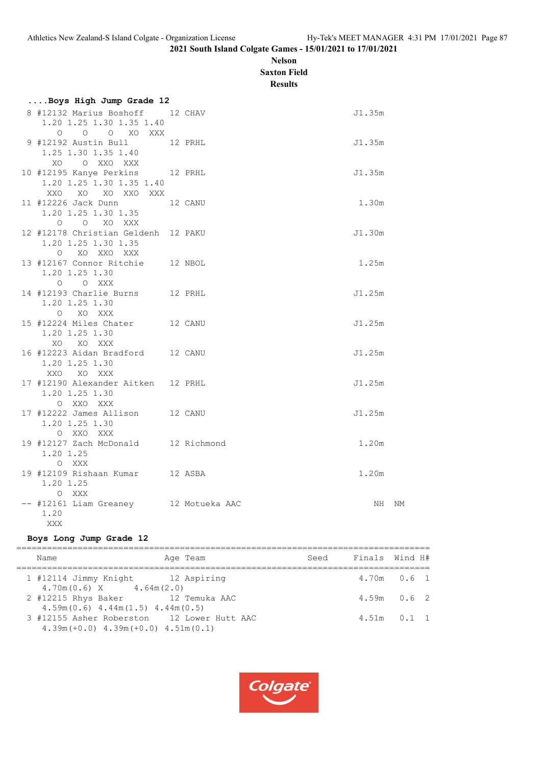2021 South Island Colgate Games - 15/01/2021 to 17/01/2021

**Nelson**
**Saxton Field**
**Results**

### ....Boys High Jump Grade 12

```
 8 #12132 Marius Boshoff     12 CHAV                               J1.35m
     1.20 1.25 1.30 1.35 1.40
        O    O    O   XO  XXX
 9 #12192 Austin Bull        12 PRHL                               J1.35m
     1.25 1.30 1.35 1.40
       XO    O  XXO  XXX
10 #12195 Kanye Perkins      12 PRHL                               J1.35m
     1.20 1.25 1.30 1.35 1.40
      XXO   XO   XO  XXO  XXX
11 #12226 Jack Dunn          12 CANU                                1.30m
     1.20 1.25 1.30 1.35
        O    O   XO  XXX
12 #12178 Christian Geldenh  12 PAKU                               J1.30m
     1.20 1.25 1.30 1.35
        O   XO  XXO  XXX
13 #12167 Connor Ritchie     12 NBOL                                1.25m
     1.20 1.25 1.30
        O    O  XXX
14 #12193 Charlie Burns      12 PRHL                               J1.25m
     1.20 1.25 1.30
        O   XO  XXX
15 #12224 Miles Chater       12 CANU                               J1.25m
     1.20 1.25 1.30
       XO   XO  XXX
16 #12223 Aidan Bradford     12 CANU                               J1.25m
     1.20 1.25 1.30
      XXO   XO  XXX
17 #12190 Alexander Aitken   12 PRHL                               J1.25m
     1.20 1.25 1.30
        O  XXO  XXX
17 #12222 James Allison      12 CANU                               J1.25m
     1.20 1.25 1.30
        O  XXO  XXX
19 #12127 Zach McDonald      12 Richmond                            1.20m
     1.20 1.25
        O  XXX
19 #12109 Rishaan Kumar      12 ASBA                                1.20m
     1.20 1.25
        O  XXX
-- #12161 Liam Greaney       12 Motueka AAC                           NH   NM
     1.20
      XXX
```

### Boys Long Jump Grade 12

```
================================================================================
    Name                    Age Team                    Seed    Finals  Wind H#
================================================================================
  1 #12114 Jimmy Knight      12 Aspiring                         4.70m   0.6  1
     4.70m(0.6)  X       4.64m(2.0)
  2 #12215 Rhys Baker        12 Temuka AAC                       4.59m   0.6  2
     4.59m(0.6)  4.44m(1.5)  4.44m(0.5)
  3 #12155 Asher Roberston   12 Lower Hutt AAC                   4.51m   0.1  1
     4.39m(+0.0)  4.39m(+0.0)  4.51m(0.1)
```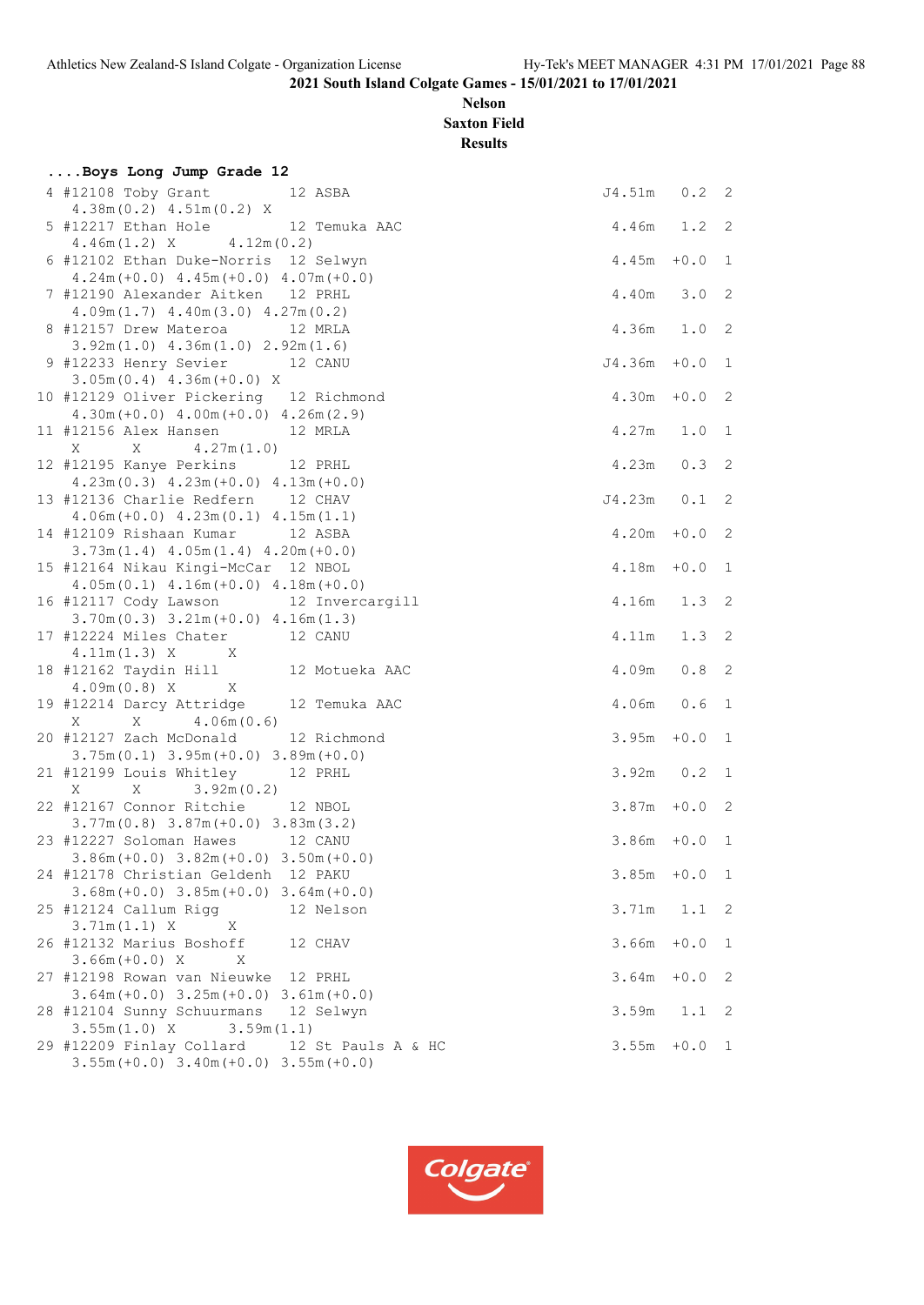2021 South Island Colgate Games - 15/01/2021 to 17/01/2021

**Nelson**

**Saxton Field**

**Results**

**....Boys Long Jump Grade 12**

```
 4 #12108 Toby Grant          12 ASBA                            J4.51m   0.2  2
    4.38m(0.2) 4.51m(0.2) X
 5 #12217 Ethan Hole          12 Temuka AAC                       4.46m   1.2  2
    4.46m(1.2) X       4.12m(0.2)
 6 #12102 Ethan Duke-Norris  12 Selwyn                            4.45m  +0.0  1
    4.24m(+0.0) 4.45m(+0.0) 4.07m(+0.0)
 7 #12190 Alexander Aitken    12 PRHL                             4.40m   3.0  2
    4.09m(1.7) 4.40m(3.0) 4.27m(0.2)
 8 #12157 Drew Materoa        12 MRLA                             4.36m   1.0  2
    3.92m(1.0) 4.36m(1.0) 2.92m(1.6)
 9 #12233 Henry Sevier        12 CANU                            J4.36m  +0.0  1
    3.05m(0.4) 4.36m(+0.0) X
10 #12129 Oliver Pickering   12 Richmond                          4.30m  +0.0  2
    4.30m(+0.0) 4.00m(+0.0) 4.26m(2.9)
11 #12156 Alex Hansen         12 MRLA                             4.27m   1.0  1
    X       X       4.27m(1.0)
12 #12195 Kanye Perkins       12 PRHL                             4.23m   0.3  2
    4.23m(0.3) 4.23m(+0.0) 4.13m(+0.0)
13 #12136 Charlie Redfern     12 CHAV                            J4.23m   0.1  2
    4.06m(+0.0) 4.23m(0.1) 4.15m(1.1)
14 #12109 Rishaan Kumar       12 ASBA                             4.20m  +0.0  2
    3.73m(1.4) 4.05m(1.4) 4.20m(+0.0)
15 #12164 Nikau Kingi-McCar  12 NBOL                              4.18m  +0.0  1
    4.05m(0.1) 4.16m(+0.0) 4.18m(+0.0)
16 #12117 Cody Lawson         12 Invercargill                     4.16m   1.3  2
    3.70m(0.3) 3.21m(+0.0) 4.16m(1.3)
17 #12224 Miles Chater        12 CANU                             4.11m   1.3  2
    4.11m(1.3) X       X
18 #12162 Taydin Hill         12 Motueka AAC                      4.09m   0.8  2
    4.09m(0.8) X       X
19 #12214 Darcy Attridge      12 Temuka AAC                       4.06m   0.6  1
    X       X       4.06m(0.6)
20 #12127 Zach McDonald       12 Richmond                         3.95m  +0.0  1
    3.75m(0.1) 3.95m(+0.0) 3.89m(+0.0)
21 #12199 Louis Whitley       12 PRHL                             3.92m   0.2  1
    X       X       3.92m(0.2)
22 #12167 Connor Ritchie      12 NBOL                             3.87m  +0.0  2
    3.77m(0.8) 3.87m(+0.0) 3.83m(3.2)
23 #12227 Soloman Hawes       12 CANU                             3.86m  +0.0  1
    3.86m(+0.0) 3.82m(+0.0) 3.50m(+0.0)
24 #12178 Christian Geldenh  12 PAKU                              3.85m  +0.0  1
    3.68m(+0.0) 3.85m(+0.0) 3.64m(+0.0)
25 #12124 Callum Rigg         12 Nelson                           3.71m   1.1  2
    3.71m(1.1) X       X
26 #12132 Marius Boshoff      12 CHAV                             3.66m  +0.0  1
    3.66m(+0.0) X       X
27 #12198 Rowan van Nieuwke  12 PRHL                              3.64m  +0.0  2
    3.64m(+0.0) 3.25m(+0.0) 3.61m(+0.0)
28 #12104 Sunny Schuurmans   12 Selwyn                            3.59m   1.1  2
    3.55m(1.0) X       3.59m(1.1)
29 #12209 Finlay Collard      12 St Pauls A & HC                  3.55m  +0.0  1
    3.55m(+0.0) 3.40m(+0.0) 3.55m(+0.0)
```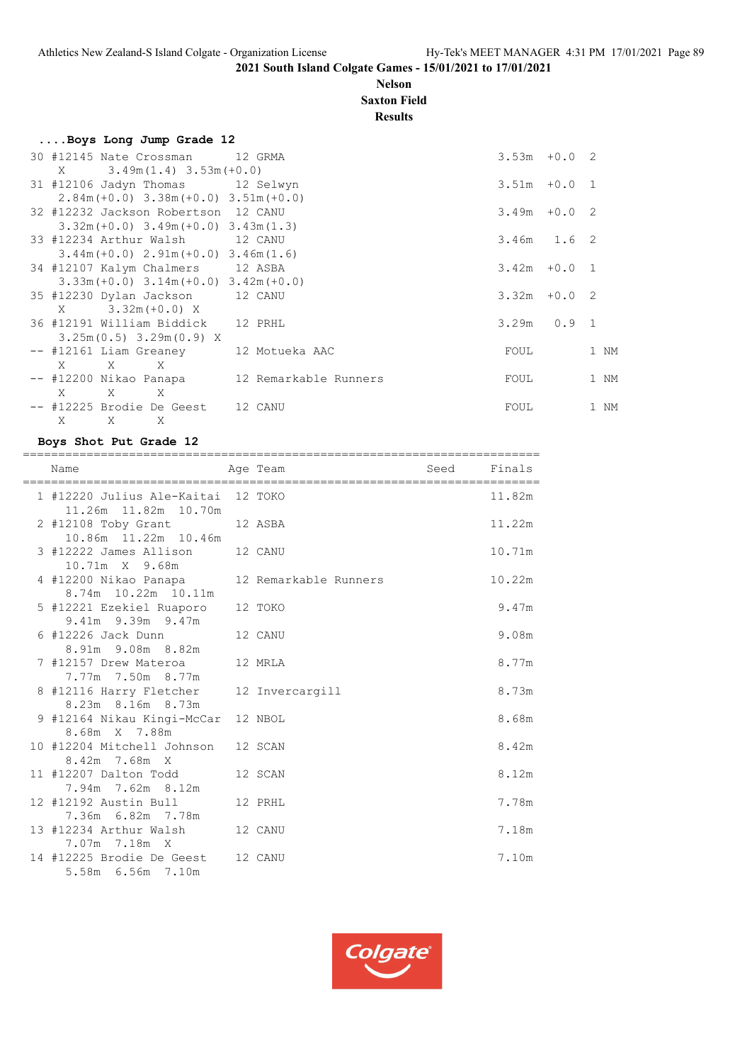2021 South Island Colgate Games - 15/01/2021 to 17/01/2021

**Nelson**
**Saxton Field**
**Results**

### ....Boys Long Jump Grade 12

```
 30 #12145 Nate Crossman       12 GRMA                               3.53m  +0.0  2
     X       3.49m(1.4)  3.53m(+0.0)
 31 #12106 Jadyn Thomas        12 Selwyn                             3.51m  +0.0  1
    2.84m(+0.0)  3.38m(+0.0)  3.51m(+0.0)
 32 #12232 Jackson Robertson   12 CANU                               3.49m  +0.0  2
    3.32m(+0.0)  3.49m(+0.0)  3.43m(1.3)
 33 #12234 Arthur Walsh        12 CANU                               3.46m   1.6  2
    3.44m(+0.0)  2.91m(+0.0)  3.46m(1.6)
 34 #12107 Kalym Chalmers      12 ASBA                               3.42m  +0.0  1
    3.33m(+0.0)  3.14m(+0.0)  3.42m(+0.0)
 35 #12230 Dylan Jackson       12 CANU                               3.32m  +0.0  2
     X       3.32m(+0.0)  X
 36 #12191 William Biddick     12 PRHL                               3.29m   0.9  1
    3.25m(0.5)  3.29m(0.9)  X
 -- #12161 Liam Greaney        12 Motueka AAC                        FOUL         1 NM
     X       X       X
 -- #12200 Nikao Panapa        12 Remarkable Runners                 FOUL         1 NM
     X       X       X
 -- #12225 Brodie De Geest     12 CANU                               FOUL         1 NM
     X       X       X
```

### Boys Shot Put Grade 12

| | Name | Age | Team | Seed | Finals |
|---|---|---|---|---|---|
| 1 | #12220 Julius Ale-Kaitai | 12 | TOKO | | 11.82m |
| | 11.26m 11.82m 10.70m | | | | |
| 2 | #12108 Toby Grant | 12 | ASBA | | 11.22m |
| | 10.86m 11.22m 10.46m | | | | |
| 3 | #12222 James Allison | 12 | CANU | | 10.71m |
| | 10.71m X 9.68m | | | | |
| 4 | #12200 Nikao Panapa | 12 | Remarkable Runners | | 10.22m |
| | 8.74m 10.22m 10.11m | | | | |
| 5 | #12221 Ezekiel Ruaporo | 12 | TOKO | | 9.47m |
| | 9.41m 9.39m 9.47m | | | | |
| 6 | #12226 Jack Dunn | 12 | CANU | | 9.08m |
| | 8.91m 9.08m 8.82m | | | | |
| 7 | #12157 Drew Materoa | 12 | MRLA | | 8.77m |
| | 7.77m 7.50m 8.77m | | | | |
| 8 | #12116 Harry Fletcher | 12 | Invercargill | | 8.73m |
| | 8.23m 8.16m 8.73m | | | | |
| 9 | #12164 Nikau Kingi-McCar | 12 | NBOL | | 8.68m |
| | 8.68m X 7.88m | | | | |
| 10 | #12204 Mitchell Johnson | 12 | SCAN | | 8.42m |
| | 8.42m 7.68m X | | | | |
| 11 | #12207 Dalton Todd | 12 | SCAN | | 8.12m |
| | 7.94m 7.62m 8.12m | | | | |
| 12 | #12192 Austin Bull | 12 | PRHL | | 7.78m |
| | 7.36m 6.82m 7.78m | | | | |
| 13 | #12234 Arthur Walsh | 12 | CANU | | 7.18m |
| | 7.07m 7.18m X | | | | |
| 14 | #12225 Brodie De Geest | 12 | CANU | | 7.10m |
| | 5.58m 6.56m 7.10m | | | | |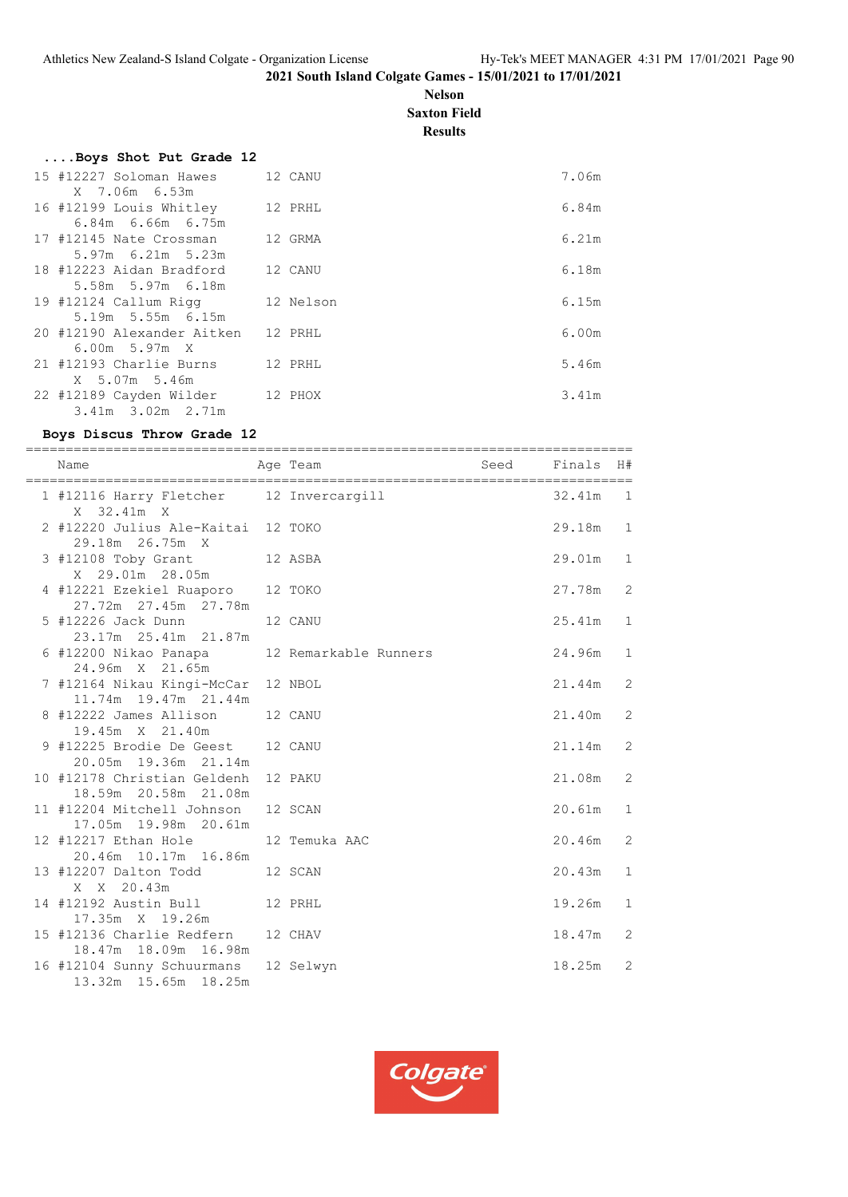## ....Boys Shot Put Grade 12

| Place | Name | Age | Team | Finals |
|---|---|---|---|---|
| 15 | #12227 Soloman Hawes | 12 | CANU | 7.06m |
| | X 7.06m 6.53m | | | |
| 16 | #12199 Louis Whitley | 12 | PRHL | 6.84m |
| | 6.84m 6.66m 6.75m | | | |
| 17 | #12145 Nate Crossman | 12 | GRMA | 6.21m |
| | 5.97m 6.21m 5.23m | | | |
| 18 | #12223 Aidan Bradford | 12 | CANU | 6.18m |
| | 5.58m 5.97m 6.18m | | | |
| 19 | #12124 Callum Rigg | 12 | Nelson | 6.15m |
| | 5.19m 5.55m 6.15m | | | |
| 20 | #12190 Alexander Aitken | 12 | PRHL | 6.00m |
| | 6.00m 5.97m X | | | |
| 21 | #12193 Charlie Burns | 12 | PRHL | 5.46m |
| | X 5.07m 5.46m | | | |
| 22 | #12189 Cayden Wilder | 12 | PHOX | 3.41m |
| | 3.41m 3.02m 2.71m | | | |

## Boys Discus Throw Grade 12

| Place | Name | Age | Team | Seed | Finals | H# |
|---|---|---|---|---|---|---|
| 1 | #12116 Harry Fletcher | 12 | Invercargill | | 32.41m | 1 |
| | X 32.41m X | | | | | |
| 2 | #12220 Julius Ale-Kaitai | 12 | TOKO | | 29.18m | 1 |
| | 29.18m 26.75m X | | | | | |
| 3 | #12108 Toby Grant | 12 | ASBA | | 29.01m | 1 |
| | X 29.01m 28.05m | | | | | |
| 4 | #12221 Ezekiel Ruaporo | 12 | TOKO | | 27.78m | 2 |
| | 27.72m 27.45m 27.78m | | | | | |
| 5 | #12226 Jack Dunn | 12 | CANU | | 25.41m | 1 |
| | 23.17m 25.41m 21.87m | | | | | |
| 6 | #12200 Nikao Panapa | 12 | Remarkable Runners | | 24.96m | 1 |
| | 24.96m X 21.65m | | | | | |
| 7 | #12164 Nikau Kingi-McCar | 12 | NBOL | | 21.44m | 2 |
| | 11.74m 19.47m 21.44m | | | | | |
| 8 | #12222 James Allison | 12 | CANU | | 21.40m | 2 |
| | 19.45m X 21.40m | | | | | |
| 9 | #12225 Brodie De Geest | 12 | CANU | | 21.14m | 2 |
| | 20.05m 19.36m 21.14m | | | | | |
| 10 | #12178 Christian Geldenh | 12 | PAKU | | 21.08m | 2 |
| | 18.59m 20.58m 21.08m | | | | | |
| 11 | #12204 Mitchell Johnson | 12 | SCAN | | 20.61m | 1 |
| | 17.05m 19.98m 20.61m | | | | | |
| 12 | #12217 Ethan Hole | 12 | Temuka AAC | | 20.46m | 2 |
| | 20.46m 10.17m 16.86m | | | | | |
| 13 | #12207 Dalton Todd | 12 | SCAN | | 20.43m | 1 |
| | X X 20.43m | | | | | |
| 14 | #12192 Austin Bull | 12 | PRHL | | 19.26m | 1 |
| | 17.35m X 19.26m | | | | | |
| 15 | #12136 Charlie Redfern | 12 | CHAV | | 18.47m | 2 |
| | 18.47m 18.09m 16.98m | | | | | |
| 16 | #12104 Sunny Schuurmans | 12 | Selwyn | | 18.25m | 2 |
| | 13.32m 15.65m 18.25m | | | | | |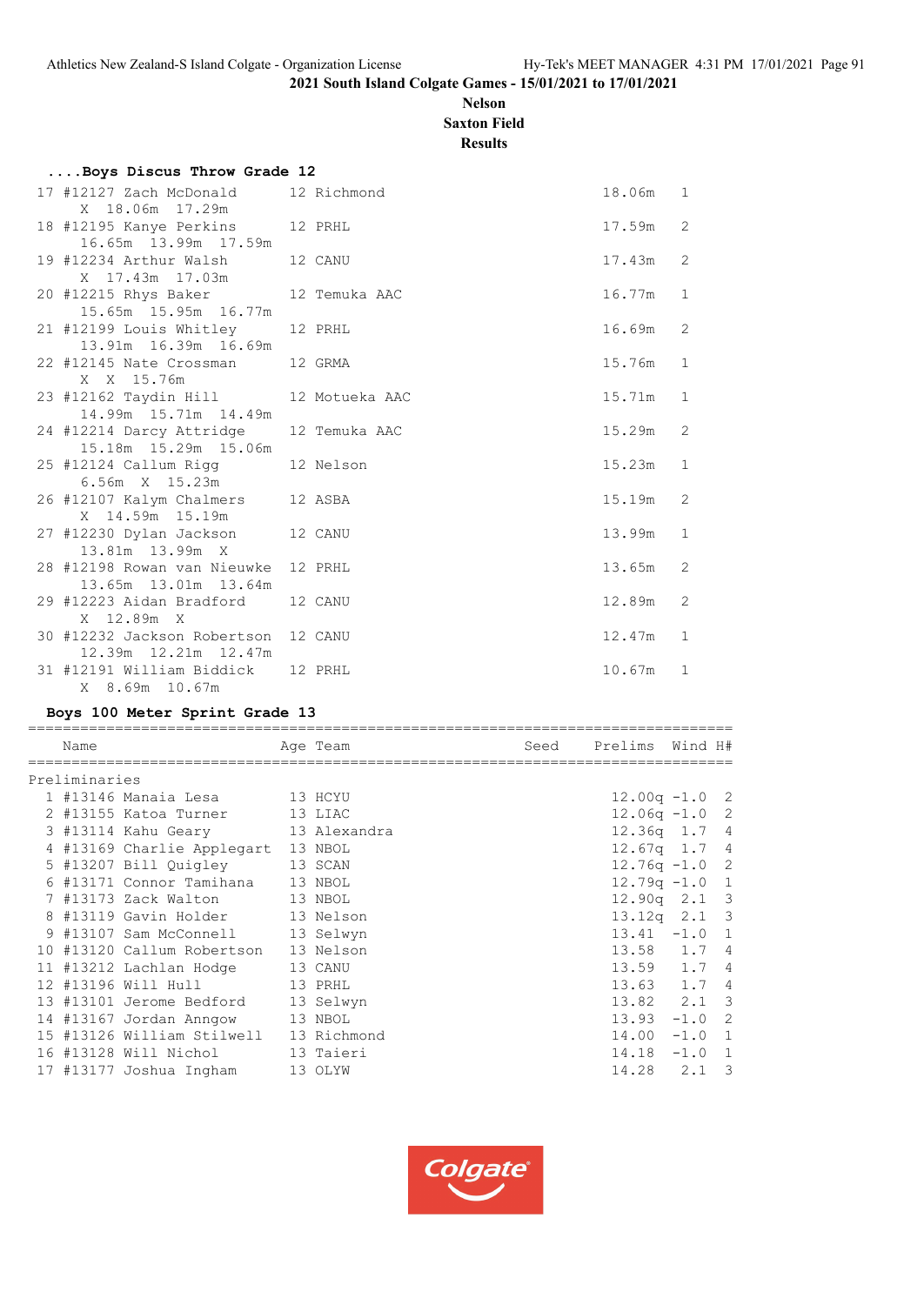**2021 South Island Colgate Games - 15/01/2021 to 17/01/2021**

**Nelson**

**Saxton Field**

**Results**

### ....Boys Discus Throw Grade 12

```
 17 #12127 Zach McDonald       12 Richmond                           18.06m   1 
      X  18.06m  17.29m 
 18 #12195 Kanye Perkins       12 PRHL                               17.59m   2 
     16.65m  13.99m  17.59m 
 19 #12234 Arthur Walsh        12 CANU                               17.43m   2 
      X  17.43m  17.03m 
 20 #12215 Rhys Baker          12 Temuka AAC                         16.77m   1 
     15.65m  15.95m  16.77m 
 21 #12199 Louis Whitley       12 PRHL                               16.69m   2 
     13.91m  16.39m  16.69m 
 22 #12145 Nate Crossman       12 GRMA                               15.76m   1 
      X  X  15.76m 
 23 #12162 Taydin Hill         12 Motueka AAC                        15.71m   1 
     14.99m  15.71m  14.49m 
 24 #12214 Darcy Attridge      12 Temuka AAC                         15.29m   2 
     15.18m  15.29m  15.06m 
 25 #12124 Callum Rigg         12 Nelson                             15.23m   1 
     6.56m  X  15.23m 
 26 #12107 Kalym Chalmers      12 ASBA                               15.19m   2 
      X  14.59m  15.19m 
 27 #12230 Dylan Jackson       12 CANU                               13.99m   1 
     13.81m  13.99m  X 
 28 #12198 Rowan van Nieuwke   12 PRHL                               13.65m   2 
     13.65m  13.01m  13.64m 
 29 #12223 Aidan Bradford      12 CANU                               12.89m   2 
      X  12.89m  X 
 30 #12232 Jackson Robertson   12 CANU                               12.47m   1 
     12.39m  12.21m  12.47m 
 31 #12191 William Biddick     12 PRHL                               10.67m   1 
      X  8.69m  10.67m 
```

### Boys 100 Meter Sprint Grade 13

```
================================================================================
    Name                    Age Team                 Seed    Prelims  Wind H# 
================================================================================
Preliminaries
  1 #13146 Manaia Lesa        13 HCYU                           12.00q -1.0  2 
  2 #13155 Katoa Turner       13 LIAC                           12.06q -1.0  2 
  3 #13114 Kahu Geary         13 Alexandra                      12.36q  1.7  4 
  4 #13169 Charlie Applegart  13 NBOL                           12.67q  1.7  4 
  5 #13207 Bill Quigley       13 SCAN                           12.76q -1.0  2 
  6 #13171 Connor Tamihana    13 NBOL                           12.79q -1.0  1 
  7 #13173 Zack Walton        13 NBOL                           12.90q  2.1  3 
  8 #13119 Gavin Holder       13 Nelson                         13.12q  2.1  3 
  9 #13107 Sam McConnell      13 Selwyn                         13.41  -1.0  1 
 10 #13120 Callum Robertson   13 Nelson                         13.58   1.7  4 
 11 #13212 Lachlan Hodge      13 CANU                           13.59   1.7  4 
 12 #13196 Will Hull          13 PRHL                           13.63   1.7  4 
 13 #13101 Jerome Bedford     13 Selwyn                         13.82   2.1  3 
 14 #13167 Jordan Anngow      13 NBOL                           13.93  -1.0  2 
 15 #13126 William Stilwell   13 Richmond                       14.00  -1.0  1 
 16 #13128 Will Nichol        13 Taieri                         14.18  -1.0  1 
 17 #13177 Joshua Ingham      13 OLYW                           14.28   2.1  3 
```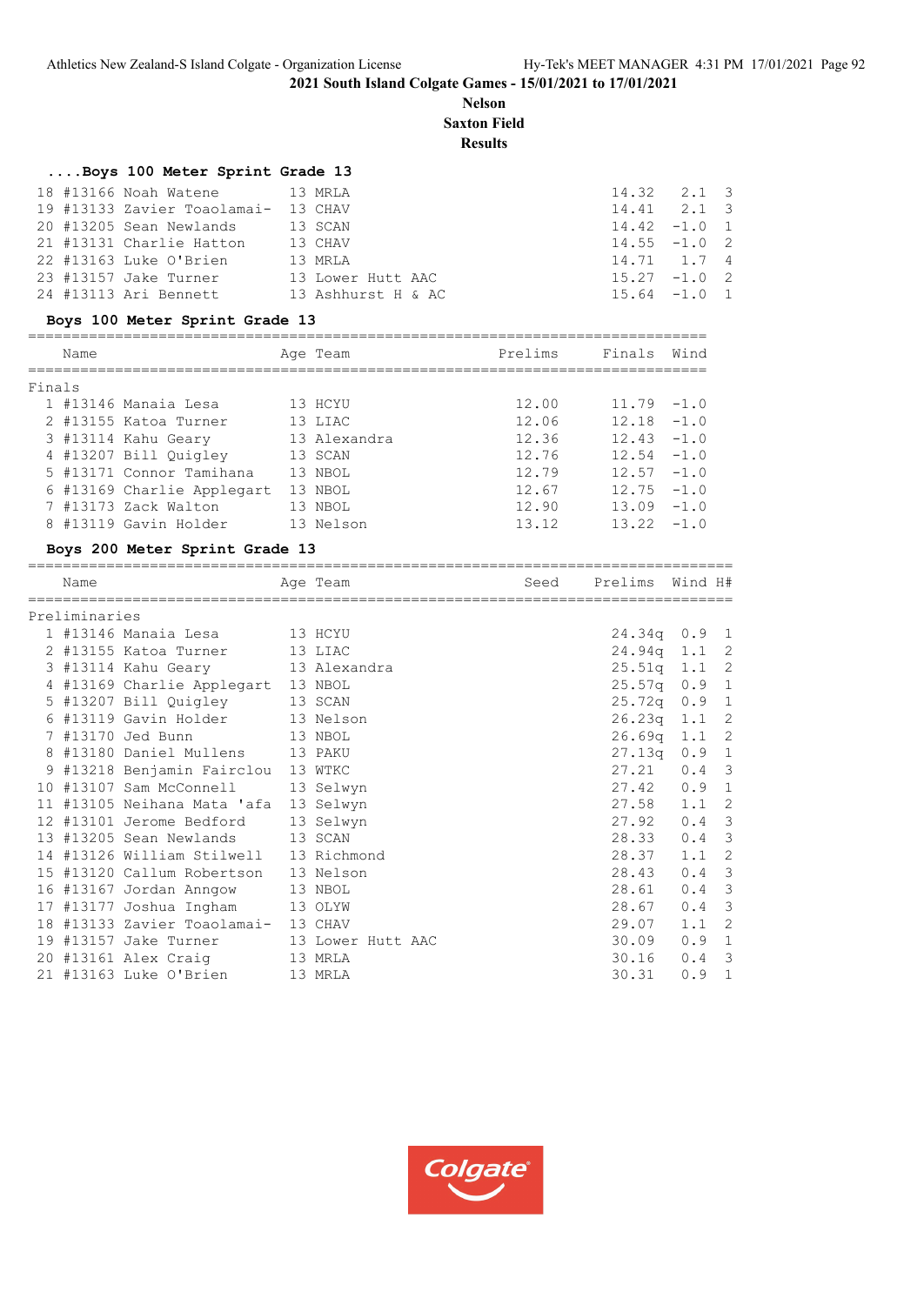2021 South Island Colgate Games - 15/01/2021 to 17/01/2021

**Nelson**
**Saxton Field**
**Results**

### ....Boys 100 Meter Sprint Grade 13

| Place | Comp# | Name | Age | Team | Time | Wind | H# |
|---|---|---|---|---|---|---|---|
| 18 | #13166 | Noah Watene | 13 | MRLA | 14.32 | 2.1 | 3 |
| 19 | #13133 | Zavier Toaolamai- | 13 | CHAV | 14.41 | 2.1 | 3 |
| 20 | #13205 | Sean Newlands | 13 | SCAN | 14.42 | -1.0 | 1 |
| 21 | #13131 | Charlie Hatton | 13 | CHAV | 14.55 | -1.0 | 2 |
| 22 | #13163 | Luke O'Brien | 13 | MRLA | 14.71 | 1.7 | 4 |
| 23 | #13157 | Jake Turner | 13 | Lower Hutt AAC | 15.27 | -1.0 | 2 |
| 24 | #13113 | Ari Bennett | 13 | Ashhurst H & AC | 15.64 | -1.0 | 1 |

### Boys 100 Meter Sprint Grade 13

**Finals**

| Place | Comp# | Name | Age | Team | Prelims | Finals | Wind |
|---|---|---|---|---|---|---|---|
| 1 | #13146 | Manaia Lesa | 13 | HCYU | 12.00 | 11.79 | -1.0 |
| 2 | #13155 | Katoa Turner | 13 | LIAC | 12.06 | 12.18 | -1.0 |
| 3 | #13114 | Kahu Geary | 13 | Alexandra | 12.36 | 12.43 | -1.0 |
| 4 | #13207 | Bill Quigley | 13 | SCAN | 12.76 | 12.54 | -1.0 |
| 5 | #13171 | Connor Tamihana | 13 | NBOL | 12.79 | 12.57 | -1.0 |
| 6 | #13169 | Charlie Applegart | 13 | NBOL | 12.67 | 12.75 | -1.0 |
| 7 | #13173 | Zack Walton | 13 | NBOL | 12.90 | 13.09 | -1.0 |
| 8 | #13119 | Gavin Holder | 13 | Nelson | 13.12 | 13.22 | -1.0 |

### Boys 200 Meter Sprint Grade 13

**Preliminaries**

| Place | Comp# | Name | Age | Team | Seed | Prelims | Wind | H# |
|---|---|---|---|---|---|---|---|---|
| 1 | #13146 | Manaia Lesa | 13 | HCYU | | 24.34q | 0.9 | 1 |
| 2 | #13155 | Katoa Turner | 13 | LIAC | | 24.94q | 1.1 | 2 |
| 3 | #13114 | Kahu Geary | 13 | Alexandra | | 25.51q | 1.1 | 2 |
| 4 | #13169 | Charlie Applegart | 13 | NBOL | | 25.57q | 0.9 | 1 |
| 5 | #13207 | Bill Quigley | 13 | SCAN | | 25.72q | 0.9 | 1 |
| 6 | #13119 | Gavin Holder | 13 | Nelson | | 26.23q | 1.1 | 2 |
| 7 | #13170 | Jed Bunn | 13 | NBOL | | 26.69q | 1.1 | 2 |
| 8 | #13180 | Daniel Mullens | 13 | PAKU | | 27.13q | 0.9 | 1 |
| 9 | #13218 | Benjamin Fairclou | 13 | WTKC | | 27.21 | 0.4 | 3 |
| 10 | #13107 | Sam McConnell | 13 | Selwyn | | 27.42 | 0.9 | 1 |
| 11 | #13105 | Neihana Mata 'afa | 13 | Selwyn | | 27.58 | 1.1 | 2 |
| 12 | #13101 | Jerome Bedford | 13 | Selwyn | | 27.92 | 0.4 | 3 |
| 13 | #13205 | Sean Newlands | 13 | SCAN | | 28.33 | 0.4 | 3 |
| 14 | #13126 | William Stilwell | 13 | Richmond | | 28.37 | 1.1 | 2 |
| 15 | #13120 | Callum Robertson | 13 | Nelson | | 28.43 | 0.4 | 3 |
| 16 | #13167 | Jordan Anngow | 13 | NBOL | | 28.61 | 0.4 | 3 |
| 17 | #13177 | Joshua Ingham | 13 | OLYW | | 28.67 | 0.4 | 3 |
| 18 | #13133 | Zavier Toaolamai- | 13 | CHAV | | 29.07 | 1.1 | 2 |
| 19 | #13157 | Jake Turner | 13 | Lower Hutt AAC | | 30.09 | 0.9 | 1 |
| 20 | #13161 | Alex Craig | 13 | MRLA | | 30.16 | 0.4 | 3 |
| 21 | #13163 | Luke O'Brien | 13 | MRLA | | 30.31 | 0.9 | 1 |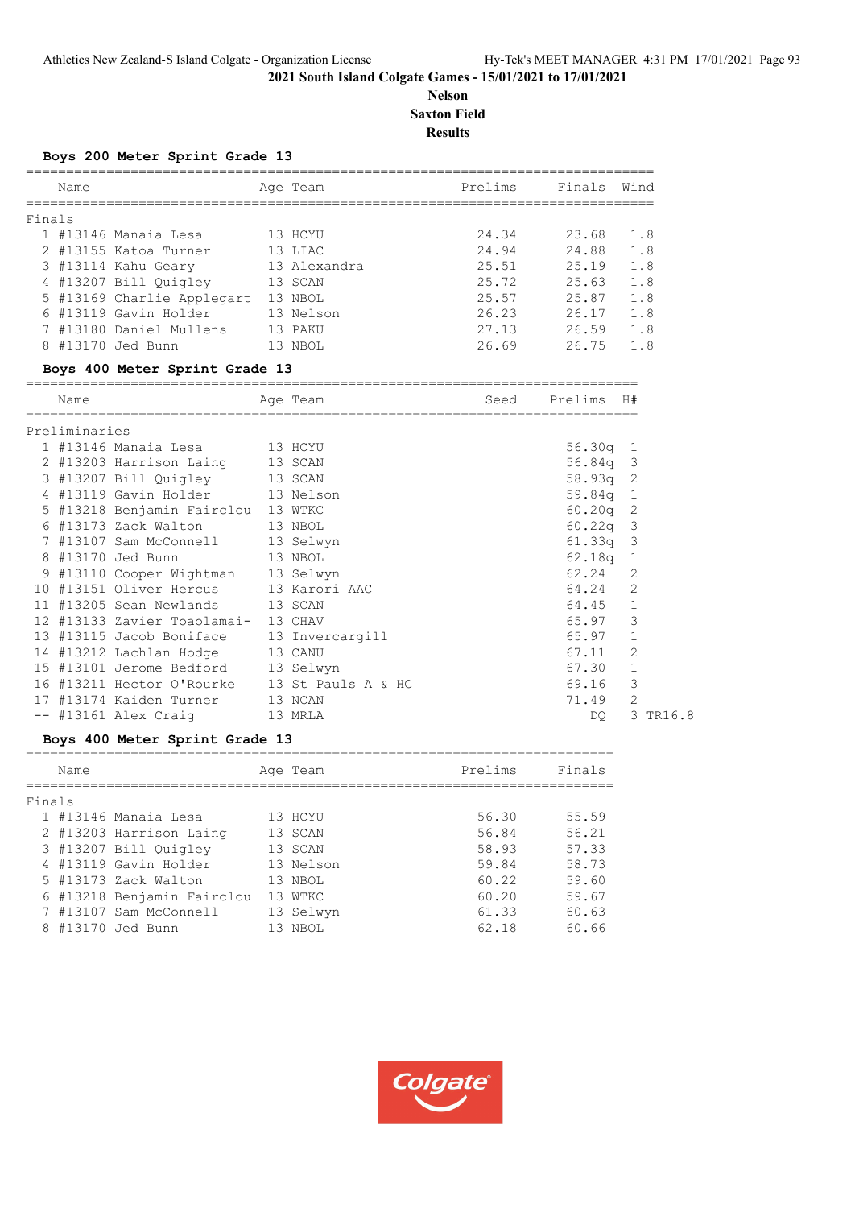**2021 South Island Colgate Games - 15/01/2021 to 17/01/2021**

**Nelson**

**Saxton Field**

**Results**

### Boys 200 Meter Sprint Grade 13

Finals

| | Name | Age | Team | Prelims | Finals | Wind |
|---|---|---|---|---|---|---|
| 1 | #13146 Manaia Lesa | 13 | HCYU | 24.34 | 23.68 | 1.8 |
| 2 | #13155 Katoa Turner | 13 | LIAC | 24.94 | 24.88 | 1.8 |
| 3 | #13114 Kahu Geary | 13 | Alexandra | 25.51 | 25.19 | 1.8 |
| 4 | #13207 Bill Quigley | 13 | SCAN | 25.72 | 25.63 | 1.8 |
| 5 | #13169 Charlie Applegart | 13 | NBOL | 25.57 | 25.87 | 1.8 |
| 6 | #13119 Gavin Holder | 13 | Nelson | 26.23 | 26.17 | 1.8 |
| 7 | #13180 Daniel Mullens | 13 | PAKU | 27.13 | 26.59 | 1.8 |
| 8 | #13170 Jed Bunn | 13 | NBOL | 26.69 | 26.75 | 1.8 |

### Boys 400 Meter Sprint Grade 13

Preliminaries

| | Name | Age | Team | Seed | Prelims | H# |
|---|---|---|---|---|---|---|
| 1 | #13146 Manaia Lesa | 13 | HCYU | | 56.30q | 1 |
| 2 | #13203 Harrison Laing | 13 | SCAN | | 56.84q | 3 |
| 3 | #13207 Bill Quigley | 13 | SCAN | | 58.93q | 2 |
| 4 | #13119 Gavin Holder | 13 | Nelson | | 59.84q | 1 |
| 5 | #13218 Benjamin Fairclou | 13 | WTKC | | 60.20q | 2 |
| 6 | #13173 Zack Walton | 13 | NBOL | | 60.22q | 3 |
| 7 | #13107 Sam McConnell | 13 | Selwyn | | 61.33q | 3 |
| 8 | #13170 Jed Bunn | 13 | NBOL | | 62.18q | 1 |
| 9 | #13110 Cooper Wightman | 13 | Selwyn | | 62.24 | 2 |
| 10 | #13151 Oliver Hercus | 13 | Karori AAC | | 64.24 | 2 |
| 11 | #13205 Sean Newlands | 13 | SCAN | | 64.45 | 1 |
| 12 | #13133 Zavier Toaolamai- | 13 | CHAV | | 65.97 | 3 |
| 13 | #13115 Jacob Boniface | 13 | Invercargill | | 65.97 | 1 |
| 14 | #13212 Lachlan Hodge | 13 | CANU | | 67.11 | 2 |
| 15 | #13101 Jerome Bedford | 13 | Selwyn | | 67.30 | 1 |
| 16 | #13211 Hector O'Rourke | 13 | St Pauls A & HC | | 69.16 | 3 |
| 17 | #13174 Kaiden Turner | 13 | NCAN | | 71.49 | 2 |
| -- | #13161 Alex Craig | 13 | MRLA | | DQ | 3 TR16.8 |

### Boys 400 Meter Sprint Grade 13

Finals

| | Name | Age | Team | Prelims | Finals |
|---|---|---|---|---|---|
| 1 | #13146 Manaia Lesa | 13 | HCYU | 56.30 | 55.59 |
| 2 | #13203 Harrison Laing | 13 | SCAN | 56.84 | 56.21 |
| 3 | #13207 Bill Quigley | 13 | SCAN | 58.93 | 57.33 |
| 4 | #13119 Gavin Holder | 13 | Nelson | 59.84 | 58.73 |
| 5 | #13173 Zack Walton | 13 | NBOL | 60.22 | 59.60 |
| 6 | #13218 Benjamin Fairclou | 13 | WTKC | 60.20 | 59.67 |
| 7 | #13107 Sam McConnell | 13 | Selwyn | 61.33 | 60.63 |
| 8 | #13170 Jed Bunn | 13 | NBOL | 62.18 | 60.66 |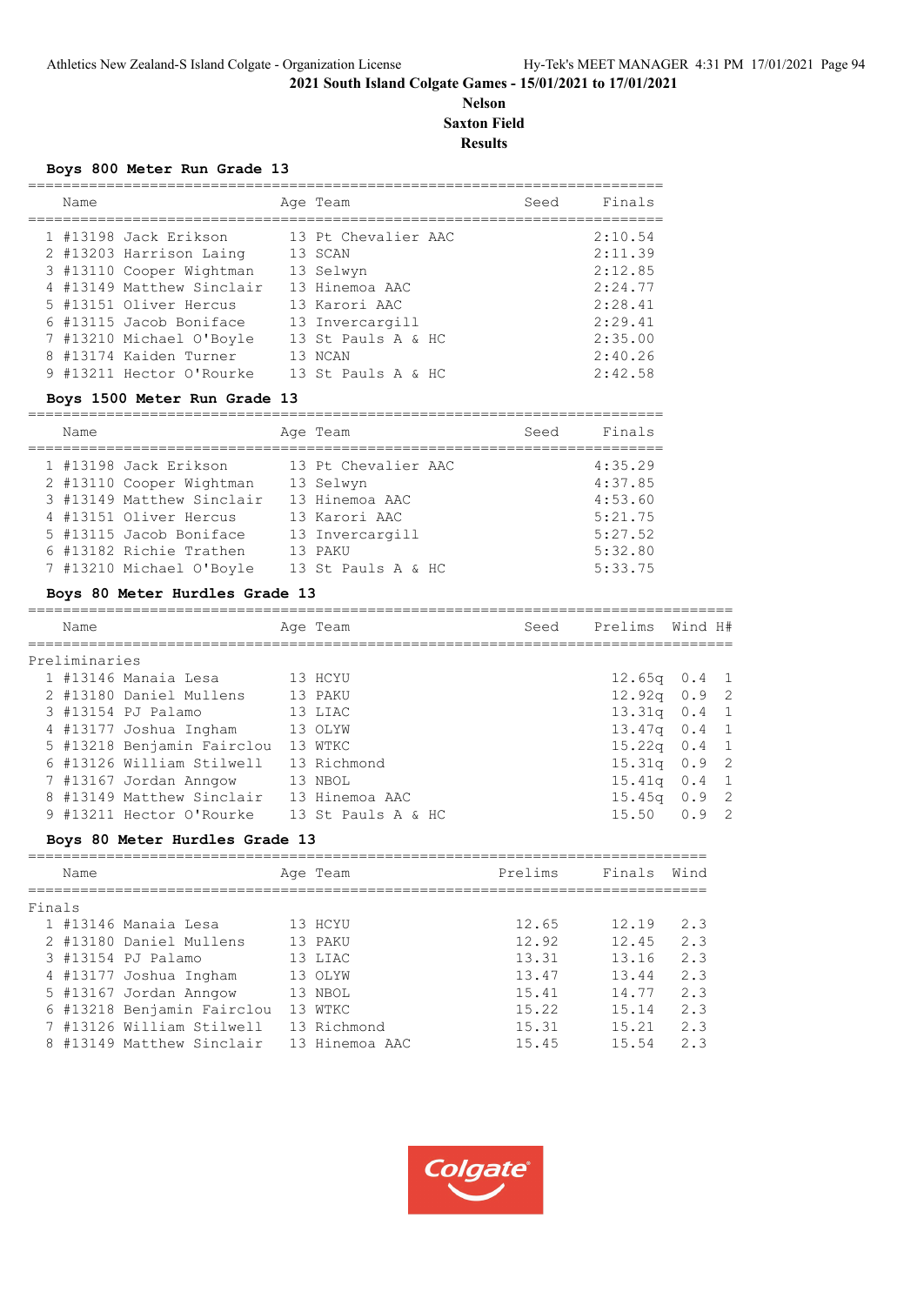2021 South Island Colgate Games - 15/01/2021 to 17/01/2021

**Nelson**

**Saxton Field**

**Results**

### Boys 800 Meter Run Grade 13

| | Name | Age | Team | Seed | Finals |
|---|---|---|---|---|---|
| 1 | #13198 Jack Erikson | 13 | Pt Chevalier AAC | | 2:10.54 |
| 2 | #13203 Harrison Laing | 13 | SCAN | | 2:11.39 |
| 3 | #13110 Cooper Wightman | 13 | Selwyn | | 2:12.85 |
| 4 | #13149 Matthew Sinclair | 13 | Hinemoa AAC | | 2:24.77 |
| 5 | #13151 Oliver Hercus | 13 | Karori AAC | | 2:28.41 |
| 6 | #13115 Jacob Boniface | 13 | Invercargill | | 2:29.41 |
| 7 | #13210 Michael O'Boyle | 13 | St Pauls A & HC | | 2:35.00 |
| 8 | #13174 Kaiden Turner | 13 | NCAN | | 2:40.26 |
| 9 | #13211 Hector O'Rourke | 13 | St Pauls A & HC | | 2:42.58 |

### Boys 1500 Meter Run Grade 13

| | Name | Age | Team | Seed | Finals |
|---|---|---|---|---|---|
| 1 | #13198 Jack Erikson | 13 | Pt Chevalier AAC | | 4:35.29 |
| 2 | #13110 Cooper Wightman | 13 | Selwyn | | 4:37.85 |
| 3 | #13149 Matthew Sinclair | 13 | Hinemoa AAC | | 4:53.60 |
| 4 | #13151 Oliver Hercus | 13 | Karori AAC | | 5:21.75 |
| 5 | #13115 Jacob Boniface | 13 | Invercargill | | 5:27.52 |
| 6 | #13182 Richie Trathen | 13 | PAKU | | 5:32.80 |
| 7 | #13210 Michael O'Boyle | 13 | St Pauls A & HC | | 5:33.75 |

### Boys 80 Meter Hurdles Grade 13

**Preliminaries**

| | Name | Age | Team | Seed | Prelims | Wind | H# |
|---|---|---|---|---|---|---|---|
| 1 | #13146 Manaia Lesa | 13 | HCYU | | 12.65q | 0.4 | 1 |
| 2 | #13180 Daniel Mullens | 13 | PAKU | | 12.92q | 0.9 | 2 |
| 3 | #13154 PJ Palamo | 13 | LIAC | | 13.31q | 0.4 | 1 |
| 4 | #13177 Joshua Ingham | 13 | OLYW | | 13.47q | 0.4 | 1 |
| 5 | #13218 Benjamin Fairclou | 13 | WTKC | | 15.22q | 0.4 | 1 |
| 6 | #13126 William Stilwell | 13 | Richmond | | 15.31q | 0.9 | 2 |
| 7 | #13167 Jordan Anngow | 13 | NBOL | | 15.41q | 0.4 | 1 |
| 8 | #13149 Matthew Sinclair | 13 | Hinemoa AAC | | 15.45q | 0.9 | 2 |
| 9 | #13211 Hector O'Rourke | 13 | St Pauls A & HC | | 15.50 | 0.9 | 2 |

### Boys 80 Meter Hurdles Grade 13

**Finals**

| | Name | Age | Team | Prelims | Finals | Wind |
|---|---|---|---|---|---|---|
| 1 | #13146 Manaia Lesa | 13 | HCYU | 12.65 | 12.19 | 2.3 |
| 2 | #13180 Daniel Mullens | 13 | PAKU | 12.92 | 12.45 | 2.3 |
| 3 | #13154 PJ Palamo | 13 | LIAC | 13.31 | 13.16 | 2.3 |
| 4 | #13177 Joshua Ingham | 13 | OLYW | 13.47 | 13.44 | 2.3 |
| 5 | #13167 Jordan Anngow | 13 | NBOL | 15.41 | 14.77 | 2.3 |
| 6 | #13218 Benjamin Fairclou | 13 | WTKC | 15.22 | 15.14 | 2.3 |
| 7 | #13126 William Stilwell | 13 | Richmond | 15.31 | 15.21 | 2.3 |
| 8 | #13149 Matthew Sinclair | 13 | Hinemoa AAC | 15.45 | 15.54 | 2.3 |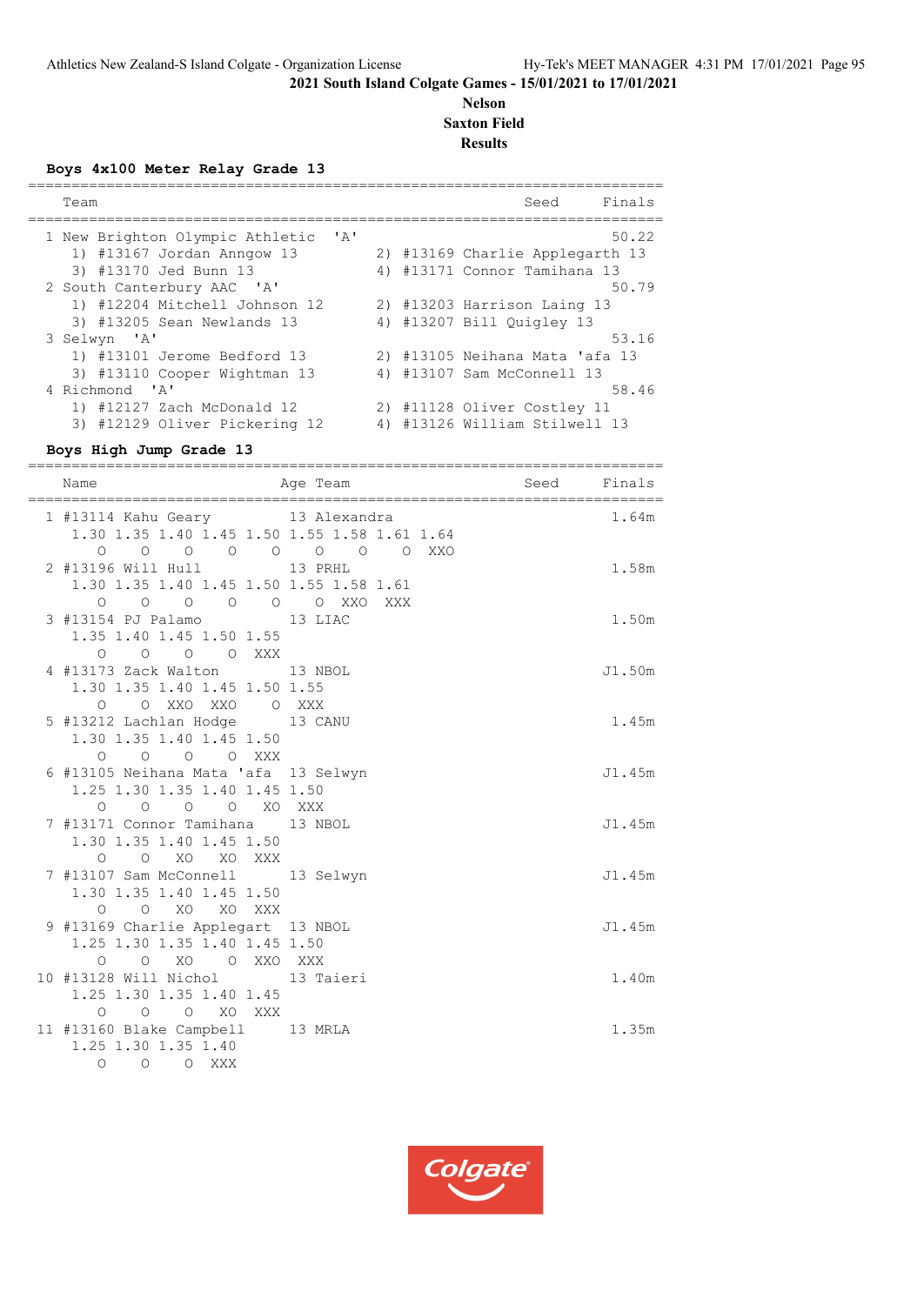**2021 South Island Colgate Games - 15/01/2021 to 17/01/2021**

**Nelson**

**Saxton Field**

**Results**

### Boys 4x100 Meter Relay Grade 13

```
========================================================================
    Team                                              Seed     Finals
========================================================================
  1 New Brighton Olympic Athletic  'A'                          50.22
     1) #13167 Jordan Anngow 13         2) #13169 Charlie Applegarth 13
     3) #13170 Jed Bunn 13              4) #13171 Connor Tamihana 13
  2 South Canterbury AAC  'A'                                   50.79
     1) #12204 Mitchell Johnson 12      2) #13203 Harrison Laing 13
     3) #13205 Sean Newlands 13         4) #13207 Bill Quigley 13
  3 Selwyn  'A'                                                 53.16
     1) #13101 Jerome Bedford 13        2) #13105 Neihana Mata 'afa 13
     3) #13110 Cooper Wightman 13       4) #13107 Sam McConnell 13
  4 Richmond  'A'                                               58.46
     1) #12127 Zach McDonald 12         2) #11128 Oliver Costley 11
     3) #12129 Oliver Pickering 12      4) #13126 William Stilwell 13
```

### Boys High Jump Grade 13

```
========================================================================
    Name                     Age Team                 Seed     Finals
========================================================================
  1 #13114 Kahu Geary         13 Alexandra                      1.64m
     1.30 1.35 1.40 1.45 1.50 1.55 1.58 1.61 1.64
        O    O    O    O    O    O    O    O  XXO
  2 #13196 Will Hull          13 PRHL                           1.58m
     1.30 1.35 1.40 1.45 1.50 1.55 1.58 1.61
        O    O    O    O    O    O  XXO  XXX
  3 #13154 PJ Palamo          13 LIAC                           1.50m
     1.35 1.40 1.45 1.50 1.55
        O    O    O    O  XXX
  4 #13173 Zack Walton        13 NBOL                          J1.50m
     1.30 1.35 1.40 1.45 1.50 1.55
        O    O  XXO  XXO    O  XXX
  5 #13212 Lachlan Hodge      13 CANU                           1.45m
     1.30 1.35 1.40 1.45 1.50
        O    O    O    O  XXX
  6 #13105 Neihana Mata 'afa  13 Selwyn                        J1.45m
     1.25 1.30 1.35 1.40 1.45 1.50
        O    O    O    O   XO  XXX
  7 #13171 Connor Tamihana    13 NBOL                          J1.45m
     1.30 1.35 1.40 1.45 1.50
        O    O   XO   XO  XXX
  7 #13107 Sam McConnell      13 Selwyn                        J1.45m
     1.30 1.35 1.40 1.45 1.50
        O    O   XO   XO  XXX
  9 #13169 Charlie Applegart  13 NBOL                          J1.45m
     1.25 1.30 1.35 1.40 1.45 1.50
        O    O   XO    O  XXO  XXX
 10 #13128 Will Nichol        13 Taieri                         1.40m
     1.25 1.30 1.35 1.40 1.45
        O    O    O   XO  XXX
 11 #13160 Blake Campbell     13 MRLA                           1.35m
     1.25 1.30 1.35 1.40
        O    O    O  XXX
```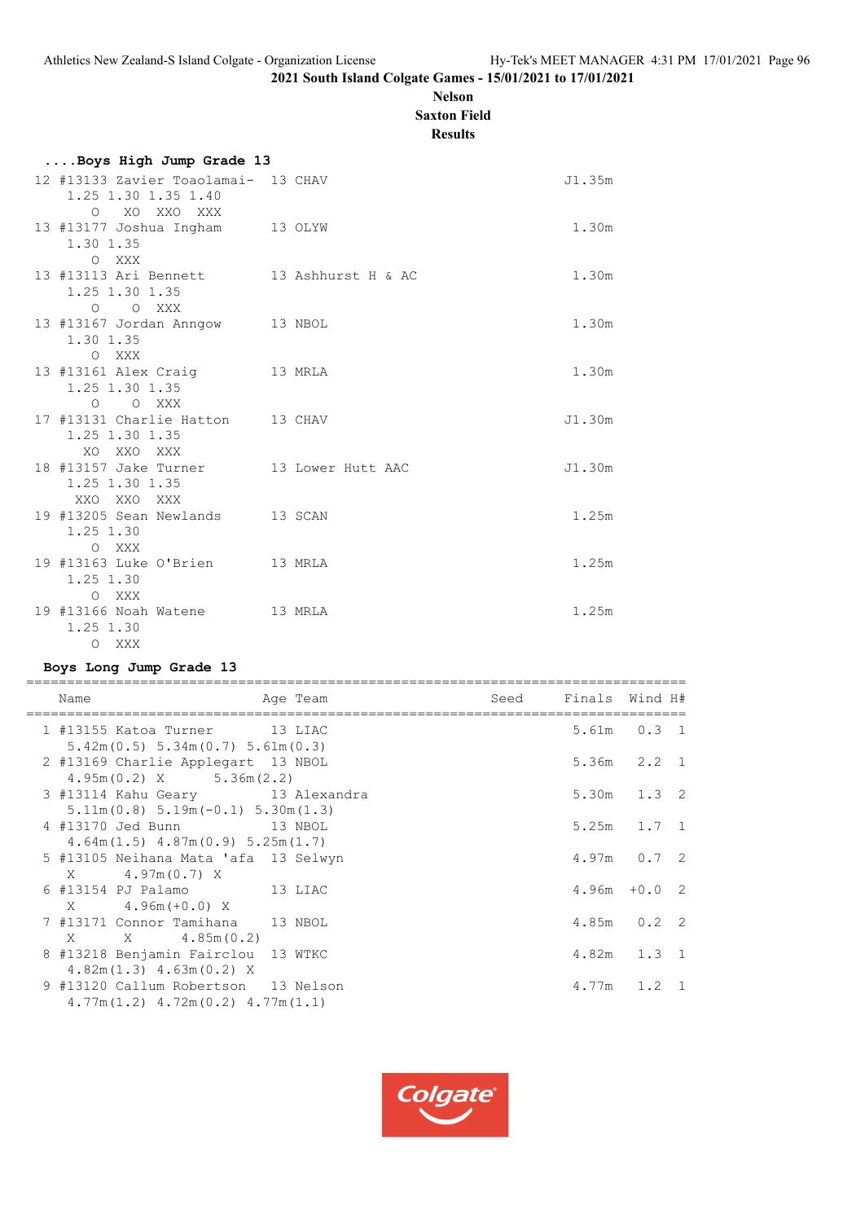2021 South Island Colgate Games - 15/01/2021 to 17/01/2021

**Nelson**
**Saxton Field**
**Results**

### ....Boys High Jump Grade 13

```
12 #13133 Zavier Toaolamai-  13 CHAV                                J1.35m
    1.25 1.30 1.35 1.40
       O   XO  XXO  XXX
13 #13177 Joshua Ingham      13 OLYW                                 1.30m
    1.30 1.35
       O  XXX
13 #13113 Ari Bennett        13 Ashhurst H & AC                      1.30m
    1.25 1.30 1.35
       O    O  XXX
13 #13167 Jordan Anngow      13 NBOL                                 1.30m
    1.30 1.35
       O  XXX
13 #13161 Alex Craig         13 MRLA                                 1.30m
    1.25 1.30 1.35
       O    O  XXX
17 #13131 Charlie Hatton     13 CHAV                                J1.30m
    1.25 1.30 1.35
      XO  XXO  XXX
18 #13157 Jake Turner        13 Lower Hutt AAC                      J1.30m
    1.25 1.30 1.35
     XXO  XXO  XXX
19 #13205 Sean Newlands      13 SCAN                                 1.25m
    1.25 1.30
       O  XXX
19 #13163 Luke O'Brien       13 MRLA                                 1.25m
    1.25 1.30
       O  XXX
19 #13166 Noah Watene        13 MRLA                                 1.25m
    1.25 1.30
       O  XXX
```

### Boys Long Jump Grade 13

```
================================================================================
   Name                    Age Team                 Seed    Finals  Wind H#
================================================================================
 1 #13155 Katoa Turner      13 LIAC                          5.61m   0.3  1
    5.42m(0.5) 5.34m(0.7) 5.61m(0.3)
 2 #13169 Charlie Applegart 13 NBOL                          5.36m   2.2  1
    4.95m(0.2) X      5.36m(2.2)
 3 #13114 Kahu Geary        13 Alexandra                     5.30m   1.3  2
    5.11m(0.8) 5.19m(-0.1) 5.30m(1.3)
 4 #13170 Jed Bunn          13 NBOL                          5.25m   1.7  1
    4.64m(1.5) 4.87m(0.9) 5.25m(1.7)
 5 #13105 Neihana Mata 'afa 13 Selwyn                        4.97m   0.7  2
    X      4.97m(0.7) X
 6 #13154 PJ Palamo         13 LIAC                          4.96m  +0.0  2
    X      4.96m(+0.0) X
 7 #13171 Connor Tamihana   13 NBOL                          4.85m   0.2  2
    X      X      4.85m(0.2)
 8 #13218 Benjamin Fairclou 13 WTKC                          4.82m   1.3  1
    4.82m(1.3) 4.63m(0.2) X
 9 #13120 Callum Robertson  13 Nelson                        4.77m   1.2  1
    4.77m(1.2) 4.72m(0.2) 4.77m(1.1)
```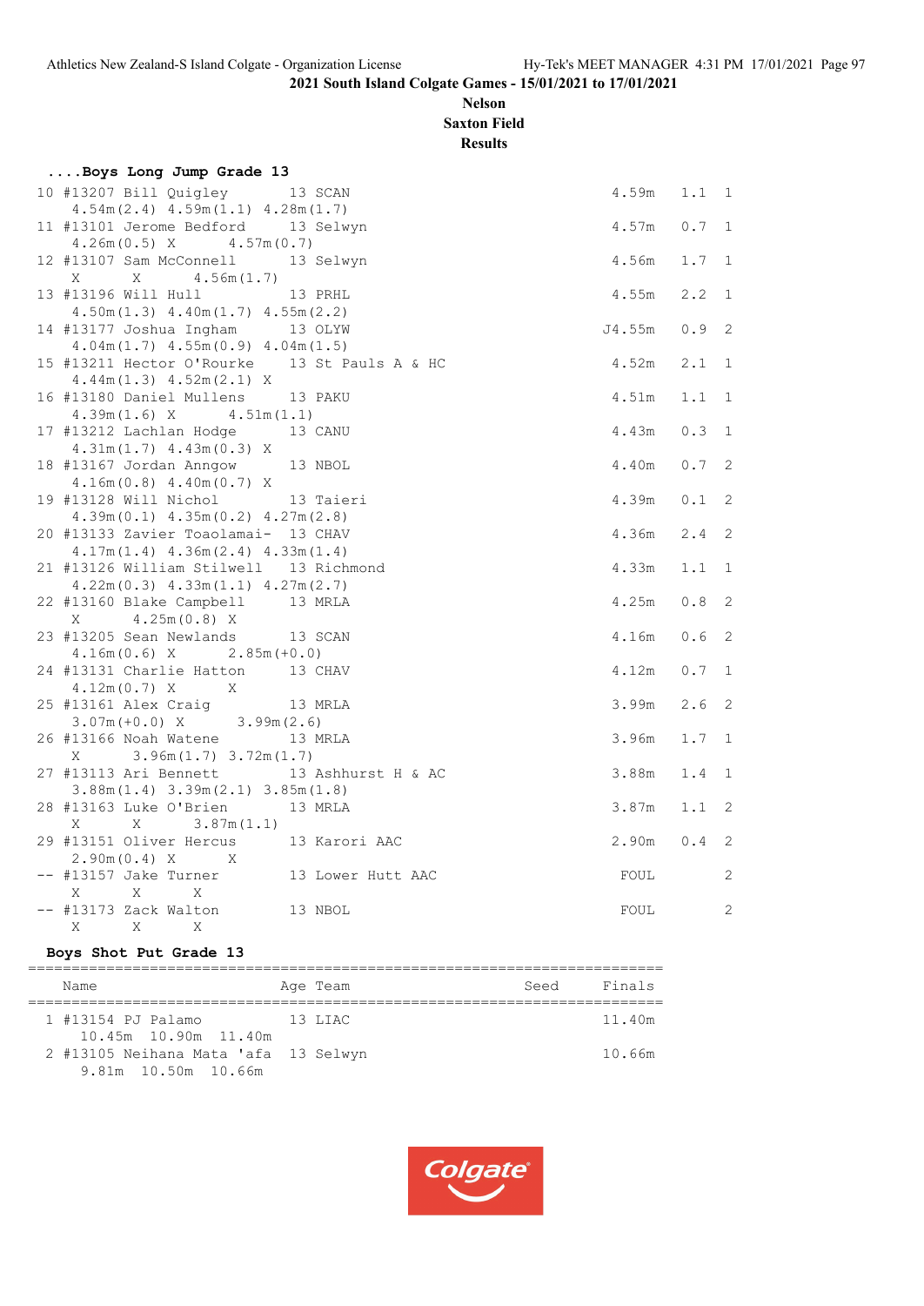2021 South Island Colgate Games - 15/01/2021 to 17/01/2021

**Nelson**
**Saxton Field**
**Results**

### ....Boys Long Jump Grade 13

```
 10 #13207 Bill Quigley        13 SCAN                           4.59m   1.1  1
     4.54m(2.4) 4.59m(1.1) 4.28m(1.7)
 11 #13101 Jerome Bedford      13 Selwyn                         4.57m   0.7  1
     4.26m(0.5) X      4.57m(0.7)
 12 #13107 Sam McConnell       13 Selwyn                         4.56m   1.7  1
     X      X      4.56m(1.7)
 13 #13196 Will Hull           13 PRHL                           4.55m   2.2  1
     4.50m(1.3) 4.40m(1.7) 4.55m(2.2)
 14 #13177 Joshua Ingham       13 OLYW                          J4.55m   0.9  2
     4.04m(1.7) 4.55m(0.9) 4.04m(1.5)
 15 #13211 Hector O'Rourke     13 St Pauls A & HC                4.52m   2.1  1
     4.44m(1.3) 4.52m(2.1) X
 16 #13180 Daniel Mullens      13 PAKU                           4.51m   1.1  1
     4.39m(1.6) X      4.51m(1.1)
 17 #13212 Lachlan Hodge       13 CANU                           4.43m   0.3  1
     4.31m(1.7) 4.43m(0.3) X
 18 #13167 Jordan Anngow       13 NBOL                           4.40m   0.7  2
     4.16m(0.8) 4.40m(0.7) X
 19 #13128 Will Nichol         13 Taieri                         4.39m   0.1  2
     4.39m(0.1) 4.35m(0.2) 4.27m(2.8)
 20 #13133 Zavier Toaolamai-  13 CHAV                            4.36m   2.4  2
     4.17m(1.4) 4.36m(2.4) 4.33m(1.4)
 21 #13126 William Stilwell    13 Richmond                       4.33m   1.1  1
     4.22m(0.3) 4.33m(1.1) 4.27m(2.7)
 22 #13160 Blake Campbell      13 MRLA                           4.25m   0.8  2
     X      4.25m(0.8) X
 23 #13205 Sean Newlands       13 SCAN                           4.16m   0.6  2
     4.16m(0.6) X      2.85m(+0.0)
 24 #13131 Charlie Hatton      13 CHAV                           4.12m   0.7  1
     4.12m(0.7) X      X
 25 #13161 Alex Craig          13 MRLA                           3.99m   2.6  2
     3.07m(+0.0) X      3.99m(2.6)
 26 #13166 Noah Watene         13 MRLA                           3.96m   1.7  1
     X      3.96m(1.7) 3.72m(1.7)
 27 #13113 Ari Bennett         13 Ashhurst H & AC                3.88m   1.4  1
     3.88m(1.4) 3.39m(2.1) 3.85m(1.8)
 28 #13163 Luke O'Brien        13 MRLA                           3.87m   1.1  2
     X      X      3.87m(1.1)
 29 #13151 Oliver Hercus       13 Karori AAC                     2.90m   0.4  2
     2.90m(0.4) X      X
 -- #13157 Jake Turner         13 Lower Hutt AAC                  FOUL        2
     X      X      X
 -- #13173 Zack Walton         13 NBOL                            FOUL        2
     X      X      X
```

### Boys Shot Put Grade 13

| | Name | Age | Team | Seed | Finals |
|---|---|---|---|---|---|
| 1 | #13154 PJ Palamo | 13 | LIAC | | 11.40m |
| | 10.45m 10.90m 11.40m | | | | |
| 2 | #13105 Neihana Mata 'afa | 13 | Selwyn | | 10.66m |
| | 9.81m 10.50m 10.66m | | | | |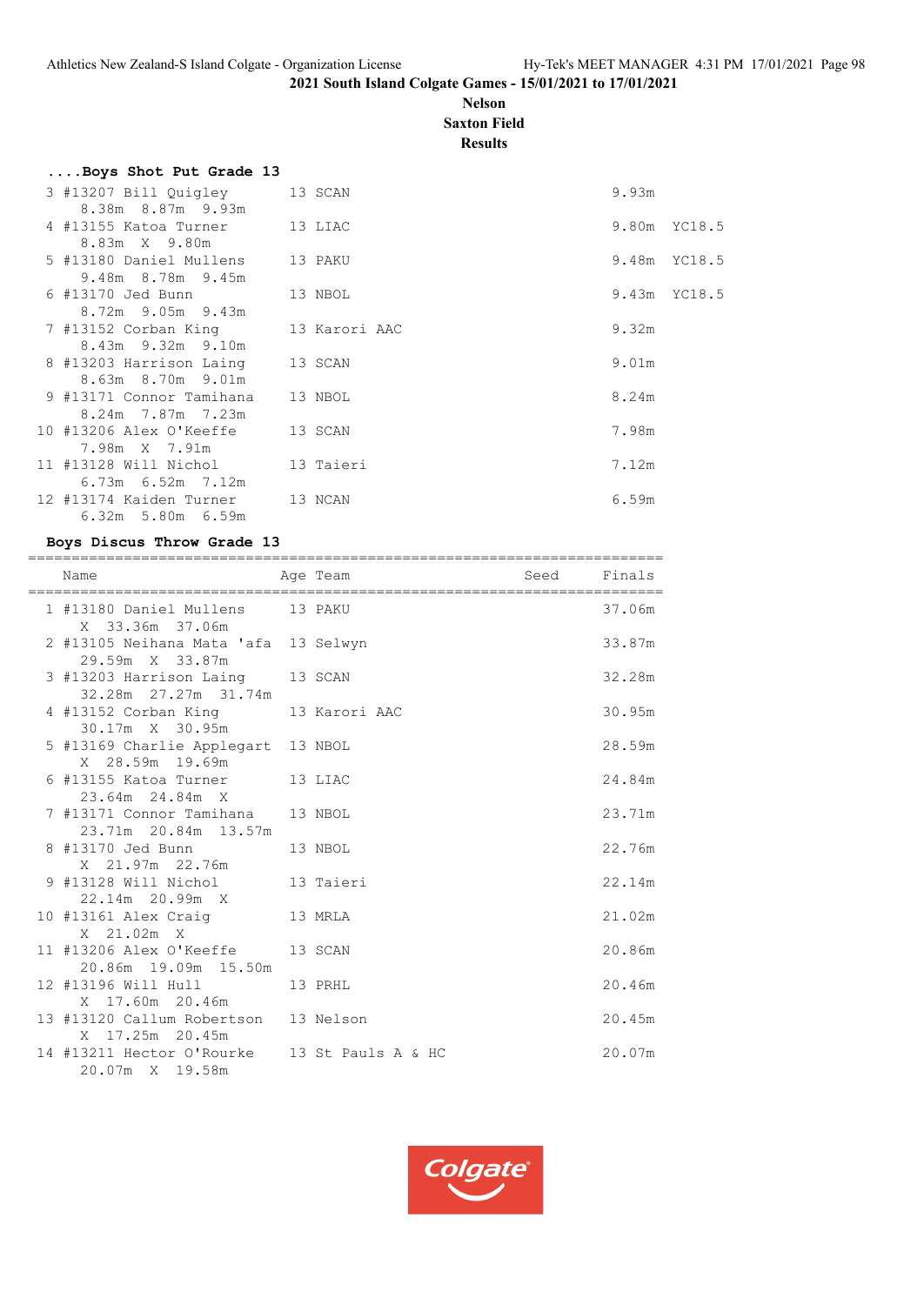2021 South Island Colgate Games - 15/01/2021 to 17/01/2021

**Nelson**

**Saxton Field**

**Results**

### ....Boys Shot Put Grade 13

| Place | Name | Age | Team | Finals | |
|---|---|---|---|---|---|
| 3 | #13207 Bill Quigley | 13 | SCAN | 9.93m | |
| | 8.38m 8.87m 9.93m | | | | |
| 4 | #13155 Katoa Turner | 13 | LIAC | 9.80m | YC18.5 |
| | 8.83m X 9.80m | | | | |
| 5 | #13180 Daniel Mullens | 13 | PAKU | 9.48m | YC18.5 |
| | 9.48m 8.78m 9.45m | | | | |
| 6 | #13170 Jed Bunn | 13 | NBOL | 9.43m | YC18.5 |
| | 8.72m 9.05m 9.43m | | | | |
| 7 | #13152 Corban King | 13 | Karori AAC | 9.32m | |
| | 8.43m 9.32m 9.10m | | | | |
| 8 | #13203 Harrison Laing | 13 | SCAN | 9.01m | |
| | 8.63m 8.70m 9.01m | | | | |
| 9 | #13171 Connor Tamihana | 13 | NBOL | 8.24m | |
| | 8.24m 7.87m 7.23m | | | | |
| 10 | #13206 Alex O'Keeffe | 13 | SCAN | 7.98m | |
| | 7.98m X 7.91m | | | | |
| 11 | #13128 Will Nichol | 13 | Taieri | 7.12m | |
| | 6.73m 6.52m 7.12m | | | | |
| 12 | #13174 Kaiden Turner | 13 | NCAN | 6.59m | |
| | 6.32m 5.80m 6.59m | | | | |

### Boys Discus Throw Grade 13

| Place | Name | Age | Team | Seed | Finals |
|---|---|---|---|---|---|
| 1 | #13180 Daniel Mullens | 13 | PAKU | | 37.06m |
| | X 33.36m 37.06m | | | | |
| 2 | #13105 Neihana Mata 'afa | 13 | Selwyn | | 33.87m |
| | 29.59m X 33.87m | | | | |
| 3 | #13203 Harrison Laing | 13 | SCAN | | 32.28m |
| | 32.28m 27.27m 31.74m | | | | |
| 4 | #13152 Corban King | 13 | Karori AAC | | 30.95m |
| | 30.17m X 30.95m | | | | |
| 5 | #13169 Charlie Applegart | 13 | NBOL | | 28.59m |
| | X 28.59m 19.69m | | | | |
| 6 | #13155 Katoa Turner | 13 | LIAC | | 24.84m |
| | 23.64m 24.84m X | | | | |
| 7 | #13171 Connor Tamihana | 13 | NBOL | | 23.71m |
| | 23.71m 20.84m 13.57m | | | | |
| 8 | #13170 Jed Bunn | 13 | NBOL | | 22.76m |
| | X 21.97m 22.76m | | | | |
| 9 | #13128 Will Nichol | 13 | Taieri | | 22.14m |
| | 22.14m 20.99m X | | | | |
| 10 | #13161 Alex Craig | 13 | MRLA | | 21.02m |
| | X 21.02m X | | | | |
| 11 | #13206 Alex O'Keeffe | 13 | SCAN | | 20.86m |
| | 20.86m 19.09m 15.50m | | | | |
| 12 | #13196 Will Hull | 13 | PRHL | | 20.46m |
| | X 17.60m 20.46m | | | | |
| 13 | #13120 Callum Robertson | 13 | Nelson | | 20.45m |
| | X 17.25m 20.45m | | | | |
| 14 | #13211 Hector O'Rourke | 13 | St Pauls A & HC | | 20.07m |
| | 20.07m X 19.58m | | | | |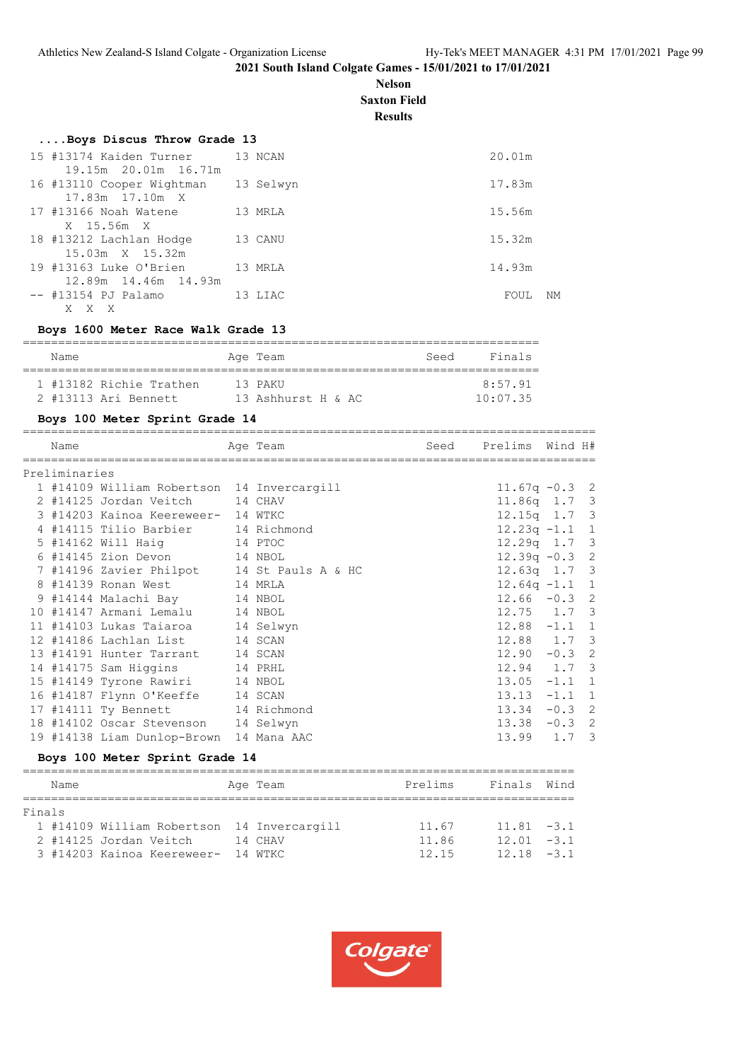2021 South Island Colgate Games - 15/01/2021 to 17/01/2021

**Nelson**
**Saxton Field**
**Results**

### ....Boys Discus Throw Grade 13

| | Name | Age | Team | Finals | |
|---|---|---|---|---|---|
| 15 | #13174 Kaiden Turner | 13 | NCAN | 20.01m | |
| | 19.15m 20.01m 16.71m | | | | |
| 16 | #13110 Cooper Wightman | 13 | Selwyn | 17.83m | |
| | 17.83m 17.10m X | | | | |
| 17 | #13166 Noah Watene | 13 | MRLA | 15.56m | |
| | X 15.56m X | | | | |
| 18 | #13212 Lachlan Hodge | 13 | CANU | 15.32m | |
| | 15.03m X 15.32m | | | | |
| 19 | #13163 Luke O'Brien | 13 | MRLA | 14.93m | |
| | 12.89m 14.46m 14.93m | | | | |
| -- | #13154 PJ Palamo | 13 | LIAC | FOUL | NM |
| | X X X | | | | |

### Boys 1600 Meter Race Walk Grade 13

| | Name | Age | Team | Seed | Finals |
|---|---|---|---|---|---|
| 1 | #13182 Richie Trathen | 13 | PAKU | | 8:57.91 |
| 2 | #13113 Ari Bennett | 13 | Ashhurst H & AC | | 10:07.35 |

### Boys 100 Meter Sprint Grade 14

Preliminaries

| | Name | Age | Team | Seed | Prelims | Wind | H# |
|---|---|---|---|---|---|---|---|
| 1 | #14109 William Robertson | 14 | Invercargill | | 11.67q | -0.3 | 2 |
| 2 | #14125 Jordan Veitch | 14 | CHAV | | 11.86q | 1.7 | 3 |
| 3 | #14203 Kainoa Keereweer- | 14 | WTKC | | 12.15q | 1.7 | 3 |
| 4 | #14115 Tilio Barbier | 14 | Richmond | | 12.23q | -1.1 | 1 |
| 5 | #14162 Will Haig | 14 | PTOC | | 12.29q | 1.7 | 3 |
| 6 | #14145 Zion Devon | 14 | NBOL | | 12.39q | -0.3 | 2 |
| 7 | #14196 Zavier Philpot | 14 | St Pauls A & HC | | 12.63q | 1.7 | 3 |
| 8 | #14139 Ronan West | 14 | MRLA | | 12.64q | -1.1 | 1 |
| 9 | #14144 Malachi Bay | 14 | NBOL | | 12.66 | -0.3 | 2 |
| 10 | #14147 Armani Lemalu | 14 | NBOL | | 12.75 | 1.7 | 3 |
| 11 | #14103 Lukas Taiaroa | 14 | Selwyn | | 12.88 | -1.1 | 1 |
| 12 | #14186 Lachlan List | 14 | SCAN | | 12.88 | 1.7 | 3 |
| 13 | #14191 Hunter Tarrant | 14 | SCAN | | 12.90 | -0.3 | 2 |
| 14 | #14175 Sam Higgins | 14 | PRHL | | 12.94 | 1.7 | 3 |
| 15 | #14149 Tyrone Rawiri | 14 | NBOL | | 13.05 | -1.1 | 1 |
| 16 | #14187 Flynn O'Keeffe | 14 | SCAN | | 13.13 | -1.1 | 1 |
| 17 | #14111 Ty Bennett | 14 | Richmond | | 13.34 | -0.3 | 2 |
| 18 | #14102 Oscar Stevenson | 14 | Selwyn | | 13.38 | -0.3 | 2 |
| 19 | #14138 Liam Dunlop-Brown | 14 | Mana AAC | | 13.99 | 1.7 | 3 |

### Boys 100 Meter Sprint Grade 14

Finals

| | Name | Age | Team | Prelims | Finals | Wind |
|---|---|---|---|---|---|---|
| 1 | #14109 William Robertson | 14 | Invercargill | 11.67 | 11.81 | -3.1 |
| 2 | #14125 Jordan Veitch | 14 | CHAV | 11.86 | 12.01 | -3.1 |
| 3 | #14203 Kainoa Keereweer- | 14 | WTKC | 12.15 | 12.18 | -3.1 |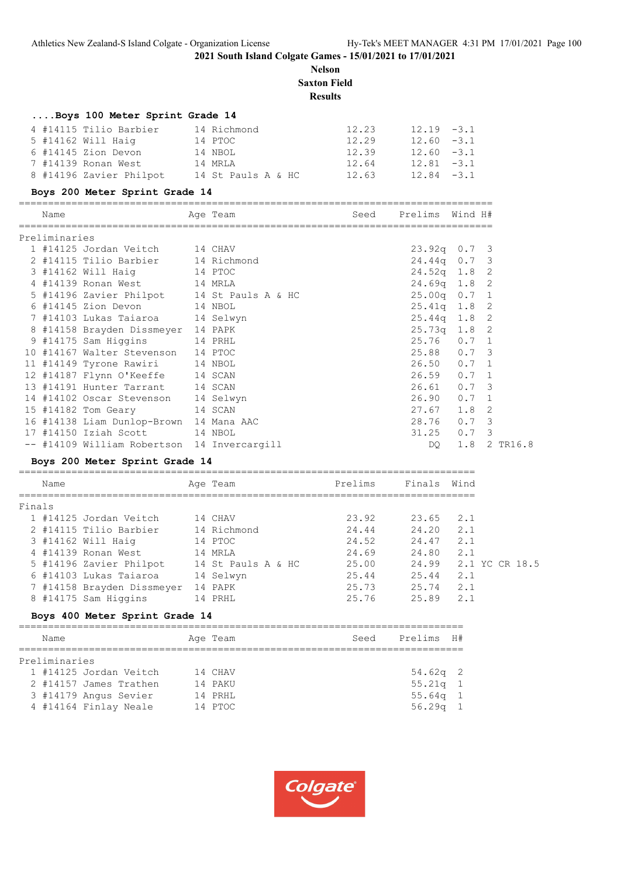## ....Boys 100 Meter Sprint Grade 14

| Place | Name | Age | Team | Seed | Finals | Wind |
|---|---|---|---|---|---|---|
| 4 | #14115 Tilio Barbier | 14 | Richmond | 12.23 | 12.19 | -3.1 |
| 5 | #14162 Will Haig | 14 | PTOC | 12.29 | 12.60 | -3.1 |
| 6 | #14145 Zion Devon | 14 | NBOL | 12.39 | 12.60 | -3.1 |
| 7 | #14139 Ronan West | 14 | MRLA | 12.64 | 12.81 | -3.1 |
| 8 | #14196 Zavier Philpot | 14 | St Pauls A & HC | 12.63 | 12.84 | -3.1 |

## Boys 200 Meter Sprint Grade 14

Preliminaries

| Place | Name | Age | Team | Seed | Prelims | Wind | H# | |
|---|---|---|---|---|---|---|---|---|
| 1 | #14125 Jordan Veitch | 14 | CHAV | | 23.92q | 0.7 | 3 | |
| 2 | #14115 Tilio Barbier | 14 | Richmond | | 24.44q | 0.7 | 3 | |
| 3 | #14162 Will Haig | 14 | PTOC | | 24.52q | 1.8 | 2 | |
| 4 | #14139 Ronan West | 14 | MRLA | | 24.69q | 1.8 | 2 | |
| 5 | #14196 Zavier Philpot | 14 | St Pauls A & HC | | 25.00q | 0.7 | 1 | |
| 6 | #14145 Zion Devon | 14 | NBOL | | 25.41q | 1.8 | 2 | |
| 7 | #14103 Lukas Taiaroa | 14 | Selwyn | | 25.44q | 1.8 | 2 | |
| 8 | #14158 Brayden Dissmeyer | 14 | PAPK | | 25.73q | 1.8 | 2 | |
| 9 | #14175 Sam Higgins | 14 | PRHL | | 25.76 | 0.7 | 1 | |
| 10 | #14167 Walter Stevenson | 14 | PTOC | | 25.88 | 0.7 | 3 | |
| 11 | #14149 Tyrone Rawiri | 14 | NBOL | | 26.50 | 0.7 | 1 | |
| 12 | #14187 Flynn O'Keeffe | 14 | SCAN | | 26.59 | 0.7 | 1 | |
| 13 | #14191 Hunter Tarrant | 14 | SCAN | | 26.61 | 0.7 | 3 | |
| 14 | #14102 Oscar Stevenson | 14 | Selwyn | | 26.90 | 0.7 | 1 | |
| 15 | #14182 Tom Geary | 14 | SCAN | | 27.67 | 1.8 | 2 | |
| 16 | #14138 Liam Dunlop-Brown | 14 | Mana AAC | | 28.76 | 0.7 | 3 | |
| 17 | #14150 Iziah Scott | 14 | NBOL | | 31.25 | 0.7 | 3 | |
| -- | #14109 William Robertson | 14 | Invercargill | | DQ | 1.8 | 2 | TR16.8 |

## Boys 200 Meter Sprint Grade 14

Finals

| Place | Name | Age | Team | Prelims | Finals | Wind | |
|---|---|---|---|---|---|---|---|
| 1 | #14125 Jordan Veitch | 14 | CHAV | 23.92 | 23.65 | 2.1 | |
| 2 | #14115 Tilio Barbier | 14 | Richmond | 24.44 | 24.20 | 2.1 | |
| 3 | #14162 Will Haig | 14 | PTOC | 24.52 | 24.47 | 2.1 | |
| 4 | #14139 Ronan West | 14 | MRLA | 24.69 | 24.80 | 2.1 | |
| 5 | #14196 Zavier Philpot | 14 | St Pauls A & HC | 25.00 | 24.99 | 2.1 | YC CR 18.5 |
| 6 | #14103 Lukas Taiaroa | 14 | Selwyn | 25.44 | 25.44 | 2.1 | |
| 7 | #14158 Brayden Dissmeyer | 14 | PAPK | 25.73 | 25.74 | 2.1 | |
| 8 | #14175 Sam Higgins | 14 | PRHL | 25.76 | 25.89 | 2.1 | |

## Boys 400 Meter Sprint Grade 14

Preliminaries

| Place | Name | Age | Team | Seed | Prelims | H# |
|---|---|---|---|---|---|---|
| 1 | #14125 Jordan Veitch | 14 | CHAV | | 54.62q | 2 |
| 2 | #14157 James Trathen | 14 | PAKU | | 55.21q | 1 |
| 3 | #14179 Angus Sevier | 14 | PRHL | | 55.64q | 1 |
| 4 | #14164 Finlay Neale | 14 | PTOC | | 56.29q | 1 |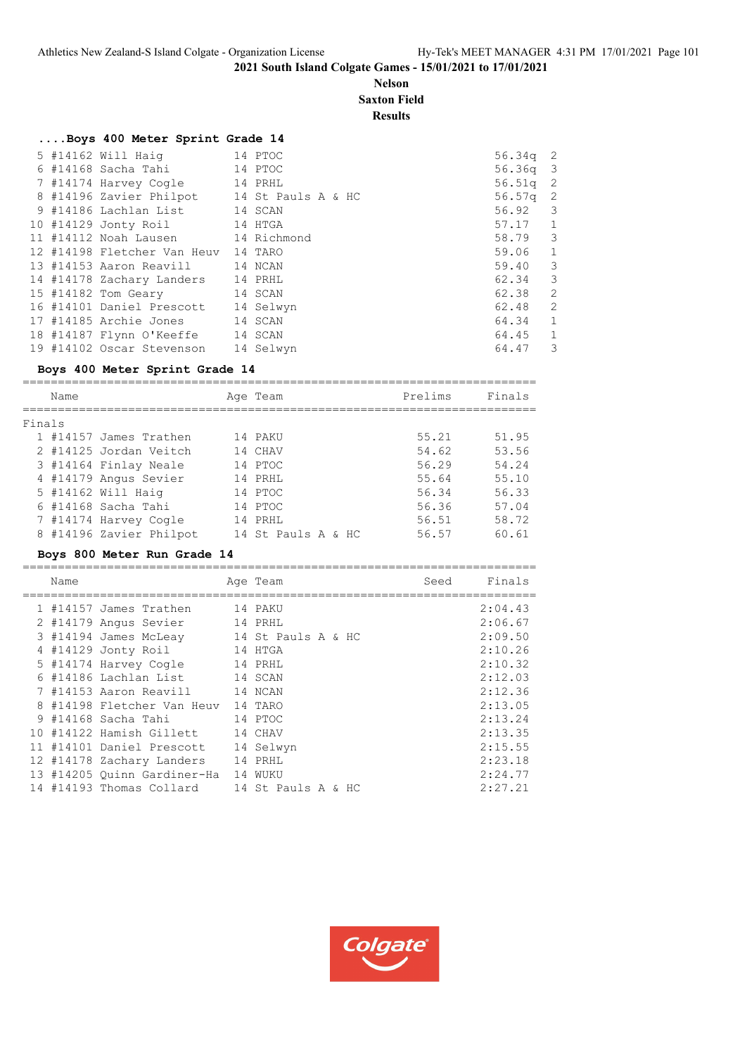2021 South Island Colgate Games - 15/01/2021 to 17/01/2021

**Nelson**

**Saxton Field**

**Results**

### ....Boys 400 Meter Sprint Grade 14

| Place | Name | Age | Team | Prelims | Heat |
|---|---|---|---|---|---|
| 5 | #14162 Will Haig | 14 | PTOC | 56.34q | 2 |
| 6 | #14168 Sacha Tahi | 14 | PTOC | 56.36q | 3 |
| 7 | #14174 Harvey Cogle | 14 | PRHL | 56.51q | 2 |
| 8 | #14196 Zavier Philpot | 14 | St Pauls A & HC | 56.57q | 2 |
| 9 | #14186 Lachlan List | 14 | SCAN | 56.92 | 3 |
| 10 | #14129 Jonty Roil | 14 | HTGA | 57.17 | 1 |
| 11 | #14112 Noah Lausen | 14 | Richmond | 58.79 | 3 |
| 12 | #14198 Fletcher Van Heuv | 14 | TARO | 59.06 | 1 |
| 13 | #14153 Aaron Reavill | 14 | NCAN | 59.40 | 3 |
| 14 | #14178 Zachary Landers | 14 | PRHL | 62.34 | 3 |
| 15 | #14182 Tom Geary | 14 | SCAN | 62.38 | 2 |
| 16 | #14101 Daniel Prescott | 14 | Selwyn | 62.48 | 2 |
| 17 | #14185 Archie Jones | 14 | SCAN | 64.34 | 1 |
| 18 | #14187 Flynn O'Keeffe | 14 | SCAN | 64.45 | 1 |
| 19 | #14102 Oscar Stevenson | 14 | Selwyn | 64.47 | 3 |

### Boys 400 Meter Sprint Grade 14

Finals

| Place | Name | Age | Team | Prelims | Finals |
|---|---|---|---|---|---|
| 1 | #14157 James Trathen | 14 | PAKU | 55.21 | 51.95 |
| 2 | #14125 Jordan Veitch | 14 | CHAV | 54.62 | 53.56 |
| 3 | #14164 Finlay Neale | 14 | PTOC | 56.29 | 54.24 |
| 4 | #14179 Angus Sevier | 14 | PRHL | 55.64 | 55.10 |
| 5 | #14162 Will Haig | 14 | PTOC | 56.34 | 56.33 |
| 6 | #14168 Sacha Tahi | 14 | PTOC | 56.36 | 57.04 |
| 7 | #14174 Harvey Cogle | 14 | PRHL | 56.51 | 58.72 |
| 8 | #14196 Zavier Philpot | 14 | St Pauls A & HC | 56.57 | 60.61 |

### Boys 800 Meter Run Grade 14

| Place | Name | Age | Team | Seed | Finals |
|---|---|---|---|---|---|
| 1 | #14157 James Trathen | 14 | PAKU | | 2:04.43 |
| 2 | #14179 Angus Sevier | 14 | PRHL | | 2:06.67 |
| 3 | #14194 James McLeay | 14 | St Pauls A & HC | | 2:09.50 |
| 4 | #14129 Jonty Roil | 14 | HTGA | | 2:10.26 |
| 5 | #14174 Harvey Cogle | 14 | PRHL | | 2:10.32 |
| 6 | #14186 Lachlan List | 14 | SCAN | | 2:12.03 |
| 7 | #14153 Aaron Reavill | 14 | NCAN | | 2:12.36 |
| 8 | #14198 Fletcher Van Heuv | 14 | TARO | | 2:13.05 |
| 9 | #14168 Sacha Tahi | 14 | PTOC | | 2:13.24 |
| 10 | #14122 Hamish Gillett | 14 | CHAV | | 2:13.35 |
| 11 | #14101 Daniel Prescott | 14 | Selwyn | | 2:15.55 |
| 12 | #14178 Zachary Landers | 14 | PRHL | | 2:23.18 |
| 13 | #14205 Quinn Gardiner-Ha | 14 | WUKU | | 2:24.77 |
| 14 | #14193 Thomas Collard | 14 | St Pauls A & HC | | 2:27.21 |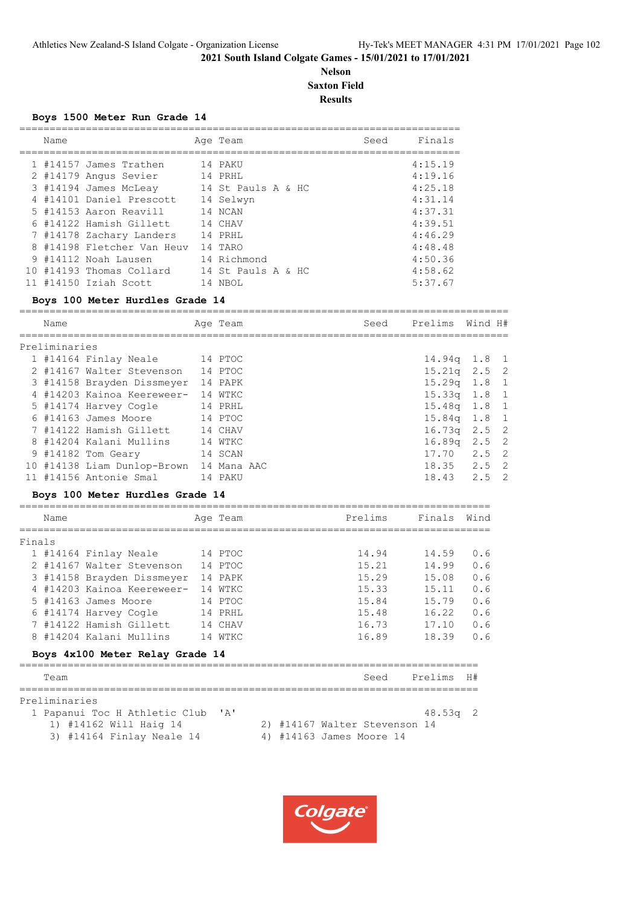**2021 South Island Colgate Games - 15/01/2021 to 17/01/2021**

**Nelson**

**Saxton Field**

**Results**

### Boys 1500 Meter Run Grade 14

| | Name | Age | Team | Seed | Finals |
|---|---|---|---|---|---|
| 1 | #14157 James Trathen | 14 | PAKU | | 4:15.19 |
| 2 | #14179 Angus Sevier | 14 | PRHL | | 4:19.16 |
| 3 | #14194 James McLeay | 14 | St Pauls A & HC | | 4:25.18 |
| 4 | #14101 Daniel Prescott | 14 | Selwyn | | 4:31.14 |
| 5 | #14153 Aaron Reavill | 14 | NCAN | | 4:37.31 |
| 6 | #14122 Hamish Gillett | 14 | CHAV | | 4:39.51 |
| 7 | #14178 Zachary Landers | 14 | PRHL | | 4:46.29 |
| 8 | #14198 Fletcher Van Heuv | 14 | TARO | | 4:48.48 |
| 9 | #14112 Noah Lausen | 14 | Richmond | | 4:50.36 |
| 10 | #14193 Thomas Collard | 14 | St Pauls A & HC | | 4:58.62 |
| 11 | #14150 Iziah Scott | 14 | NBOL | | 5:37.67 |

### Boys 100 Meter Hurdles Grade 14

Preliminaries

| | Name | Age | Team | Seed | Prelims | Wind | H# |
|---|---|---|---|---|---|---|---|
| 1 | #14164 Finlay Neale | 14 | PTOC | | 14.94q | 1.8 | 1 |
| 2 | #14167 Walter Stevenson | 14 | PTOC | | 15.21q | 2.5 | 2 |
| 3 | #14158 Brayden Dissmeyer | 14 | PAPK | | 15.29q | 1.8 | 1 |
| 4 | #14203 Kainoa Keereweer- | 14 | WTKC | | 15.33q | 1.8 | 1 |
| 5 | #14174 Harvey Cogle | 14 | PRHL | | 15.48q | 1.8 | 1 |
| 6 | #14163 James Moore | 14 | PTOC | | 15.84q | 1.8 | 1 |
| 7 | #14122 Hamish Gillett | 14 | CHAV | | 16.73q | 2.5 | 2 |
| 8 | #14204 Kalani Mullins | 14 | WTKC | | 16.89q | 2.5 | 2 |
| 9 | #14182 Tom Geary | 14 | SCAN | | 17.70 | 2.5 | 2 |
| 10 | #14138 Liam Dunlop-Brown | 14 | Mana AAC | | 18.35 | 2.5 | 2 |
| 11 | #14156 Antonie Smal | 14 | PAKU | | 18.43 | 2.5 | 2 |

### Boys 100 Meter Hurdles Grade 14

Finals

| | Name | Age | Team | Prelims | Finals | Wind |
|---|---|---|---|---|---|---|
| 1 | #14164 Finlay Neale | 14 | PTOC | 14.94 | 14.59 | 0.6 |
| 2 | #14167 Walter Stevenson | 14 | PTOC | 15.21 | 14.99 | 0.6 |
| 3 | #14158 Brayden Dissmeyer | 14 | PAPK | 15.29 | 15.08 | 0.6 |
| 4 | #14203 Kainoa Keereweer- | 14 | WTKC | 15.33 | 15.11 | 0.6 |
| 5 | #14163 James Moore | 14 | PTOC | 15.84 | 15.79 | 0.6 |
| 6 | #14174 Harvey Cogle | 14 | PRHL | 15.48 | 16.22 | 0.6 |
| 7 | #14122 Hamish Gillett | 14 | CHAV | 16.73 | 17.10 | 0.6 |
| 8 | #14204 Kalani Mullins | 14 | WTKC | 16.89 | 18.39 | 0.6 |

### Boys 4x100 Meter Relay Grade 14

Preliminaries

| | Team | | Seed | Prelims | H# |
|---|---|---|---|---|---|
| 1 | Papanui Toc H Athletic Club | 'A' | | 48.53q | 2 |

1) #14162 Will Haig 14
2) #14167 Walter Stevenson 14
3) #14164 Finlay Neale 14
4) #14163 James Moore 14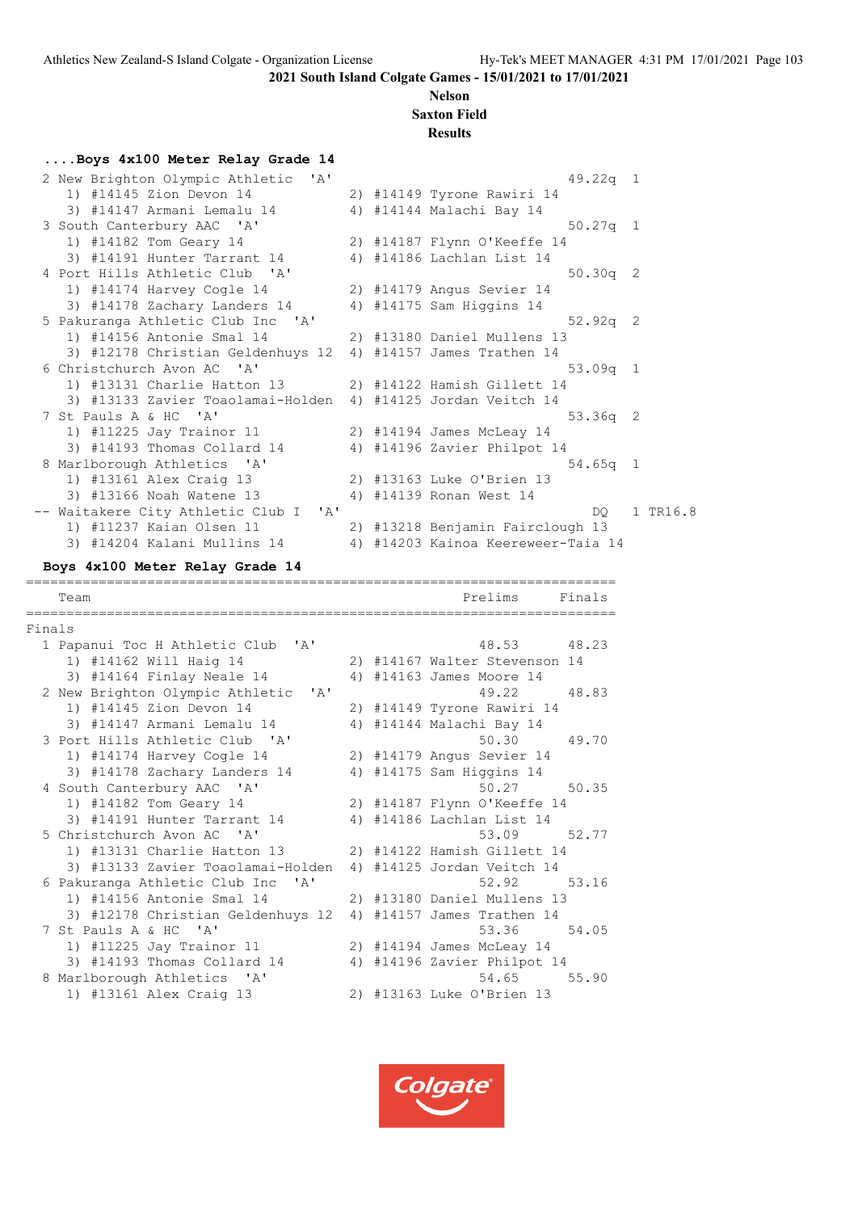2021 South Island Colgate Games - 15/01/2021 to 17/01/2021

**Nelson**
**Saxton Field**
**Results**

### ....Boys 4x100 Meter Relay Grade 14

```
  2 New Brighton Olympic Athletic  'A'                          49.22q  1 
     1) #14145 Zion Devon 14            2) #14149 Tyrone Rawiri 14        
     3) #14147 Armani Lemalu 14         4) #14144 Malachi Bay 14          
  3 South Canterbury AAC  'A'                                   50.27q  1 
     1) #14182 Tom Geary 14             2) #14187 Flynn O'Keeffe 14       
     3) #14191 Hunter Tarrant 14        4) #14186 Lachlan List 14         
  4 Port Hills Athletic Club  'A'                               50.30q  2 
     1) #14174 Harvey Cogle 14          2) #14179 Angus Sevier 14         
     3) #14178 Zachary Landers 14       4) #14175 Sam Higgins 14          
  5 Pakuranga Athletic Club Inc  'A'                            52.92q  2 
     1) #14156 Antonie Smal 14          2) #13180 Daniel Mullens 13       
     3) #12178 Christian Geldenhuys 12  4) #14157 James Trathen 14        
  6 Christchurch Avon AC  'A'                                   53.09q  1 
     1) #13131 Charlie Hatton 13        2) #14122 Hamish Gillett 14       
     3) #13133 Zavier Toaolamai-Holden  4) #14125 Jordan Veitch 14        
  7 St Pauls A & HC  'A'                                        53.36q  2 
     1) #11225 Jay Trainor 11           2) #14194 James McLeay 14         
     3) #14193 Thomas Collard 14        4) #14196 Zavier Philpot 14       
  8 Marlborough Athletics  'A'                                  54.65q  1 
     1) #13161 Alex Craig 13            2) #13163 Luke O'Brien 13         
     3) #13166 Noah Watene 13           4) #14139 Ronan West 14           
 -- Waitakere City Athletic Club I  'A'                             DQ  1 TR16.8
     1) #11237 Kaian Olsen 11           2) #13218 Benjamin Fairclough 13  
     3) #14204 Kalani Mullins 14        4) #14203 Kainoa Keereweer-Taia 14
```

### Boys 4x100 Meter Relay Grade 14

```
========================================================================
    Team                                         Prelims      Finals    
========================================================================
Finals
  1 Papanui Toc H Athletic Club  'A'                48.53      48.23  
     1) #14162 Will Haig 14             2) #14167 Walter Stevenson 14     
     3) #14164 Finlay Neale 14          4) #14163 James Moore 14          
  2 New Brighton Olympic Athletic  'A'              49.22      48.83  
     1) #14145 Zion Devon 14            2) #14149 Tyrone Rawiri 14        
     3) #14147 Armani Lemalu 14         4) #14144 Malachi Bay 14          
  3 Port Hills Athletic Club  'A'                   50.30      49.70  
     1) #14174 Harvey Cogle 14          2) #14179 Angus Sevier 14         
     3) #14178 Zachary Landers 14       4) #14175 Sam Higgins 14          
  4 South Canterbury AAC  'A'                       50.27      50.35  
     1) #14182 Tom Geary 14             2) #14187 Flynn O'Keeffe 14       
     3) #14191 Hunter Tarrant 14        4) #14186 Lachlan List 14         
  5 Christchurch Avon AC  'A'                       53.09      52.77  
     1) #13131 Charlie Hatton 13        2) #14122 Hamish Gillett 14       
     3) #13133 Zavier Toaolamai-Holden  4) #14125 Jordan Veitch 14        
  6 Pakuranga Athletic Club Inc  'A'                52.92      53.16  
     1) #14156 Antonie Smal 14          2) #13180 Daniel Mullens 13       
     3) #12178 Christian Geldenhuys 12  4) #14157 James Trathen 14        
  7 St Pauls A & HC  'A'                            53.36      54.05  
     1) #11225 Jay Trainor 11           2) #14194 James McLeay 14         
     3) #14193 Thomas Collard 14        4) #14196 Zavier Philpot 14       
  8 Marlborough Athletics  'A'                      54.65      55.90  
     1) #13161 Alex Craig 13            2) #13163 Luke O'Brien 13         
```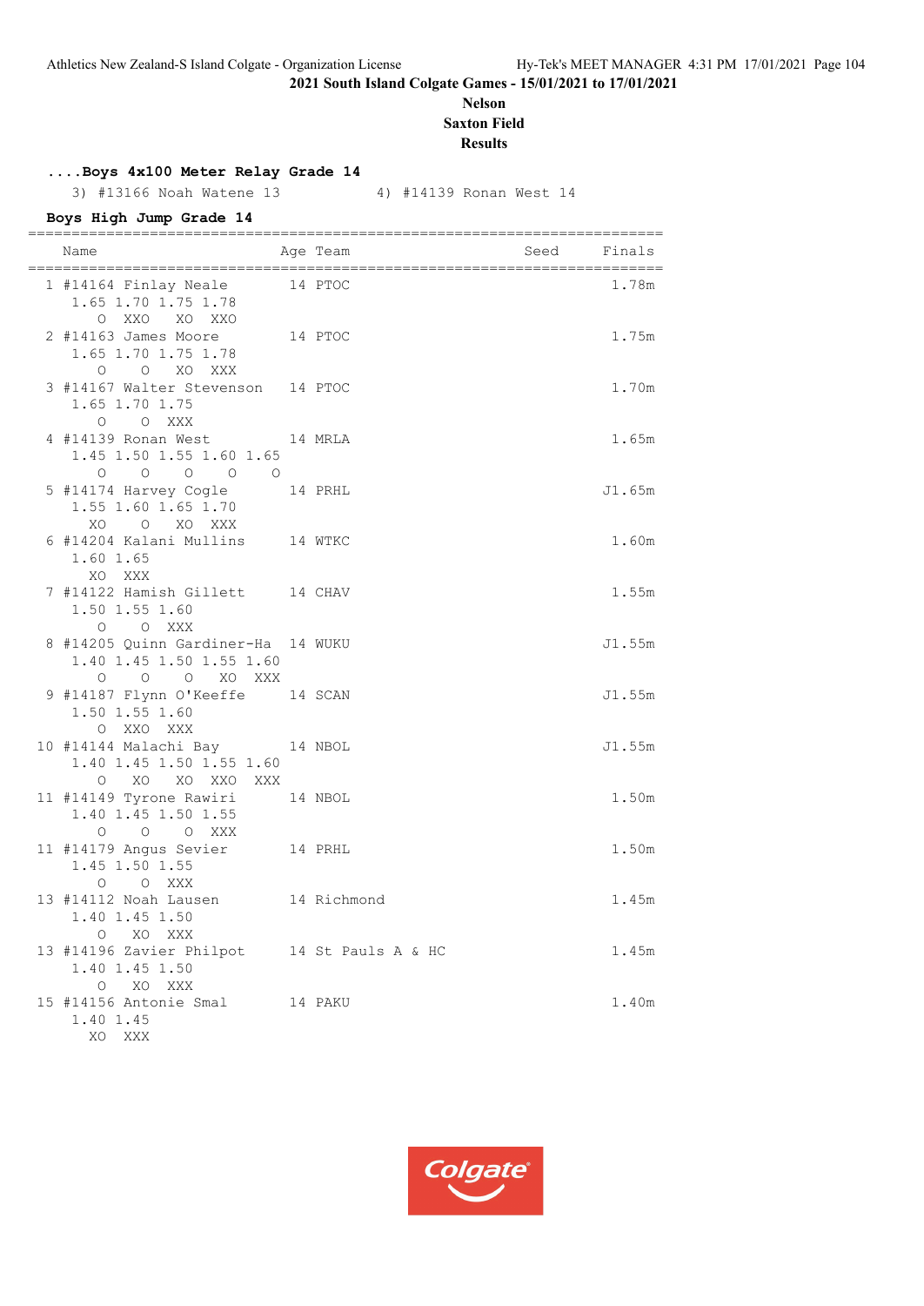**2021 South Island Colgate Games - 15/01/2021 to 17/01/2021**

**Nelson**

**Saxton Field**

**Results**

**....Boys 4x100 Meter Relay Grade 14**

3) #13166 Noah Watene 13 4) #14139 Ronan West 14

**Boys High Jump Grade 14**

| | Name | Age | Team | Seed | Finals |
|---|---|---|---|---|---|
| 1 | #14164 Finlay Neale | 14 | PTOC | | 1.78m |
| | 1.65 1.70 1.75 1.78 | | | | |
| | O XXO XO XXO | | | | |
| 2 | #14163 James Moore | 14 | PTOC | | 1.75m |
| | 1.65 1.70 1.75 1.78 | | | | |
| | O O XO XXX | | | | |
| 3 | #14167 Walter Stevenson | 14 | PTOC | | 1.70m |
| | 1.65 1.70 1.75 | | | | |
| | O O XXX | | | | |
| 4 | #14139 Ronan West | 14 | MRLA | | 1.65m |
| | 1.45 1.50 1.55 1.60 1.65 | | | | |
| | O O O O O | | | | |
| 5 | #14174 Harvey Cogle | 14 | PRHL | | J1.65m |
| | 1.55 1.60 1.65 1.70 | | | | |
| | XO O XO XXX | | | | |
| 6 | #14204 Kalani Mullins | 14 | WTKC | | 1.60m |
| | 1.60 1.65 | | | | |
| | XO XXX | | | | |
| 7 | #14122 Hamish Gillett | 14 | CHAV | | 1.55m |
| | 1.50 1.55 1.60 | | | | |
| | O O XXX | | | | |
| 8 | #14205 Quinn Gardiner-Ha | 14 | WUKU | | J1.55m |
| | 1.40 1.45 1.50 1.55 1.60 | | | | |
| | O O O XO XXX | | | | |
| 9 | #14187 Flynn O'Keeffe | 14 | SCAN | | J1.55m |
| | 1.50 1.55 1.60 | | | | |
| | O XXO XXX | | | | |
| 10 | #14144 Malachi Bay | 14 | NBOL | | J1.55m |
| | 1.40 1.45 1.50 1.55 1.60 | | | | |
| | O XO XO XXO XXX | | | | |
| 11 | #14149 Tyrone Rawiri | 14 | NBOL | | 1.50m |
| | 1.40 1.45 1.50 1.55 | | | | |
| | O O O XXX | | | | |
| 11 | #14179 Angus Sevier | 14 | PRHL | | 1.50m |
| | 1.45 1.50 1.55 | | | | |
| | O O XXX | | | | |
| 13 | #14112 Noah Lausen | 14 | Richmond | | 1.45m |
| | 1.40 1.45 1.50 | | | | |
| | O XO XXX | | | | |
| 13 | #14196 Zavier Philpot | 14 | St Pauls A & HC | | 1.45m |
| | 1.40 1.45 1.50 | | | | |
| | O XO XXX | | | | |
| 15 | #14156 Antonie Smal | 14 | PAKU | | 1.40m |
| | 1.40 1.45 | | | | |
| | XO XXX | | | | |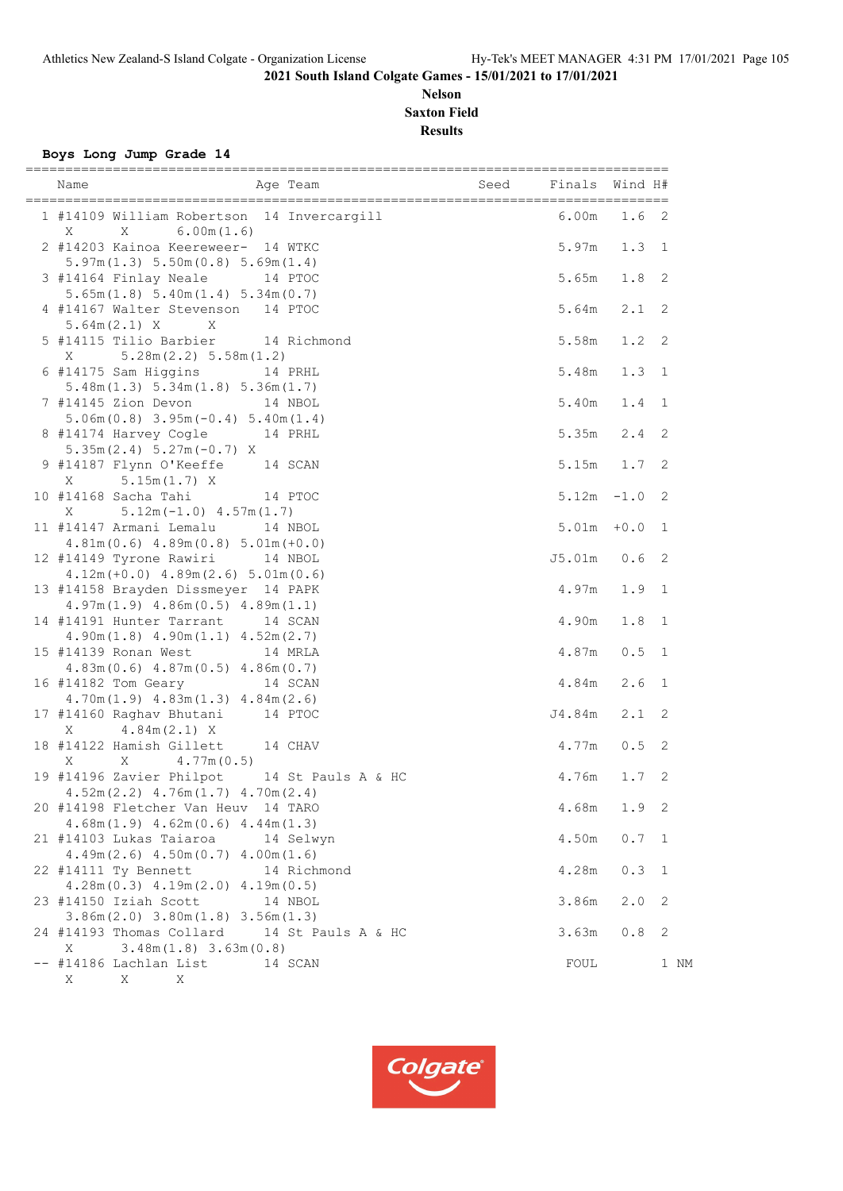**2021 South Island Colgate Games - 15/01/2021 to 17/01/2021**

**Nelson**

**Saxton Field**

**Results**

### Boys Long Jump Grade 14

| Place | Name | Age | Team | Seed | Finals | Wind | H# |
|---|---|---|---|---|---|---|---|
| 1 | #14109 William Robertson | 14 | Invercargill | | 6.00m | 1.6 | 2 |
| | X X 6.00m(1.6) | | | | | | |
| 2 | #14203 Kainoa Keereweer- | 14 | WTKC | | 5.97m | 1.3 | 1 |
| | 5.97m(1.3) 5.50m(0.8) 5.69m(1.4) | | | | | | |
| 3 | #14164 Finlay Neale | 14 | PTOC | | 5.65m | 1.8 | 2 |
| | 5.65m(1.8) 5.40m(1.4) 5.34m(0.7) | | | | | | |
| 4 | #14167 Walter Stevenson | 14 | PTOC | | 5.64m | 2.1 | 2 |
| | 5.64m(2.1) X X | | | | | | |
| 5 | #14115 Tilio Barbier | 14 | Richmond | | 5.58m | 1.2 | 2 |
| | X 5.28m(2.2) 5.58m(1.2) | | | | | | |
| 6 | #14175 Sam Higgins | 14 | PRHL | | 5.48m | 1.3 | 1 |
| | 5.48m(1.3) 5.34m(1.8) 5.36m(1.7) | | | | | | |
| 7 | #14145 Zion Devon | 14 | NBOL | | 5.40m | 1.4 | 1 |
| | 5.06m(0.8) 3.95m(-0.4) 5.40m(1.4) | | | | | | |
| 8 | #14174 Harvey Cogle | 14 | PRHL | | 5.35m | 2.4 | 2 |
| | 5.35m(2.4) 5.27m(-0.7) X | | | | | | |
| 9 | #14187 Flynn O'Keeffe | 14 | SCAN | | 5.15m | 1.7 | 2 |
| | X 5.15m(1.7) X | | | | | | |
| 10 | #14168 Sacha Tahi | 14 | PTOC | | 5.12m | -1.0 | 2 |
| | X 5.12m(-1.0) 4.57m(1.7) | | | | | | |
| 11 | #14147 Armani Lemalu | 14 | NBOL | | 5.01m | +0.0 | 1 |
| | 4.81m(0.6) 4.89m(0.8) 5.01m(+0.0) | | | | | | |
| 12 | #14149 Tyrone Rawiri | 14 | NBOL | | J5.01m | 0.6 | 2 |
| | 4.12m(+0.0) 4.89m(2.6) 5.01m(0.6) | | | | | | |
| 13 | #14158 Brayden Dissmeyer | 14 | PAPK | | 4.97m | 1.9 | 1 |
| | 4.97m(1.9) 4.86m(0.5) 4.89m(1.1) | | | | | | |
| 14 | #14191 Hunter Tarrant | 14 | SCAN | | 4.90m | 1.8 | 1 |
| | 4.90m(1.8) 4.90m(1.1) 4.52m(2.7) | | | | | | |
| 15 | #14139 Ronan West | 14 | MRLA | | 4.87m | 0.5 | 1 |
| | 4.83m(0.6) 4.87m(0.5) 4.86m(0.7) | | | | | | |
| 16 | #14182 Tom Geary | 14 | SCAN | | 4.84m | 2.6 | 1 |
| | 4.70m(1.9) 4.83m(1.3) 4.84m(2.6) | | | | | | |
| 17 | #14160 Raghav Bhutani | 14 | PTOC | | J4.84m | 2.1 | 2 |
| | X 4.84m(2.1) X | | | | | | |
| 18 | #14122 Hamish Gillett | 14 | CHAV | | 4.77m | 0.5 | 2 |
| | X X 4.77m(0.5) | | | | | | |
| 19 | #14196 Zavier Philpot | 14 | St Pauls A & HC | | 4.76m | 1.7 | 2 |
| | 4.52m(2.2) 4.76m(1.7) 4.70m(2.4) | | | | | | |
| 20 | #14198 Fletcher Van Heuv | 14 | TARO | | 4.68m | 1.9 | 2 |
| | 4.68m(1.9) 4.62m(0.6) 4.44m(1.3) | | | | | | |
| 21 | #14103 Lukas Taiaroa | 14 | Selwyn | | 4.50m | 0.7 | 1 |
| | 4.49m(2.6) 4.50m(0.7) 4.00m(1.6) | | | | | | |
| 22 | #14111 Ty Bennett | 14 | Richmond | | 4.28m | 0.3 | 1 |
| | 4.28m(0.3) 4.19m(2.0) 4.19m(0.5) | | | | | | |
| 23 | #14150 Iziah Scott | 14 | NBOL | | 3.86m | 2.0 | 2 |
| | 3.86m(2.0) 3.80m(1.8) 3.56m(1.3) | | | | | | |
| 24 | #14193 Thomas Collard | 14 | St Pauls A & HC | | 3.63m | 0.8 | 2 |
| | X 3.48m(1.8) 3.63m(0.8) | | | | | | |
| -- | #14186 Lachlan List | 14 | SCAN | | FOUL | | 1 NM |
| | X X X | | | | | | |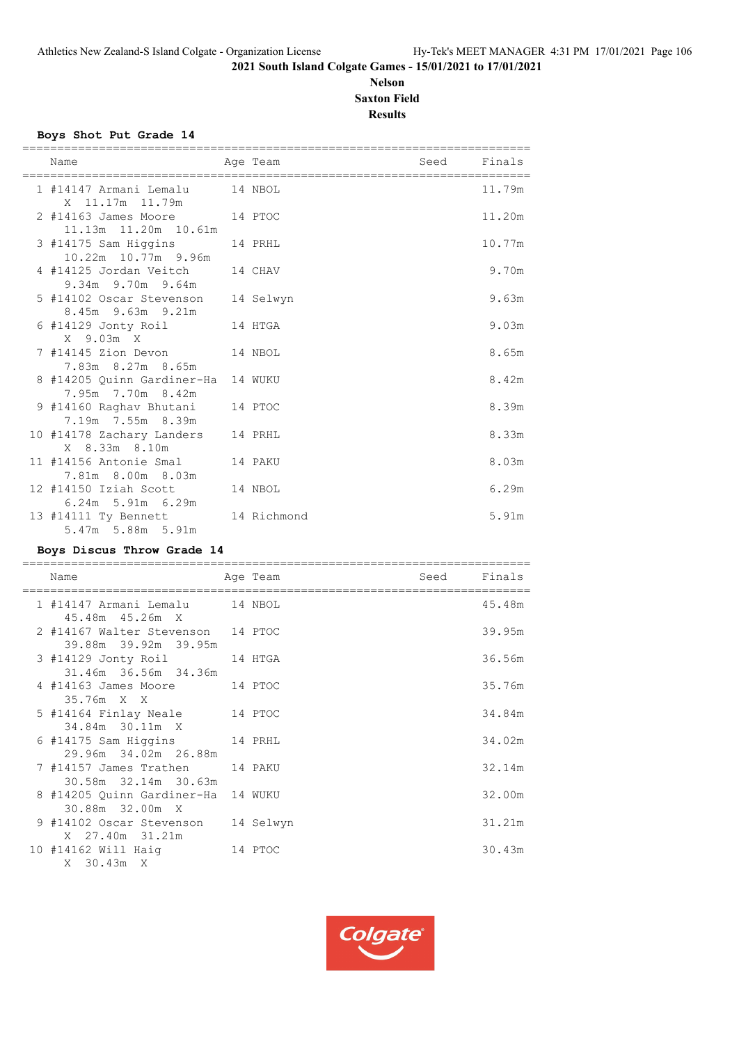**2021 South Island Colgate Games - 15/01/2021 to 17/01/2021**

**Nelson**

**Saxton Field**

**Results**

### Boys Shot Put Grade 14

| Place | Name | Age | Team | Seed | Finals |
|---|---|---|---|---|---|
| 1 | #14147 Armani Lemalu | 14 | NBOL | | 11.79m |
| | X 11.17m 11.79m | | | | |
| 2 | #14163 James Moore | 14 | PTOC | | 11.20m |
| | 11.13m 11.20m 10.61m | | | | |
| 3 | #14175 Sam Higgins | 14 | PRHL | | 10.77m |
| | 10.22m 10.77m 9.96m | | | | |
| 4 | #14125 Jordan Veitch | 14 | CHAV | | 9.70m |
| | 9.34m 9.70m 9.64m | | | | |
| 5 | #14102 Oscar Stevenson | 14 | Selwyn | | 9.63m |
| | 8.45m 9.63m 9.21m | | | | |
| 6 | #14129 Jonty Roil | 14 | HTGA | | 9.03m |
| | X 9.03m X | | | | |
| 7 | #14145 Zion Devon | 14 | NBOL | | 8.65m |
| | 7.83m 8.27m 8.65m | | | | |
| 8 | #14205 Quinn Gardiner-Ha | 14 | WUKU | | 8.42m |
| | 7.95m 7.70m 8.42m | | | | |
| 9 | #14160 Raghav Bhutani | 14 | PTOC | | 8.39m |
| | 7.19m 7.55m 8.39m | | | | |
| 10 | #14178 Zachary Landers | 14 | PRHL | | 8.33m |
| | X 8.33m 8.10m | | | | |
| 11 | #14156 Antonie Smal | 14 | PAKU | | 8.03m |
| | 7.81m 8.00m 8.03m | | | | |
| 12 | #14150 Iziah Scott | 14 | NBOL | | 6.29m |
| | 6.24m 5.91m 6.29m | | | | |
| 13 | #14111 Ty Bennett | 14 | Richmond | | 5.91m |
| | 5.47m 5.88m 5.91m | | | | |

### Boys Discus Throw Grade 14

| Place | Name | Age | Team | Seed | Finals |
|---|---|---|---|---|---|
| 1 | #14147 Armani Lemalu | 14 | NBOL | | 45.48m |
| | 45.48m 45.26m X | | | | |
| 2 | #14167 Walter Stevenson | 14 | PTOC | | 39.95m |
| | 39.88m 39.92m 39.95m | | | | |
| 3 | #14129 Jonty Roil | 14 | HTGA | | 36.56m |
| | 31.46m 36.56m 34.36m | | | | |
| 4 | #14163 James Moore | 14 | PTOC | | 35.76m |
| | 35.76m X X | | | | |
| 5 | #14164 Finlay Neale | 14 | PTOC | | 34.84m |
| | 34.84m 30.11m X | | | | |
| 6 | #14175 Sam Higgins | 14 | PRHL | | 34.02m |
| | 29.96m 34.02m 26.88m | | | | |
| 7 | #14157 James Trathen | 14 | PAKU | | 32.14m |
| | 30.58m 32.14m 30.63m | | | | |
| 8 | #14205 Quinn Gardiner-Ha | 14 | WUKU | | 32.00m |
| | 30.88m 32.00m X | | | | |
| 9 | #14102 Oscar Stevenson | 14 | Selwyn | | 31.21m |
| | X 27.40m 31.21m | | | | |
| 10 | #14162 Will Haig | 14 | PTOC | | 30.43m |
| | X 30.43m X | | | | |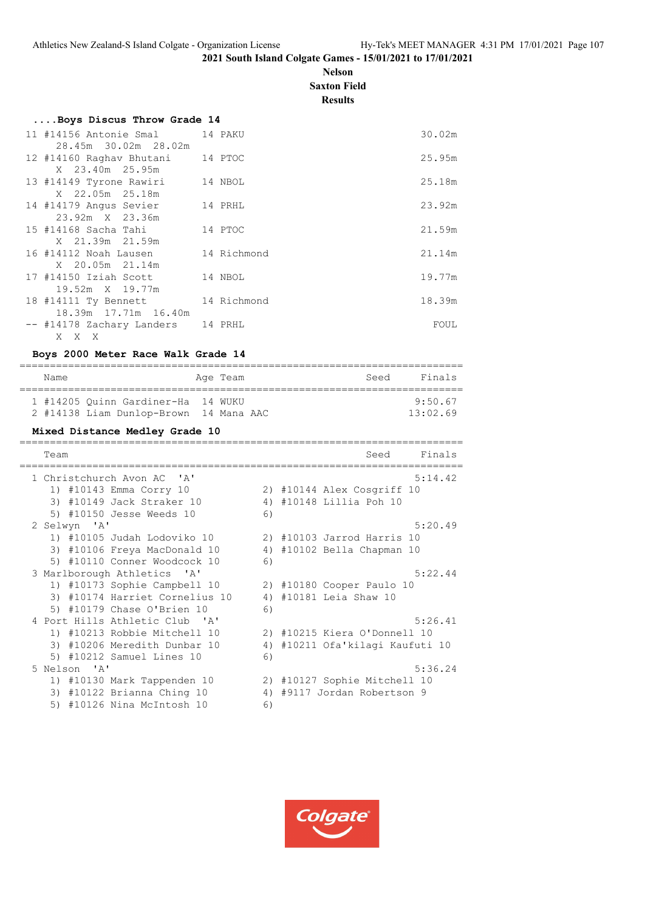2021 South Island Colgate Games - 15/01/2021 to 17/01/2021

**Nelson**

**Saxton Field**

**Results**

### ....Boys Discus Throw Grade 14

```
11 #14156 Antonie Smal        14 PAKU                               30.02m
     28.45m  30.02m  28.02m
12 #14160 Raghav Bhutani      14 PTOC                               25.95m
      X  23.40m  25.95m
13 #14149 Tyrone Rawiri       14 NBOL                               25.18m
      X  22.05m  25.18m
14 #14179 Angus Sevier        14 PRHL                               23.92m
     23.92m  X  23.36m
15 #14168 Sacha Tahi          14 PTOC                               21.59m
      X  21.39m  21.59m
16 #14112 Noah Lausen         14 Richmond                           21.14m
      X  20.05m  21.14m
17 #14150 Iziah Scott         14 NBOL                               19.77m
     19.52m  X  19.77m
18 #14111 Ty Bennett          14 Richmond                           18.39m
     18.39m  17.71m  16.40m
-- #14178 Zachary Landers     14 PRHL                                 FOUL
      X  X  X
```

### Boys 2000 Meter Race Walk Grade 14

| | Name | Age | Team | Seed | Finals |
|---|---|---|---|---|---|
| 1 | #14205 Quinn Gardiner-Ha | 14 | WUKU | | 9:50.67 |
| 2 | #14138 Liam Dunlop-Brown | 14 | Mana AAC | | 13:02.69 |

### Mixed Distance Medley Grade 10

```
    Team                                               Seed    Finals
=========================================================================
  1 Christchurch Avon AC  'A'                                  5:14.42
     1) #10143 Emma Corry 10           2) #10144 Alex Cosgriff 10
     3) #10149 Jack Straker 10         4) #10148 Lillia Poh 10
     5) #10150 Jesse Weeds 10          6)
  2 Selwyn  'A'                                                5:20.49
     1) #10105 Judah Lodoviko 10       2) #10103 Jarrod Harris 10
     3) #10106 Freya MacDonald 10      4) #10102 Bella Chapman 10
     5) #10110 Conner Woodcock 10      6)
  3 Marlborough Athletics  'A'                                 5:22.44
     1) #10173 Sophie Campbell 10      2) #10180 Cooper Paulo 10
     3) #10174 Harriet Cornelius 10    4) #10181 Leia Shaw 10
     5) #10179 Chase O'Brien 10        6)
  4 Port Hills Athletic Club  'A'                              5:26.41
     1) #10213 Robbie Mitchell 10      2) #10215 Kiera O'Donnell 10
     3) #10206 Meredith Dunbar 10      4) #10211 Ofa'kilagi Kaufuti 10
     5) #10212 Samuel Lines 10         6)
  5 Nelson  'A'                                                5:36.24
     1) #10130 Mark Tappenden 10       2) #10127 Sophie Mitchell 10
     3) #10122 Brianna Ching 10        4) #9117 Jordan Robertson 9
     5) #10126 Nina McIntosh 10        6)
```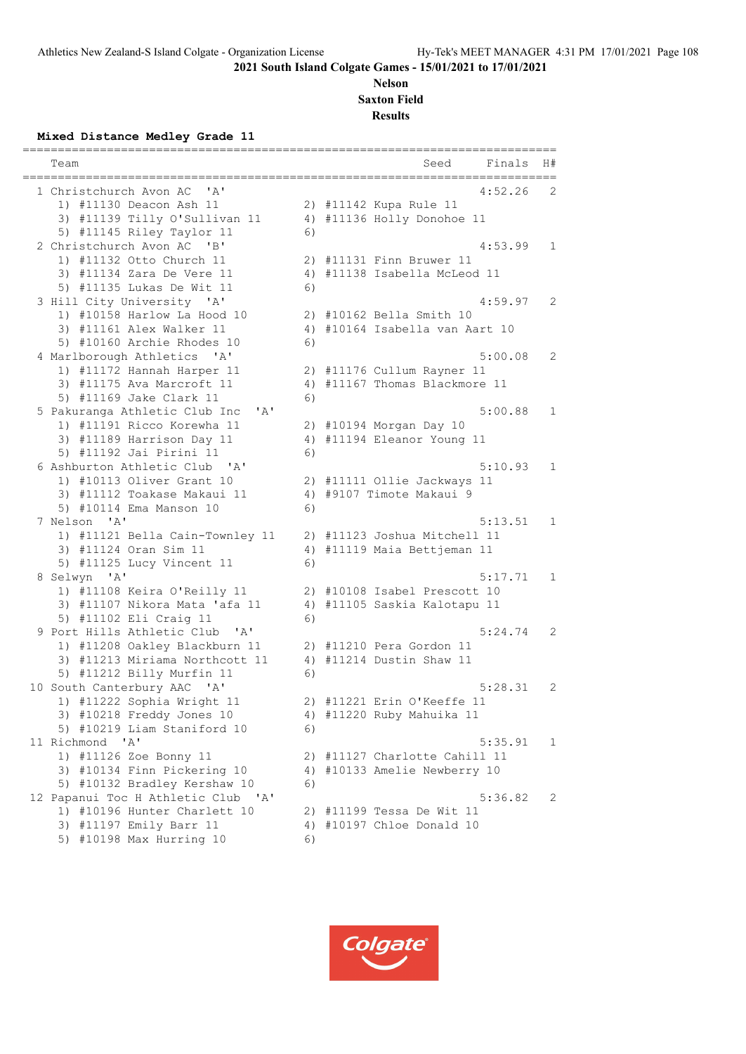**2021 South Island Colgate Games - 15/01/2021 to 17/01/2021**

**Nelson**

**Saxton Field**

**Results**

**Mixed Distance Medley Grade 11**

```
=============================================================================
    Team                                            Seed      Finals  H#
=============================================================================
  1 Christchurch Avon AC  'A'                                 4:52.26   2
     1) #11130 Deacon Ash 11            2) #11142 Kupa Rule 11
     3) #11139 Tilly O'Sullivan 11      4) #11136 Holly Donohoe 11
     5) #11145 Riley Taylor 11          6)
  2 Christchurch Avon AC  'B'                                 4:53.99   1
     1) #11132 Otto Church 11           2) #11131 Finn Bruwer 11
     3) #11134 Zara De Vere 11          4) #11138 Isabella McLeod 11
     5) #11135 Lukas De Wit 11          6)
  3 Hill City University  'A'                                 4:59.97   2
     1) #10158 Harlow La Hood 10        2) #10162 Bella Smith 10
     3) #11161 Alex Walker 11           4) #10164 Isabella van Aart 10
     5) #10160 Archie Rhodes 10         6)
  4 Marlborough Athletics  'A'                                5:00.08   2
     1) #11172 Hannah Harper 11         2) #11176 Cullum Rayner 11
     3) #11175 Ava Marcroft 11          4) #11167 Thomas Blackmore 11
     5) #11169 Jake Clark 11            6)
  5 Pakuranga Athletic Club Inc   'A'                         5:00.88   1
     1) #11191 Ricco Korewha 11         2) #10194 Morgan Day 10
     3) #11189 Harrison Day 11          4) #11194 Eleanor Young 11
     5) #11192 Jai Pirini 11            6)
  6 Ashburton Athletic Club   'A'                             5:10.93   1
     1) #10113 Oliver Grant 10          2) #11111 Ollie Jackways 11
     3) #11112 Toakase Makaui 11        4) #9107 Timote Makaui 9
     5) #10114 Ema Manson 10            6)
  7 Nelson  'A'                                               5:13.51   1
     1) #11121 Bella Cain-Townley 11    2) #11123 Joshua Mitchell 11
     3) #11124 Oran Sim 11              4) #11119 Maia Bettjeman 11
     5) #11125 Lucy Vincent 11          6)
  8 Selwyn  'A'                                               5:17.71   1
     1) #11108 Keira O'Reilly 11        2) #10108 Isabel Prescott 10
     3) #11107 Nikora Mata 'afa 11      4) #11105 Saskia Kalotapu 11
     5) #11102 Eli Craig 11             6)
  9 Port Hills Athletic Club  'A'                             5:24.74   2
     1) #11208 Oakley Blackburn 11      2) #11210 Pera Gordon 11
     3) #11213 Miriama Northcott 11     4) #11214 Dustin Shaw 11
     5) #11212 Billy Murfin 11          6)
 10 South Canterbury AAC  'A'                                 5:28.31   2
     1) #11222 Sophia Wright 11         2) #11221 Erin O'Keeffe 11
     3) #10218 Freddy Jones 10          4) #11220 Ruby Mahuika 11
     5) #10219 Liam Staniford 10        6)
 11 Richmond  'A'                                             5:35.91   1
     1) #11126 Zoe Bonny 11             2) #11127 Charlotte Cahill 11
     3) #10134 Finn Pickering 10        4) #10133 Amelie Newberry 10
     5) #10132 Bradley Kershaw 10       6)
 12 Papanui Toc H Athletic Club  'A'                          5:36.82   2
     1) #10196 Hunter Charlett 10       2) #11199 Tessa De Wit 11
     3) #11197 Emily Barr 11            4) #10197 Chloe Donald 10
     5) #10198 Max Hurring 10           6)
```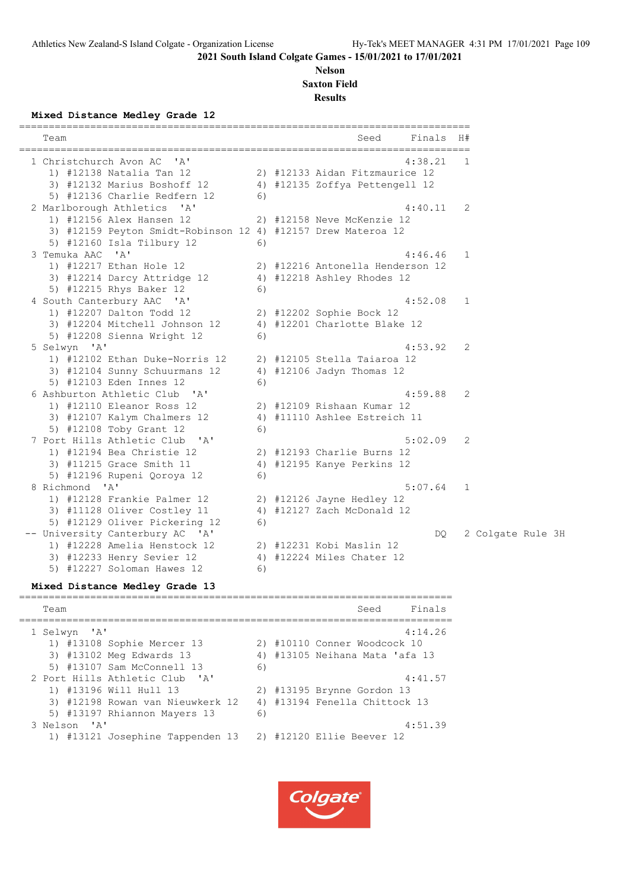**2021 South Island Colgate Games - 15/01/2021 to 17/01/2021**

**Nelson**

**Saxton Field**

**Results**

### Mixed Distance Medley Grade 12

| Team | Seed | Finals | H# | |
|---|---|---|---|---|
| 1 Christchurch Avon AC 'A' | | 4:38.21 | 1 | |
| 1) #12138 Natalia Tan 12 | 2) #12133 Aidan Fitzmaurice 12 | | | |
| 3) #12132 Marius Boshoff 12 | 4) #12135 Zoffya Pettengell 12 | | | |
| 5) #12136 Charlie Redfern 12 | 6) | | | |
| 2 Marlborough Athletics 'A' | | 4:40.11 | 2 | |
| 1) #12156 Alex Hansen 12 | 2) #12158 Neve McKenzie 12 | | | |
| 3) #12159 Peyton Smidt-Robinson 12 | 4) #12157 Drew Materoa 12 | | | |
| 5) #12160 Isla Tilbury 12 | 6) | | | |
| 3 Temuka AAC 'A' | | 4:46.46 | 1 | |
| 1) #12217 Ethan Hole 12 | 2) #12216 Antonella Henderson 12 | | | |
| 3) #12214 Darcy Attridge 12 | 4) #12218 Ashley Rhodes 12 | | | |
| 5) #12215 Rhys Baker 12 | 6) | | | |
| 4 South Canterbury AAC 'A' | | 4:52.08 | 1 | |
| 1) #12207 Dalton Todd 12 | 2) #12202 Sophie Bock 12 | | | |
| 3) #12204 Mitchell Johnson 12 | 4) #12201 Charlotte Blake 12 | | | |
| 5) #12208 Sienna Wright 12 | 6) | | | |
| 5 Selwyn 'A' | | 4:53.92 | 2 | |
| 1) #12102 Ethan Duke-Norris 12 | 2) #12105 Stella Taiaroa 12 | | | |
| 3) #12104 Sunny Schuurmans 12 | 4) #12106 Jadyn Thomas 12 | | | |
| 5) #12103 Eden Innes 12 | 6) | | | |
| 6 Ashburton Athletic Club 'A' | | 4:59.88 | 2 | |
| 1) #12110 Eleanor Ross 12 | 2) #12109 Rishaan Kumar 12 | | | |
| 3) #12107 Kalym Chalmers 12 | 4) #11110 Ashlee Estreich 11 | | | |
| 5) #12108 Toby Grant 12 | 6) | | | |
| 7 Port Hills Athletic Club 'A' | | 5:02.09 | 2 | |
| 1) #12194 Bea Christie 12 | 2) #12193 Charlie Burns 12 | | | |
| 3) #11215 Grace Smith 11 | 4) #12195 Kanye Perkins 12 | | | |
| 5) #12196 Rupeni Qoroya 12 | 6) | | | |
| 8 Richmond 'A' | | 5:07.64 | 1 | |
| 1) #12128 Frankie Palmer 12 | 2) #12126 Jayne Hedley 12 | | | |
| 3) #11128 Oliver Costley 11 | 4) #12127 Zach McDonald 12 | | | |
| 5) #12129 Oliver Pickering 12 | 6) | | | |
| -- University Canterbury AC 'A' | | DQ | 2 | Colgate Rule 3H |
| 1) #12228 Amelia Henstock 12 | 2) #12231 Kobi Maslin 12 | | | |
| 3) #12233 Henry Sevier 12 | 4) #12224 Miles Chater 12 | | | |
| 5) #12227 Soloman Hawes 12 | 6) | | | |

### Mixed Distance Medley Grade 13

| Team | Seed | Finals |
|---|---|---|
| 1 Selwyn 'A' | | 4:14.26 |
| 1) #13108 Sophie Mercer 13 | 2) #10110 Conner Woodcock 10 | |
| 3) #13102 Meg Edwards 13 | 4) #13105 Neihana Mata 'afa 13 | |
| 5) #13107 Sam McConnell 13 | 6) | |
| 2 Port Hills Athletic Club 'A' | | 4:41.57 |
| 1) #13196 Will Hull 13 | 2) #13195 Brynne Gordon 13 | |
| 3) #12198 Rowan van Nieuwkerk 12 | 4) #13194 Fenella Chittock 13 | |
| 5) #13197 Rhiannon Mayers 13 | 6) | |
| 3 Nelson 'A' | | 4:51.39 |
| 1) #13121 Josephine Tappenden 13 | 2) #12120 Ellie Beever 12 | |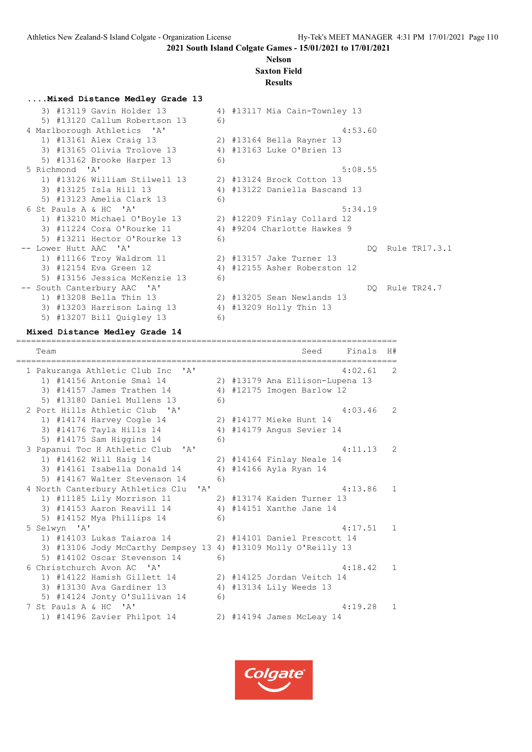2021 South Island Colgate Games - 15/01/2021 to 17/01/2021

Nelson

Saxton Field

Results

### ....Mixed Distance Medley Grade 13

```
    3) #13119 Gavin Holder 13          4) #13117 Mia Cain-Townley 13
    5) #13120 Callum Robertson 13      6)
 4 Marlborough Athletics  'A'                             4:53.60
    1) #13161 Alex Craig 13            2) #13164 Bella Rayner 13
    3) #13165 Olivia Trolove 13        4) #13163 Luke O'Brien 13
    5) #13162 Brooke Harper 13         6)
 5 Richmond  'A'                                          5:08.55
    1) #13126 William Stilwell 13      2) #13124 Brock Cotton 13
    3) #13125 Isla Hill 13             4) #13122 Daniella Bascand 13
    5) #13123 Amelia Clark 13          6)
 6 St Pauls A & HC  'A'                                   5:34.19
    1) #13210 Michael O'Boyle 13       2) #12209 Finlay Collard 12
    3) #11224 Cora O'Rourke 11         4) #9204 Charlotte Hawkes 9
    5) #13211 Hector O'Rourke 13       6)
-- Lower Hutt AAC  'A'                                         DQ  Rule TR17.3.1
    1) #11166 Troy Waldrom 11          2) #13157 Jake Turner 13
    3) #12154 Eva Green 12             4) #12155 Asher Roberston 12
    5) #13156 Jessica McKenzie 13      6)
-- South Canterbury AAC  'A'                                   DQ  Rule TR24.7
    1) #13208 Bella Thin 13            2) #13205 Sean Newlands 13
    3) #13203 Harrison Laing 13        4) #13209 Holly Thin 13
    5) #13207 Bill Quigley 13          6)
```

### Mixed Distance Medley Grade 14

```
=========================================================================
    Team                                           Seed    Finals  H#
=========================================================================
 1 Pakuranga Athletic Club Inc  'A'                       4:02.61   2
    1) #14156 Antonie Smal 14          2) #13179 Ana Ellison-Lupena 13
    3) #14157 James Trathen 14         4) #12175 Imogen Barlow 12
    5) #13180 Daniel Mullens 13        6)
 2 Port Hills Athletic Club  'A'                          4:03.46   2
    1) #14174 Harvey Cogle 14          2) #14177 Mieke Hunt 14
    3) #14176 Tayla Hills 14           4) #14179 Angus Sevier 14
    5) #14175 Sam Higgins 14           6)
 3 Papanui Toc H Athletic Club  'A'                       4:11.13   2
    1) #14162 Will Haig 14             2) #14164 Finlay Neale 14
    3) #14161 Isabella Donald 14       4) #14166 Ayla Ryan 14
    5) #14167 Walter Stevenson 14      6)
 4 North Canterbury Athletics Clu  'A'                    4:13.86   1
    1) #11185 Lily Morrison 11         2) #13174 Kaiden Turner 13
    3) #14153 Aaron Reavill 14         4) #14151 Xanthe Jane 14
    5) #14152 Mya Phillips 14          6)
 5 Selwyn  'A'                                            4:17.51   1
    1) #14103 Lukas Taiaroa 14         2) #14101 Daniel Prescott 14
    3) #13106 Jody McCarthy Dempsey 13 4) #13109 Molly O'Reilly 13
    5) #14102 Oscar Stevenson 14       6)
 6 Christchurch Avon AC  'A'                              4:18.42   1
    1) #14122 Hamish Gillett 14        2) #14125 Jordan Veitch 14
    3) #13130 Ava Gardiner 13          4) #13134 Lily Weeds 13
    5) #14124 Jonty O'Sullivan 14      6)
 7 St Pauls A & HC  'A'                                   4:19.28   1
    1) #14196 Zavier Philpot 14        2) #14194 James McLeay 14
```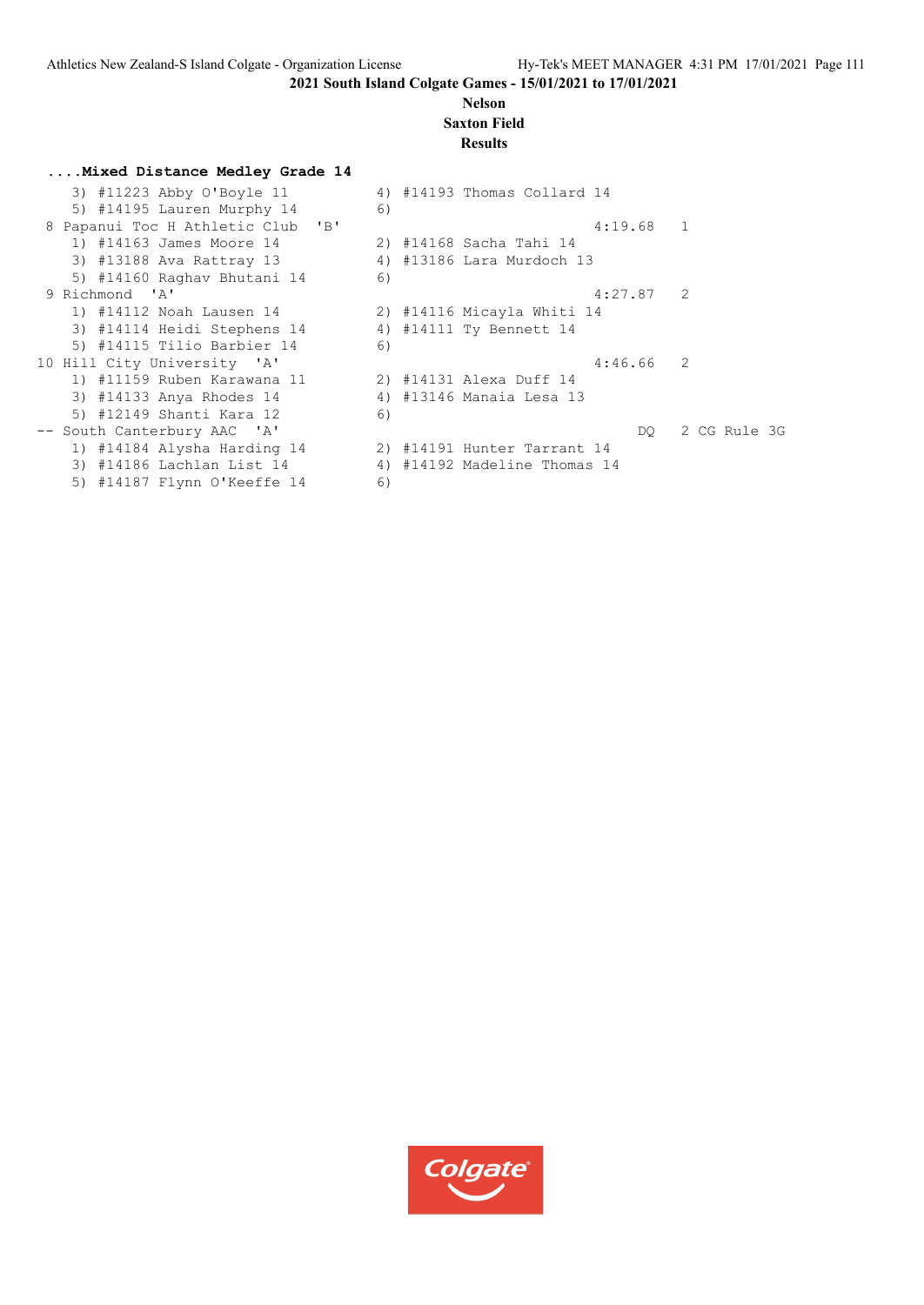**....Mixed Distance Medley Grade 14**

```
    3) #11223 Abby O'Boyle 11          4) #14193 Thomas Collard 14
    5) #14195 Lauren Murphy 14         6)
 8 Papanui Toc H Athletic Club  'B'                           4:19.68   1
    1) #14163 James Moore 14           2) #14168 Sacha Tahi 14
    3) #13188 Ava Rattray 13           4) #13186 Lara Murdoch 13
    5) #14160 Raghav Bhutani 14        6)
 9 Richmond  'A'                                              4:27.87   2
    1) #14112 Noah Lausen 14           2) #14116 Micayla Whiti 14
    3) #14114 Heidi Stephens 14        4) #14111 Ty Bennett 14
    5) #14115 Tilio Barbier 14         6)
10 Hill City University  'A'                                  4:46.66   2
    1) #11159 Ruben Karawana 11        2) #14131 Alexa Duff 14
    3) #14133 Anya Rhodes 14           4) #13146 Manaia Lesa 13
    5) #12149 Shanti Kara 12           6)
-- South Canterbury AAC  'A'                                       DQ   2 CG Rule 3G
    1) #14184 Alysha Harding 14        2) #14191 Hunter Tarrant 14
    3) #14186 Lachlan List 14          4) #14192 Madeline Thomas 14
    5) #14187 Flynn O'Keeffe 14        6)
```